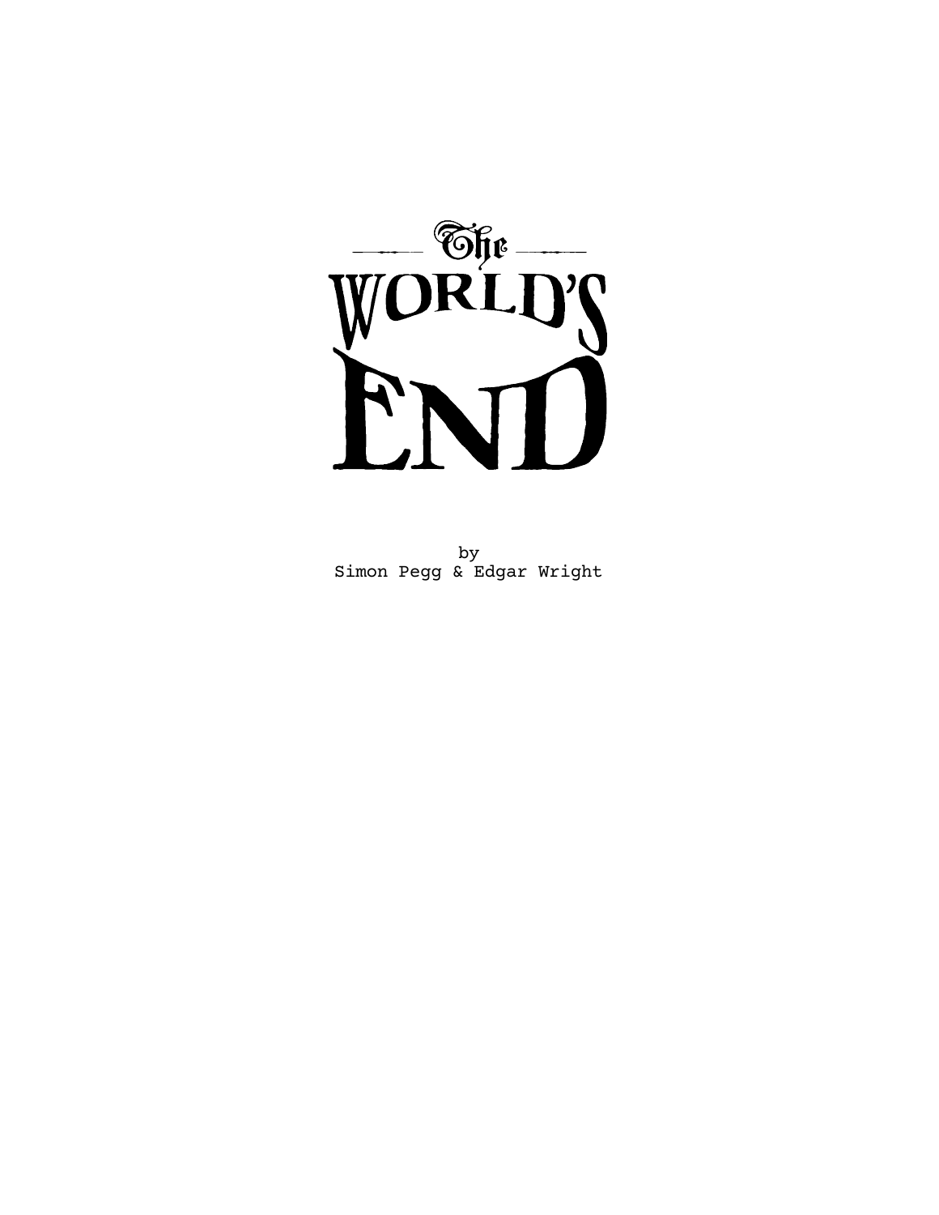# The WORLD'S END

by
Simon Pegg & Edgar Wright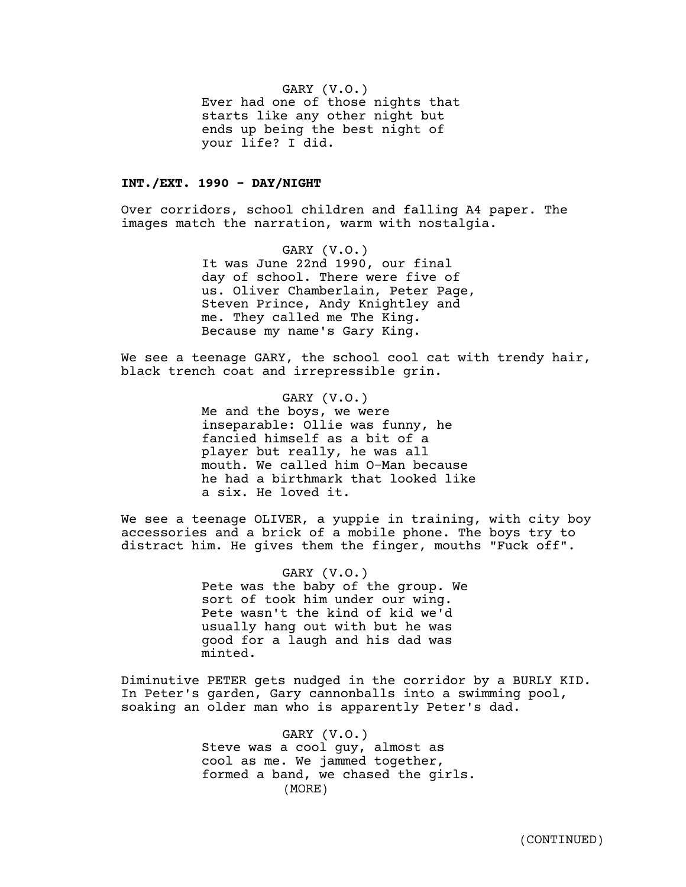GARY (V.O.)
Ever had one of those nights that starts like any other night but ends up being the best night of your life? I did.

**INT./EXT. 1990 - DAY/NIGHT**

Over corridors, school children and falling A4 paper. The images match the narration, warm with nostalgia.

GARY (V.O.)
It was June 22nd 1990, our final day of school. There were five of us. Oliver Chamberlain, Peter Page, Steven Prince, Andy Knightley and me. They called me The King. Because my name's Gary King.

We see a teenage GARY, the school cool cat with trendy hair, black trench coat and irrepressible grin.

GARY (V.O.)
Me and the boys, we were inseparable: Ollie was funny, he fancied himself as a bit of a player but really, he was all mouth. We called him O-Man because he had a birthmark that looked like a six. He loved it.

We see a teenage OLIVER, a yuppie in training, with city boy accessories and a brick of a mobile phone. The boys try to distract him. He gives them the finger, mouths "Fuck off".

GARY (V.O.)
Pete was the baby of the group. We sort of took him under our wing. Pete wasn't the kind of kid we'd usually hang out with but he was good for a laugh and his dad was minted.

Diminutive PETER gets nudged in the corridor by a BURLY KID. In Peter's garden, Gary cannonballs into a swimming pool, soaking an older man who is apparently Peter's dad.

GARY (V.O.)
Steve was a cool guy, almost as cool as me. We jammed together, formed a band, we chased the girls.
(MORE)

(CONTINUED)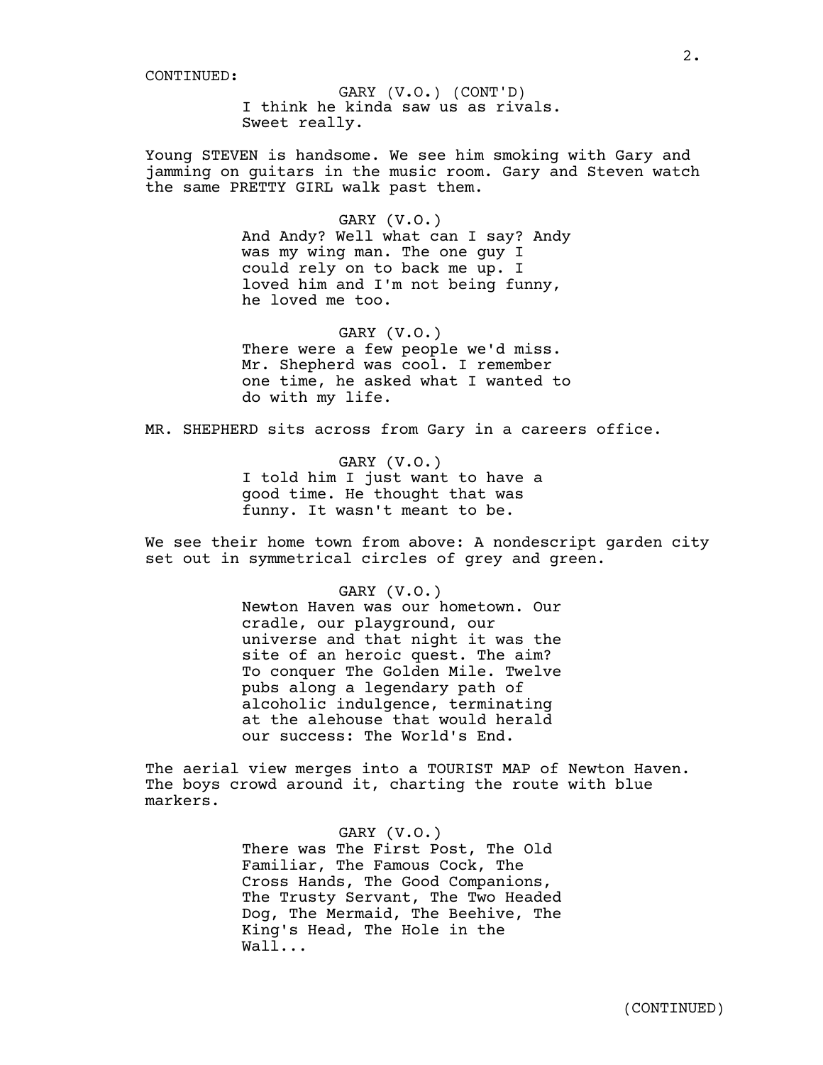CONTINUED:

GARY (V.O.) (CONT'D)
I think he kinda saw us as rivals.
Sweet really.

Young STEVEN is handsome. We see him smoking with Gary and jamming on guitars in the music room. Gary and Steven watch the same PRETTY GIRL walk past them.

GARY (V.O.)
And Andy? Well what can I say? Andy was my wing man. The one guy I could rely on to back me up. I loved him and I'm not being funny, he loved me too.

GARY (V.O.)
There were a few people we'd miss. Mr. Shepherd was cool. I remember one time, he asked what I wanted to do with my life.

MR. SHEPHERD sits across from Gary in a careers office.

GARY (V.O.)
I told him I just want to have a good time. He thought that was funny. It wasn't meant to be.

We see their home town from above: A nondescript garden city set out in symmetrical circles of grey and green.

GARY (V.O.)
Newton Haven was our hometown. Our cradle, our playground, our universe and that night it was the site of an heroic quest. The aim? To conquer The Golden Mile. Twelve pubs along a legendary path of alcoholic indulgence, terminating at the alehouse that would herald our success: The World's End.

The aerial view merges into a TOURIST MAP of Newton Haven. The boys crowd around it, charting the route with blue markers.

GARY (V.O.)
There was The First Post, The Old Familiar, The Famous Cock, The Cross Hands, The Good Companions, The Trusty Servant, The Two Headed Dog, The Mermaid, The Beehive, The King's Head, The Hole in the Wall...

(CONTINUED)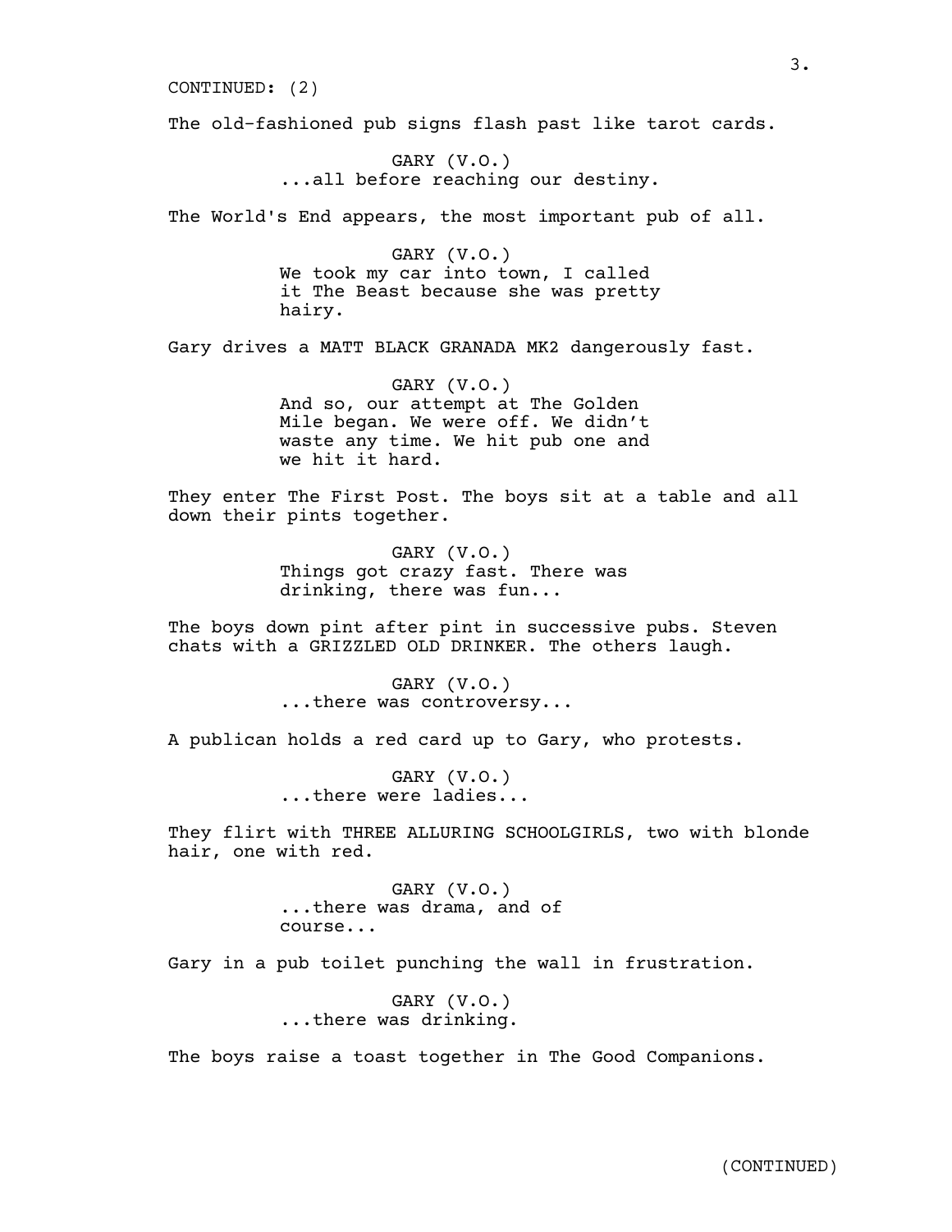CONTINUED: (2)

The old-fashioned pub signs flash past like tarot cards.

GARY (V.O.)
...all before reaching our destiny.

The World's End appears, the most important pub of all.

GARY (V.O.)
We took my car into town, I called it The Beast because she was pretty hairy.

Gary drives a MATT BLACK GRANADA MK2 dangerously fast.

GARY (V.O.)
And so, our attempt at The Golden Mile began. We were off. We didn't waste any time. We hit pub one and we hit it hard.

They enter The First Post. The boys sit at a table and all down their pints together.

GARY (V.O.)
Things got crazy fast. There was drinking, there was fun...

The boys down pint after pint in successive pubs. Steven chats with a GRIZZLED OLD DRINKER. The others laugh.

GARY (V.O.)
...there was controversy...

A publican holds a red card up to Gary, who protests.

GARY (V.O.)
...there were ladies...

They flirt with THREE ALLURING SCHOOLGIRLS, two with blonde hair, one with red.

GARY (V.O.)
...there was drama, and of course...

Gary in a pub toilet punching the wall in frustration.

GARY (V.O.)
...there was drinking.

The boys raise a toast together in The Good Companions.

(CONTINUED)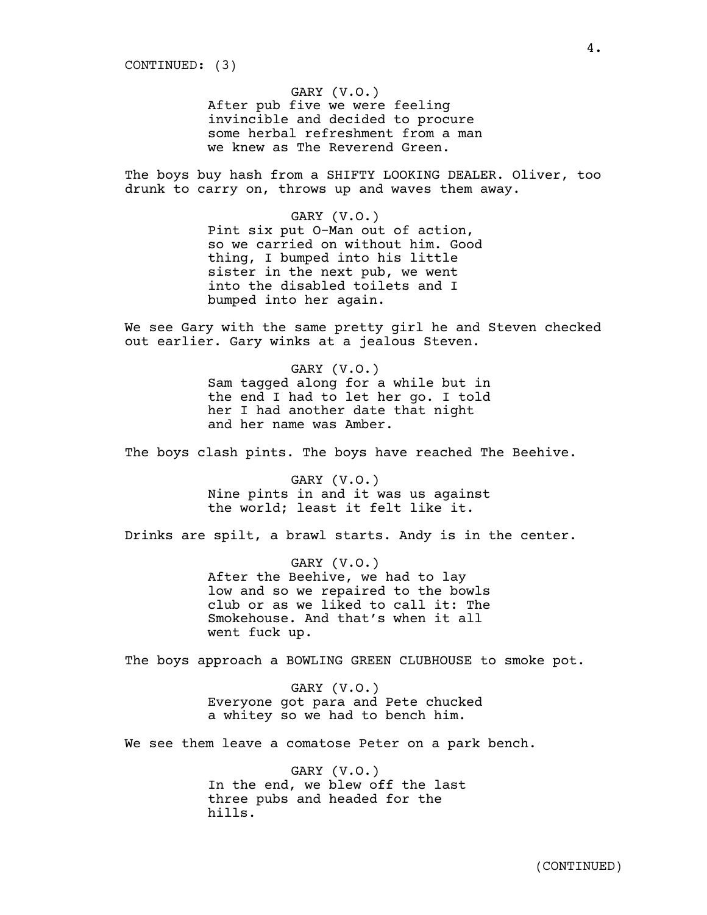CONTINUED: (3)

GARY (V.O.)
After pub five we were feeling invincible and decided to procure some herbal refreshment from a man we knew as The Reverend Green.

The boys buy hash from a SHIFTY LOOKING DEALER. Oliver, too drunk to carry on, throws up and waves them away.

GARY (V.O.)
Pint six put O-Man out of action, so we carried on without him. Good thing, I bumped into his little sister in the next pub, we went into the disabled toilets and I bumped into her again.

We see Gary with the same pretty girl he and Steven checked out earlier. Gary winks at a jealous Steven.

GARY (V.O.)
Sam tagged along for a while but in the end I had to let her go. I told her I had another date that night and her name was Amber.

The boys clash pints. The boys have reached The Beehive.

GARY (V.O.)
Nine pints in and it was us against the world; least it felt like it.

Drinks are spilt, a brawl starts. Andy is in the center.

GARY (V.O.)
After the Beehive, we had to lay low and so we repaired to the bowls club or as we liked to call it: The Smokehouse. And that's when it all went fuck up.

The boys approach a BOWLING GREEN CLUBHOUSE to smoke pot.

GARY (V.O.)
Everyone got para and Pete chucked a whitey so we had to bench him.

We see them leave a comatose Peter on a park bench.

GARY (V.O.)
In the end, we blew off the last three pubs and headed for the hills.

(CONTINUED)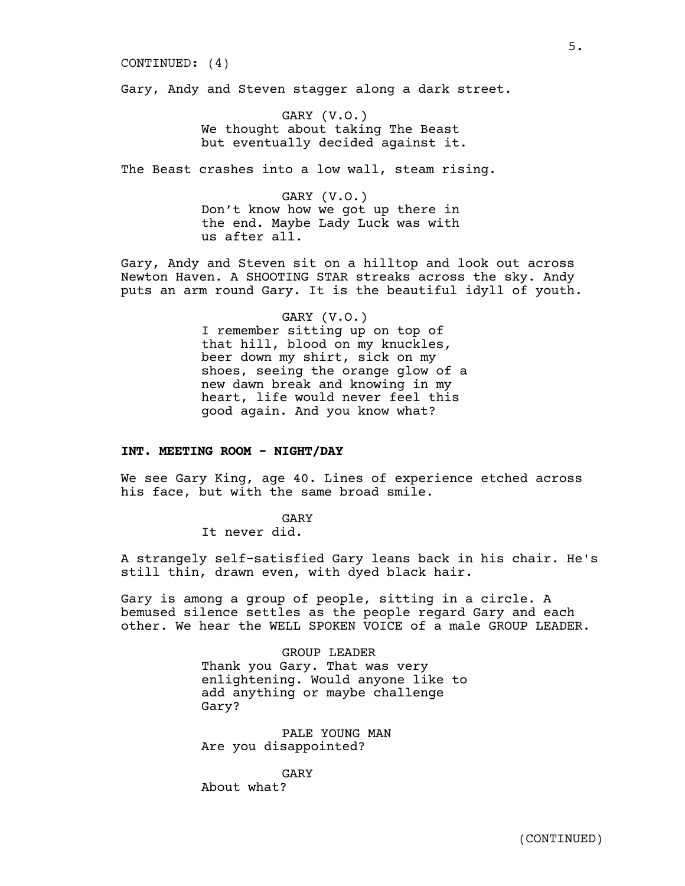CONTINUED: (4)

Gary, Andy and Steven stagger along a dark street.

GARY (V.O.)
We thought about taking The Beast but eventually decided against it.

The Beast crashes into a low wall, steam rising.

GARY (V.O.)
Don't know how we got up there in the end. Maybe Lady Luck was with us after all.

Gary, Andy and Steven sit on a hilltop and look out across Newton Haven. A SHOOTING STAR streaks across the sky. Andy puts an arm round Gary. It is the beautiful idyll of youth.

GARY (V.O.)
I remember sitting up on top of that hill, blood on my knuckles, beer down my shirt, sick on my shoes, seeing the orange glow of a new dawn break and knowing in my heart, life would never feel this good again. And you know what?

**INT. MEETING ROOM - NIGHT/DAY**

We see Gary King, age 40. Lines of experience etched across his face, but with the same broad smile.

GARY
It never did.

A strangely self-satisfied Gary leans back in his chair. He's still thin, drawn even, with dyed black hair.

Gary is among a group of people, sitting in a circle. A bemused silence settles as the people regard Gary and each other. We hear the WELL SPOKEN VOICE of a male GROUP LEADER.

GROUP LEADER
Thank you Gary. That was very enlightening. Would anyone like to add anything or maybe challenge Gary?

PALE YOUNG MAN
Are you disappointed?

GARY
About what?

(CONTINUED)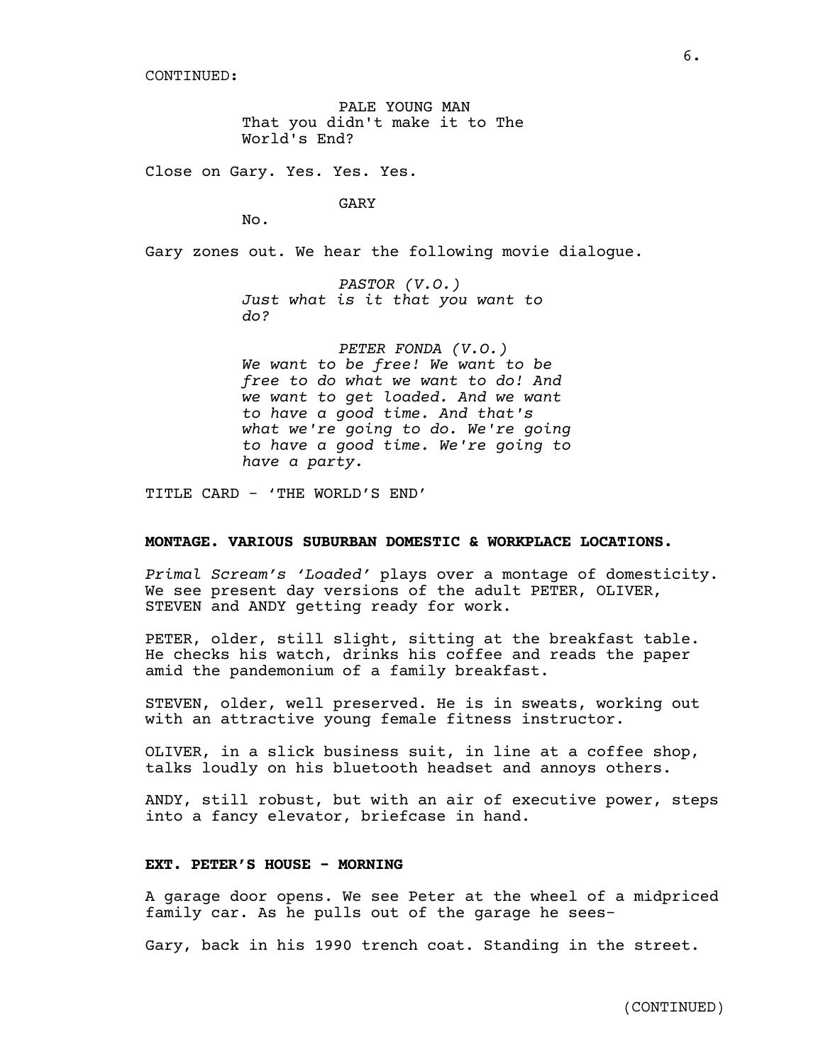CONTINUED:

PALE YOUNG MAN
That you didn't make it to The World's End?

Close on Gary. Yes. Yes. Yes.

GARY
No.

Gary zones out. We hear the following movie dialogue.

*PASTOR (V.O.)*
*Just what is it that you want to do?*

*PETER FONDA (V.O.)*
*We want to be free! We want to be free to do what we want to do! And we want to get loaded. And we want to have a good time. And that's what we're going to do. We're going to have a good time. We're going to have a party.*

TITLE CARD - 'THE WORLD'S END'

**MONTAGE. VARIOUS SUBURBAN DOMESTIC & WORKPLACE LOCATIONS.**

*Primal Scream's 'Loaded'* plays over a montage of domesticity. We see present day versions of the adult PETER, OLIVER, STEVEN and ANDY getting ready for work.

PETER, older, still slight, sitting at the breakfast table. He checks his watch, drinks his coffee and reads the paper amid the pandemonium of a family breakfast.

STEVEN, older, well preserved. He is in sweats, working out with an attractive young female fitness instructor.

OLIVER, in a slick business suit, in line at a coffee shop, talks loudly on his bluetooth headset and annoys others.

ANDY, still robust, but with an air of executive power, steps into a fancy elevator, briefcase in hand.

**EXT. PETER'S HOUSE - MORNING**

A garage door opens. We see Peter at the wheel of a midpriced family car. As he pulls out of the garage he sees-

Gary, back in his 1990 trench coat. Standing in the street.

(CONTINUED)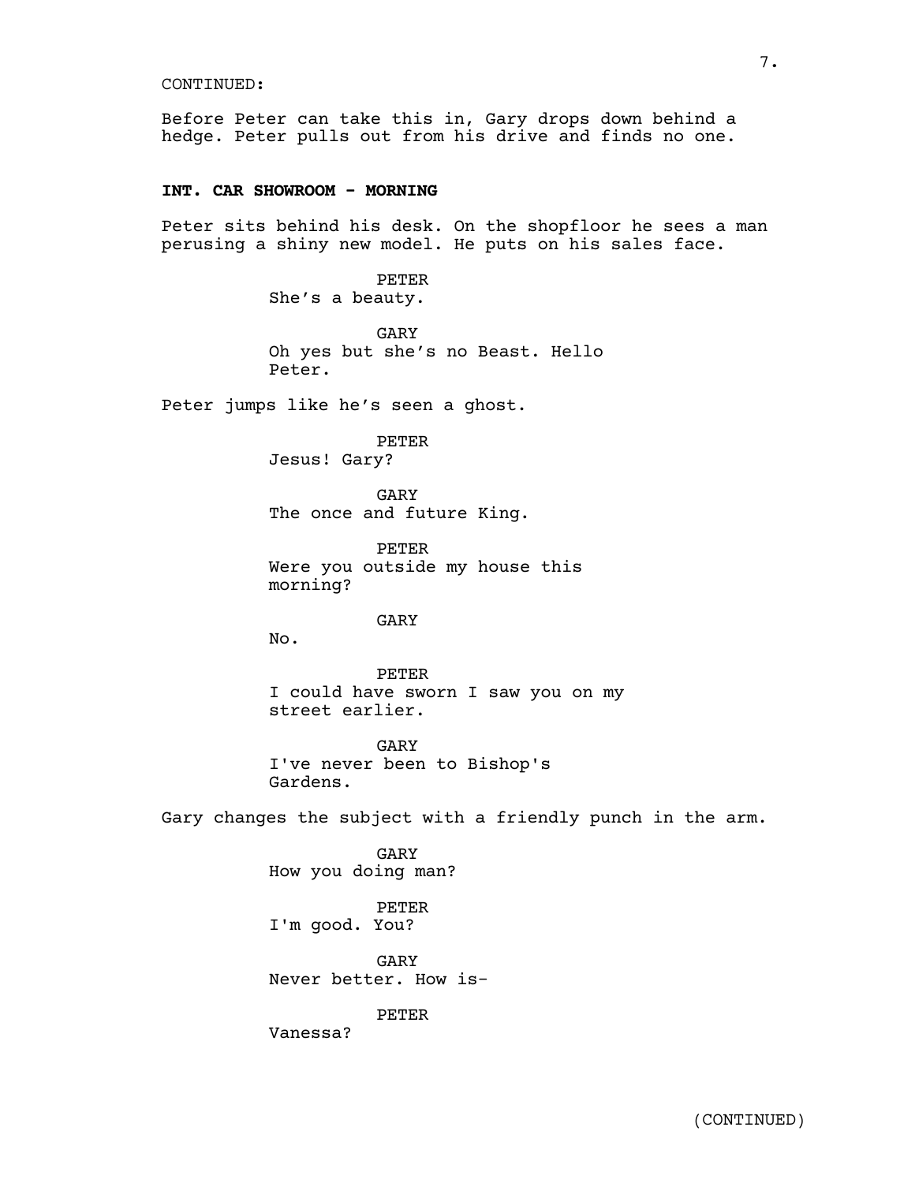CONTINUED:

Before Peter can take this in, Gary drops down behind a hedge. Peter pulls out from his drive and finds no one.

**INT. CAR SHOWROOM - MORNING**

Peter sits behind his desk. On the shopfloor he sees a man perusing a shiny new model. He puts on his sales face.

PETER
She's a beauty.

GARY
Oh yes but she's no Beast. Hello Peter.

Peter jumps like he's seen a ghost.

PETER
Jesus! Gary?

GARY
The once and future King.

PETER
Were you outside my house this morning?

GARY
No.

PETER
I could have sworn I saw you on my street earlier.

GARY
I've never been to Bishop's Gardens.

Gary changes the subject with a friendly punch in the arm.

GARY
How you doing man?

PETER
I'm good. You?

GARY
Never better. How is-

PETER
Vanessa?

(CONTINUED)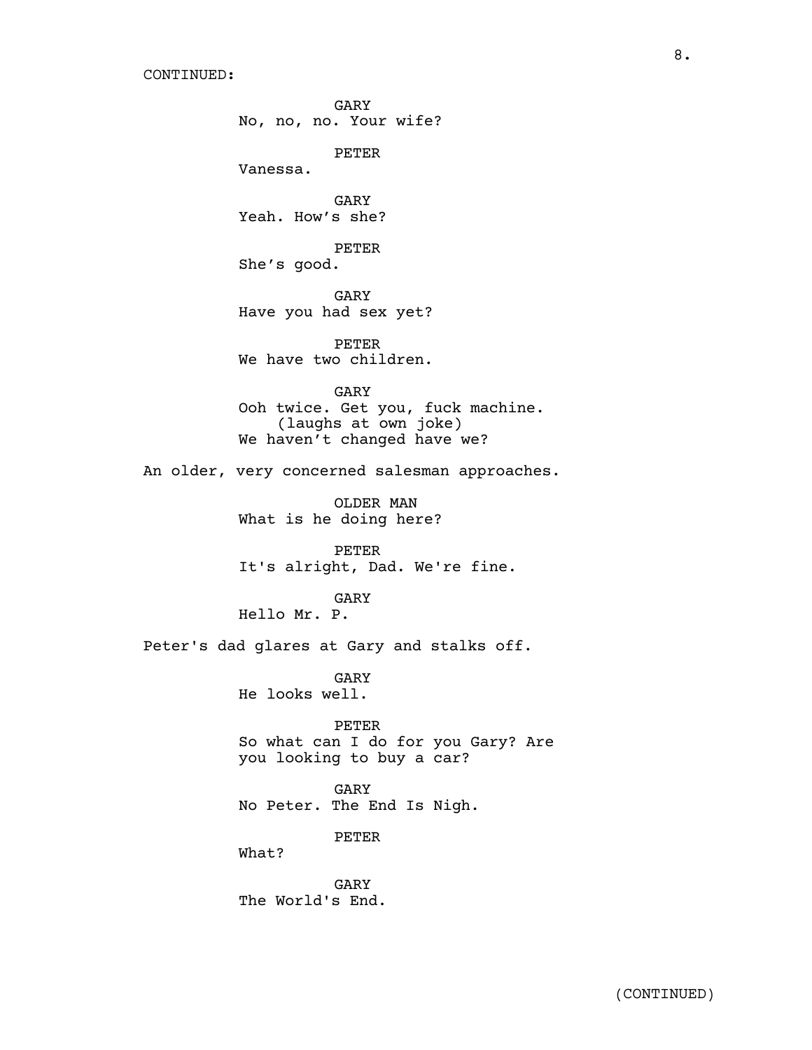CONTINUED:

GARY
No, no, no. Your wife?

PETER
Vanessa.

GARY
Yeah. How's she?

PETER
She's good.

GARY
Have you had sex yet?

PETER
We have two children.

GARY
Ooh twice. Get you, fuck machine.
(laughs at own joke)
We haven't changed have we?

An older, very concerned salesman approaches.

OLDER MAN
What is he doing here?

PETER
It's alright, Dad. We're fine.

GARY
Hello Mr. P.

Peter's dad glares at Gary and stalks off.

GARY
He looks well.

PETER
So what can I do for you Gary? Are you looking to buy a car?

GARY
No Peter. The End Is Nigh.

PETER
What?

GARY
The World's End.

(CONTINUED)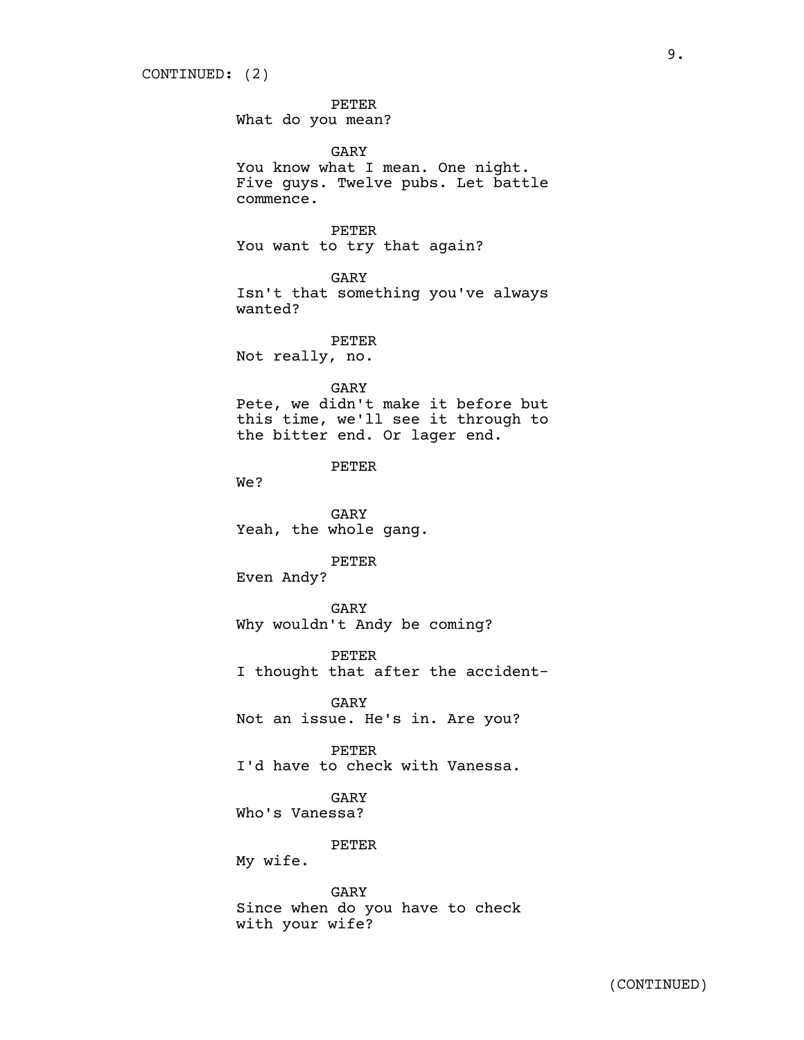CONTINUED: (2)

PETER
What do you mean?

GARY
You know what I mean. One night. Five guys. Twelve pubs. Let battle commence.

PETER
You want to try that again?

GARY
Isn't that something you've always wanted?

PETER
Not really, no.

GARY
Pete, we didn't make it before but this time, we'll see it through to the bitter end. Or lager end.

PETER
We?

GARY
Yeah, the whole gang.

PETER
Even Andy?

GARY
Why wouldn't Andy be coming?

PETER
I thought that after the accident-

GARY
Not an issue. He's in. Are you?

PETER
I'd have to check with Vanessa.

GARY
Who's Vanessa?

PETER
My wife.

GARY
Since when do you have to check with your wife?

(CONTINUED)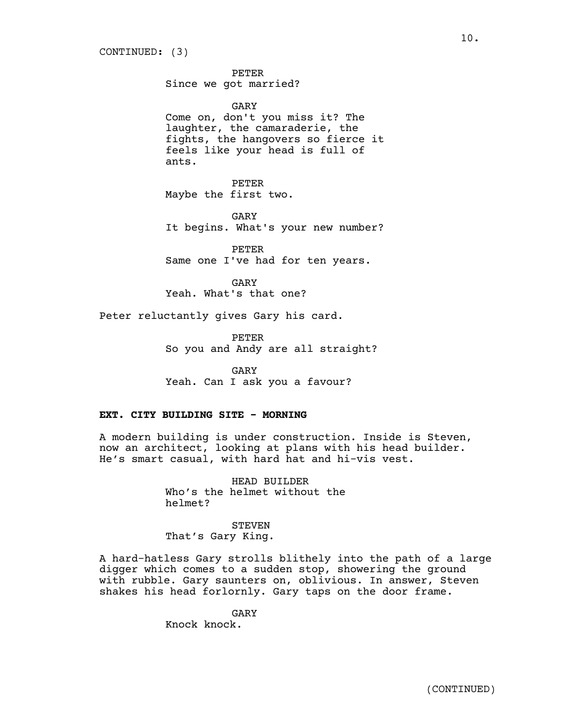CONTINUED: (3)

PETER
Since we got married?

GARY
Come on, don't you miss it? The laughter, the camaraderie, the fights, the hangovers so fierce it feels like your head is full of ants.

PETER
Maybe the first two.

GARY
It begins. What's your new number?

PETER
Same one I've had for ten years.

GARY
Yeah. What's that one?

Peter reluctantly gives Gary his card.

PETER
So you and Andy are all straight?

GARY
Yeah. Can I ask you a favour?

**EXT. CITY BUILDING SITE - MORNING**

A modern building is under construction. Inside is Steven, now an architect, looking at plans with his head builder. He's smart casual, with hard hat and hi-vis vest.

HEAD BUILDER
Who's the helmet without the helmet?

STEVEN
That's Gary King.

A hard-hatless Gary strolls blithely into the path of a large digger which comes to a sudden stop, showering the ground with rubble. Gary saunters on, oblivious. In answer, Steven shakes his head forlornly. Gary taps on the door frame.

GARY
Knock knock.

(CONTINUED)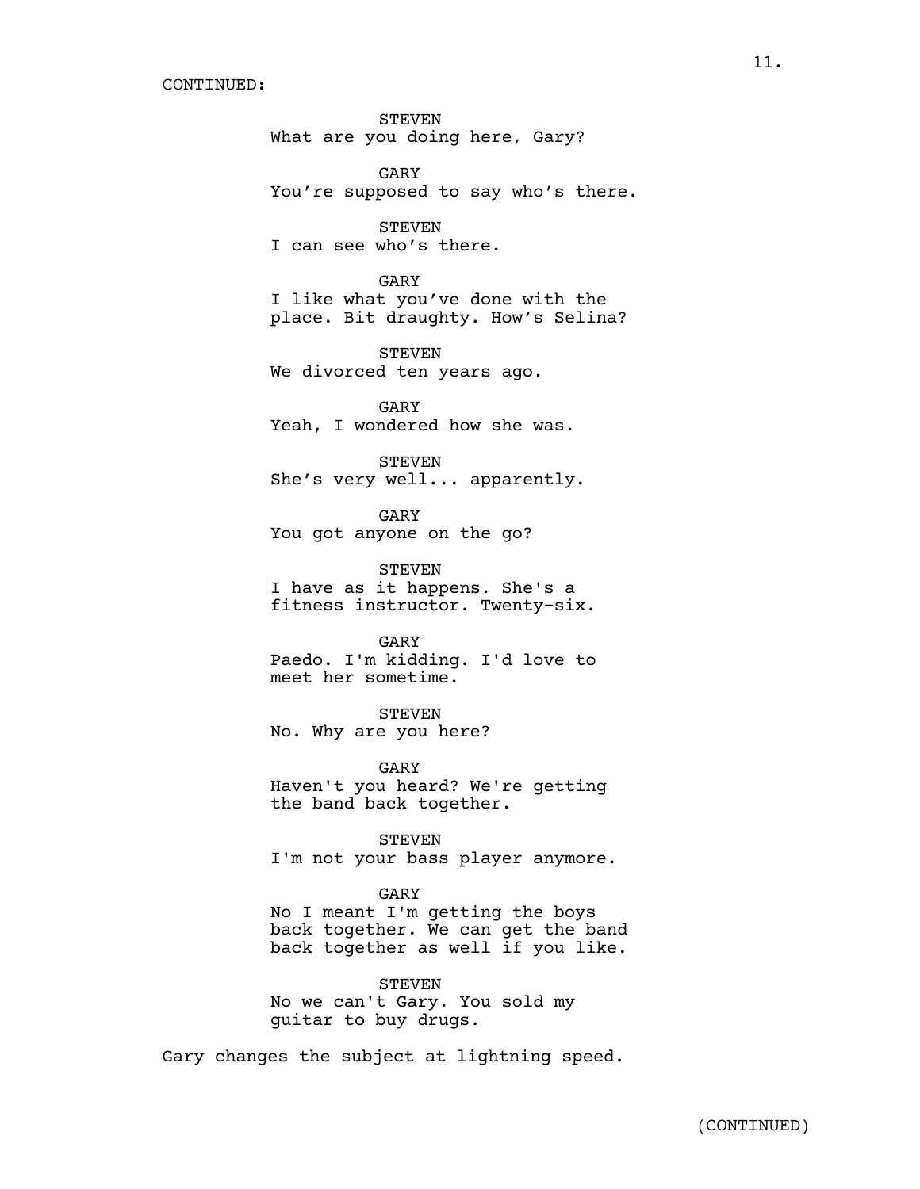CONTINUED:

STEVEN
What are you doing here, Gary?

GARY
You're supposed to say who's there.

STEVEN
I can see who's there.

GARY
I like what you've done with the place. Bit draughty. How's Selina?

STEVEN
We divorced ten years ago.

GARY
Yeah, I wondered how she was.

STEVEN
She's very well... apparently.

GARY
You got anyone on the go?

STEVEN
I have as it happens. She's a fitness instructor. Twenty-six.

GARY
Paedo. I'm kidding. I'd love to meet her sometime.

STEVEN
No. Why are you here?

GARY
Haven't you heard? We're getting the band back together.

STEVEN
I'm not your bass player anymore.

GARY
No I meant I'm getting the boys back together. We can get the band back together as well if you like.

STEVEN
No we can't Gary. You sold my guitar to buy drugs.

Gary changes the subject at lightning speed.

(CONTINUED)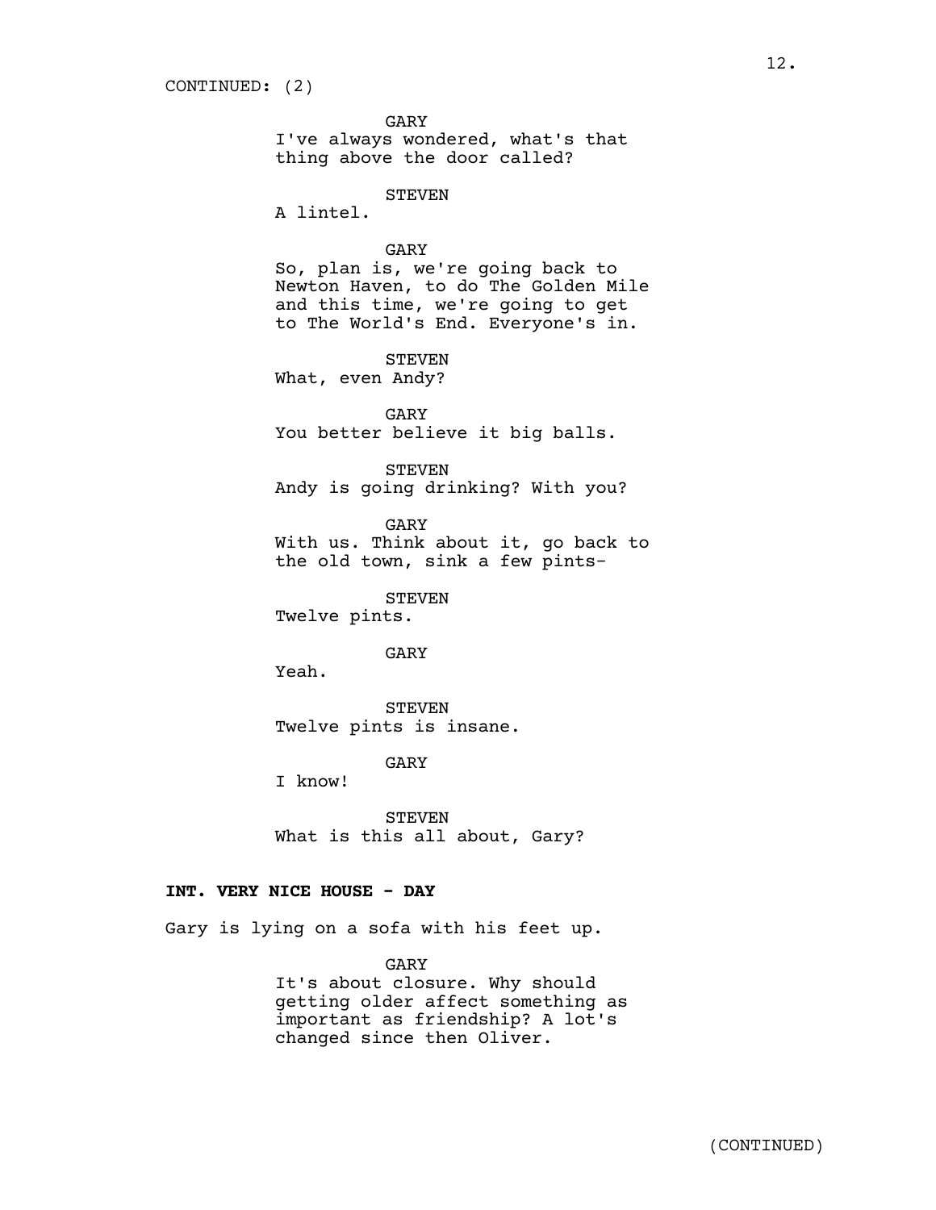CONTINUED: (2)

GARY
I've always wondered, what's that thing above the door called?

STEVEN
A lintel.

GARY
So, plan is, we're going back to Newton Haven, to do The Golden Mile and this time, we're going to get to The World's End. Everyone's in.

STEVEN
What, even Andy?

GARY
You better believe it big balls.

STEVEN
Andy is going drinking? With you?

GARY
With us. Think about it, go back to the old town, sink a few pints-

STEVEN
Twelve pints.

GARY
Yeah.

STEVEN
Twelve pints is insane.

GARY
I know!

STEVEN
What is this all about, Gary?

**INT. VERY NICE HOUSE - DAY**

Gary is lying on a sofa with his feet up.

GARY
It's about closure. Why should getting older affect something as important as friendship? A lot's changed since then Oliver.

(CONTINUED)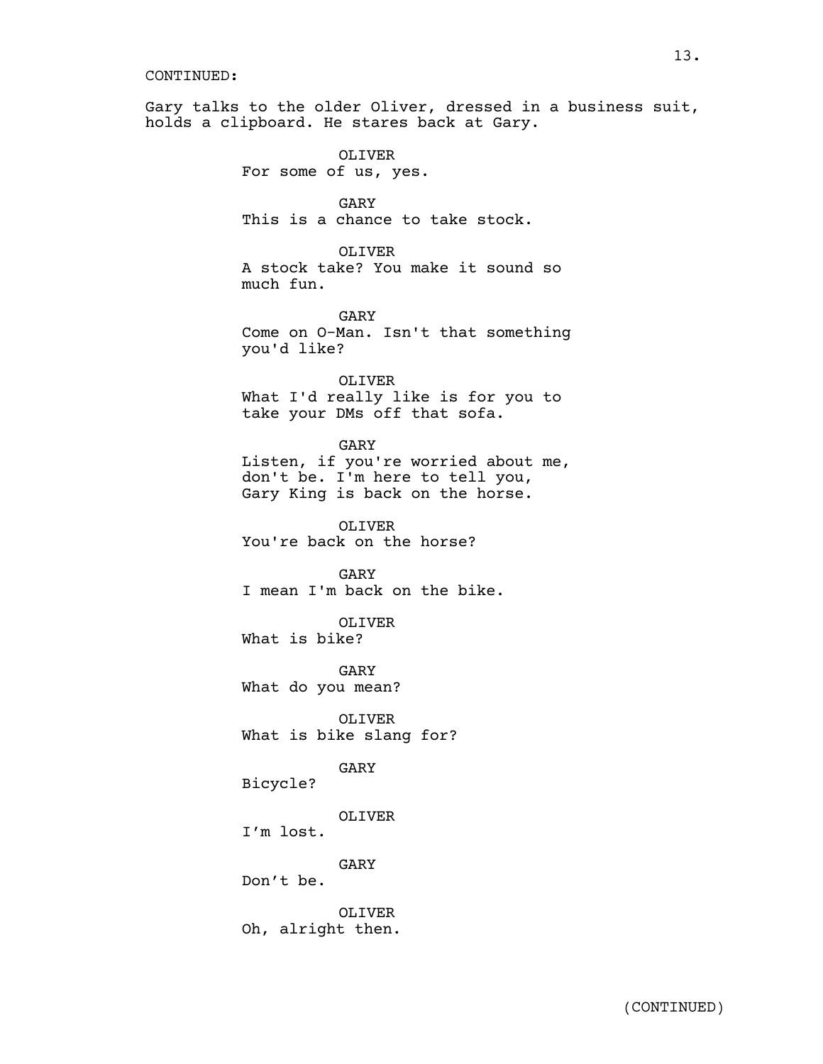CONTINUED:

Gary talks to the older Oliver, dressed in a business suit, holds a clipboard. He stares back at Gary.

OLIVER
For some of us, yes.

GARY
This is a chance to take stock.

OLIVER
A stock take? You make it sound so much fun.

GARY
Come on O-Man. Isn't that something you'd like?

OLIVER
What I'd really like is for you to take your DMs off that sofa.

GARY
Listen, if you're worried about me, don't be. I'm here to tell you, Gary King is back on the horse.

OLIVER
You're back on the horse?

GARY
I mean I'm back on the bike.

OLIVER
What is bike?

GARY
What do you mean?

OLIVER
What is bike slang for?

GARY
Bicycle?

OLIVER
I’m lost.

GARY
Don’t be.

OLIVER
Oh, alright then.

(CONTINUED)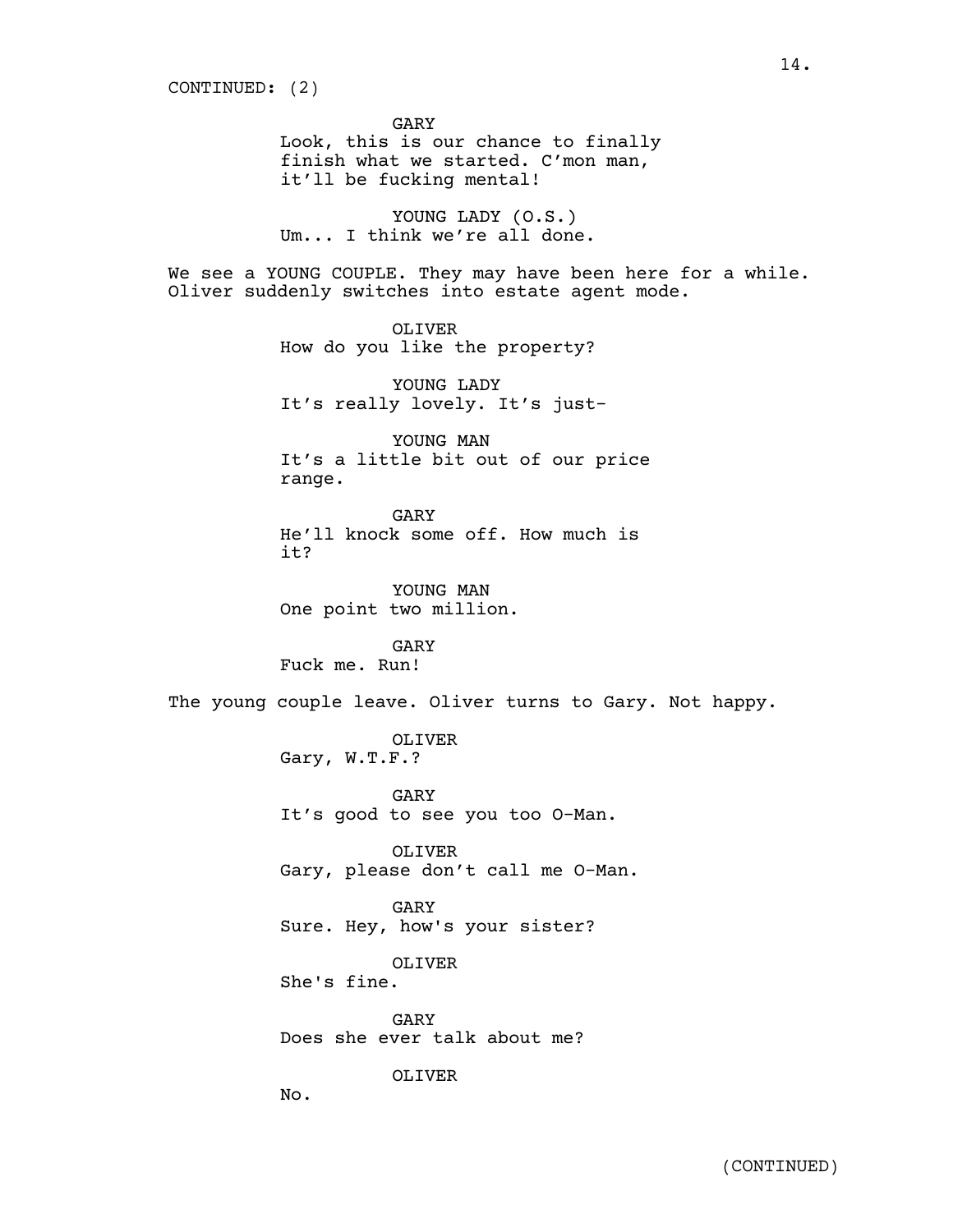CONTINUED: (2)

GARY
Look, this is our chance to finally finish what we started. C'mon man, it'll be fucking mental!

YOUNG LADY (O.S.)
Um... I think we're all done.

We see a YOUNG COUPLE. They may have been here for a while. Oliver suddenly switches into estate agent mode.

OLIVER
How do you like the property?

YOUNG LADY
It's really lovely. It's just-

YOUNG MAN
It's a little bit out of our price range.

GARY
He'll knock some off. How much is it?

YOUNG MAN
One point two million.

GARY
Fuck me. Run!

The young couple leave. Oliver turns to Gary. Not happy.

OLIVER
Gary, W.T.F.?

GARY
It's good to see you too O-Man.

OLIVER
Gary, please don't call me O-Man.

GARY
Sure. Hey, how's your sister?

OLIVER
She's fine.

GARY
Does she ever talk about me?

OLIVER
No.

(CONTINUED)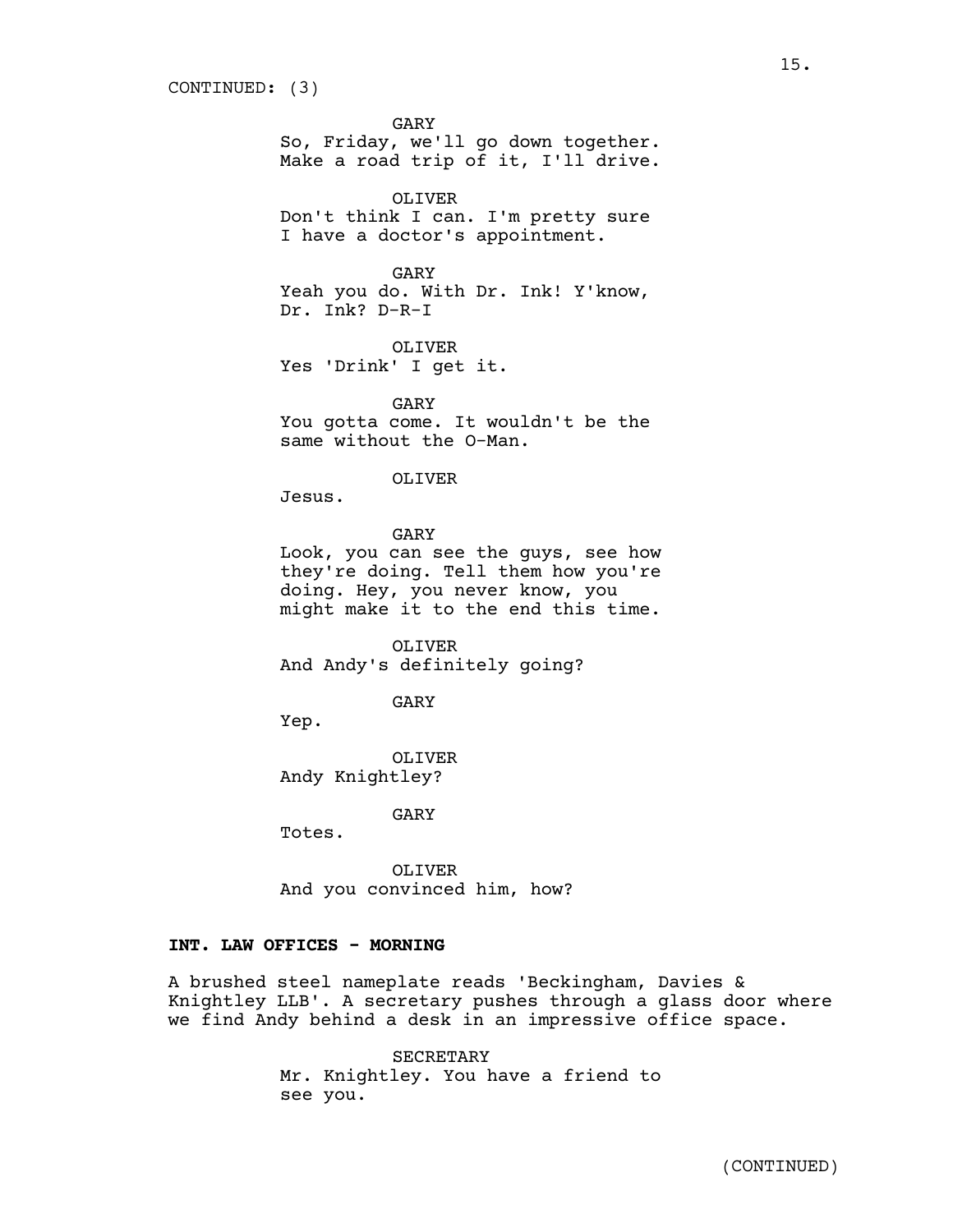CONTINUED: (3)

GARY
So, Friday, we'll go down together. Make a road trip of it, I'll drive.

OLIVER
Don't think I can. I'm pretty sure I have a doctor's appointment.

GARY
Yeah you do. With Dr. Ink! Y'know, Dr. Ink? D-R-I

OLIVER
Yes 'Drink' I get it.

GARY
You gotta come. It wouldn't be the same without the O-Man.

OLIVER
Jesus.

GARY
Look, you can see the guys, see how they're doing. Tell them how you're doing. Hey, you never know, you might make it to the end this time.

OLIVER
And Andy's definitely going?

GARY
Yep.

OLIVER
Andy Knightley?

GARY
Totes.

OLIVER
And you convinced him, how?

**INT. LAW OFFICES - MORNING**

A brushed steel nameplate reads 'Beckingham, Davies & Knightley LLB'. A secretary pushes through a glass door where we find Andy behind a desk in an impressive office space.

SECRETARY
Mr. Knightley. You have a friend to see you.

(CONTINUED)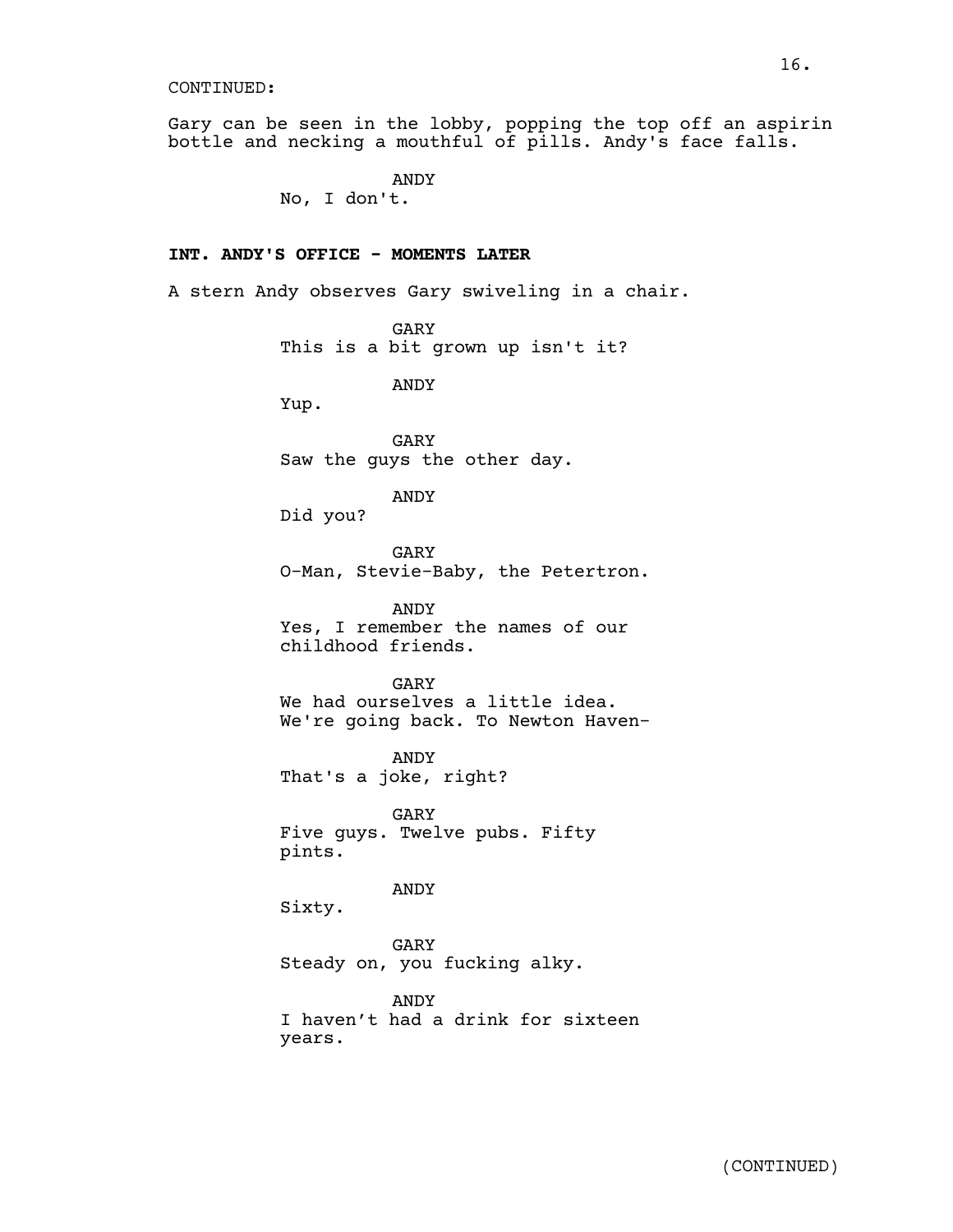CONTINUED:

Gary can be seen in the lobby, popping the top off an aspirin bottle and necking a mouthful of pills. Andy's face falls.

ANDY
No, I don't.

**INT. ANDY'S OFFICE - MOMENTS LATER**

A stern Andy observes Gary swiveling in a chair.

GARY
This is a bit grown up isn't it?

ANDY
Yup.

GARY
Saw the guys the other day.

ANDY
Did you?

GARY
O-Man, Stevie-Baby, the Petertron.

ANDY
Yes, I remember the names of our childhood friends.

GARY
We had ourselves a little idea. We're going back. To Newton Haven-

ANDY
That's a joke, right?

GARY
Five guys. Twelve pubs. Fifty pints.

ANDY
Sixty.

GARY
Steady on, you fucking alky.

ANDY
I haven't had a drink for sixteen years.

(CONTINUED)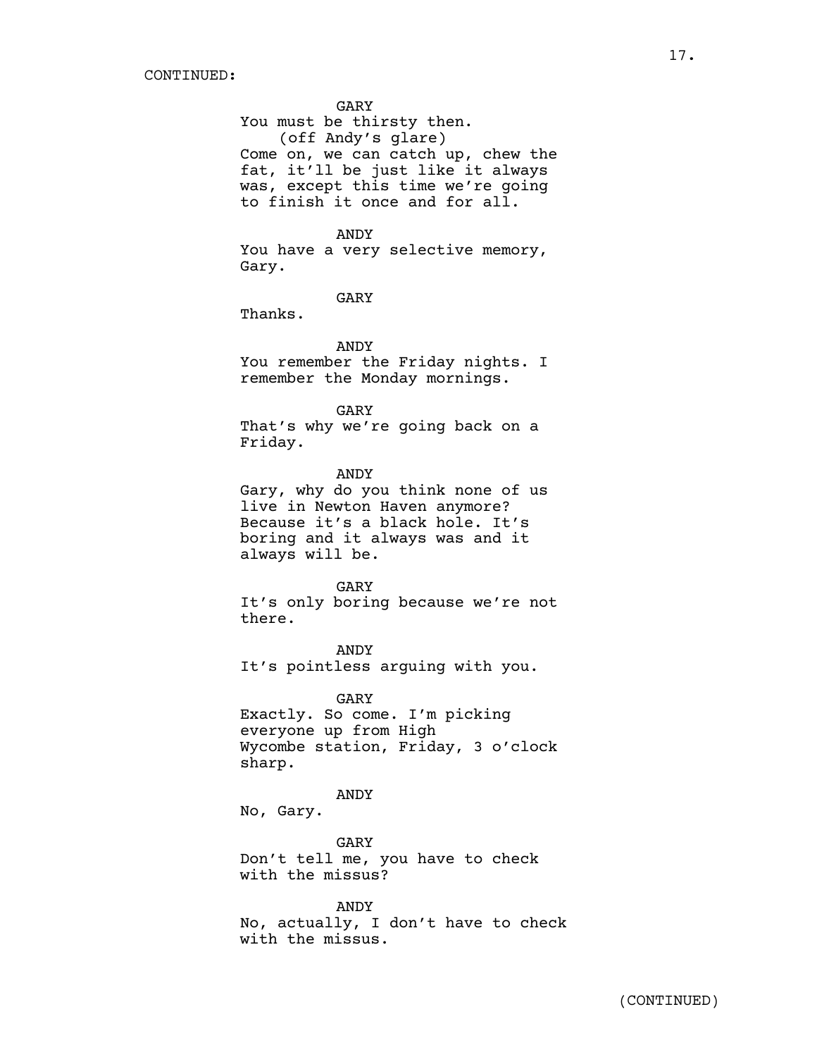CONTINUED:

GARY
You must be thirsty then.
(off Andy's glare)
Come on, we can catch up, chew the fat, it'll be just like it always was, except this time we're going to finish it once and for all.

ANDY
You have a very selective memory, Gary.

GARY
Thanks.

ANDY
You remember the Friday nights. I remember the Monday mornings.

GARY
That's why we're going back on a Friday.

ANDY
Gary, why do you think none of us live in Newton Haven anymore? Because it's a black hole. It's boring and it always was and it always will be.

GARY
It's only boring because we're not there.

ANDY
It's pointless arguing with you.

GARY
Exactly. So come. I'm picking everyone up from High Wycombe station, Friday, 3 o'clock sharp.

ANDY
No, Gary.

GARY
Don't tell me, you have to check with the missus?

ANDY
No, actually, I don't have to check with the missus.

(CONTINUED)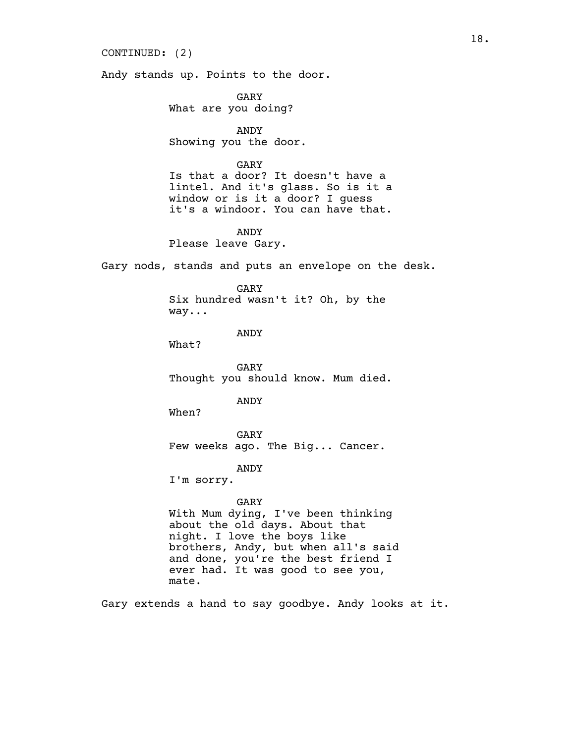CONTINUED: (2)

Andy stands up. Points to the door.

GARY
What are you doing?

ANDY
Showing you the door.

GARY
Is that a door? It doesn't have a lintel. And it's glass. So is it a window or is it a door? I guess it's a windoor. You can have that.

ANDY
Please leave Gary.

Gary nods, stands and puts an envelope on the desk.

GARY
Six hundred wasn't it? Oh, by the way...

ANDY
What?

GARY
Thought you should know. Mum died.

ANDY
When?

GARY
Few weeks ago. The Big... Cancer.

ANDY
I'm sorry.

GARY
With Mum dying, I've been thinking about the old days. About that night. I love the boys like brothers, Andy, but when all's said and done, you're the best friend I ever had. It was good to see you, mate.

Gary extends a hand to say goodbye. Andy looks at it.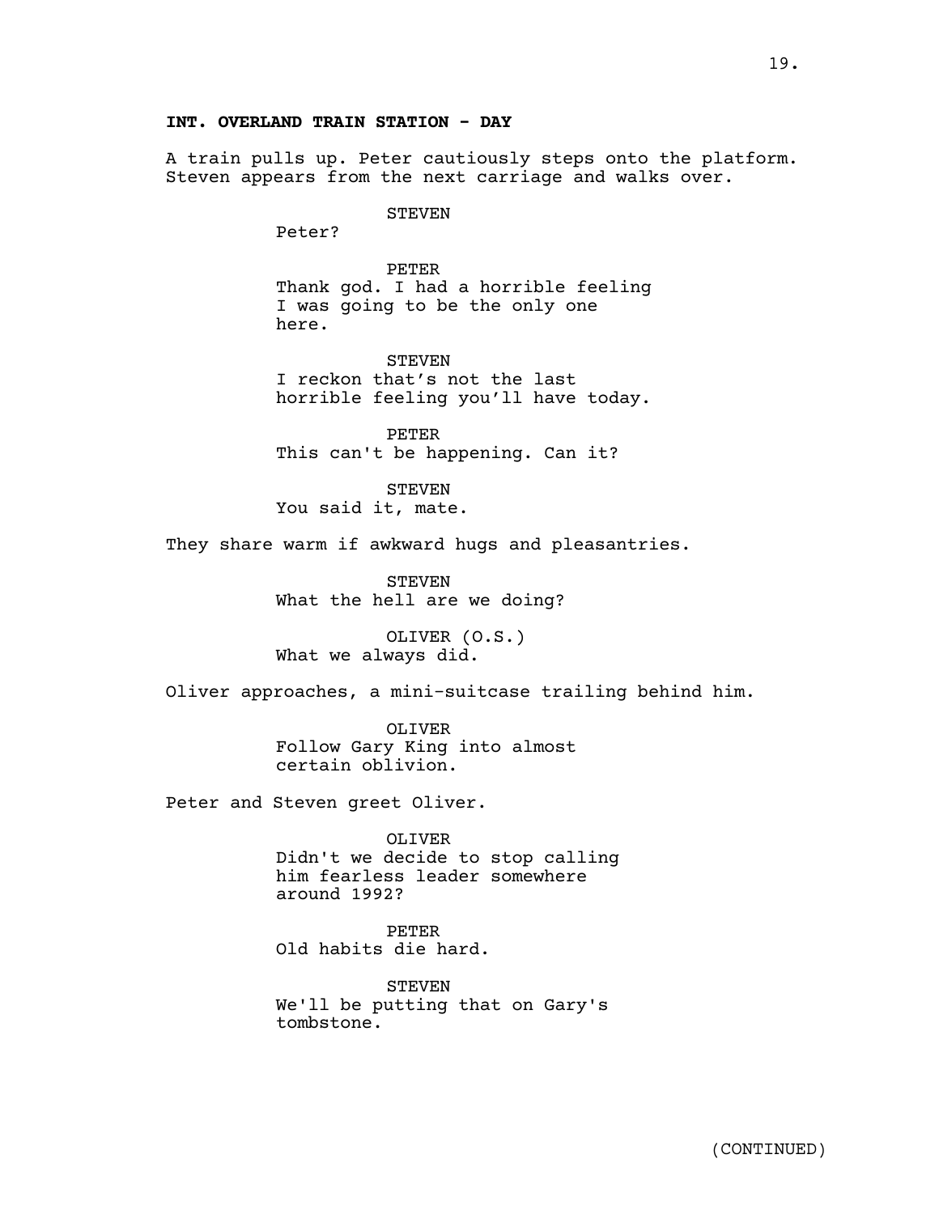**INT. OVERLAND TRAIN STATION - DAY**

A train pulls up. Peter cautiously steps onto the platform. Steven appears from the next carriage and walks over.

STEVEN
Peter?

PETER
Thank god. I had a horrible feeling I was going to be the only one here.

STEVEN
I reckon that's not the last horrible feeling you'll have today.

PETER
This can't be happening. Can it?

STEVEN
You said it, mate.

They share warm if awkward hugs and pleasantries.

STEVEN
What the hell are we doing?

OLIVER (O.S.)
What we always did.

Oliver approaches, a mini-suitcase trailing behind him.

OLIVER
Follow Gary King into almost certain oblivion.

Peter and Steven greet Oliver.

OLIVER
Didn't we decide to stop calling him fearless leader somewhere around 1992?

PETER
Old habits die hard.

STEVEN
We'll be putting that on Gary's tombstone.

(CONTINUED)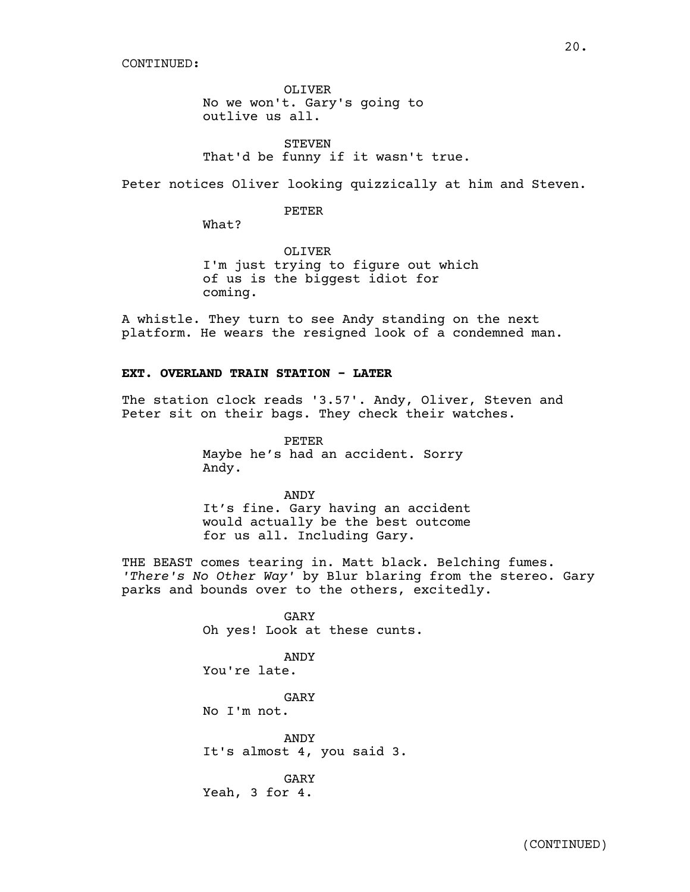CONTINUED:

OLIVER
No we won't. Gary's going to outlive us all.

STEVEN
That'd be funny if it wasn't true.

Peter notices Oliver looking quizzically at him and Steven.

PETER
What?

OLIVER
I'm just trying to figure out which of us is the biggest idiot for coming.

A whistle. They turn to see Andy standing on the next platform. He wears the resigned look of a condemned man.

**EXT. OVERLAND TRAIN STATION - LATER**

The station clock reads '3.57'. Andy, Oliver, Steven and Peter sit on their bags. They check their watches.

PETER
Maybe he's had an accident. Sorry Andy.

ANDY
It's fine. Gary having an accident would actually be the best outcome for us all. Including Gary.

THE BEAST comes tearing in. Matt black. Belching fumes. *'There's No Other Way'* by Blur blaring from the stereo. Gary parks and bounds over to the others, excitedly.

GARY
Oh yes! Look at these cunts.

ANDY
You're late.

GARY
No I'm not.

ANDY
It's almost 4, you said 3.

GARY
Yeah, 3 for 4.

(CONTINUED)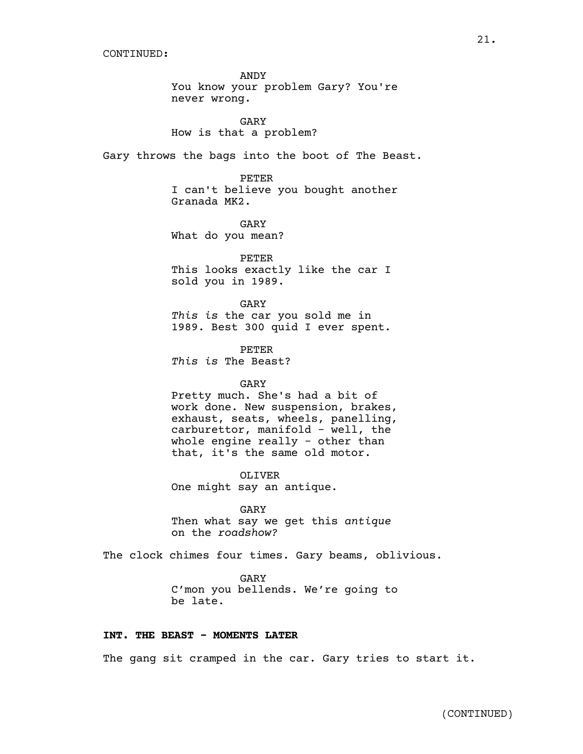CONTINUED:

ANDY
You know your problem Gary? You're never wrong.

GARY
How is that a problem?

Gary throws the bags into the boot of The Beast.

PETER
I can't believe you bought another Granada MK2.

GARY
What do you mean?

PETER
This looks exactly like the car I sold you in 1989.

GARY
*This is* the car you sold me in 1989. Best 300 quid I ever spent.

PETER
*This is* The Beast?

GARY
Pretty much. She's had a bit of work done. New suspension, brakes, exhaust, seats, wheels, panelling, carburettor, manifold - well, the whole engine really - other than that, it's the same old motor.

OLIVER
One might say an antique.

GARY
Then what say we get this *antique* on the *roadshow?*

The clock chimes four times. Gary beams, oblivious.

GARY
C'mon you bellends. We're going to be late.

**INT. THE BEAST - MOMENTS LATER**

The gang sit cramped in the car. Gary tries to start it.

(CONTINUED)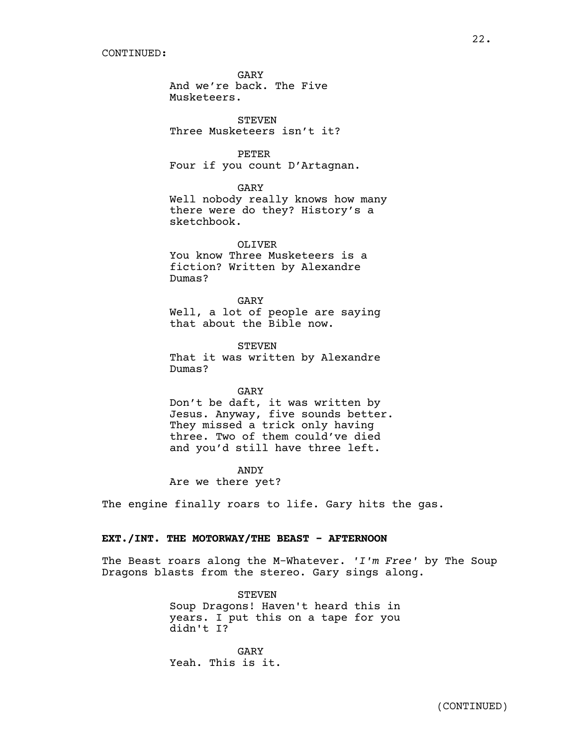CONTINUED:

GARY
And we're back. The Five Musketeers.

STEVEN
Three Musketeers isn't it?

PETER
Four if you count D'Artagnan.

GARY
Well nobody really knows how many there were do they? History's a sketchbook.

OLIVER
You know Three Musketeers is a fiction? Written by Alexandre Dumas?

GARY
Well, a lot of people are saying that about the Bible now.

STEVEN
That it was written by Alexandre Dumas?

GARY
Don't be daft, it was written by Jesus. Anyway, five sounds better. They missed a trick only having three. Two of them could've died and you'd still have three left.

ANDY
Are we there yet?

The engine finally roars to life. Gary hits the gas.

**EXT./INT. THE MOTORWAY/THE BEAST - AFTERNOON**

The Beast roars along the M-Whatever. *'I'm Free'* by The Soup Dragons blasts from the stereo. Gary sings along.

STEVEN
Soup Dragons! Haven't heard this in years. I put this on a tape for you didn't I?

GARY
Yeah. This is it.

(CONTINUED)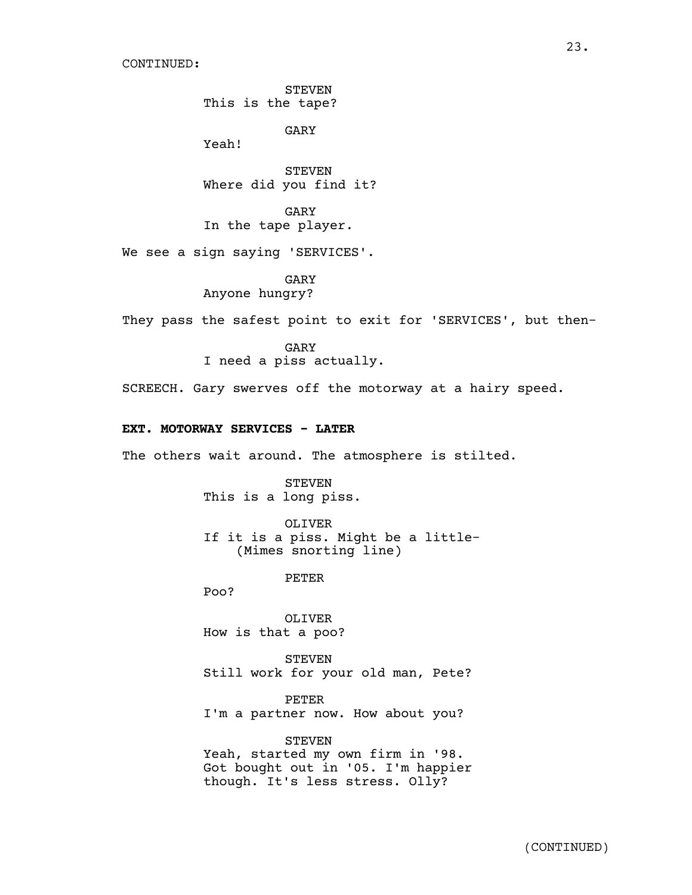CONTINUED:

STEVEN
This is the tape?

GARY
Yeah!

STEVEN
Where did you find it?

GARY
In the tape player.

We see a sign saying 'SERVICES'.

GARY
Anyone hungry?

They pass the safest point to exit for 'SERVICES', but then-

GARY
I need a piss actually.

SCREECH. Gary swerves off the motorway at a hairy speed.

**EXT. MOTORWAY SERVICES - LATER**

The others wait around. The atmosphere is stilted.

STEVEN
This is a long piss.

OLIVER
If it is a piss. Might be a little-
(Mimes snorting line)

PETER
Poo?

OLIVER
How is that a poo?

STEVEN
Still work for your old man, Pete?

PETER
I'm a partner now. How about you?

STEVEN
Yeah, started my own firm in '98.
Got bought out in '05. I'm happier
though. It's less stress. Olly?

(CONTINUED)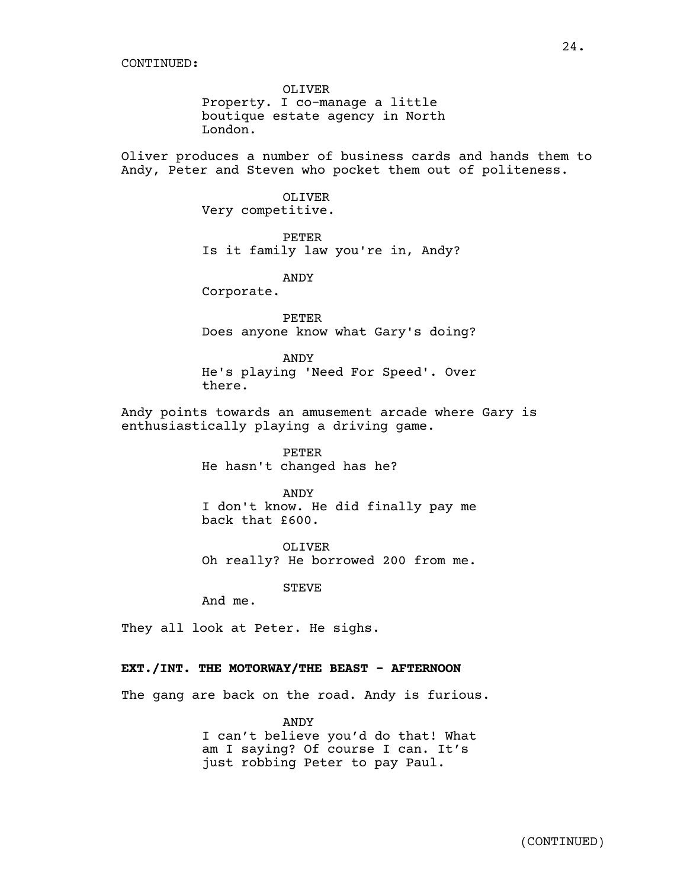CONTINUED:

OLIVER
Property. I co-manage a little boutique estate agency in North London.

Oliver produces a number of business cards and hands them to Andy, Peter and Steven who pocket them out of politeness.

OLIVER
Very competitive.

PETER
Is it family law you're in, Andy?

ANDY
Corporate.

PETER
Does anyone know what Gary's doing?

ANDY
He's playing 'Need For Speed'. Over there.

Andy points towards an amusement arcade where Gary is enthusiastically playing a driving game.

PETER
He hasn't changed has he?

ANDY
I don't know. He did finally pay me back that £600.

OLIVER
Oh really? He borrowed 200 from me.

STEVE
And me.

They all look at Peter. He sighs.

**EXT./INT. THE MOTORWAY/THE BEAST - AFTERNOON**

The gang are back on the road. Andy is furious.

ANDY
I can't believe you'd do that! What am I saying? Of course I can. It's just robbing Peter to pay Paul.

(CONTINUED)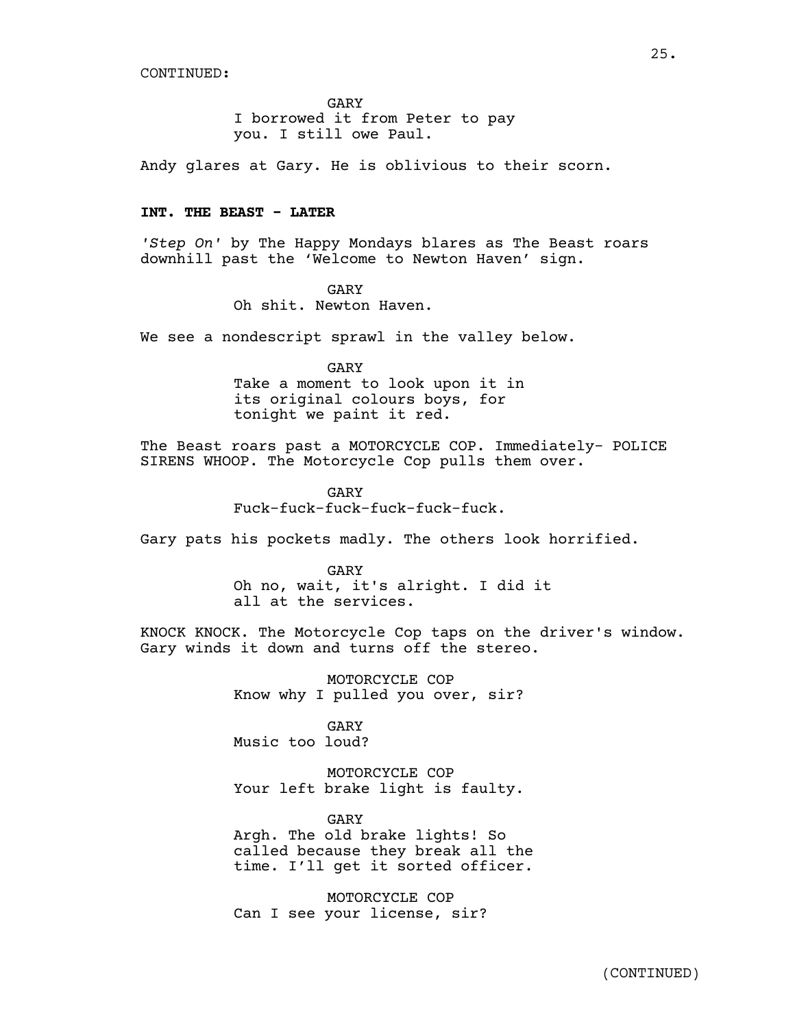CONTINUED:

GARY
I borrowed it from Peter to pay you. I still owe Paul.

Andy glares at Gary. He is oblivious to their scorn.

**INT. THE BEAST - LATER**

*'Step On'* by The Happy Mondays blares as The Beast roars downhill past the 'Welcome to Newton Haven' sign.

GARY
Oh shit. Newton Haven.

We see a nondescript sprawl in the valley below.

GARY
Take a moment to look upon it in its original colours boys, for tonight we paint it red.

The Beast roars past a MOTORCYCLE COP. Immediately- POLICE SIRENS WHOOP. The Motorcycle Cop pulls them over.

GARY
Fuck-fuck-fuck-fuck-fuck-fuck.

Gary pats his pockets madly. The others look horrified.

GARY
Oh no, wait, it's alright. I did it all at the services.

KNOCK KNOCK. The Motorcycle Cop taps on the driver's window. Gary winds it down and turns off the stereo.

MOTORCYCLE COP
Know why I pulled you over, sir?

GARY
Music too loud?

MOTORCYCLE COP
Your left brake light is faulty.

GARY
Argh. The old brake lights! So called because they break all the time. I'll get it sorted officer.

MOTORCYCLE COP
Can I see your license, sir?

(CONTINUED)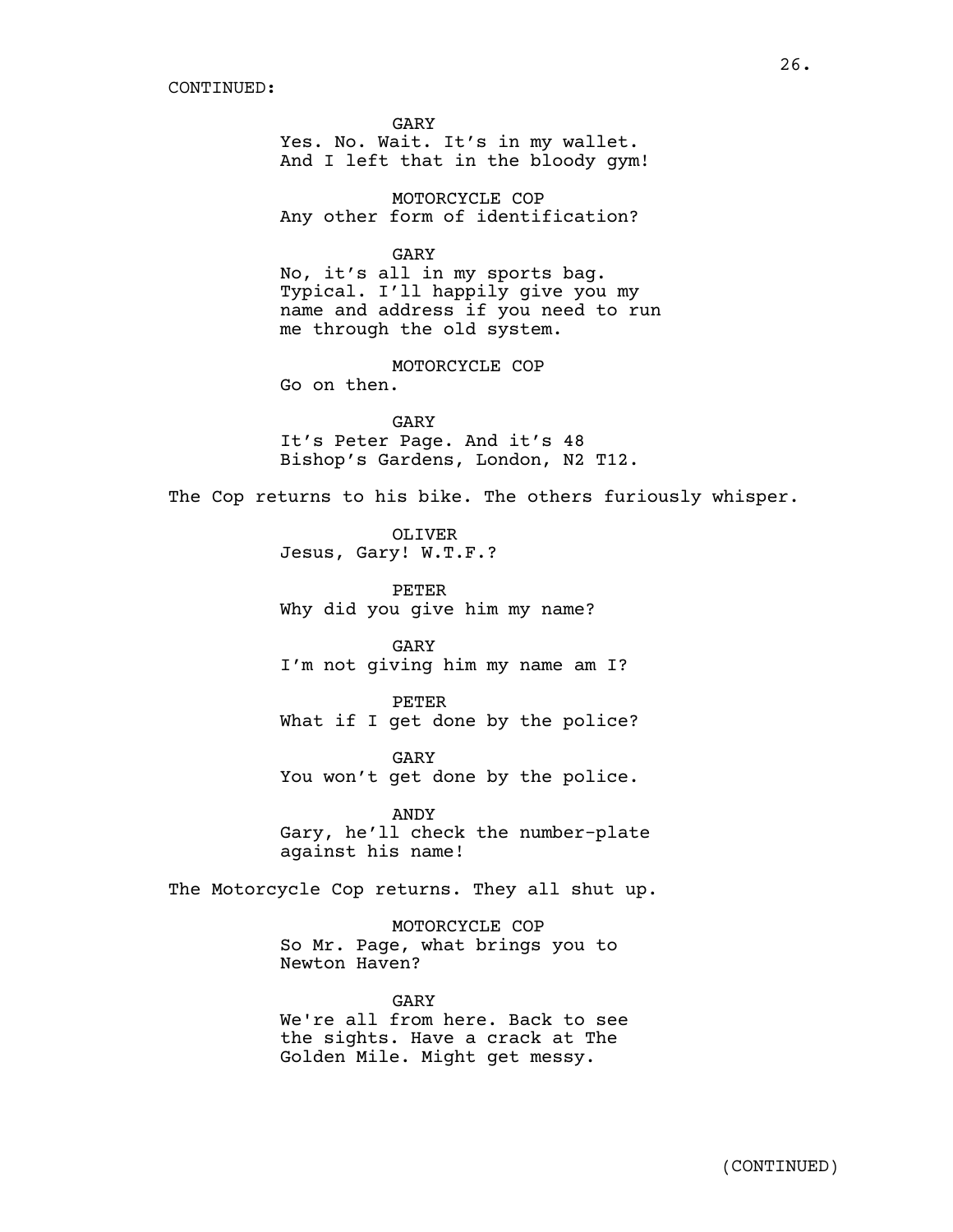CONTINUED:

GARY
Yes. No. Wait. It's in my wallet.
And I left that in the bloody gym!

MOTORCYCLE COP
Any other form of identification?

GARY
No, it's all in my sports bag.
Typical. I'll happily give you my
name and address if you need to run
me through the old system.

MOTORCYCLE COP
Go on then.

GARY
It's Peter Page. And it's 48
Bishop's Gardens, London, N2 T12.

The Cop returns to his bike. The others furiously whisper.

OLIVER
Jesus, Gary! W.T.F.?

PETER
Why did you give him my name?

GARY
I'm not giving him my name am I?

PETER
What if I get done by the police?

GARY
You won't get done by the police.

ANDY
Gary, he'll check the number-plate
against his name!

The Motorcycle Cop returns. They all shut up.

MOTORCYCLE COP
So Mr. Page, what brings you to
Newton Haven?

GARY
We're all from here. Back to see
the sights. Have a crack at The
Golden Mile. Might get messy.

(CONTINUED)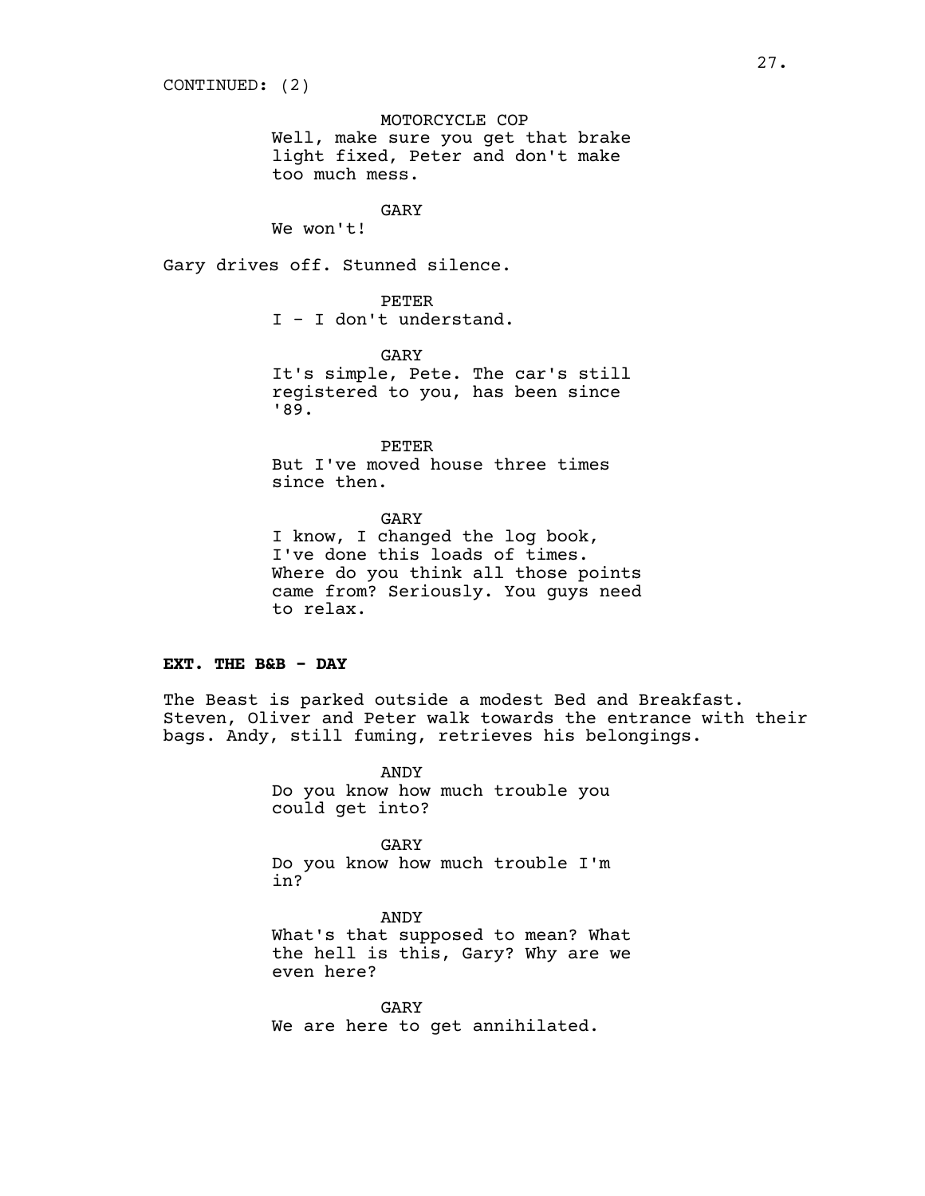CONTINUED: (2)

MOTORCYCLE COP
Well, make sure you get that brake light fixed, Peter and don't make too much mess.

GARY
We won't!

Gary drives off. Stunned silence.

PETER
I - I don't understand.

GARY
It's simple, Pete. The car's still registered to you, has been since '89.

PETER
But I've moved house three times since then.

GARY
I know, I changed the log book, I've done this loads of times. Where do you think all those points came from? Seriously. You guys need to relax.

**EXT. THE B&B - DAY**

The Beast is parked outside a modest Bed and Breakfast. Steven, Oliver and Peter walk towards the entrance with their bags. Andy, still fuming, retrieves his belongings.

ANDY
Do you know how much trouble you could get into?

GARY
Do you know how much trouble I'm in?

ANDY
What's that supposed to mean? What the hell is this, Gary? Why are we even here?

GARY
We are here to get annihilated.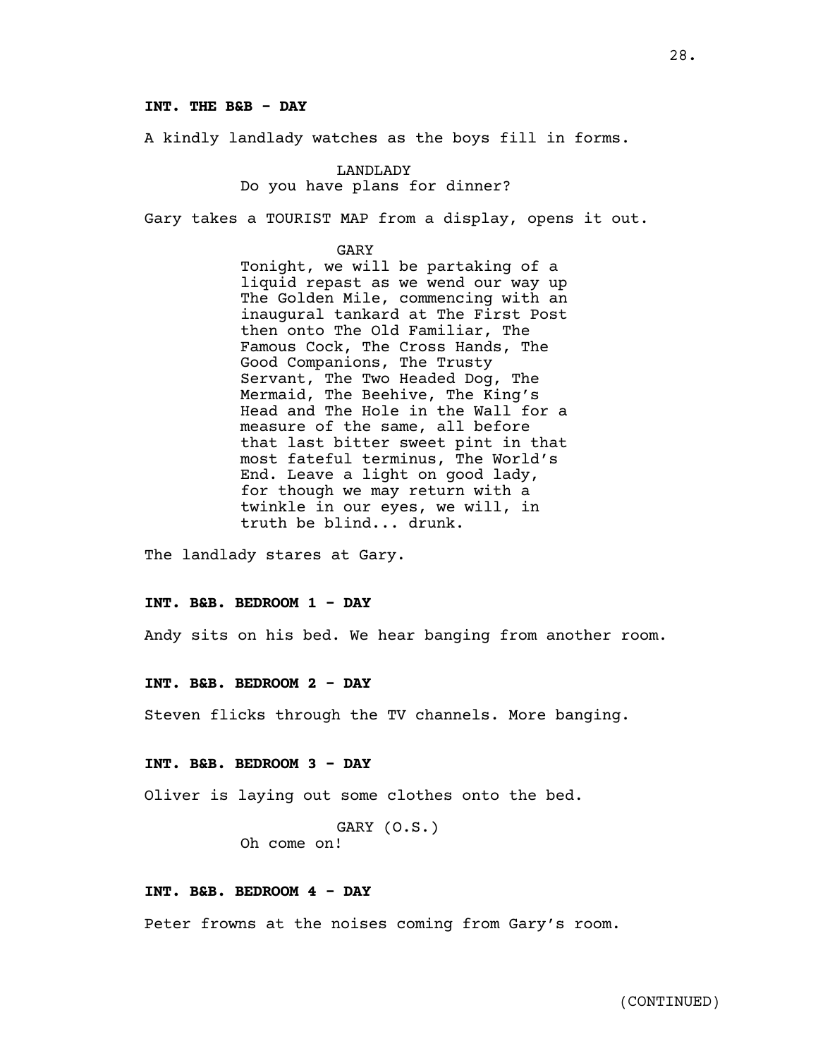**INT. THE B&B - DAY**

A kindly landlady watches as the boys fill in forms.

LANDLADY
Do you have plans for dinner?

Gary takes a TOURIST MAP from a display, opens it out.

GARY
Tonight, we will be partaking of a liquid repast as we wend our way up The Golden Mile, commencing with an inaugural tankard at The First Post then onto The Old Familiar, The Famous Cock, The Cross Hands, The Good Companions, The Trusty Servant, The Two Headed Dog, The Mermaid, The Beehive, The King's Head and The Hole in the Wall for a measure of the same, all before that last bitter sweet pint in that most fateful terminus, The World's End. Leave a light on good lady, for though we may return with a twinkle in our eyes, we will, in truth be blind... drunk.

The landlady stares at Gary.

**INT. B&B. BEDROOM 1 - DAY**

Andy sits on his bed. We hear banging from another room.

**INT. B&B. BEDROOM 2 - DAY**

Steven flicks through the TV channels. More banging.

**INT. B&B. BEDROOM 3 - DAY**

Oliver is laying out some clothes onto the bed.

GARY (O.S.)
Oh come on!

**INT. B&B. BEDROOM 4 - DAY**

Peter frowns at the noises coming from Gary's room.

(CONTINUED)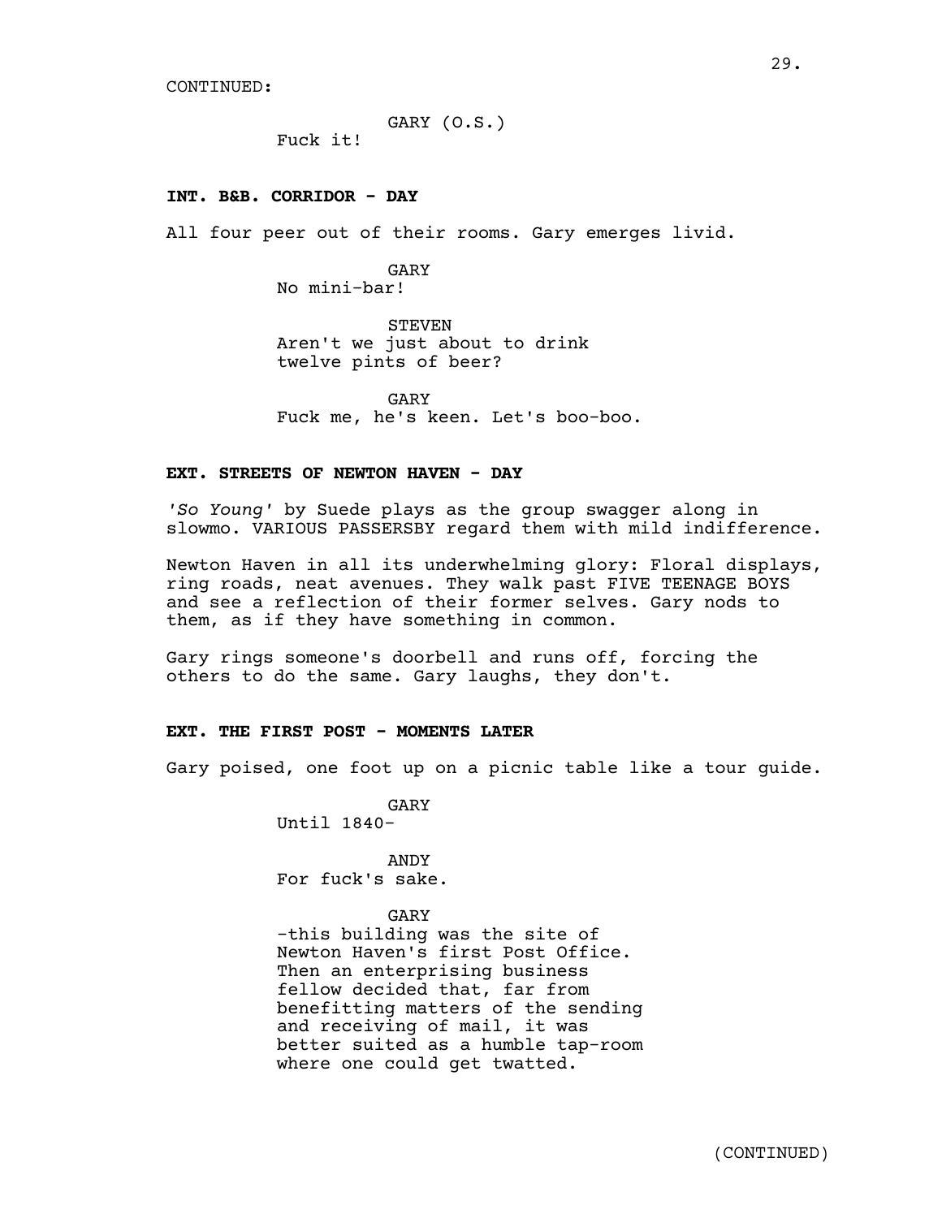CONTINUED:

GARY (O.S.)
Fuck it!

**INT. B&B. CORRIDOR - DAY**

All four peer out of their rooms. Gary emerges livid.

GARY
No mini-bar!

STEVEN
Aren't we just about to drink twelve pints of beer?

GARY
Fuck me, he's keen. Let's boo-boo.

**EXT. STREETS OF NEWTON HAVEN - DAY**

*'So Young'* by Suede plays as the group swagger along in slowmo. VARIOUS PASSERSBY regard them with mild indifference.

Newton Haven in all its underwhelming glory: Floral displays, ring roads, neat avenues. They walk past FIVE TEENAGE BOYS and see a reflection of their former selves. Gary nods to them, as if they have something in common.

Gary rings someone's doorbell and runs off, forcing the others to do the same. Gary laughs, they don't.

**EXT. THE FIRST POST - MOMENTS LATER**

Gary poised, one foot up on a picnic table like a tour guide.

GARY
Until 1840-

ANDY
For fuck's sake.

GARY
-this building was the site of Newton Haven's first Post Office. Then an enterprising business fellow decided that, far from benefitting matters of the sending and receiving of mail, it was better suited as a humble tap-room where one could get twatted.

(CONTINUED)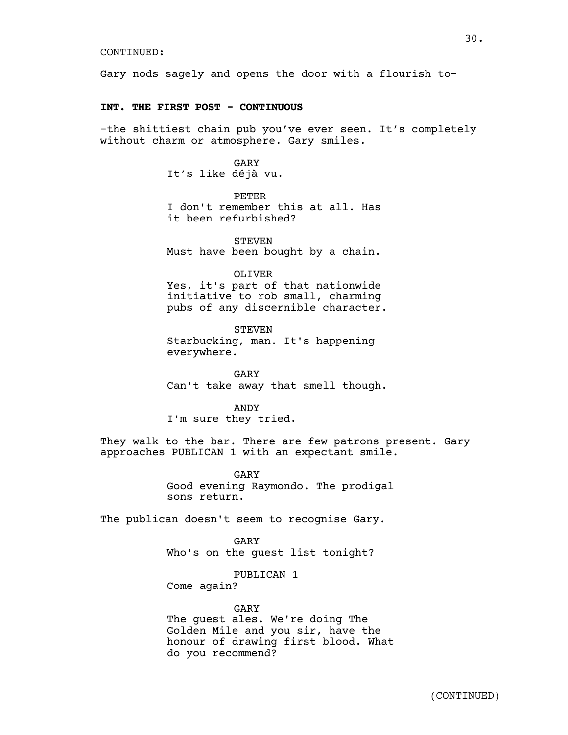CONTINUED:

Gary nods sagely and opens the door with a flourish to-

**INT. THE FIRST POST - CONTINUOUS**

-the shittiest chain pub you've ever seen. It's completely without charm or atmosphere. Gary smiles.

GARY
It's like déjà vu.

PETER
I don't remember this at all. Has it been refurbished?

STEVEN
Must have been bought by a chain.

OLIVER
Yes, it's part of that nationwide initiative to rob small, charming pubs of any discernible character.

STEVEN
Starbucking, man. It's happening everywhere.

GARY
Can't take away that smell though.

ANDY
I'm sure they tried.

They walk to the bar. There are few patrons present. Gary approaches PUBLICAN 1 with an expectant smile.

GARY
Good evening Raymondo. The prodigal sons return.

The publican doesn't seem to recognise Gary.

GARY
Who's on the guest list tonight?

PUBLICAN 1
Come again?

GARY
The guest ales. We're doing The Golden Mile and you sir, have the honour of drawing first blood. What do you recommend?

(CONTINUED)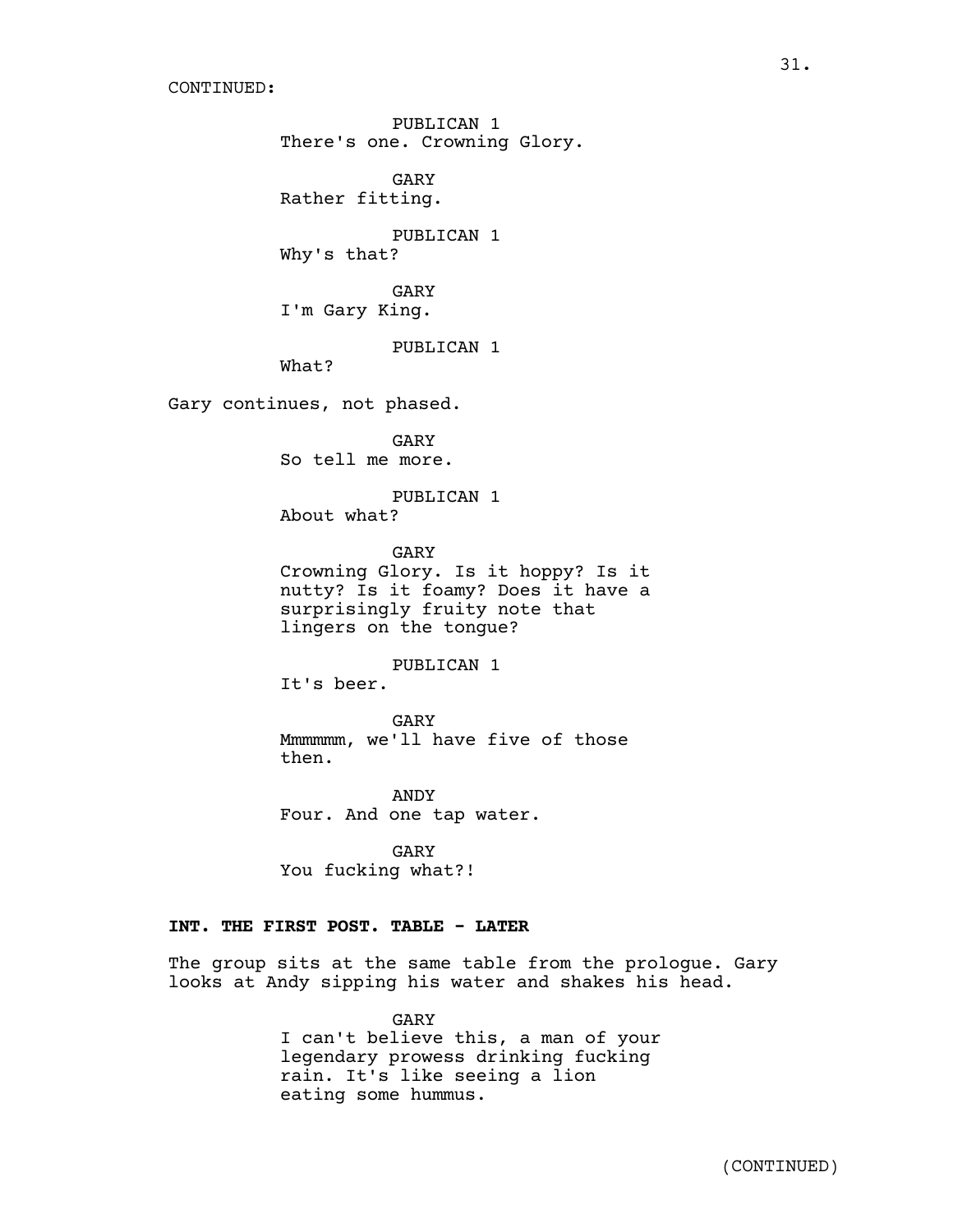CONTINUED:

PUBLICAN 1
There's one. Crowning Glory.

GARY
Rather fitting.

PUBLICAN 1
Why's that?

GARY
I'm Gary King.

PUBLICAN 1
What?

Gary continues, not phased.

GARY
So tell me more.

PUBLICAN 1
About what?

GARY
Crowning Glory. Is it hoppy? Is it nutty? Is it foamy? Does it have a surprisingly fruity note that lingers on the tongue?

PUBLICAN 1
It's beer.

GARY
Mmmmmm, we'll have five of those then.

ANDY
Four. And one tap water.

GARY
You fucking what?!

**INT. THE FIRST POST. TABLE - LATER**

The group sits at the same table from the prologue. Gary looks at Andy sipping his water and shakes his head.

GARY
I can't believe this, a man of your legendary prowess drinking fucking rain. It's like seeing a lion eating some hummus.

(CONTINUED)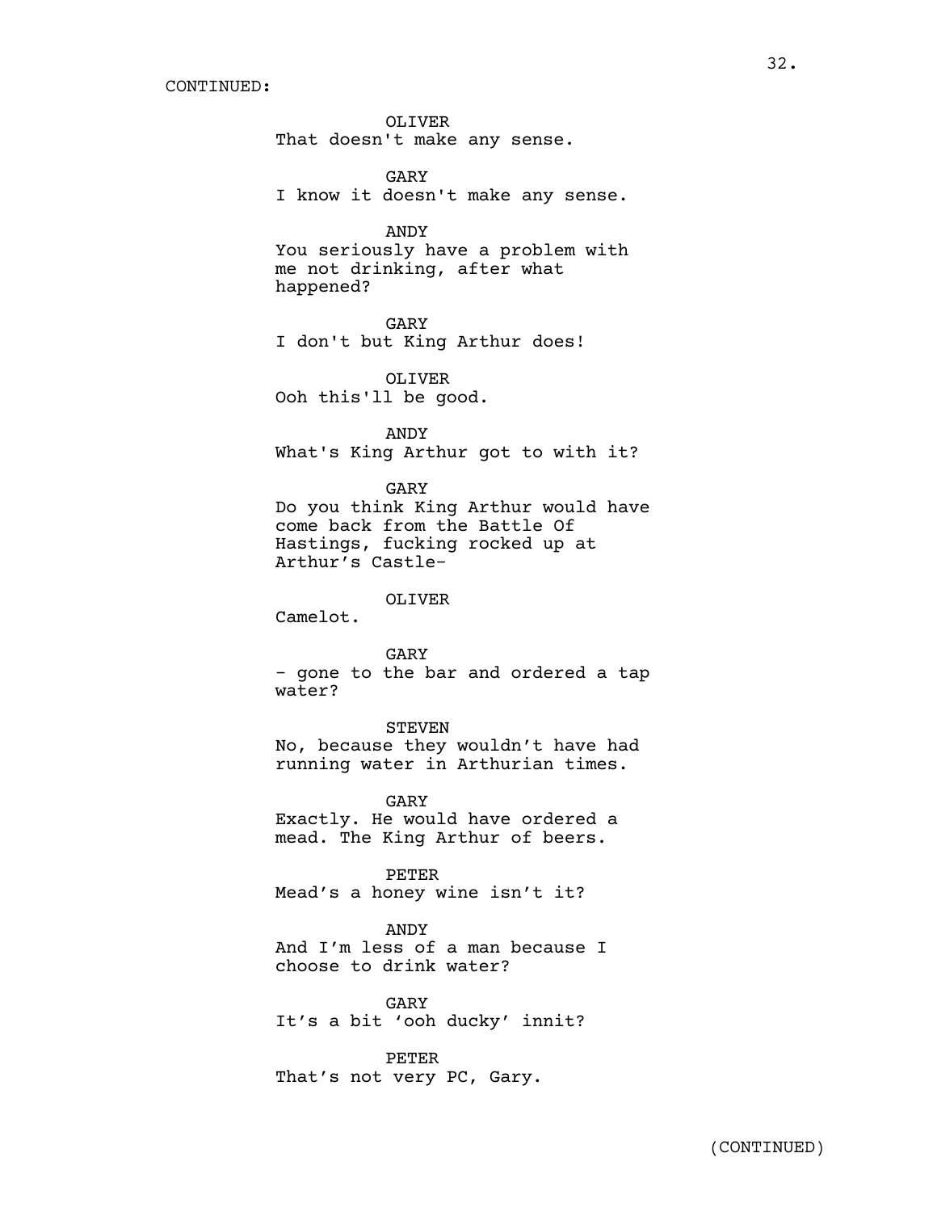CONTINUED:

OLIVER
That doesn't make any sense.

GARY
I know it doesn't make any sense.

ANDY
You seriously have a problem with me not drinking, after what happened?

GARY
I don't but King Arthur does!

OLIVER
Ooh this'll be good.

ANDY
What's King Arthur got to with it?

GARY
Do you think King Arthur would have come back from the Battle Of Hastings, fucking rocked up at Arthur's Castle-

OLIVER
Camelot.

GARY
- gone to the bar and ordered a tap water?

STEVEN
No, because they wouldn't have had running water in Arthurian times.

GARY
Exactly. He would have ordered a mead. The King Arthur of beers.

PETER
Mead's a honey wine isn't it?

ANDY
And I'm less of a man because I choose to drink water?

GARY
It's a bit 'ooh ducky' innit?

PETER
That's not very PC, Gary.

(CONTINUED)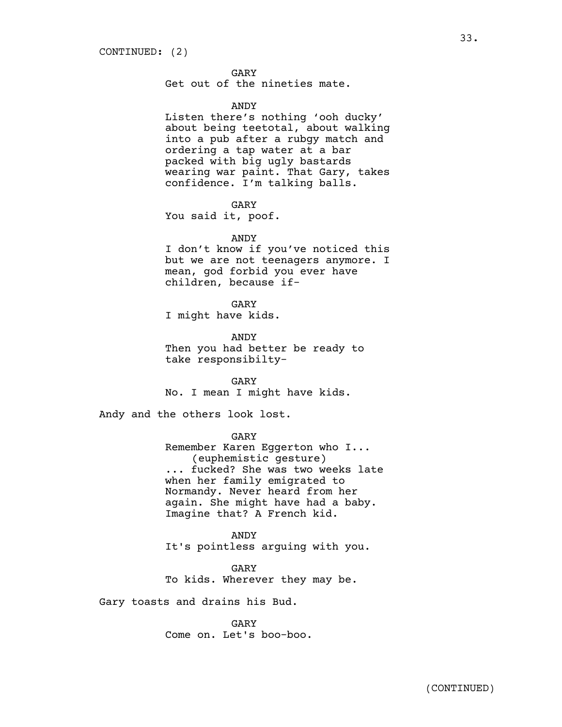CONTINUED: (2)

GARY
Get out of the nineties mate.

ANDY
Listen there's nothing 'ooh ducky' about being teetotal, about walking into a pub after a rubgy match and ordering a tap water at a bar packed with big ugly bastards wearing war paint. That Gary, takes confidence. I'm talking balls.

GARY
You said it, poof.

ANDY
I don't know if you've noticed this but we are not teenagers anymore. I mean, god forbid you ever have children, because if-

GARY
I might have kids.

ANDY
Then you had better be ready to take responsibilty-

GARY
No. I mean I might have kids.

Andy and the others look lost.

GARY
Remember Karen Eggerton who I...
(euphemistic gesture)
... fucked? She was two weeks late when her family emigrated to Normandy. Never heard from her again. She might have had a baby. Imagine that? A French kid.

ANDY
It's pointless arguing with you.

GARY
To kids. Wherever they may be.

Gary toasts and drains his Bud.

GARY
Come on. Let's boo-boo.

(CONTINUED)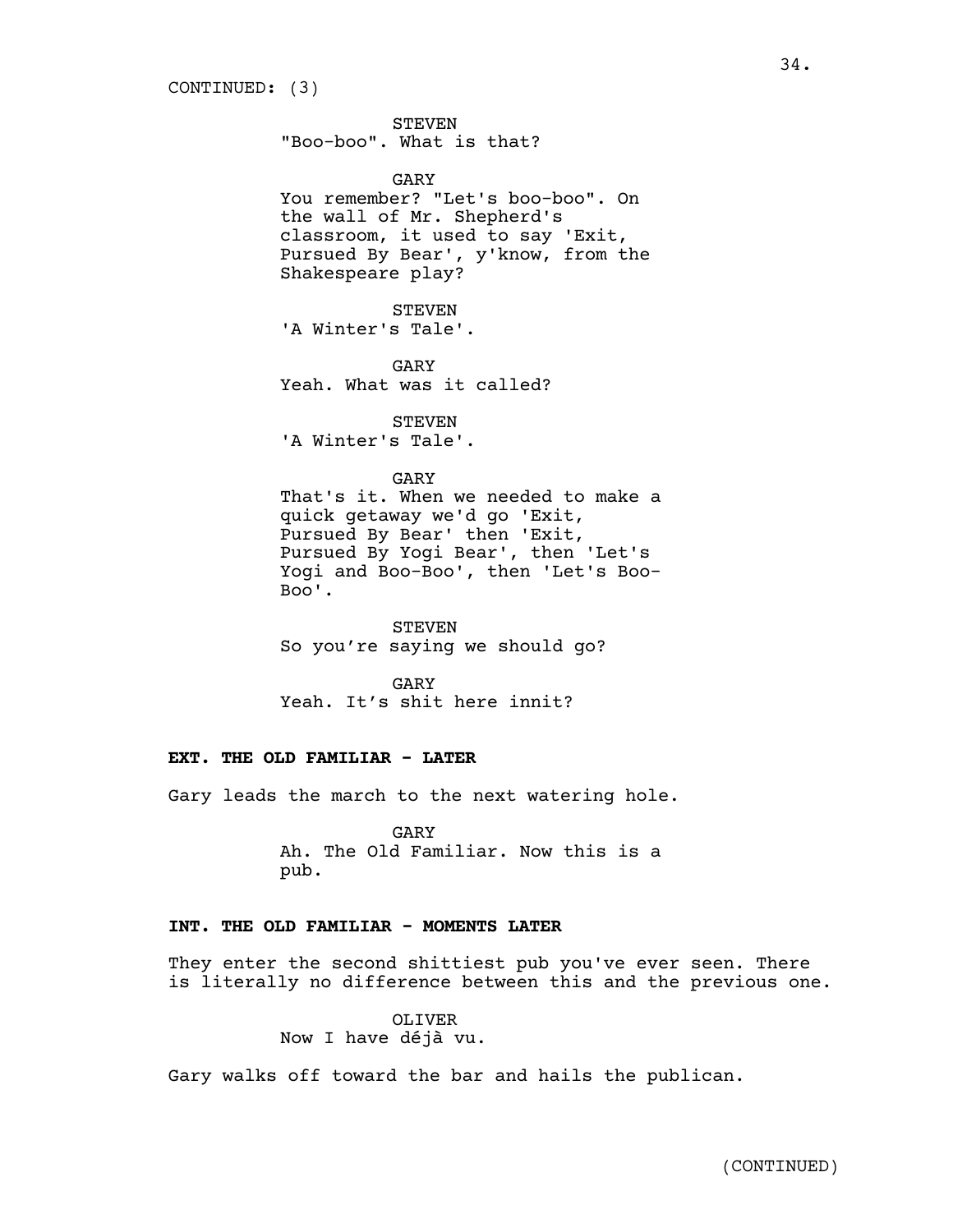CONTINUED: (3)

STEVEN
"Boo-boo". What is that?

GARY
You remember? "Let's boo-boo". On the wall of Mr. Shepherd's classroom, it used to say 'Exit, Pursued By Bear', y'know, from the Shakespeare play?

STEVEN
'A Winter's Tale'.

GARY
Yeah. What was it called?

STEVEN
'A Winter's Tale'.

GARY
That's it. When we needed to make a quick getaway we'd go 'Exit, Pursued By Bear' then 'Exit, Pursued By Yogi Bear', then 'Let's Yogi and Boo-Boo', then 'Let's Boo-Boo'.

STEVEN
So you're saying we should go?

GARY
Yeah. It's shit here innit?

**EXT. THE OLD FAMILIAR - LATER**

Gary leads the march to the next watering hole.

GARY
Ah. The Old Familiar. Now this is a pub.

**INT. THE OLD FAMILIAR - MOMENTS LATER**

They enter the second shittiest pub you've ever seen. There is literally no difference between this and the previous one.

OLIVER
Now I have déjà vu.

Gary walks off toward the bar and hails the publican.

(CONTINUED)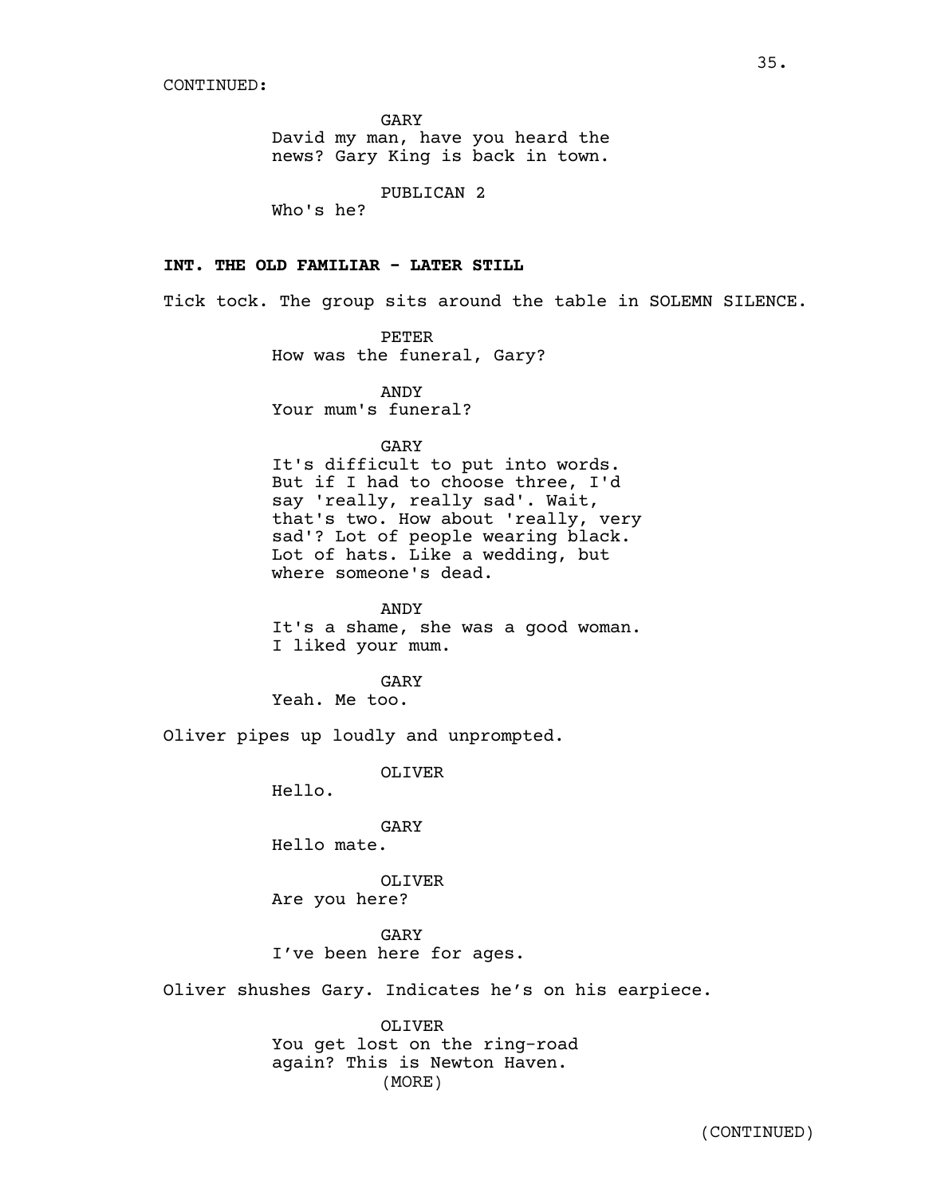CONTINUED:

GARY
David my man, have you heard the news? Gary King is back in town.

PUBLICAN 2
Who's he?

**INT. THE OLD FAMILIAR - LATER STILL**

Tick tock. The group sits around the table in SOLEMN SILENCE.

PETER
How was the funeral, Gary?

ANDY
Your mum's funeral?

GARY
It's difficult to put into words. But if I had to choose three, I'd say 'really, really sad'. Wait, that's two. How about 'really, very sad'? Lot of people wearing black. Lot of hats. Like a wedding, but where someone's dead.

ANDY
It's a shame, she was a good woman. I liked your mum.

GARY
Yeah. Me too.

Oliver pipes up loudly and unprompted.

OLIVER
Hello.

GARY
Hello mate.

OLIVER
Are you here?

GARY
I've been here for ages.

Oliver shushes Gary. Indicates he's on his earpiece.

OLIVER
You get lost on the ring-road again? This is Newton Haven.
(MORE)

(CONTINUED)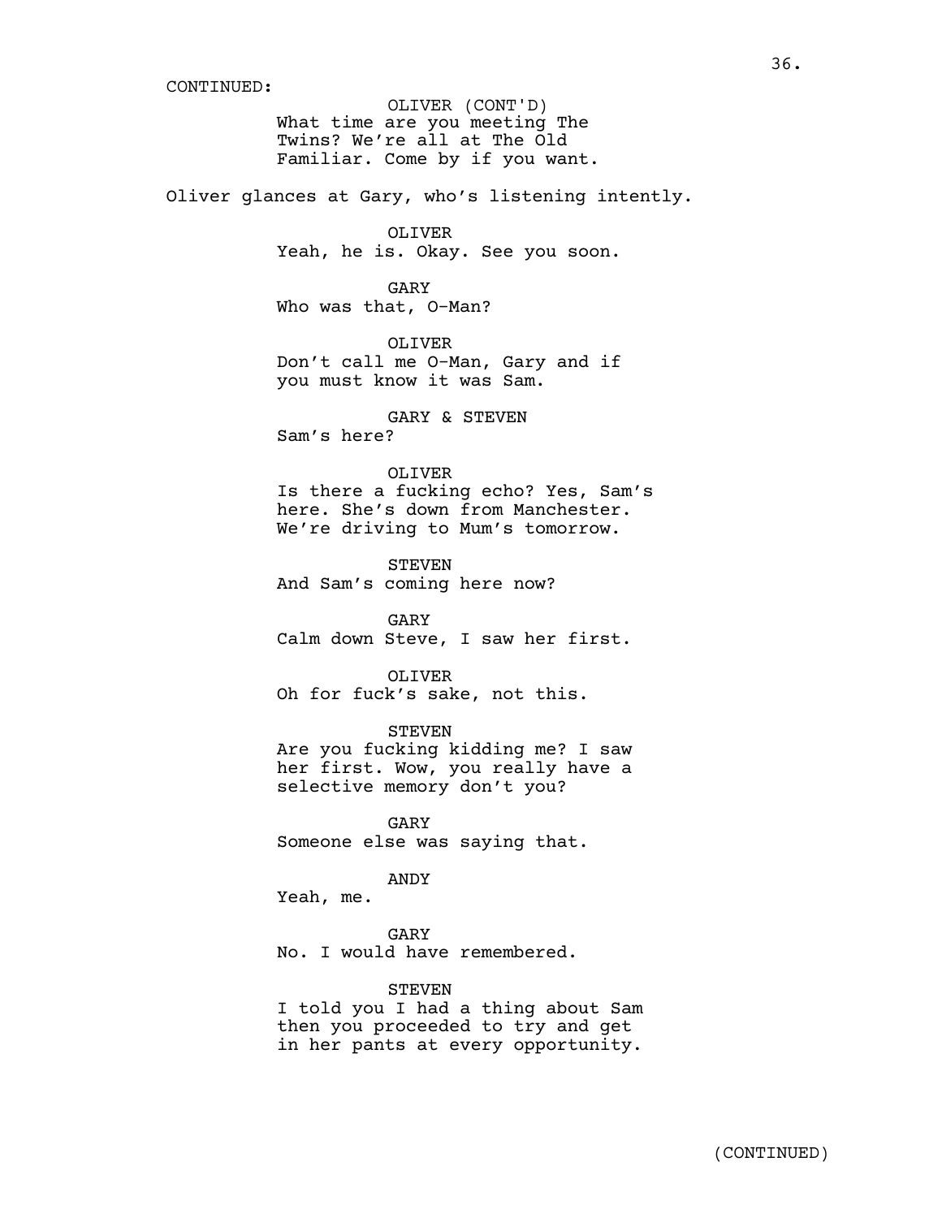CONTINUED:

OLIVER (CONT'D)
What time are you meeting The Twins? We're all at The Old Familiar. Come by if you want.

Oliver glances at Gary, who's listening intently.

OLIVER
Yeah, he is. Okay. See you soon.

GARY
Who was that, O-Man?

OLIVER
Don't call me O-Man, Gary and if you must know it was Sam.

GARY & STEVEN
Sam's here?

OLIVER
Is there a fucking echo? Yes, Sam's here. She's down from Manchester. We're driving to Mum's tomorrow.

STEVEN
And Sam's coming here now?

GARY
Calm down Steve, I saw her first.

OLIVER
Oh for fuck's sake, not this.

STEVEN
Are you fucking kidding me? I saw her first. Wow, you really have a selective memory don't you?

GARY
Someone else was saying that.

ANDY
Yeah, me.

GARY
No. I would have remembered.

STEVEN
I told you I had a thing about Sam then you proceeded to try and get in her pants at every opportunity.

(CONTINUED)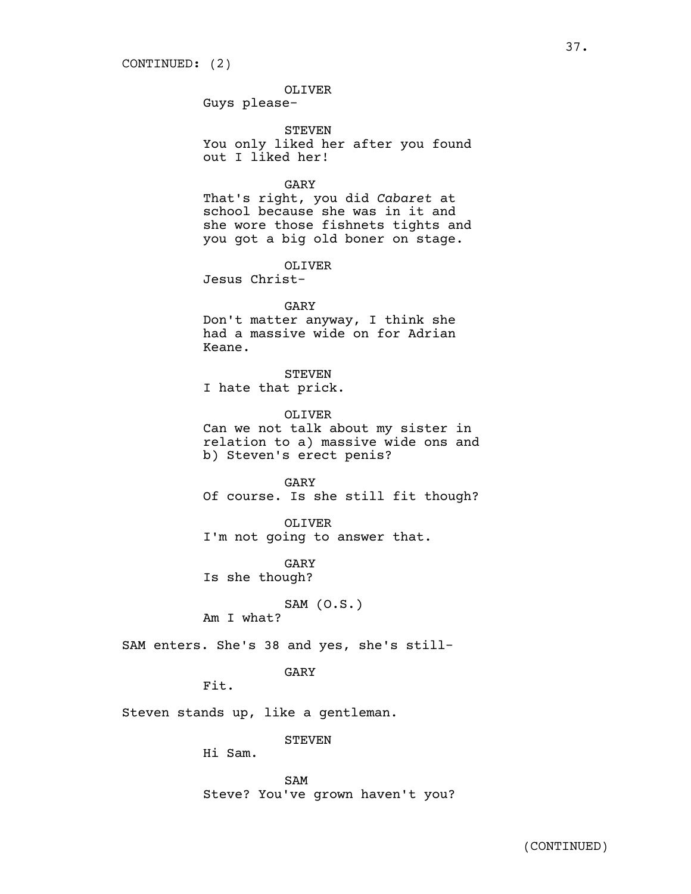CONTINUED: (2)

OLIVER
Guys please-

STEVEN
You only liked her after you found out I liked her!

GARY
That's right, you did *Cabaret* at school because she was in it and she wore those fishnets tights and you got a big old boner on stage.

OLIVER
Jesus Christ-

GARY
Don't matter anyway, I think she had a massive wide on for Adrian Keane.

STEVEN
I hate that prick.

OLIVER
Can we not talk about my sister in relation to a) massive wide ons and b) Steven's erect penis?

GARY
Of course. Is she still fit though?

OLIVER
I'm not going to answer that.

GARY
Is she though?

SAM (O.S.)
Am I what?

SAM enters. She's 38 and yes, she's still-

GARY
Fit.

Steven stands up, like a gentleman.

STEVEN
Hi Sam.

SAM
Steve? You've grown haven't you?

(CONTINUED)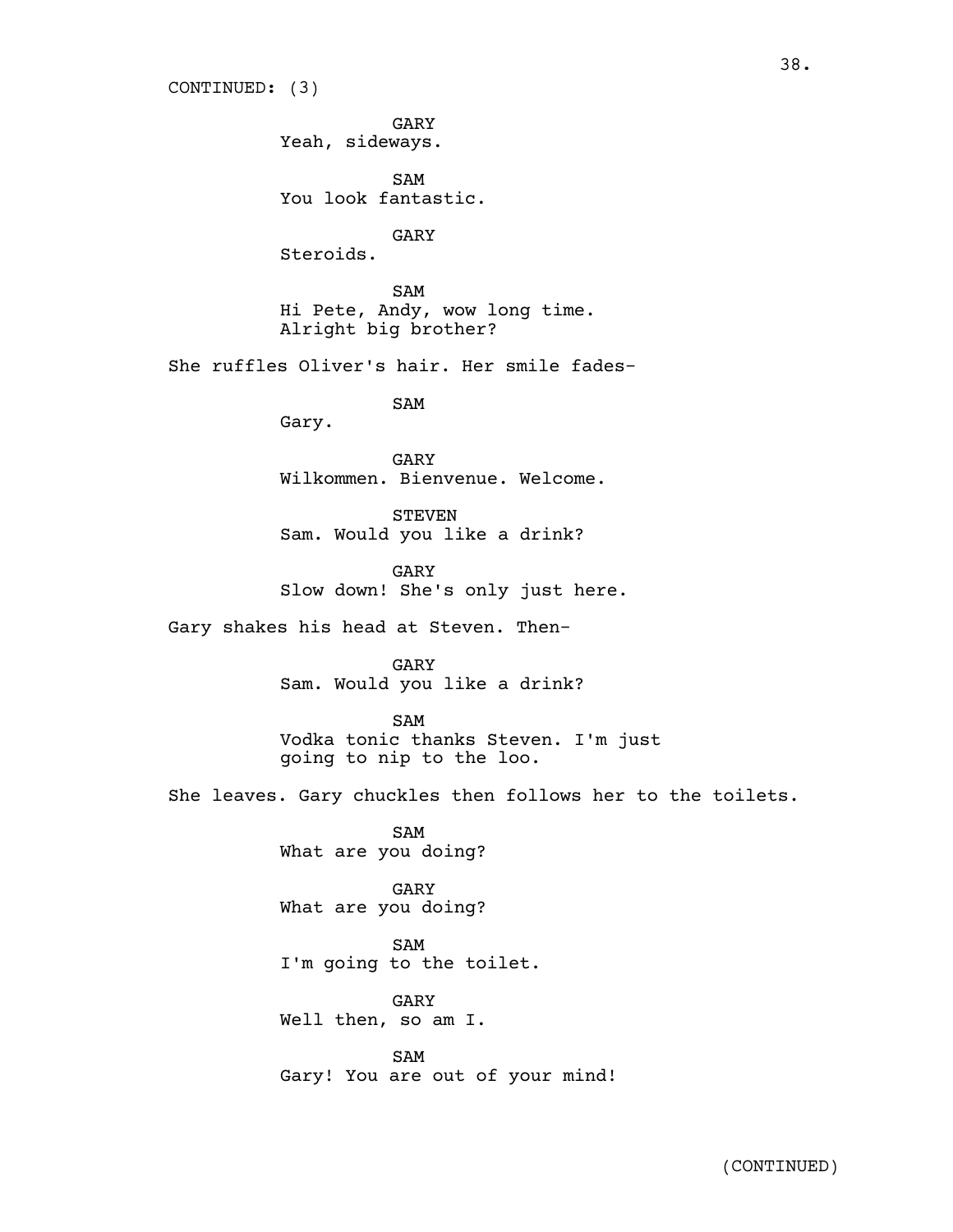CONTINUED: (3)

GARY
Yeah, sideways.

SAM
You look fantastic.

GARY
Steroids.

SAM
Hi Pete, Andy, wow long time.
Alright big brother?

She ruffles Oliver's hair. Her smile fades-

SAM
Gary.

GARY
Wilkommen. Bienvenue. Welcome.

STEVEN
Sam. Would you like a drink?

GARY
Slow down! She's only just here.

Gary shakes his head at Steven. Then-

GARY
Sam. Would you like a drink?

SAM
Vodka tonic thanks Steven. I'm just
going to nip to the loo.

She leaves. Gary chuckles then follows her to the toilets.

SAM
What are you doing?

GARY
What are you doing?

SAM
I'm going to the toilet.

GARY
Well then, so am I.

SAM
Gary! You are out of your mind!

(CONTINUED)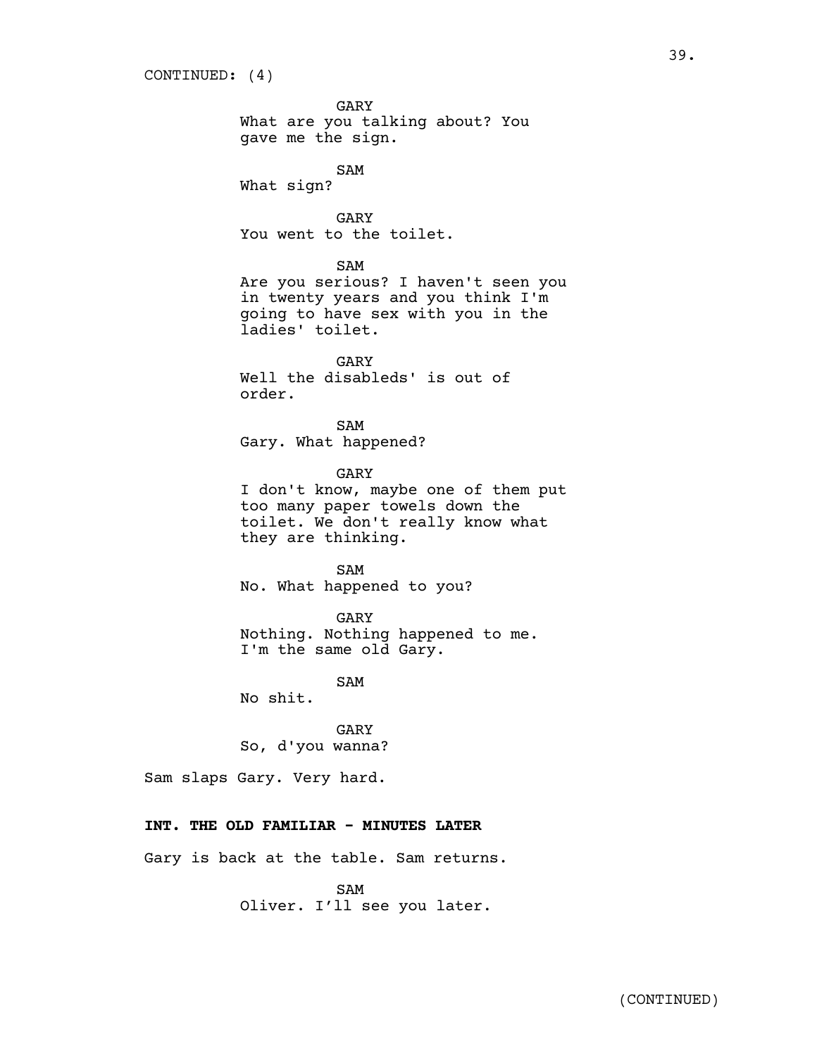CONTINUED: (4)

GARY
What are you talking about? You gave me the sign.

SAM
What sign?

GARY
You went to the toilet.

SAM
Are you serious? I haven't seen you in twenty years and you think I'm going to have sex with you in the ladies' toilet.

GARY
Well the disableds' is out of order.

SAM
Gary. What happened?

GARY
I don't know, maybe one of them put too many paper towels down the toilet. We don't really know what they are thinking.

SAM
No. What happened to you?

GARY
Nothing. Nothing happened to me. I'm the same old Gary.

SAM
No shit.

GARY
So, d'you wanna?

Sam slaps Gary. Very hard.

**INT. THE OLD FAMILIAR - MINUTES LATER**

Gary is back at the table. Sam returns.

SAM
Oliver. I'll see you later.

(CONTINUED)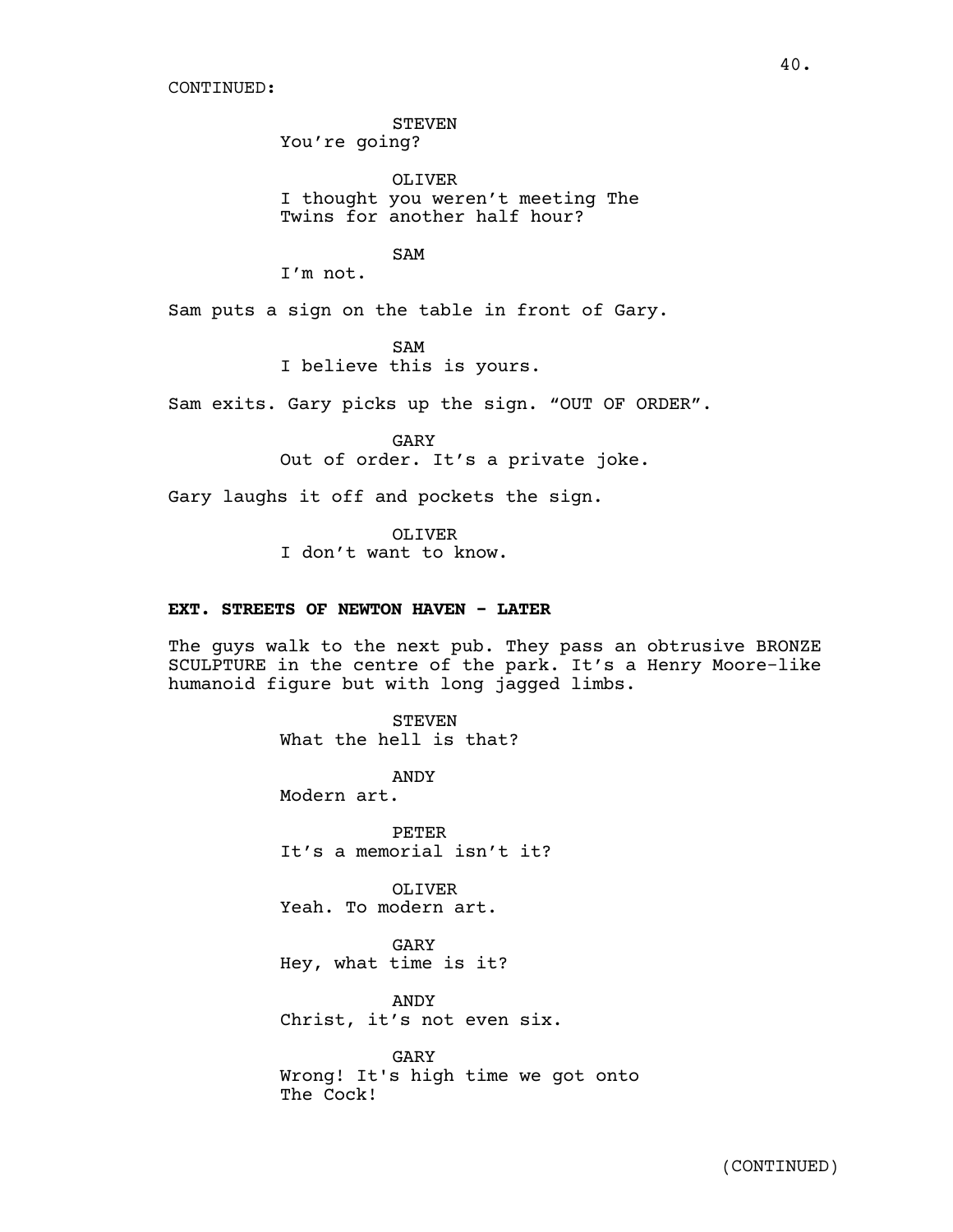CONTINUED:

STEVEN
You're going?

OLIVER
I thought you weren't meeting The Twins for another half hour?

SAM
I'm not.

Sam puts a sign on the table in front of Gary.

SAM
I believe this is yours.

Sam exits. Gary picks up the sign. "OUT OF ORDER".

GARY
Out of order. It's a private joke.

Gary laughs it off and pockets the sign.

OLIVER
I don't want to know.

**EXT. STREETS OF NEWTON HAVEN - LATER**

The guys walk to the next pub. They pass an obtrusive BRONZE SCULPTURE in the centre of the park. It's a Henry Moore-like humanoid figure but with long jagged limbs.

STEVEN
What the hell is that?

ANDY
Modern art.

PETER
It's a memorial isn't it?

OLIVER
Yeah. To modern art.

GARY
Hey, what time is it?

ANDY
Christ, it's not even six.

GARY
Wrong! It's high time we got onto The Cock!

(CONTINUED)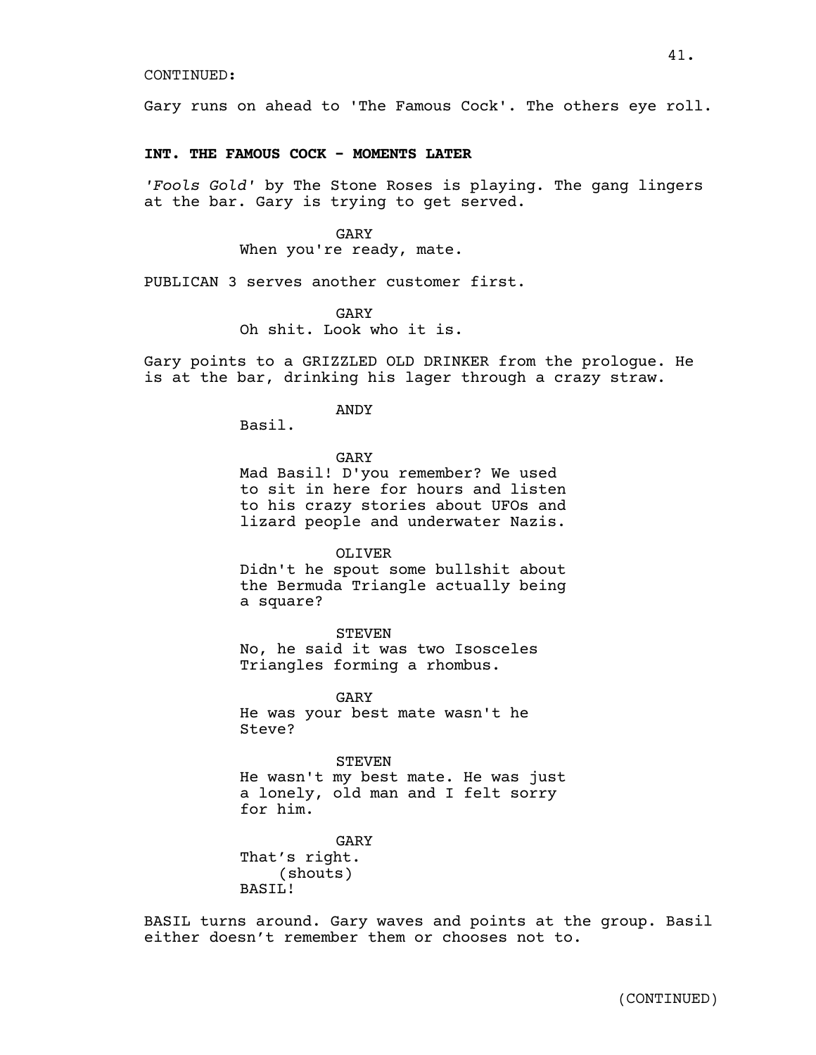CONTINUED:

Gary runs on ahead to 'The Famous Cock'. The others eye roll.

**INT. THE FAMOUS COCK - MOMENTS LATER**

*'Fools Gold'* by The Stone Roses is playing. The gang lingers at the bar. Gary is trying to get served.

GARY
When you're ready, mate.

PUBLICAN 3 serves another customer first.

GARY
Oh shit. Look who it is.

Gary points to a GRIZZLED OLD DRINKER from the prologue. He is at the bar, drinking his lager through a crazy straw.

ANDY
Basil.

GARY
Mad Basil! D'you remember? We used to sit in here for hours and listen to his crazy stories about UFOs and lizard people and underwater Nazis.

OLIVER
Didn't he spout some bullshit about the Bermuda Triangle actually being a square?

STEVEN
No, he said it was two Isosceles Triangles forming a rhombus.

GARY
He was your best mate wasn't he Steve?

STEVEN
He wasn't my best mate. He was just a lonely, old man and I felt sorry for him.

GARY
That's right.
(shouts)
BASIL!

BASIL turns around. Gary waves and points at the group. Basil either doesn't remember them or chooses not to.

(CONTINUED)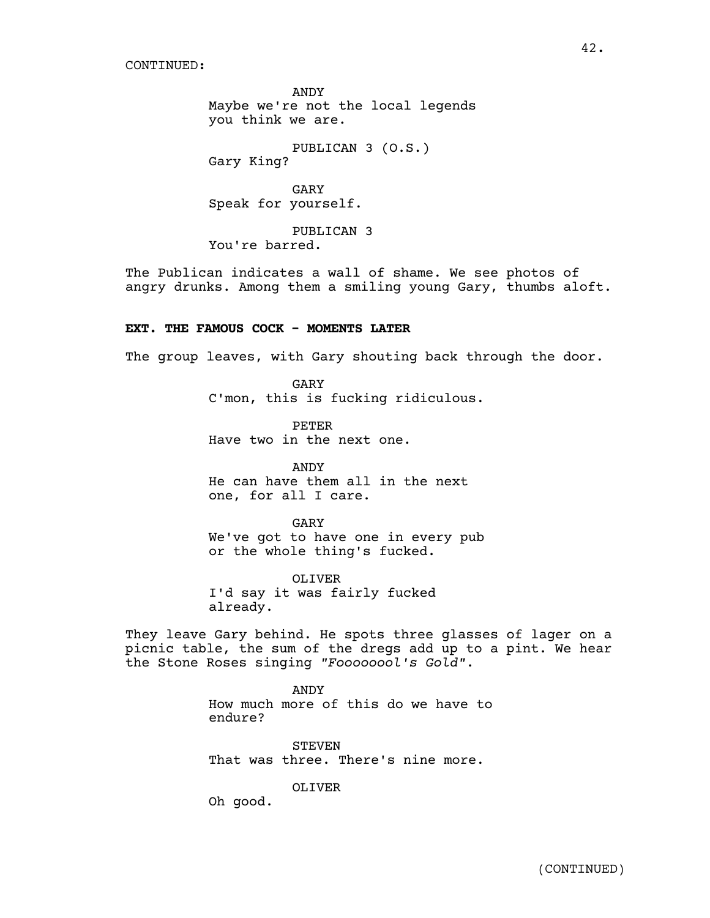CONTINUED:

ANDY
Maybe we're not the local legends you think we are.

PUBLICAN 3 (O.S.)
Gary King?

GARY
Speak for yourself.

PUBLICAN 3
You're barred.

The Publican indicates a wall of shame. We see photos of angry drunks. Among them a smiling young Gary, thumbs aloft.

**EXT. THE FAMOUS COCK - MOMENTS LATER**

The group leaves, with Gary shouting back through the door.

GARY
C'mon, this is fucking ridiculous.

PETER
Have two in the next one.

ANDY
He can have them all in the next one, for all I care.

GARY
We've got to have one in every pub or the whole thing's fucked.

OLIVER
I'd say it was fairly fucked already.

They leave Gary behind. He spots three glasses of lager on a picnic table, the sum of the dregs add up to a pint. We hear the Stone Roses singing *"Fooooooool's Gold"*.

ANDY
How much more of this do we have to endure?

STEVEN
That was three. There's nine more.

OLIVER
Oh good.

(CONTINUED)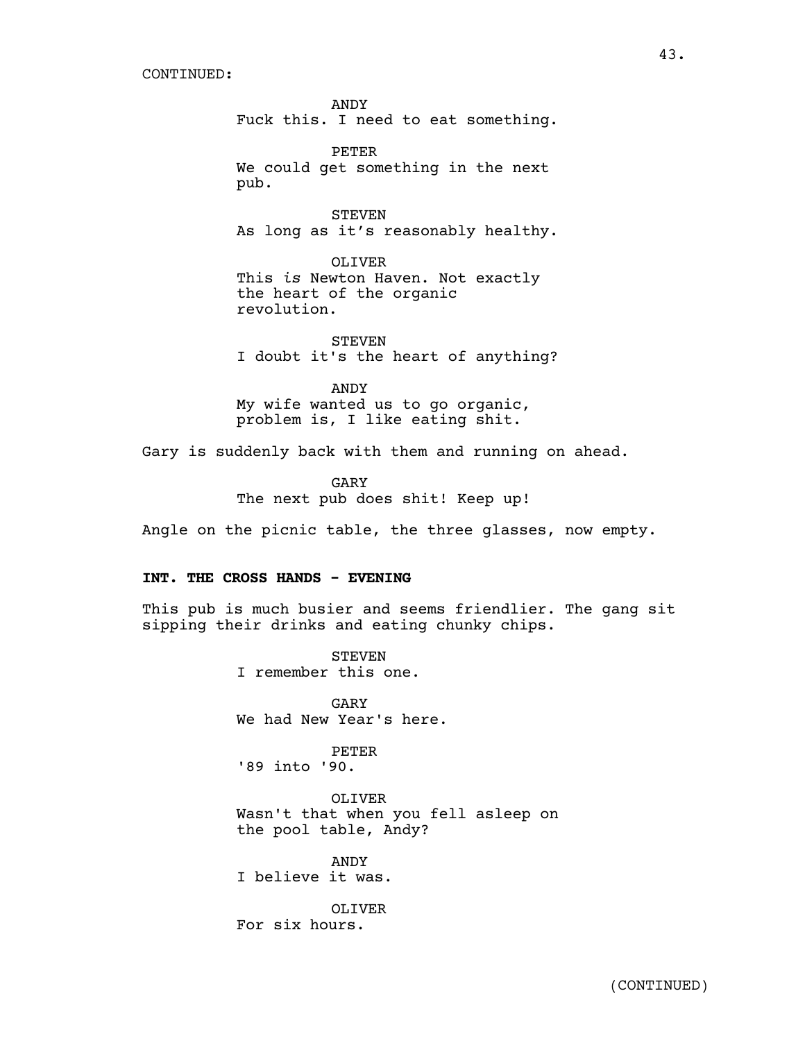CONTINUED:

ANDY
Fuck this. I need to eat something.

PETER
We could get something in the next pub.

STEVEN
As long as it's reasonably healthy.

OLIVER
This *is* Newton Haven. Not exactly the heart of the organic revolution.

STEVEN
I doubt it's the heart of anything?

ANDY
My wife wanted us to go organic, problem is, I like eating shit.

Gary is suddenly back with them and running on ahead.

GARY
The next pub does shit! Keep up!

Angle on the picnic table, the three glasses, now empty.

**INT. THE CROSS HANDS - EVENING**

This pub is much busier and seems friendlier. The gang sit sipping their drinks and eating chunky chips.

STEVEN
I remember this one.

GARY
We had New Year's here.

PETER
'89 into '90.

OLIVER
Wasn't that when you fell asleep on the pool table, Andy?

ANDY
I believe it was.

OLIVER
For six hours.

(CONTINUED)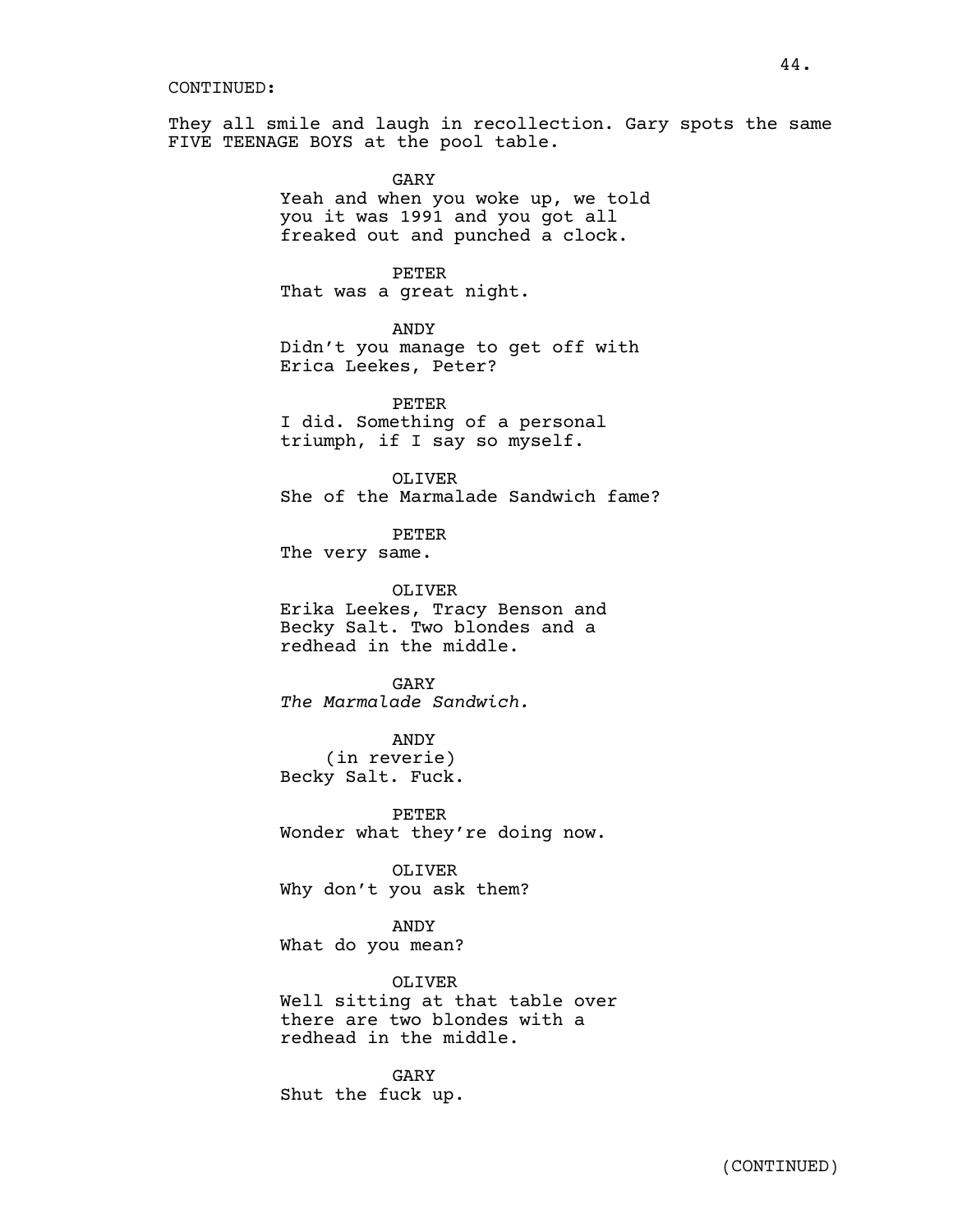CONTINUED:

They all smile and laugh in recollection. Gary spots the same FIVE TEENAGE BOYS at the pool table.

GARY
Yeah and when you woke up, we told you it was 1991 and you got all freaked out and punched a clock.

PETER
That was a great night.

ANDY
Didn't you manage to get off with Erica Leekes, Peter?

PETER
I did. Something of a personal triumph, if I say so myself.

OLIVER
She of the Marmalade Sandwich fame?

PETER
The very same.

OLIVER
Erika Leekes, Tracy Benson and Becky Salt. Two blondes and a redhead in the middle.

GARY
*The Marmalade Sandwich.*

ANDY
(in reverie)
Becky Salt. Fuck.

PETER
Wonder what they're doing now.

OLIVER
Why don't you ask them?

ANDY
What do you mean?

OLIVER
Well sitting at that table over there are two blondes with a redhead in the middle.

GARY
Shut the fuck up.

(CONTINUED)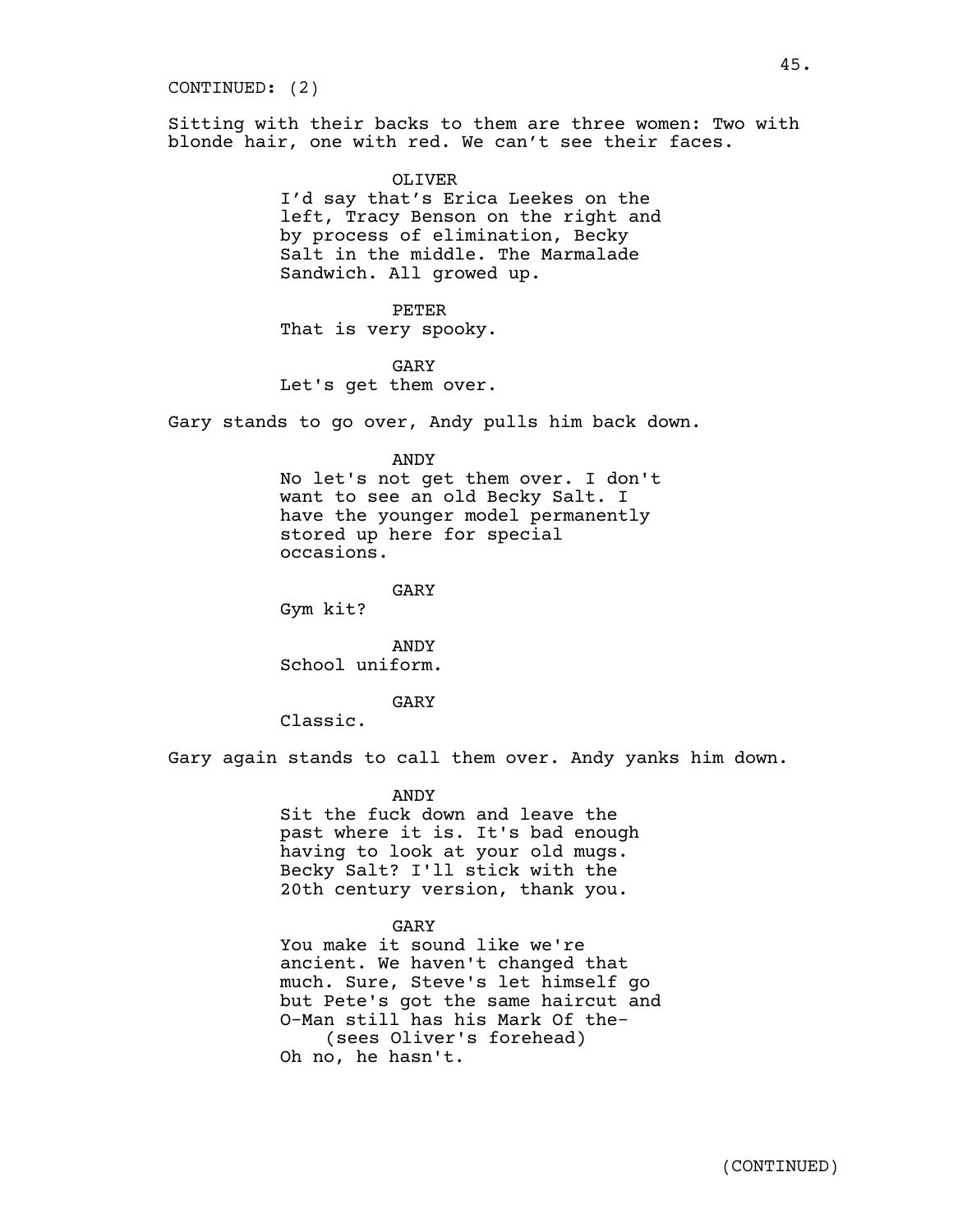CONTINUED: (2)

Sitting with their backs to them are three women: Two with blonde hair, one with red. We can't see their faces.

OLIVER
I'd say that's Erica Leekes on the left, Tracy Benson on the right and by process of elimination, Becky Salt in the middle. The Marmalade Sandwich. All growed up.

PETER
That is very spooky.

GARY
Let's get them over.

Gary stands to go over, Andy pulls him back down.

ANDY
No let's not get them over. I don't want to see an old Becky Salt. I have the younger model permanently stored up here for special occasions.

GARY
Gym kit?

ANDY
School uniform.

GARY
Classic.

Gary again stands to call them over. Andy yanks him down.

ANDY
Sit the fuck down and leave the past where it is. It's bad enough having to look at your old mugs. Becky Salt? I'll stick with the 20th century version, thank you.

GARY
You make it sound like we're ancient. We haven't changed that much. Sure, Steve's let himself go but Pete's got the same haircut and O-Man still has his Mark Of the-
(sees Oliver's forehead)
Oh no, he hasn't.

(CONTINUED)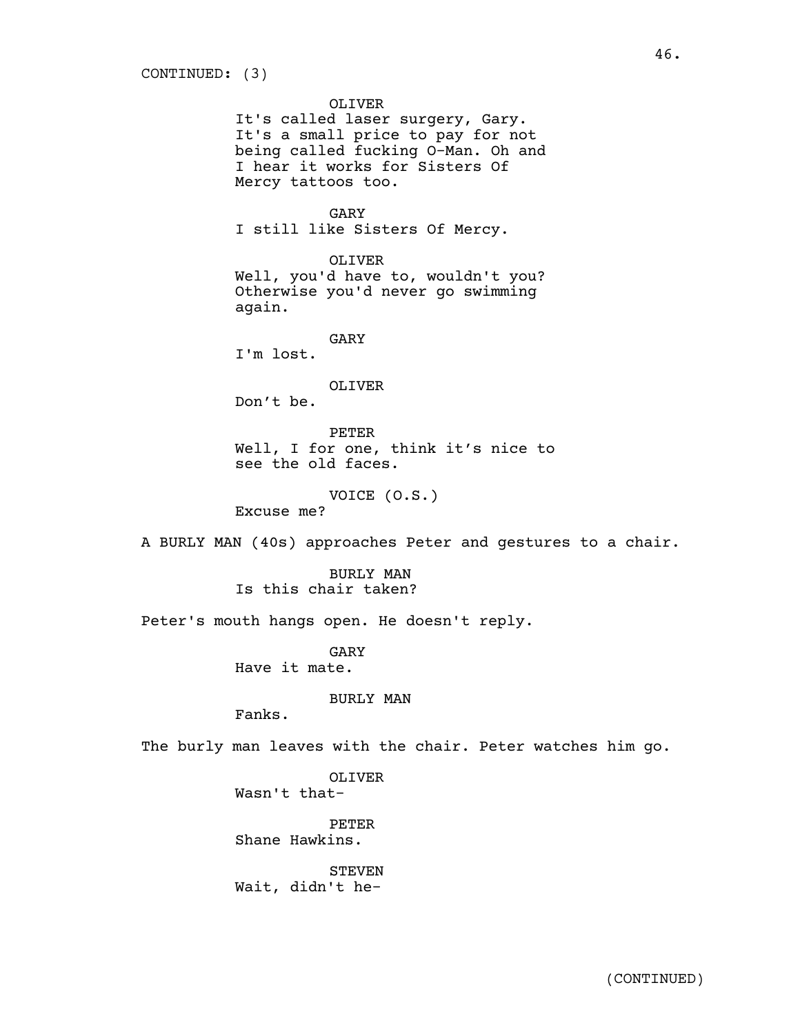CONTINUED: (3)

OLIVER
It's called laser surgery, Gary. It's a small price to pay for not being called fucking O-Man. Oh and I hear it works for Sisters Of Mercy tattoos too.

GARY
I still like Sisters Of Mercy.

OLIVER
Well, you'd have to, wouldn't you? Otherwise you'd never go swimming again.

GARY
I'm lost.

OLIVER
Don't be.

PETER
Well, I for one, think it's nice to see the old faces.

VOICE (O.S.)
Excuse me?

A BURLY MAN (40s) approaches Peter and gestures to a chair.

BURLY MAN
Is this chair taken?

Peter's mouth hangs open. He doesn't reply.

GARY
Have it mate.

BURLY MAN
Fanks.

The burly man leaves with the chair. Peter watches him go.

OLIVER
Wasn't that-

PETER
Shane Hawkins.

STEVEN
Wait, didn't he-

(CONTINUED)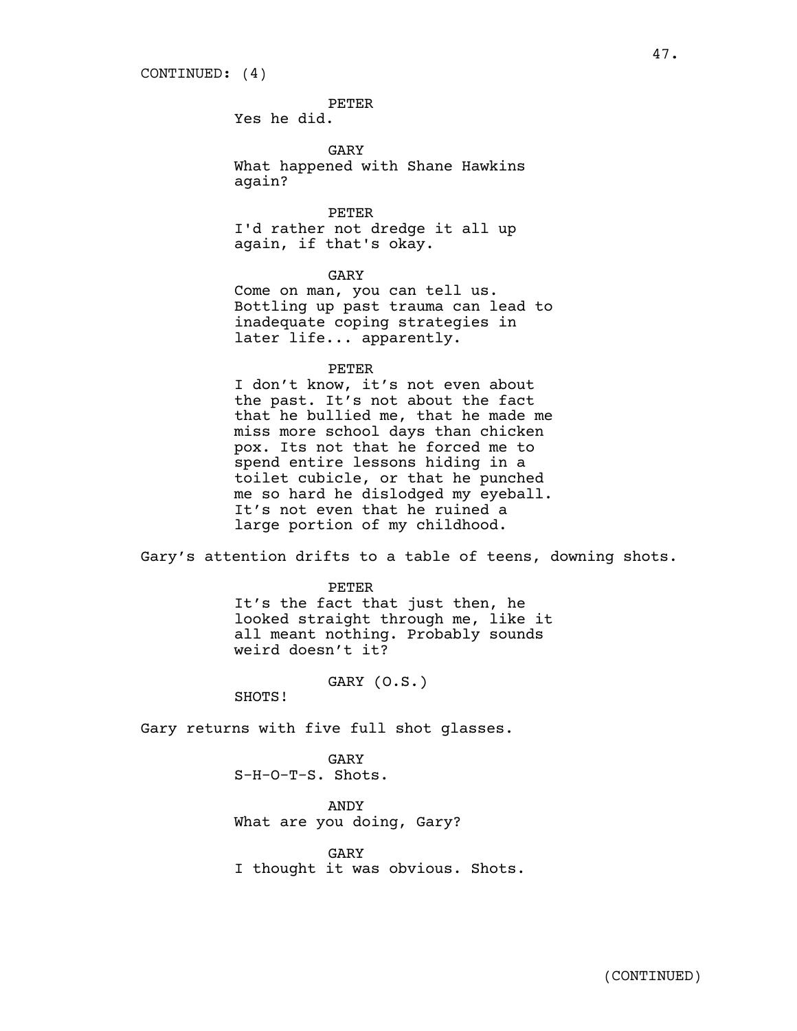CONTINUED: (4)

PETER
Yes he did.

GARY
What happened with Shane Hawkins again?

PETER
I'd rather not dredge it all up again, if that's okay.

GARY
Come on man, you can tell us. Bottling up past trauma can lead to inadequate coping strategies in later life... apparently.

PETER
I don't know, it's not even about the past. It's not about the fact that he bullied me, that he made me miss more school days than chicken pox. Its not that he forced me to spend entire lessons hiding in a toilet cubicle, or that he punched me so hard he dislodged my eyeball. It's not even that he ruined a large portion of my childhood.

Gary's attention drifts to a table of teens, downing shots.

PETER
It's the fact that just then, he looked straight through me, like it all meant nothing. Probably sounds weird doesn't it?

GARY (O.S.)
SHOTS!

Gary returns with five full shot glasses.

GARY
S-H-O-T-S. Shots.

ANDY
What are you doing, Gary?

GARY
I thought it was obvious. Shots.

(CONTINUED)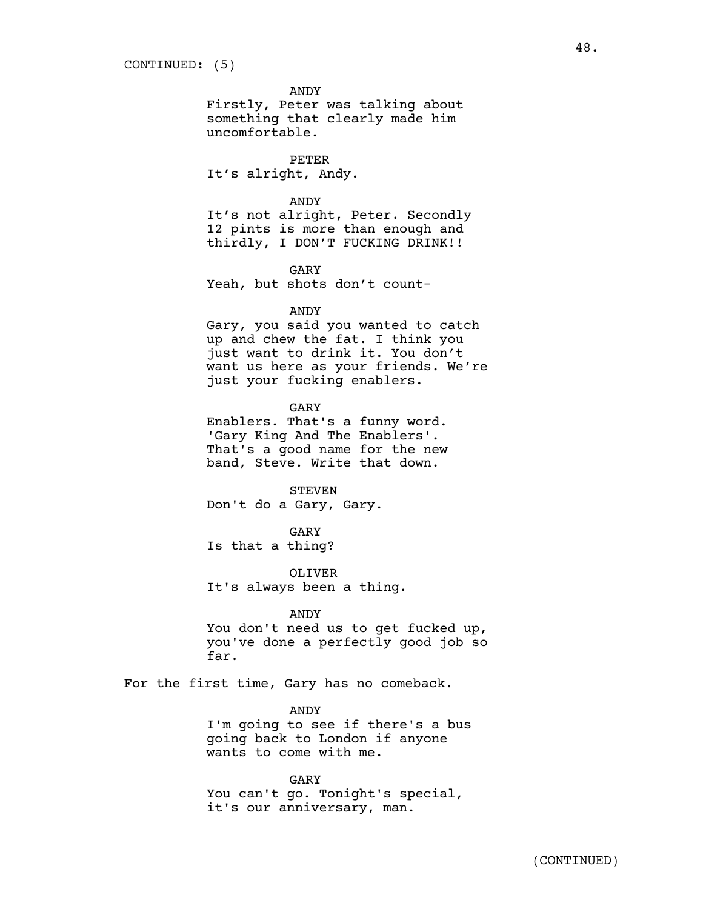CONTINUED: (5)

ANDY
Firstly, Peter was talking about something that clearly made him uncomfortable.

PETER
It's alright, Andy.

ANDY
It's not alright, Peter. Secondly 12 pints is more than enough and thirdly, I DON'T FUCKING DRINK!!

GARY
Yeah, but shots don't count-

ANDY
Gary, you said you wanted to catch up and chew the fat. I think you just want to drink it. You don't want us here as your friends. We're just your fucking enablers.

GARY
Enablers. That's a funny word. 'Gary King And The Enablers'. That's a good name for the new band, Steve. Write that down.

STEVEN
Don't do a Gary, Gary.

GARY
Is that a thing?

OLIVER
It's always been a thing.

ANDY
You don't need us to get fucked up, you've done a perfectly good job so far.

For the first time, Gary has no comeback.

ANDY
I'm going to see if there's a bus going back to London if anyone wants to come with me.

GARY
You can't go. Tonight's special, it's our anniversary, man.

(CONTINUED)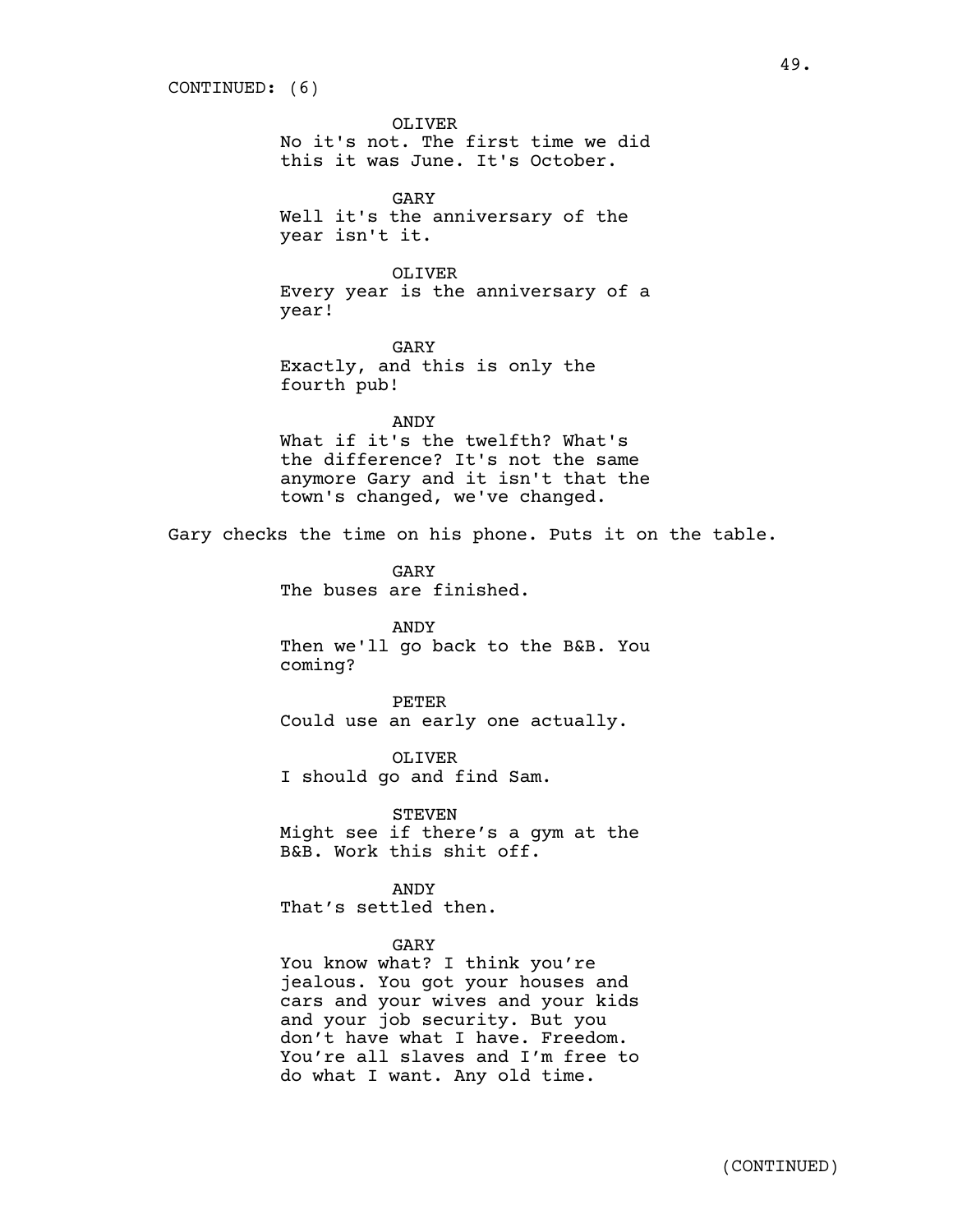CONTINUED: (6)

OLIVER
No it's not. The first time we did this it was June. It's October.

GARY
Well it's the anniversary of the year isn't it.

OLIVER
Every year is the anniversary of a year!

GARY
Exactly, and this is only the fourth pub!

ANDY
What if it's the twelfth? What's the difference? It's not the same anymore Gary and it isn't that the town's changed, we've changed.

Gary checks the time on his phone. Puts it on the table.

GARY
The buses are finished.

ANDY
Then we'll go back to the B&B. You coming?

PETER
Could use an early one actually.

OLIVER
I should go and find Sam.

STEVEN
Might see if there’s a gym at the B&B. Work this shit off.

ANDY
That’s settled then.

GARY
You know what? I think you’re jealous. You got your houses and cars and your wives and your kids and your job security. But you don’t have what I have. Freedom. You’re all slaves and I’m free to do what I want. Any old time.

(CONTINUED)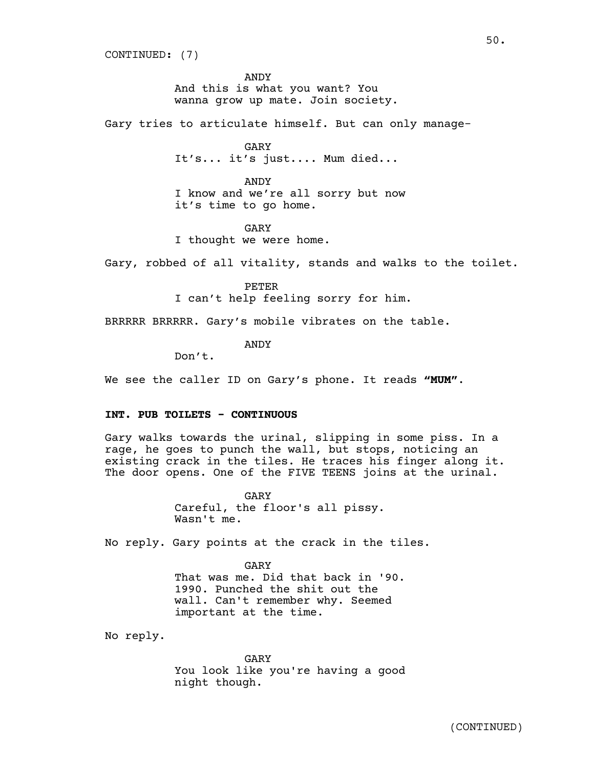CONTINUED: (7)

ANDY
And this is what you want? You wanna grow up mate. Join society.

Gary tries to articulate himself. But can only manage-

GARY
It's... it's just.... Mum died...

ANDY
I know and we're all sorry but now it's time to go home.

GARY
I thought we were home.

Gary, robbed of all vitality, stands and walks to the toilet.

PETER
I can't help feeling sorry for him.

BRRRRR BRRRRR. Gary's mobile vibrates on the table.

ANDY
Don't.

We see the caller ID on Gary's phone. It reads **"MUM"**.

**INT. PUB TOILETS - CONTINUOUS**

Gary walks towards the urinal, slipping in some piss. In a rage, he goes to punch the wall, but stops, noticing an existing crack in the tiles. He traces his finger along it. The door opens. One of the FIVE TEENS joins at the urinal.

GARY
Careful, the floor's all pissy. Wasn't me.

No reply. Gary points at the crack in the tiles.

GARY
That was me. Did that back in '90. 1990. Punched the shit out the wall. Can't remember why. Seemed important at the time.

No reply.

GARY
You look like you're having a good night though.

(CONTINUED)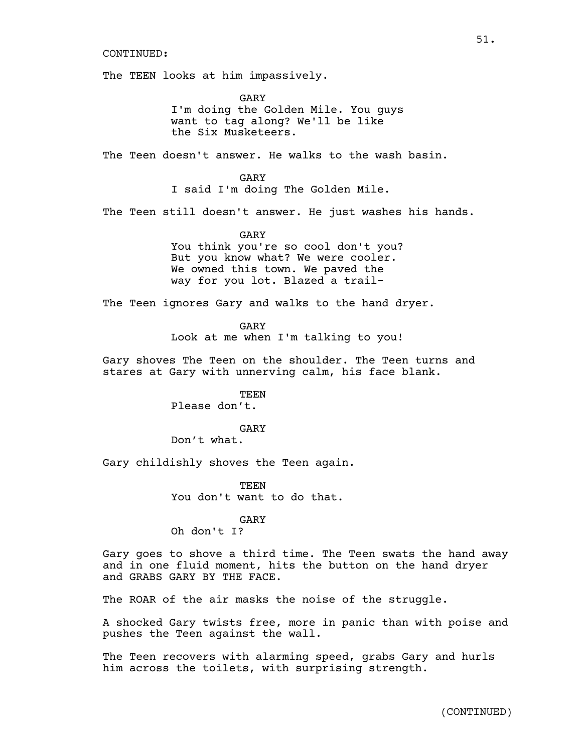CONTINUED:

The TEEN looks at him impassively.

GARY
I'm doing the Golden Mile. You guys want to tag along? We'll be like the Six Musketeers.

The Teen doesn't answer. He walks to the wash basin.

GARY
I said I'm doing The Golden Mile.

The Teen still doesn't answer. He just washes his hands.

GARY
You think you're so cool don't you? But you know what? We were cooler. We owned this town. We paved the way for you lot. Blazed a trail-

The Teen ignores Gary and walks to the hand dryer.

GARY
Look at me when I'm talking to you!

Gary shoves The Teen on the shoulder. The Teen turns and stares at Gary with unnerving calm, his face blank.

TEEN
Please don't.

GARY
Don't what.

Gary childishly shoves the Teen again.

TEEN
You don't want to do that.

GARY
Oh don't I?

Gary goes to shove a third time. The Teen swats the hand away and in one fluid moment, hits the button on the hand dryer and GRABS GARY BY THE FACE.

The ROAR of the air masks the noise of the struggle.

A shocked Gary twists free, more in panic than with poise and pushes the Teen against the wall.

The Teen recovers with alarming speed, grabs Gary and hurls him across the toilets, with surprising strength.

(CONTINUED)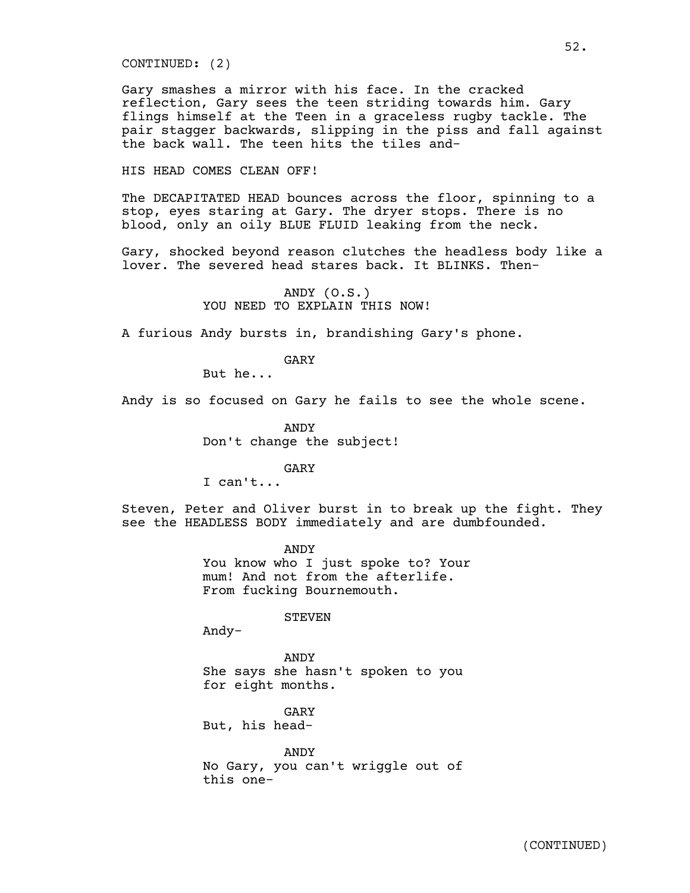CONTINUED: (2)

Gary smashes a mirror with his face. In the cracked reflection, Gary sees the teen striding towards him. Gary flings himself at the Teen in a graceless rugby tackle. The pair stagger backwards, slipping in the piss and fall against the back wall. The teen hits the tiles and-

HIS HEAD COMES CLEAN OFF!

The DECAPITATED HEAD bounces across the floor, spinning to a stop, eyes staring at Gary. The dryer stops. There is no blood, only an oily BLUE FLUID leaking from the neck.

Gary, shocked beyond reason clutches the headless body like a lover. The severed head stares back. It BLINKS. Then-

ANDY (O.S.)
YOU NEED TO EXPLAIN THIS NOW!

A furious Andy bursts in, brandishing Gary's phone.

GARY
But he...

Andy is so focused on Gary he fails to see the whole scene.

ANDY
Don't change the subject!

GARY
I can't...

Steven, Peter and Oliver burst in to break up the fight. They see the HEADLESS BODY immediately and are dumbfounded.

ANDY
You know who I just spoke to? Your mum! And not from the afterlife. From fucking Bournemouth.

STEVEN
Andy-

ANDY
She says she hasn't spoken to you for eight months.

GARY
But, his head-

ANDY
No Gary, you can't wriggle out of this one-

(CONTINUED)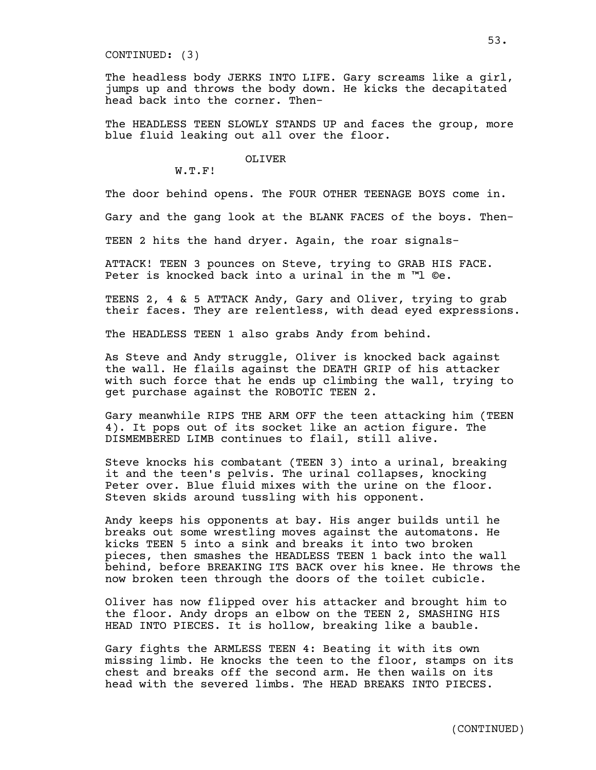CONTINUED: (3)

The headless body JERKS INTO LIFE. Gary screams like a girl, jumps up and throws the body down. He kicks the decapitated head back into the corner. Then-

The HEADLESS TEEN SLOWLY STANDS UP and faces the group, more blue fluid leaking out all over the floor.

OLIVER

W.T.F!

The door behind opens. The FOUR OTHER TEENAGE BOYS come in.

Gary and the gang look at the BLANK FACES of the boys. Then-

TEEN 2 hits the hand dryer. Again, the roar signals-

ATTACK! TEEN 3 pounces on Steve, trying to GRAB HIS FACE. Peter is knocked back into a urinal in the m ™l ©e.

TEENS 2, 4 & 5 ATTACK Andy, Gary and Oliver, trying to grab their faces. They are relentless, with dead eyed expressions.

The HEADLESS TEEN 1 also grabs Andy from behind.

As Steve and Andy struggle, Oliver is knocked back against the wall. He flails against the DEATH GRIP of his attacker with such force that he ends up climbing the wall, trying to get purchase against the ROBOTIC TEEN 2.

Gary meanwhile RIPS THE ARM OFF the teen attacking him (TEEN 4). It pops out of its socket like an action figure. The DISMEMBERED LIMB continues to flail, still alive.

Steve knocks his combatant (TEEN 3) into a urinal, breaking it and the teen's pelvis. The urinal collapses, knocking Peter over. Blue fluid mixes with the urine on the floor. Steven skids around tussling with his opponent.

Andy keeps his opponents at bay. His anger builds until he breaks out some wrestling moves against the automatons. He kicks TEEN 5 into a sink and breaks it into two broken pieces, then smashes the HEADLESS TEEN 1 back into the wall behind, before BREAKING ITS BACK over his knee. He throws the now broken teen through the doors of the toilet cubicle.

Oliver has now flipped over his attacker and brought him to the floor. Andy drops an elbow on the TEEN 2, SMASHING HIS HEAD INTO PIECES. It is hollow, breaking like a bauble.

Gary fights the ARMLESS TEEN 4: Beating it with its own missing limb. He knocks the teen to the floor, stamps on its chest and breaks off the second arm. He then wails on its head with the severed limbs. The HEAD BREAKS INTO PIECES.

(CONTINUED)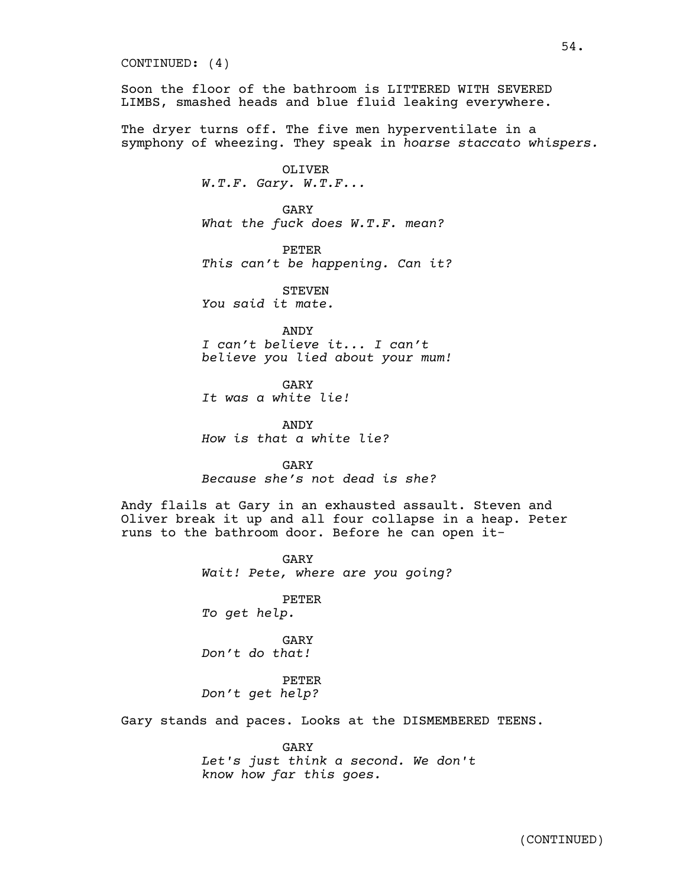CONTINUED: (4)

Soon the floor of the bathroom is LITTERED WITH SEVERED LIMBS, smashed heads and blue fluid leaking everywhere.

The dryer turns off. The five men hyperventilate in a symphony of wheezing. They speak in *hoarse staccato whispers.*

OLIVER
*W.T.F. Gary. W.T.F...*

GARY
*What the fuck does W.T.F. mean?*

PETER
*This can't be happening. Can it?*

STEVEN
*You said it mate.*

ANDY
*I can't believe it... I can't believe you lied about your mum!*

GARY
*It was a white lie!*

ANDY
*How is that a white lie?*

GARY
*Because she's not dead is she?*

Andy flails at Gary in an exhausted assault. Steven and Oliver break it up and all four collapse in a heap. Peter runs to the bathroom door. Before he can open it-

GARY
*Wait! Pete, where are you going?*

PETER
*To get help.*

GARY
*Don't do that!*

PETER
*Don't get help?*

Gary stands and paces. Looks at the DISMEMBERED TEENS.

GARY
*Let's just think a second. We don't know how far this goes.*

(CONTINUED)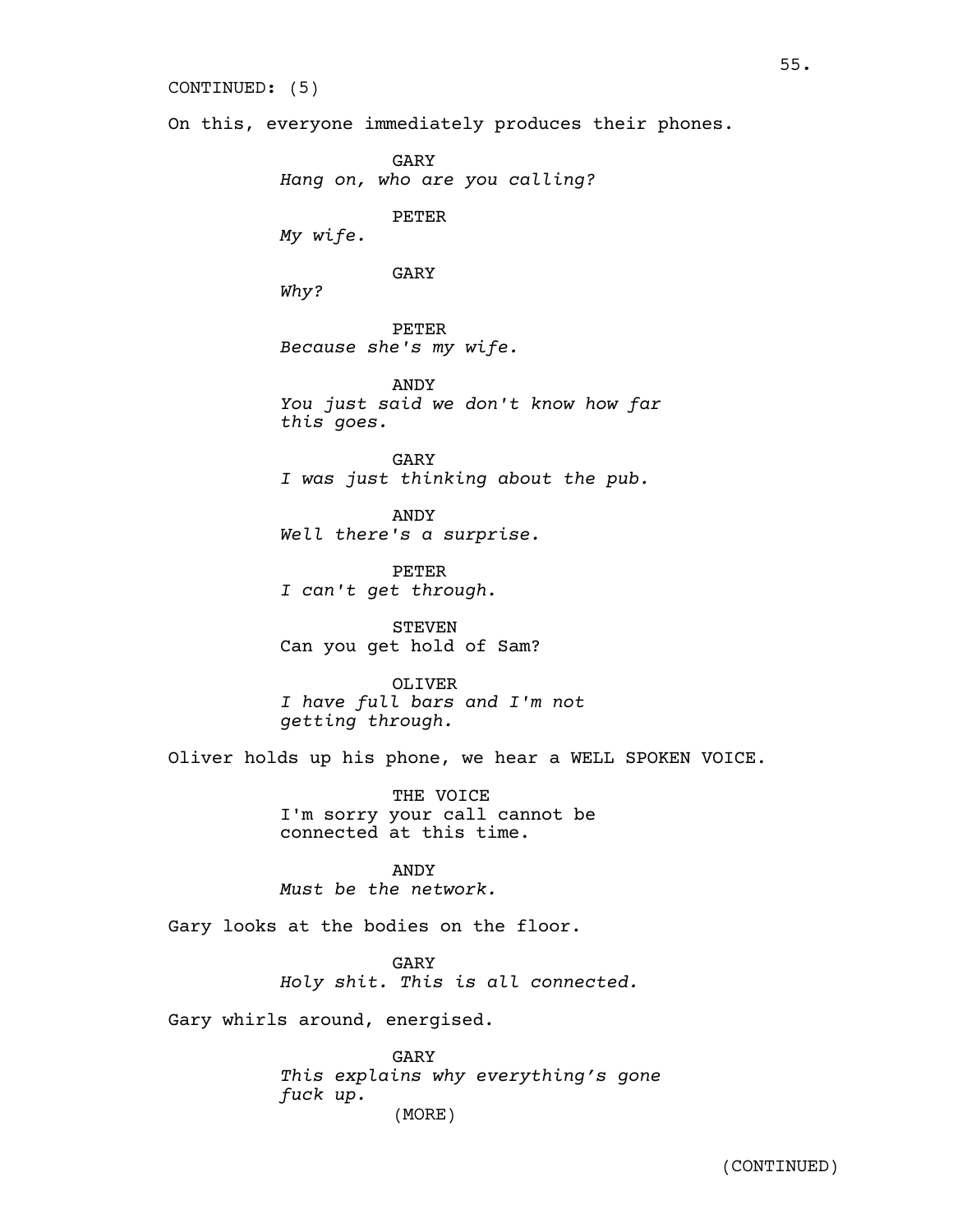CONTINUED: (5)

On this, everyone immediately produces their phones.

GARY
*Hang on, who are you calling?*

PETER
*My wife.*

GARY
*Why?*

PETER
*Because she's my wife.*

ANDY
*You just said we don't know how far this goes.*

GARY
*I was just thinking about the pub.*

ANDY
*Well there's a surprise.*

PETER
*I can't get through.*

STEVEN
Can you get hold of Sam?

OLIVER
*I have full bars and I'm not getting through.*

Oliver holds up his phone, we hear a WELL SPOKEN VOICE.

THE VOICE
I'm sorry your call cannot be connected at this time.

ANDY
*Must be the network.*

Gary looks at the bodies on the floor.

GARY
*Holy shit. This is all connected.*

Gary whirls around, energised.

GARY
*This explains why everything's gone fuck up.*
(MORE)

(CONTINUED)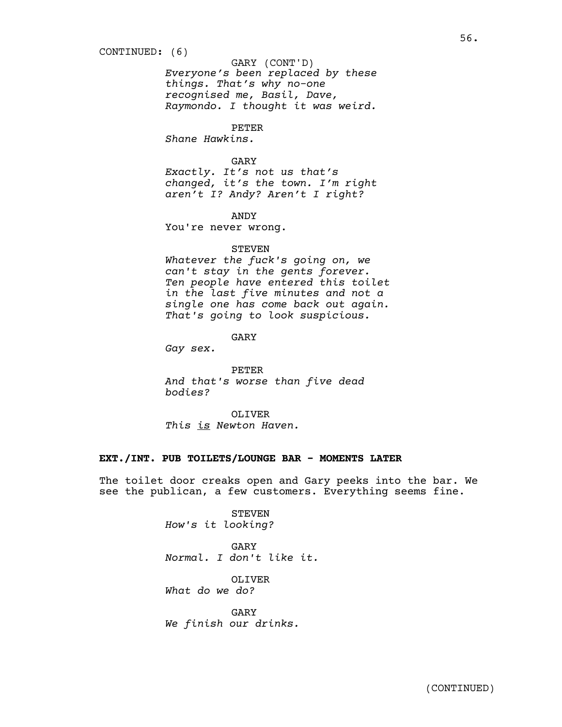CONTINUED: (6)

GARY (CONT'D)
*Everyone's been replaced by these things. That's why no-one recognised me, Basil, Dave, Raymondo. I thought it was weird.*

PETER
*Shane Hawkins.*

GARY
*Exactly. It's not us that's changed, it's the town. I'm right aren't I? Andy? Aren't I right?*

ANDY
You're never wrong.

STEVEN
*Whatever the fuck's going on, we can't stay in the gents forever. Ten people have entered this toilet in the last five minutes and not a single one has come back out again. That's going to look suspicious.*

GARY
*Gay sex.*

PETER
*And that's worse than five dead bodies?*

OLIVER
*This <u>is</u> Newton Haven.*

**EXT./INT. PUB TOILETS/LOUNGE BAR - MOMENTS LATER**

The toilet door creaks open and Gary peeks into the bar. We see the publican, a few customers. Everything seems fine.

STEVEN
*How's it looking?*

GARY
*Normal. I don't like it.*

OLIVER
*What do we do?*

GARY
*We finish our drinks.*

(CONTINUED)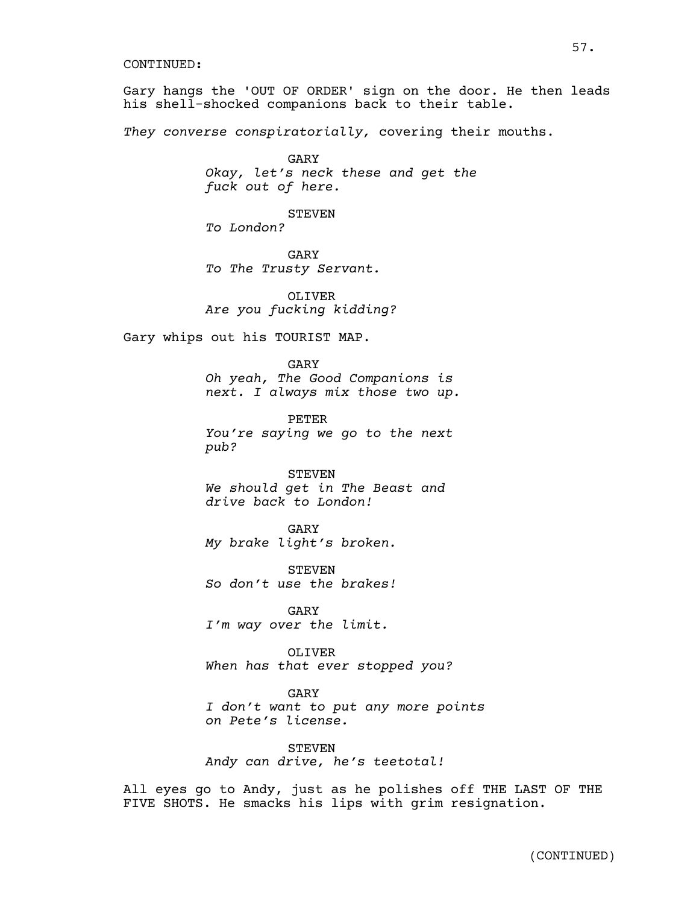CONTINUED:

Gary hangs the 'OUT OF ORDER' sign on the door. He then leads his shell-shocked companions back to their table.

*They converse conspiratorially,* covering their mouths.

GARY
*Okay, let's neck these and get the fuck out of here.*

STEVEN
*To London?*

GARY
*To The Trusty Servant.*

OLIVER
*Are you fucking kidding?*

Gary whips out his TOURIST MAP.

GARY
*Oh yeah, The Good Companions is next. I always mix those two up.*

PETER
*You're saying we go to the next pub?*

STEVEN
*We should get in The Beast and drive back to London!*

GARY
*My brake light's broken.*

STEVEN
*So don't use the brakes!*

GARY
*I'm way over the limit.*

OLIVER
*When has that ever stopped you?*

GARY
*I don't want to put any more points on Pete's license.*

STEVEN
*Andy can drive, he's teetotal!*

All eyes go to Andy, just as he polishes off THE LAST OF THE FIVE SHOTS. He smacks his lips with grim resignation.

(CONTINUED)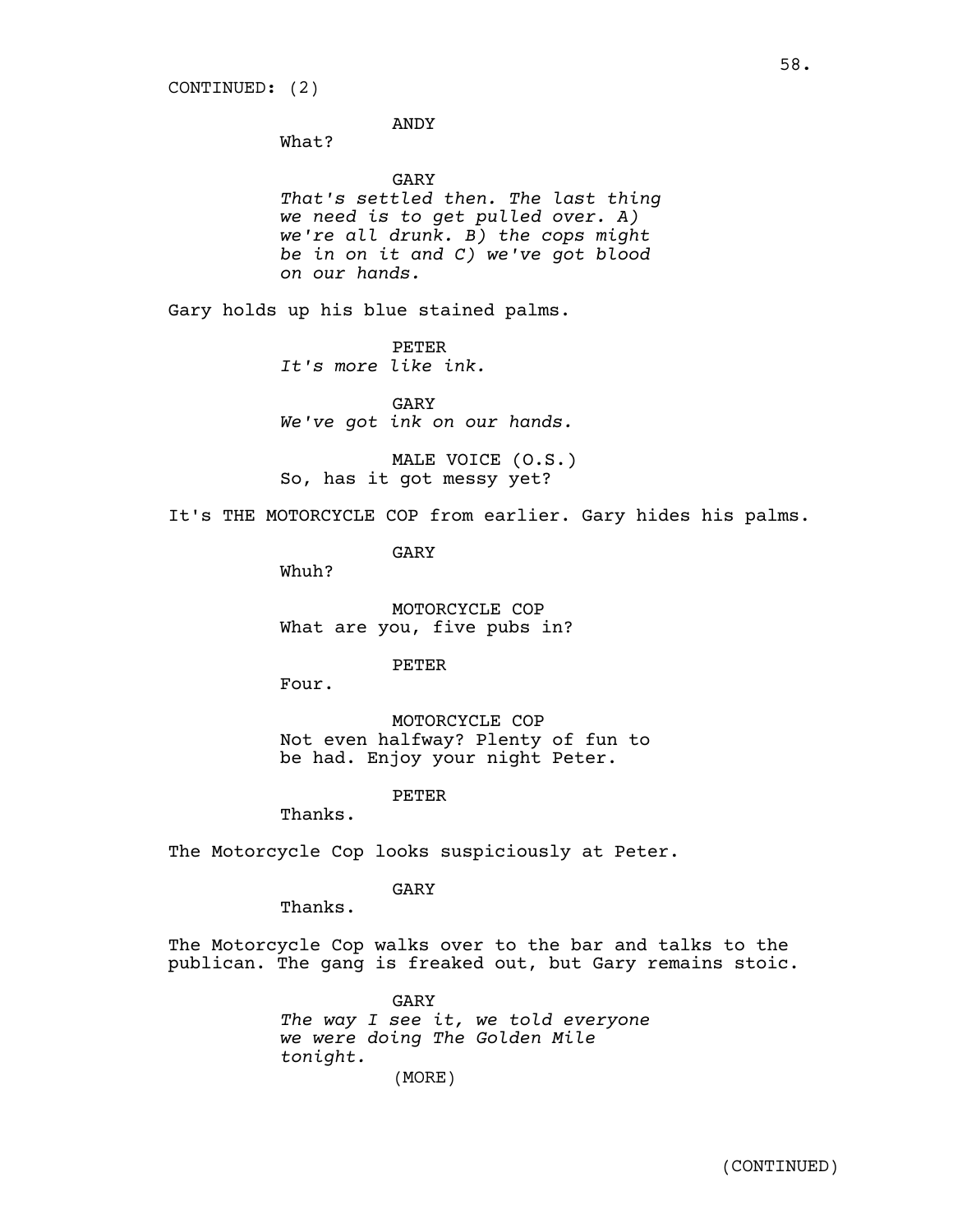CONTINUED: (2)

ANDY

What?

GARY

*That's settled then. The last thing we need is to get pulled over. A) we're all drunk. B) the cops might be in on it and C) we've got blood on our hands.*

Gary holds up his blue stained palms.

PETER

*It's more like ink.*

GARY

*We've got ink on our hands.*

MALE VOICE (O.S.)

So, has it got messy yet?

It's THE MOTORCYCLE COP from earlier. Gary hides his palms.

GARY

Whuh?

MOTORCYCLE COP

What are you, five pubs in?

PETER

Four.

MOTORCYCLE COP

Not even halfway? Plenty of fun to be had. Enjoy your night Peter.

PETER

Thanks.

The Motorcycle Cop looks suspiciously at Peter.

GARY

Thanks.

The Motorcycle Cop walks over to the bar and talks to the publican. The gang is freaked out, but Gary remains stoic.

GARY

*The way I see it, we told everyone we were doing The Golden Mile tonight.*

(MORE)

(CONTINUED)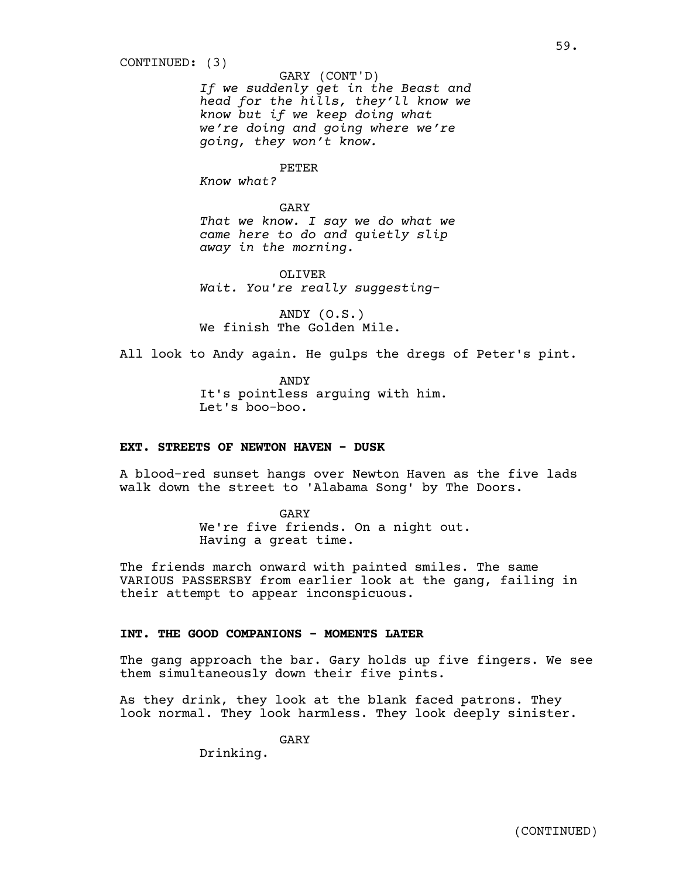CONTINUED: (3)

GARY (CONT'D)
*If we suddenly get in the Beast and head for the hills, they'll know we know but if we keep doing what we're doing and going where we're going, they won't know.*

PETER
*Know what?*

GARY
*That we know. I say we do what we came here to do and quietly slip away in the morning.*

OLIVER
*Wait. You're really suggesting-*

ANDY (O.S.)
We finish The Golden Mile.

All look to Andy again. He gulps the dregs of Peter's pint.

ANDY
It's pointless arguing with him. Let's boo-boo.

**EXT. STREETS OF NEWTON HAVEN - DUSK**

A blood-red sunset hangs over Newton Haven as the five lads walk down the street to 'Alabama Song' by The Doors.

GARY
We're five friends. On a night out. Having a great time.

The friends march onward with painted smiles. The same VARIOUS PASSERSBY from earlier look at the gang, failing in their attempt to appear inconspicuous.

**INT. THE GOOD COMPANIONS - MOMENTS LATER**

The gang approach the bar. Gary holds up five fingers. We see them simultaneously down their five pints.

As they drink, they look at the blank faced patrons. They look normal. They look harmless. They look deeply sinister.

GARY
Drinking.

(CONTINUED)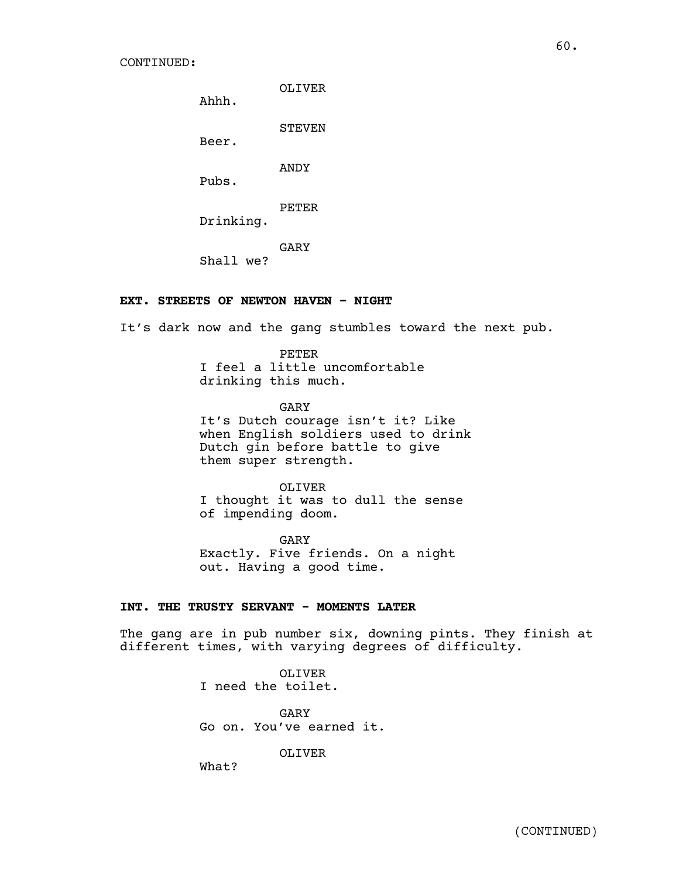CONTINUED:

OLIVER
Ahhh.

STEVEN
Beer.

ANDY
Pubs.

PETER
Drinking.

GARY
Shall we?

**EXT. STREETS OF NEWTON HAVEN - NIGHT**

It's dark now and the gang stumbles toward the next pub.

PETER
I feel a little uncomfortable drinking this much.

GARY
It's Dutch courage isn't it? Like when English soldiers used to drink Dutch gin before battle to give them super strength.

OLIVER
I thought it was to dull the sense of impending doom.

GARY
Exactly. Five friends. On a night out. Having a good time.

**INT. THE TRUSTY SERVANT - MOMENTS LATER**

The gang are in pub number six, downing pints. They finish at different times, with varying degrees of difficulty.

OLIVER
I need the toilet.

GARY
Go on. You've earned it.

OLIVER
What?

(CONTINUED)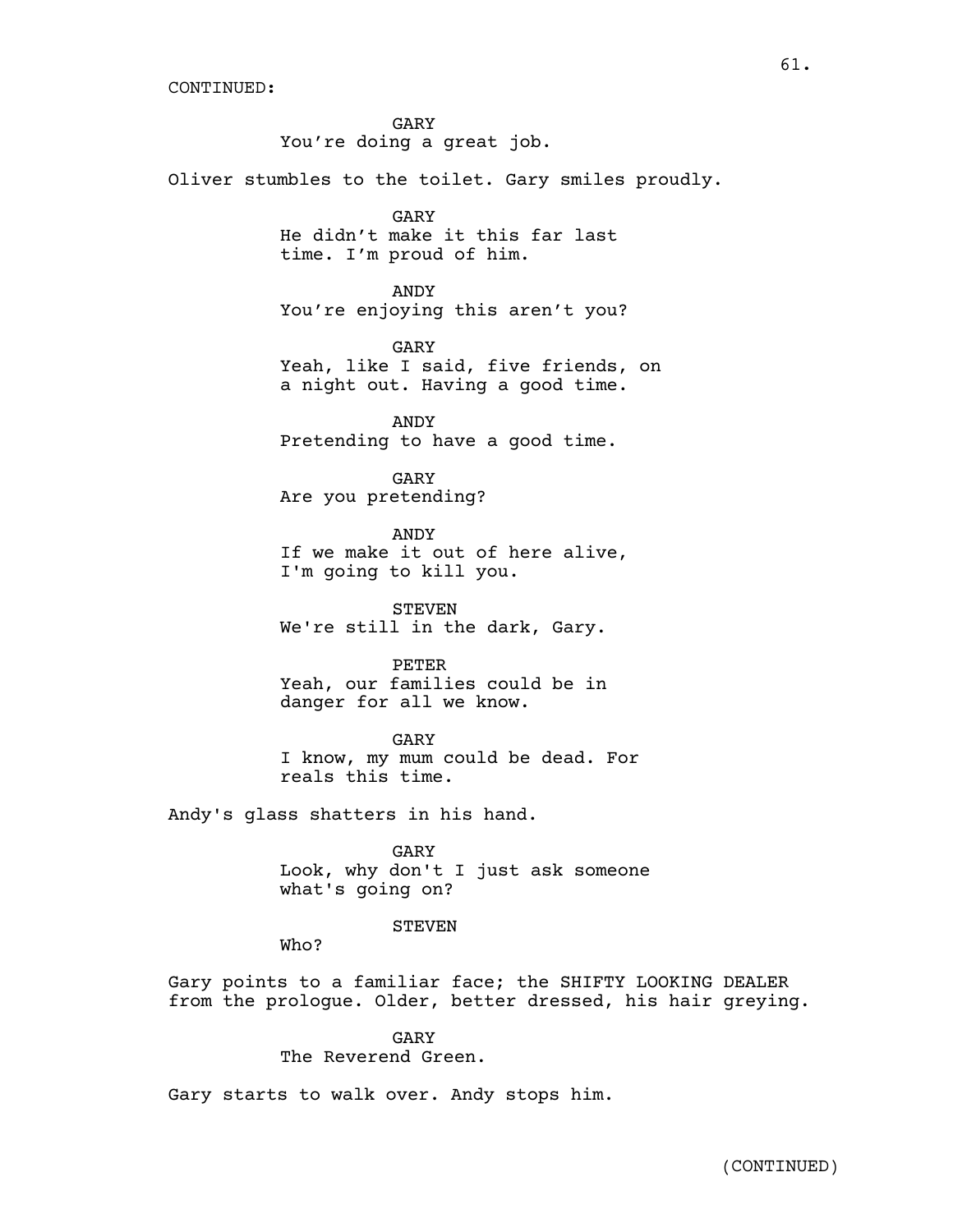CONTINUED:

GARY
You're doing a great job.

Oliver stumbles to the toilet. Gary smiles proudly.

GARY
He didn't make it this far last time. I'm proud of him.

ANDY
You're enjoying this aren't you?

GARY
Yeah, like I said, five friends, on a night out. Having a good time.

ANDY
Pretending to have a good time.

GARY
Are you pretending?

ANDY
If we make it out of here alive, I'm going to kill you.

STEVEN
We're still in the dark, Gary.

PETER
Yeah, our families could be in danger for all we know.

GARY
I know, my mum could be dead. For reals this time.

Andy's glass shatters in his hand.

GARY
Look, why don't I just ask someone what's going on?

STEVEN
Who?

Gary points to a familiar face; the SHIFTY LOOKING DEALER from the prologue. Older, better dressed, his hair greying.

GARY
The Reverend Green.

Gary starts to walk over. Andy stops him.

(CONTINUED)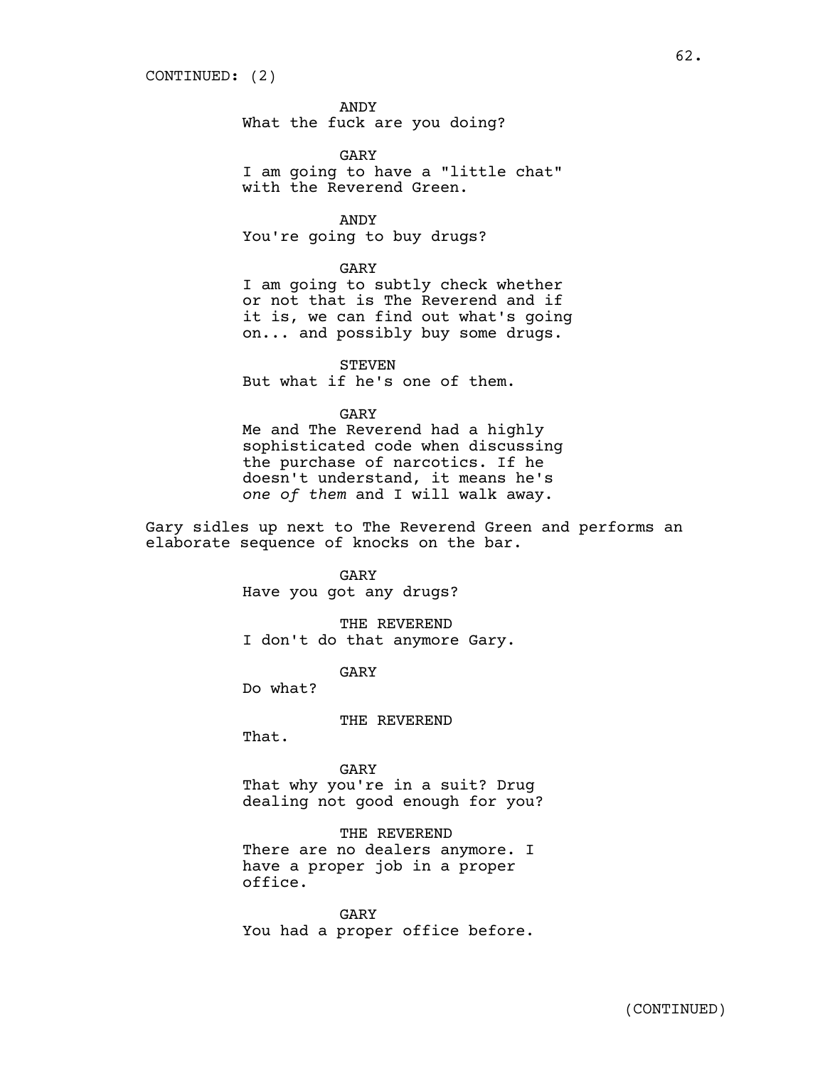CONTINUED: (2)

ANDY
What the fuck are you doing?

GARY
I am going to have a "little chat" with the Reverend Green.

ANDY
You're going to buy drugs?

GARY
I am going to subtly check whether or not that is The Reverend and if it is, we can find out what's going on... and possibly buy some drugs.

STEVEN
But what if he's one of them.

GARY
Me and The Reverend had a highly sophisticated code when discussing the purchase of narcotics. If he doesn't understand, it means he's *one of them* and I will walk away.

Gary sidles up next to The Reverend Green and performs an elaborate sequence of knocks on the bar.

GARY
Have you got any drugs?

THE REVEREND
I don't do that anymore Gary.

GARY
Do what?

THE REVEREND
That.

GARY
That why you're in a suit? Drug dealing not good enough for you?

THE REVEREND
There are no dealers anymore. I have a proper job in a proper office.

GARY
You had a proper office before.

(CONTINUED)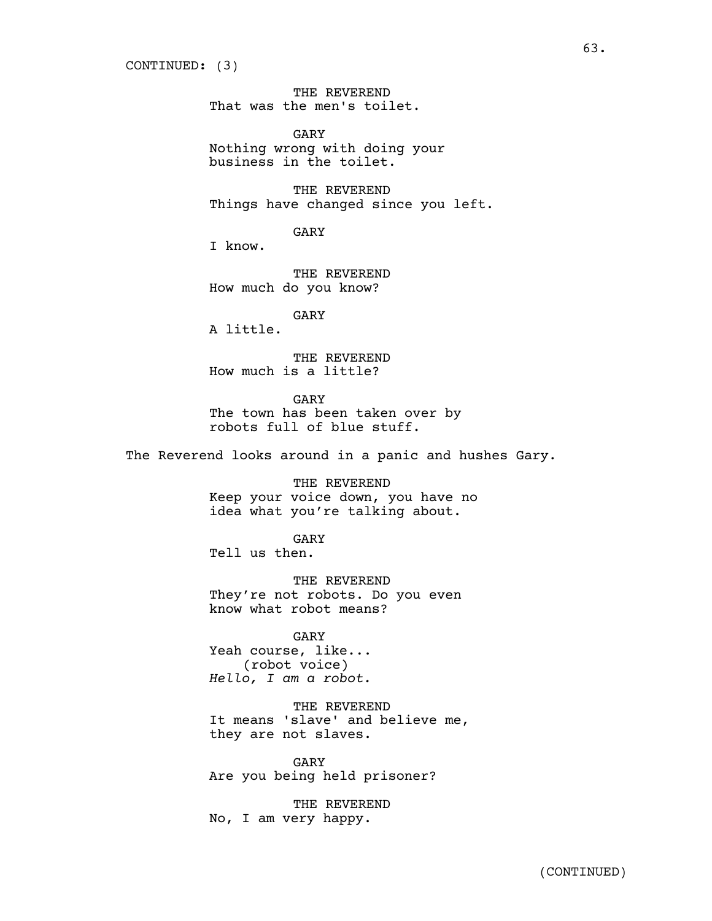CONTINUED: (3)

THE REVEREND
That was the men's toilet.

GARY
Nothing wrong with doing your business in the toilet.

THE REVEREND
Things have changed since you left.

GARY
I know.

THE REVEREND
How much do you know?

GARY
A little.

THE REVEREND
How much is a little?

GARY
The town has been taken over by robots full of blue stuff.

The Reverend looks around in a panic and hushes Gary.

THE REVEREND
Keep your voice down, you have no idea what you're talking about.

GARY
Tell us then.

THE REVEREND
They're not robots. Do you even know what robot means?

GARY
Yeah course, like...
(robot voice)
*Hello, I am a robot.*

THE REVEREND
It means 'slave' and believe me, they are not slaves.

GARY
Are you being held prisoner?

THE REVEREND
No, I am very happy.

(CONTINUED)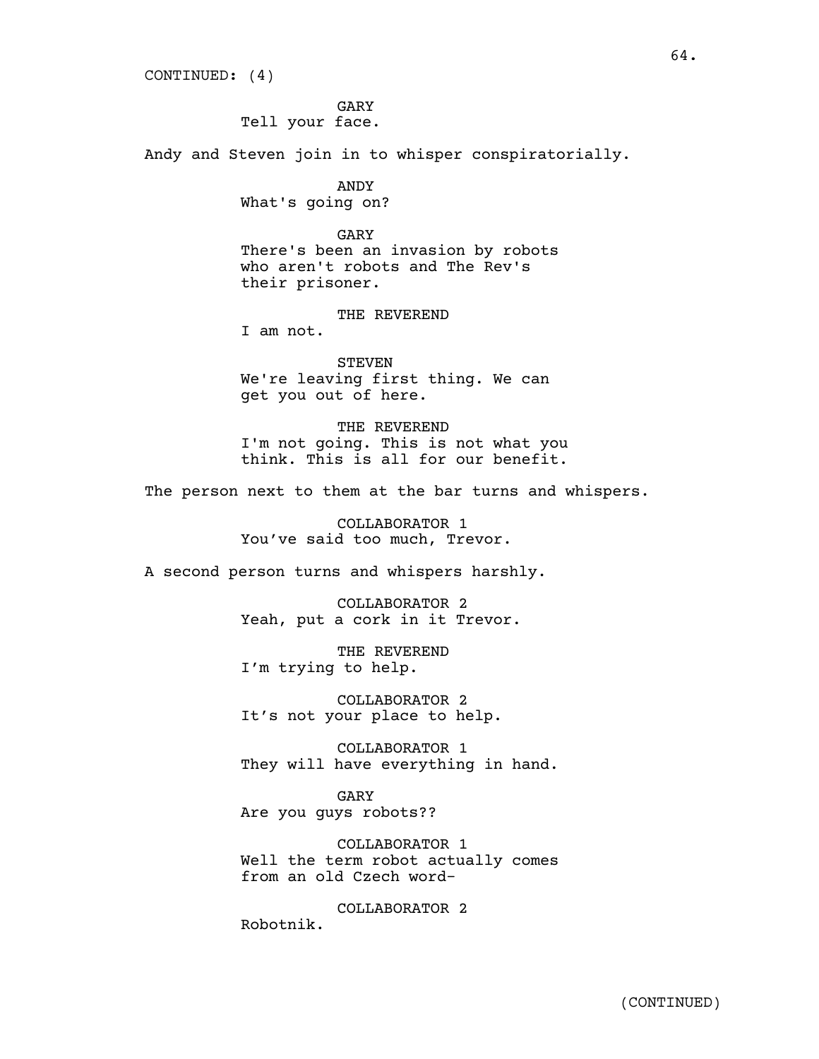CONTINUED: (4)

GARY
Tell your face.

Andy and Steven join in to whisper conspiratorially.

ANDY
What's going on?

GARY
There's been an invasion by robots who aren't robots and The Rev's their prisoner.

THE REVEREND
I am not.

STEVEN
We're leaving first thing. We can get you out of here.

THE REVEREND
I'm not going. This is not what you think. This is all for our benefit.

The person next to them at the bar turns and whispers.

COLLABORATOR 1
You've said too much, Trevor.

A second person turns and whispers harshly.

COLLABORATOR 2
Yeah, put a cork in it Trevor.

THE REVEREND
I'm trying to help.

COLLABORATOR 2
It's not your place to help.

COLLABORATOR 1
They will have everything in hand.

GARY
Are you guys robots??

COLLABORATOR 1
Well the term robot actually comes from an old Czech word-

COLLABORATOR 2
Robotnik.

(CONTINUED)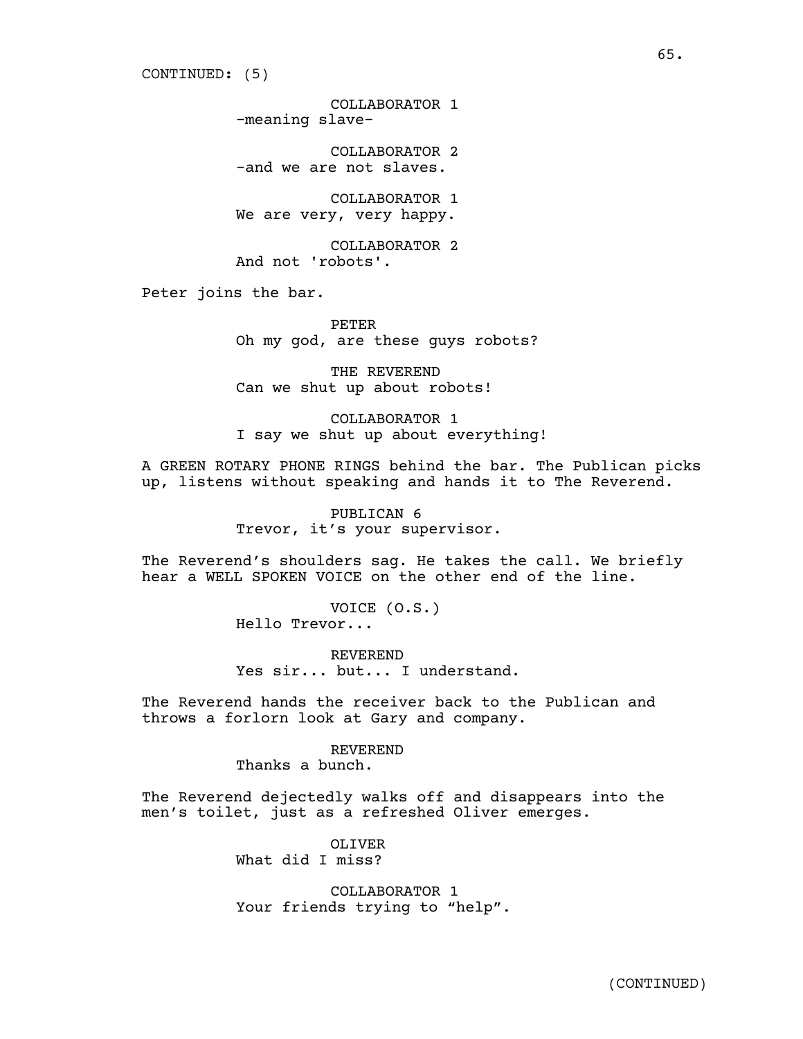CONTINUED: (5)

COLLABORATOR 1
-meaning slave-

COLLABORATOR 2
-and we are not slaves.

COLLABORATOR 1
We are very, very happy.

COLLABORATOR 2
And not 'robots'.

Peter joins the bar.

PETER
Oh my god, are these guys robots?

THE REVEREND
Can we shut up about robots!

COLLABORATOR 1
I say we shut up about everything!

A GREEN ROTARY PHONE RINGS behind the bar. The Publican picks up, listens without speaking and hands it to The Reverend.

PUBLICAN 6
Trevor, it's your supervisor.

The Reverend's shoulders sag. He takes the call. We briefly hear a WELL SPOKEN VOICE on the other end of the line.

VOICE (O.S.)
Hello Trevor...

REVEREND
Yes sir... but... I understand.

The Reverend hands the receiver back to the Publican and throws a forlorn look at Gary and company.

REVEREND
Thanks a bunch.

The Reverend dejectedly walks off and disappears into the men's toilet, just as a refreshed Oliver emerges.

OLIVER
What did I miss?

COLLABORATOR 1
Your friends trying to "help".

(CONTINUED)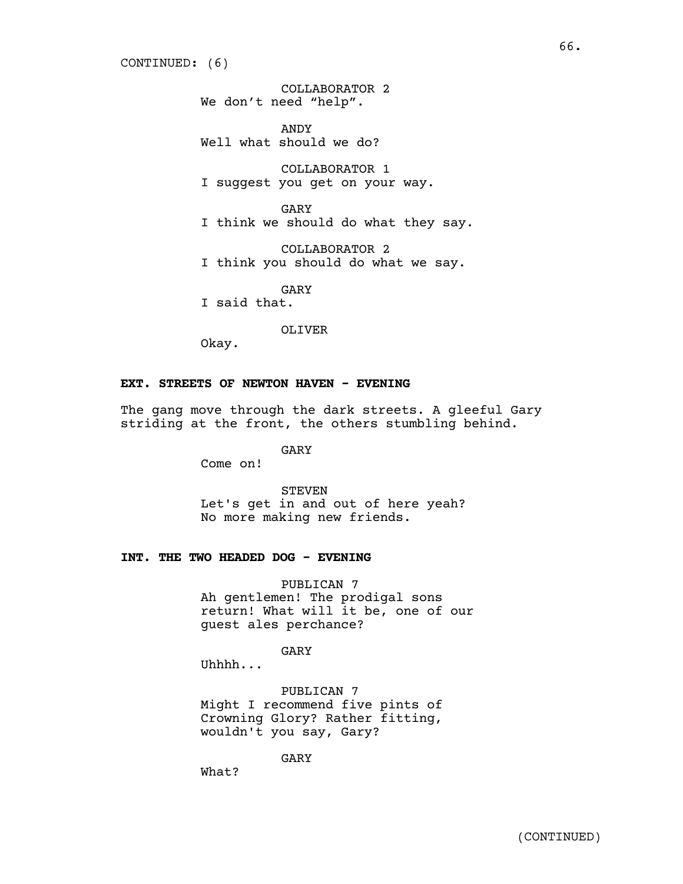CONTINUED: (6)

COLLABORATOR 2
We don't need "help".

ANDY
Well what should we do?

COLLABORATOR 1
I suggest you get on your way.

GARY
I think we should do what they say.

COLLABORATOR 2
I think you should do what we say.

GARY
I said that.

OLIVER
Okay.

**EXT. STREETS OF NEWTON HAVEN - EVENING**

The gang move through the dark streets. A gleeful Gary striding at the front, the others stumbling behind.

GARY
Come on!

STEVEN
Let's get in and out of here yeah? No more making new friends.

**INT. THE TWO HEADED DOG - EVENING**

PUBLICAN 7
Ah gentlemen! The prodigal sons return! What will it be, one of our guest ales perchance?

GARY
Uhhhh...

PUBLICAN 7
Might I recommend five pints of Crowning Glory? Rather fitting, wouldn't you say, Gary?

GARY
What?

(CONTINUED)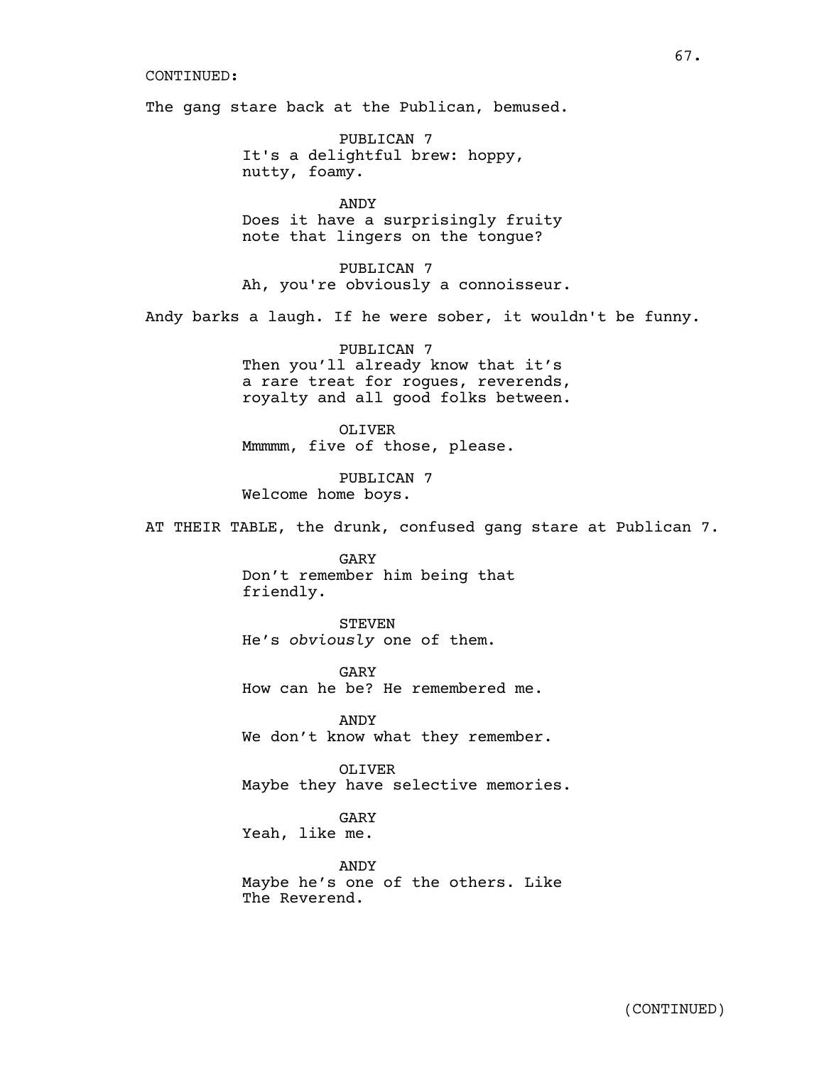CONTINUED:

The gang stare back at the Publican, bemused.

PUBLICAN 7
It's a delightful brew: hoppy, nutty, foamy.

ANDY
Does it have a surprisingly fruity note that lingers on the tongue?

PUBLICAN 7
Ah, you're obviously a connoisseur.

Andy barks a laugh. If he were sober, it wouldn't be funny.

PUBLICAN 7
Then you'll already know that it's a rare treat for rogues, reverends, royalty and all good folks between.

OLIVER
Mmmmm, five of those, please.

PUBLICAN 7
Welcome home boys.

AT THEIR TABLE, the drunk, confused gang stare at Publican 7.

GARY
Don't remember him being that friendly.

STEVEN
He's *obviously* one of them.

GARY
How can he be? He remembered me.

ANDY
We don't know what they remember.

OLIVER
Maybe they have selective memories.

GARY
Yeah, like me.

ANDY
Maybe he's one of the others. Like The Reverend.

(CONTINUED)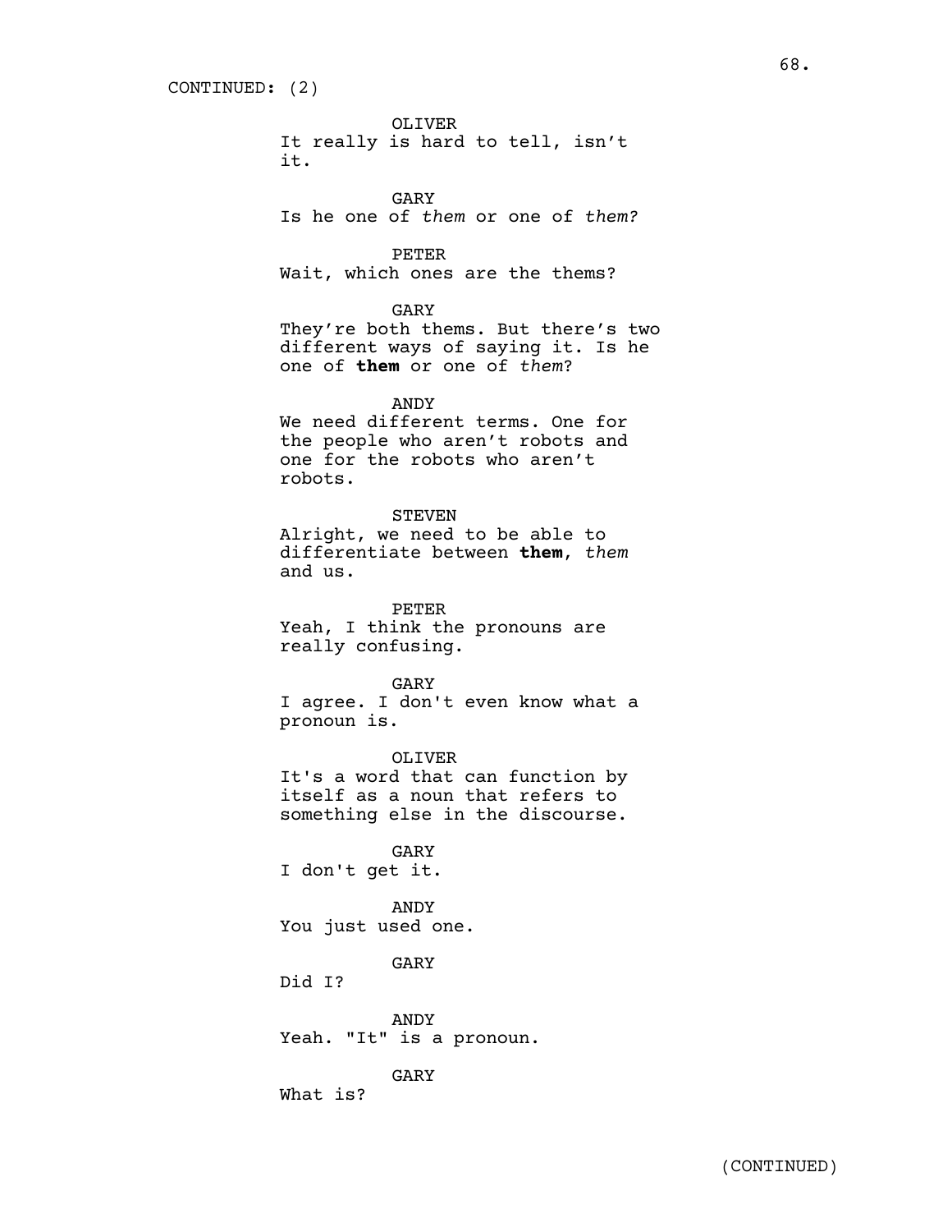CONTINUED: (2)

OLIVER
It really is hard to tell, isn't it.

GARY
Is he one of *them* or one of *them?*

PETER
Wait, which ones are the thems?

GARY
They're both thems. But there's two different ways of saying it. Is he one of **them** or one of *them*?

ANDY
We need different terms. One for the people who aren't robots and one for the robots who aren't robots.

STEVEN
Alright, we need to be able to differentiate between **them**, *them* and us.

PETER
Yeah, I think the pronouns are really confusing.

GARY
I agree. I don't even know what a pronoun is.

OLIVER
It's a word that can function by itself as a noun that refers to something else in the discourse.

GARY
I don't get it.

ANDY
You just used one.

GARY
Did I?

ANDY
Yeah. "It" is a pronoun.

GARY
What is?

(CONTINUED)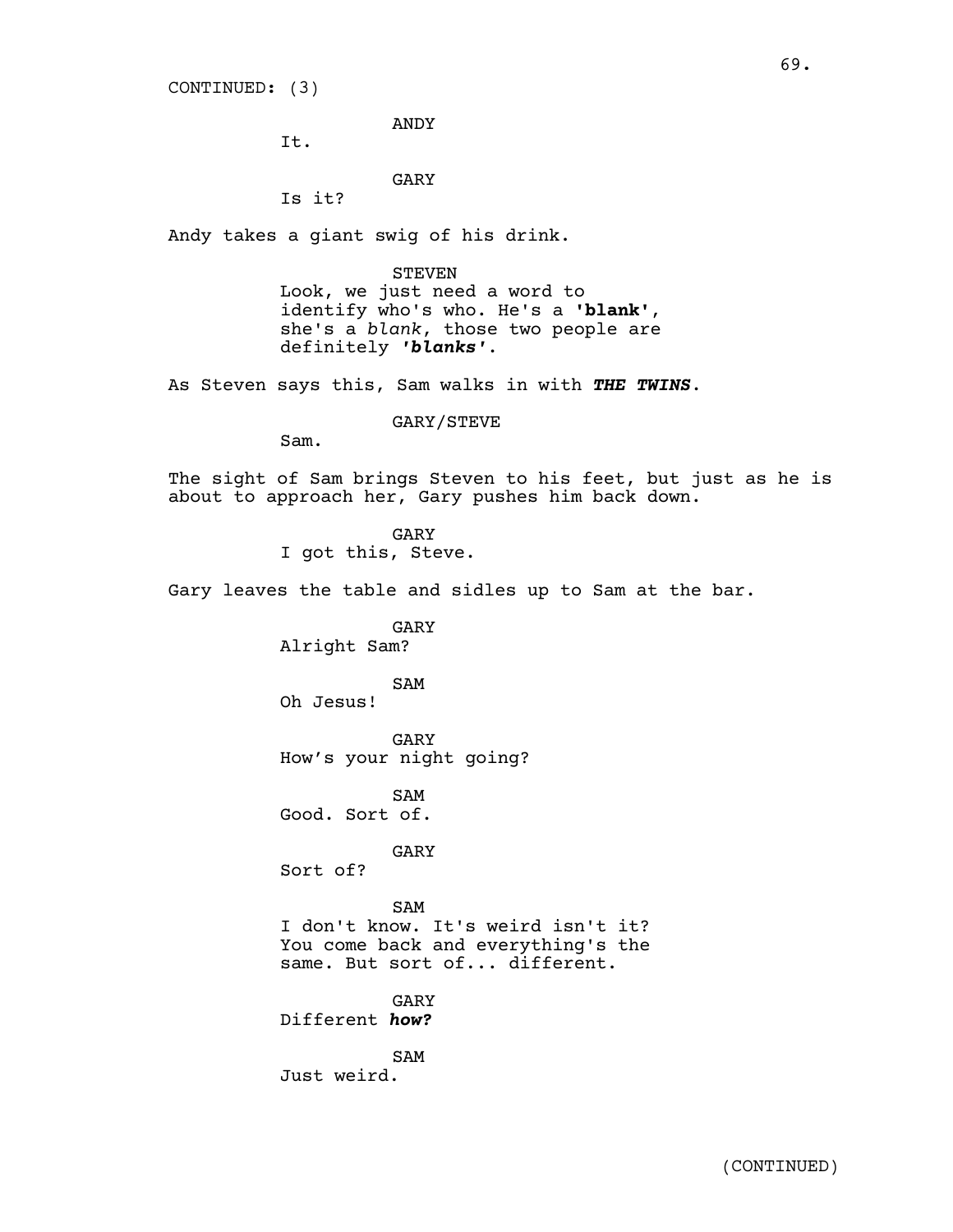CONTINUED: (3)

ANDY
It.

GARY
Is it?

Andy takes a giant swig of his drink.

STEVEN
Look, we just need a word to identify who's who. He's a **'blank'**, she's a *blank*, those two people are definitely ***'blanks'***.

As Steven says this, Sam walks in with ***THE TWINS***.

GARY/STEVE
Sam.

The sight of Sam brings Steven to his feet, but just as he is about to approach her, Gary pushes him back down.

GARY
I got this, Steve.

Gary leaves the table and sidles up to Sam at the bar.

GARY
Alright Sam?

SAM
Oh Jesus!

GARY
How's your night going?

SAM
Good. Sort of.

GARY
Sort of?

SAM
I don't know. It's weird isn't it? You come back and everything's the same. But sort of... different.

GARY
Different ***how?***

SAM
Just weird.

(CONTINUED)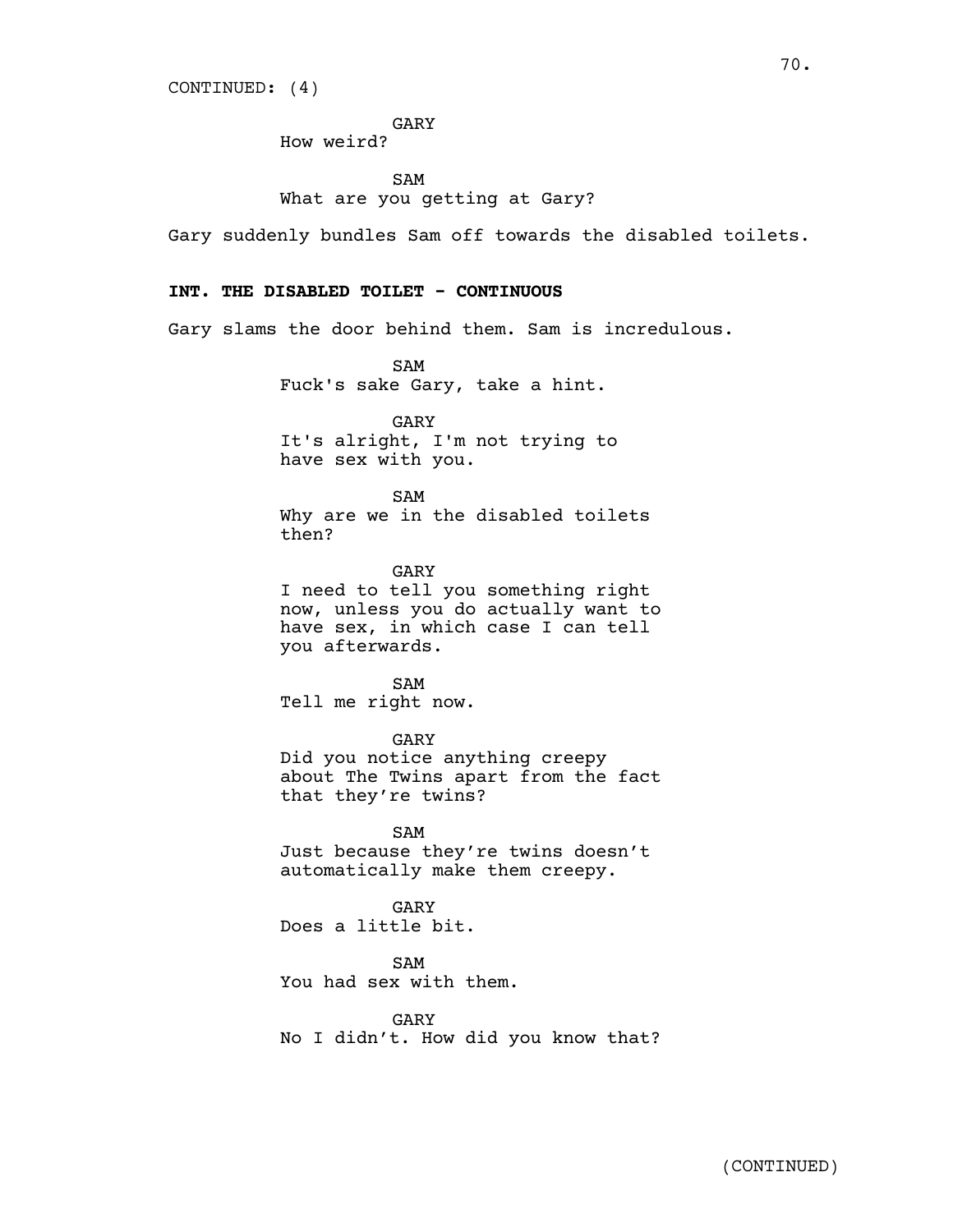CONTINUED: (4)

GARY
How weird?

SAM
What are you getting at Gary?

Gary suddenly bundles Sam off towards the disabled toilets.

**INT. THE DISABLED TOILET - CONTINUOUS**

Gary slams the door behind them. Sam is incredulous.

SAM
Fuck's sake Gary, take a hint.

GARY
It's alright, I'm not trying to have sex with you.

SAM
Why are we in the disabled toilets then?

GARY
I need to tell you something right now, unless you do actually want to have sex, in which case I can tell you afterwards.

SAM
Tell me right now.

GARY
Did you notice anything creepy about The Twins apart from the fact that they're twins?

SAM
Just because they're twins doesn't automatically make them creepy.

GARY
Does a little bit.

SAM
You had sex with them.

GARY
No I didn't. How did you know that?

(CONTINUED)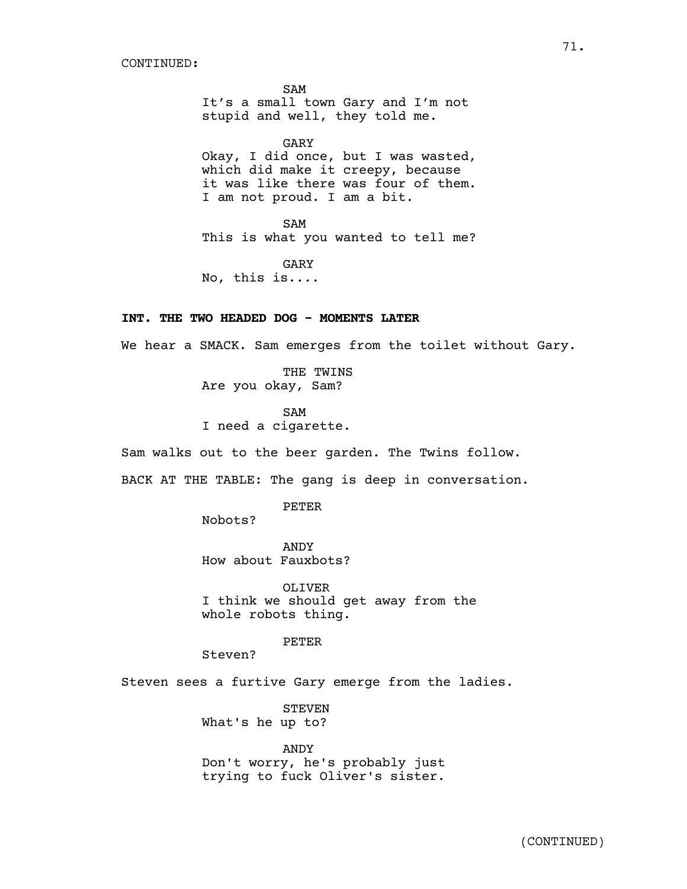CONTINUED:

SAM
It's a small town Gary and I'm not stupid and well, they told me.

GARY
Okay, I did once, but I was wasted, which did make it creepy, because it was like there was four of them. I am not proud. I am a bit.

SAM
This is what you wanted to tell me?

GARY
No, this is....

**INT. THE TWO HEADED DOG - MOMENTS LATER**

We hear a SMACK. Sam emerges from the toilet without Gary.

THE TWINS
Are you okay, Sam?

SAM
I need a cigarette.

Sam walks out to the beer garden. The Twins follow.

BACK AT THE TABLE: The gang is deep in conversation.

PETER
Nobots?

ANDY
How about Fauxbots?

OLIVER
I think we should get away from the whole robots thing.

PETER
Steven?

Steven sees a furtive Gary emerge from the ladies.

STEVEN
What's he up to?

ANDY
Don't worry, he's probably just trying to fuck Oliver's sister.

(CONTINUED)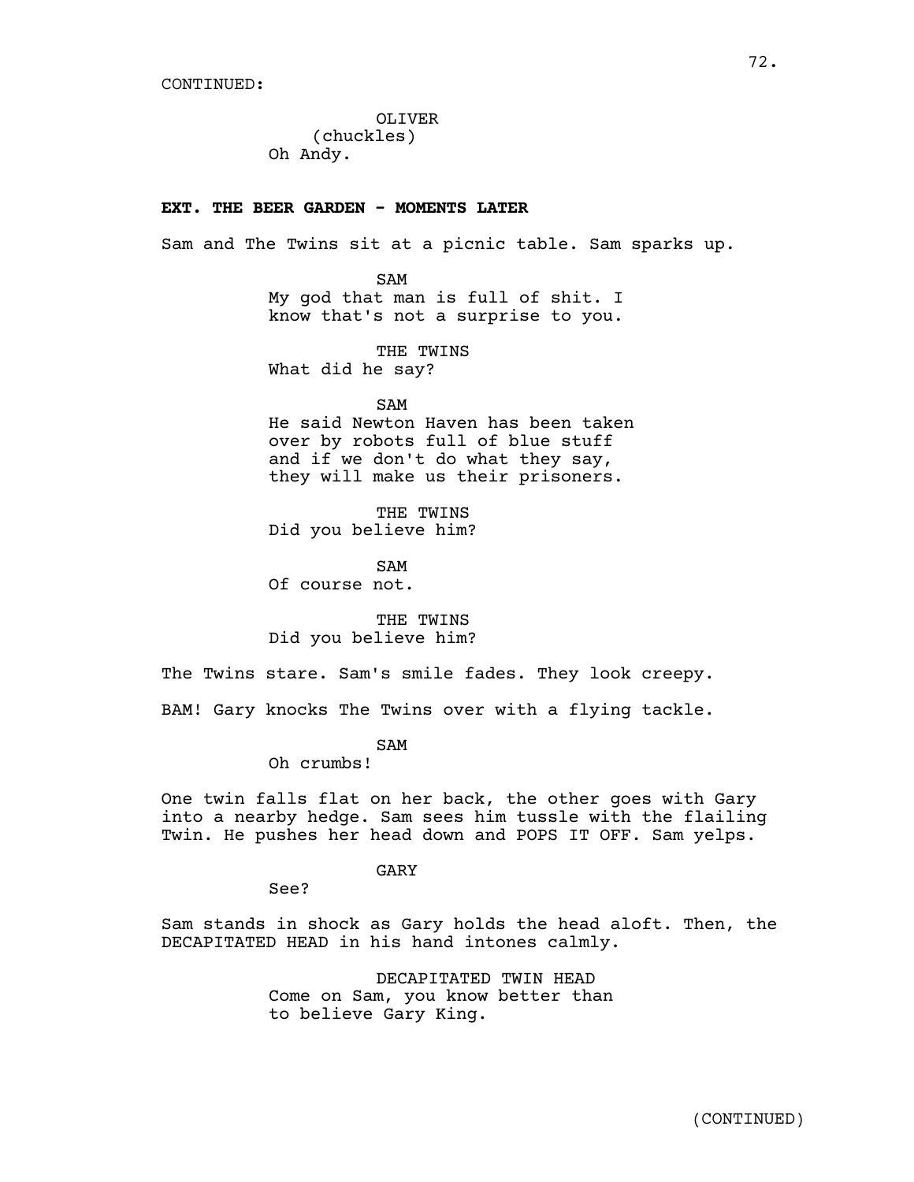CONTINUED:

OLIVER
(chuckles)
Oh Andy.

**EXT. THE BEER GARDEN - MOMENTS LATER**

Sam and The Twins sit at a picnic table. Sam sparks up.

SAM
My god that man is full of shit. I know that's not a surprise to you.

THE TWINS
What did he say?

SAM
He said Newton Haven has been taken over by robots full of blue stuff and if we don't do what they say, they will make us their prisoners.

THE TWINS
Did you believe him?

SAM
Of course not.

THE TWINS
Did you believe him?

The Twins stare. Sam's smile fades. They look creepy.

BAM! Gary knocks The Twins over with a flying tackle.

SAM
Oh crumbs!

One twin falls flat on her back, the other goes with Gary into a nearby hedge. Sam sees him tussle with the flailing Twin. He pushes her head down and POPS IT OFF. Sam yelps.

GARY
See?

Sam stands in shock as Gary holds the head aloft. Then, the DECAPITATED HEAD in his hand intones calmly.

DECAPITATED TWIN HEAD
Come on Sam, you know better than to believe Gary King.

(CONTINUED)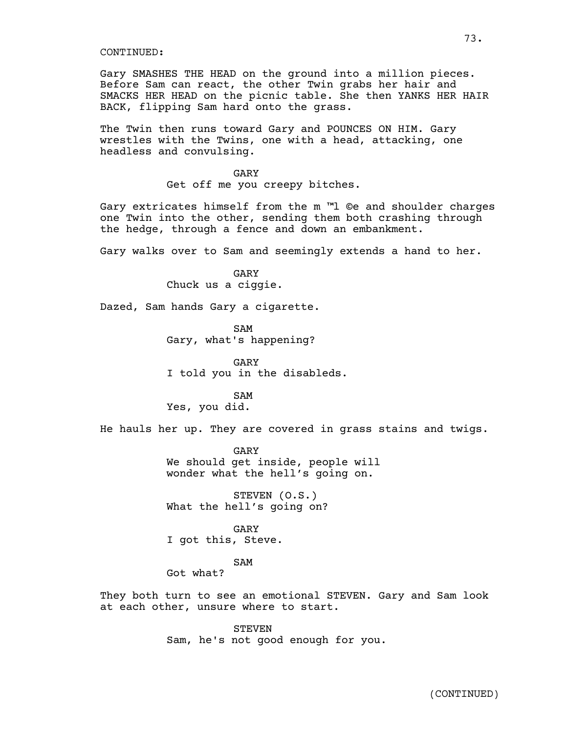CONTINUED:

Gary SMASHES THE HEAD on the ground into a million pieces. Before Sam can react, the other Twin grabs her hair and SMACKS HER HEAD on the picnic table. She then YANKS HER HAIR BACK, flipping Sam hard onto the grass.

The Twin then runs toward Gary and POUNCES ON HIM. Gary wrestles with the Twins, one with a head, attacking, one headless and convulsing.

GARY
Get off me you creepy bitches.

Gary extricates himself from the m ™l ©e and shoulder charges one Twin into the other, sending them both crashing through the hedge, through a fence and down an embankment.

Gary walks over to Sam and seemingly extends a hand to her.

GARY
Chuck us a ciggie.

Dazed, Sam hands Gary a cigarette.

SAM
Gary, what's happening?

GARY
I told you in the disableds.

SAM
Yes, you did.

He hauls her up. They are covered in grass stains and twigs.

GARY
We should get inside, people will wonder what the hell’s going on.

STEVEN (O.S.)
What the hell’s going on?

GARY
I got this, Steve.

SAM
Got what?

They both turn to see an emotional STEVEN. Gary and Sam look at each other, unsure where to start.

STEVEN
Sam, he's not good enough for you.

(CONTINUED)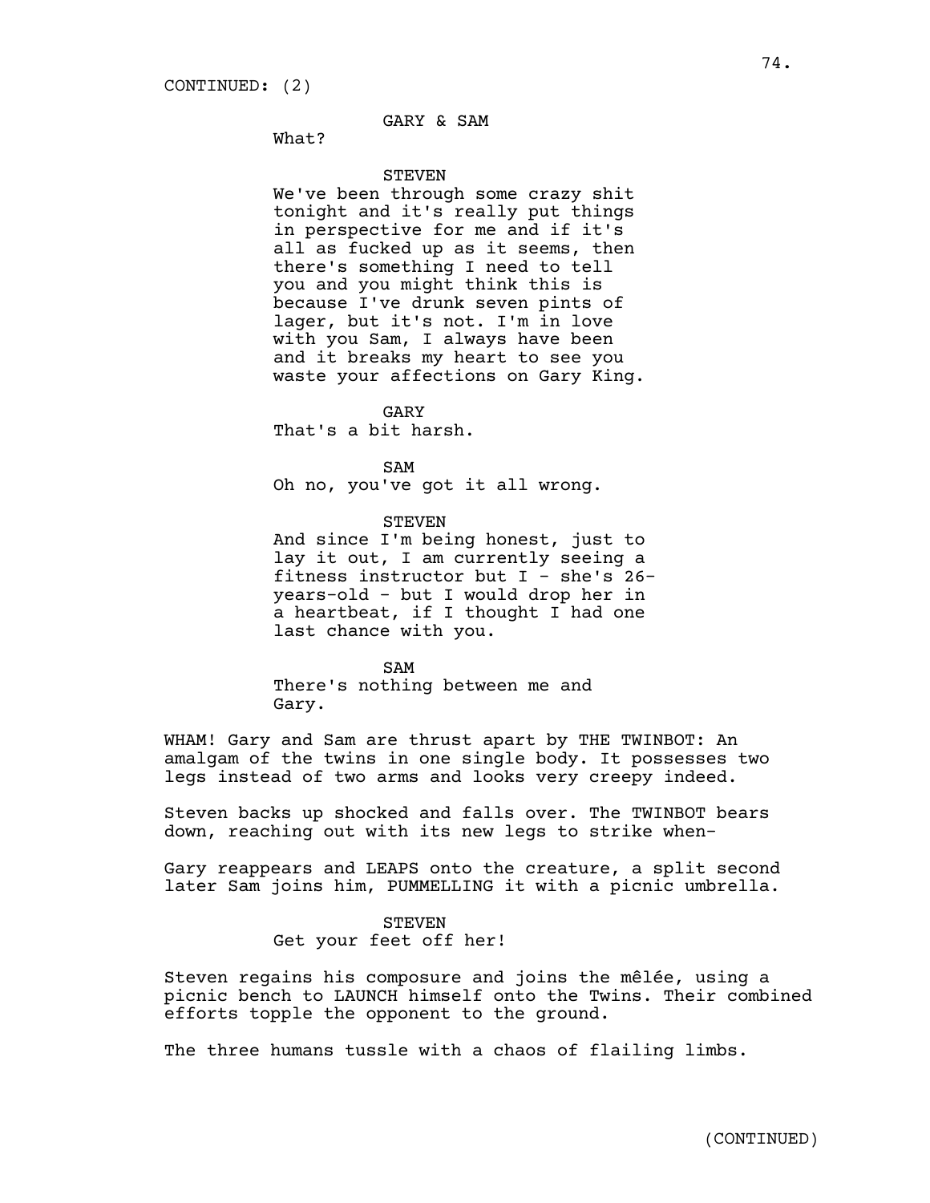CONTINUED: (2)

GARY & SAM
What?

STEVEN
We've been through some crazy shit tonight and it's really put things in perspective for me and if it's all as fucked up as it seems, then there's something I need to tell you and you might think this is because I've drunk seven pints of lager, but it's not. I'm in love with you Sam, I always have been and it breaks my heart to see you waste your affections on Gary King.

GARY
That's a bit harsh.

SAM
Oh no, you've got it all wrong.

STEVEN
And since I'm being honest, just to lay it out, I am currently seeing a fitness instructor but I - she's 26-years-old - but I would drop her in a heartbeat, if I thought I had one last chance with you.

SAM
There's nothing between me and Gary.

WHAM! Gary and Sam are thrust apart by THE TWINBOT: An amalgam of the twins in one single body. It possesses two legs instead of two arms and looks very creepy indeed.

Steven backs up shocked and falls over. The TWINBOT bears down, reaching out with its new legs to strike when-

Gary reappears and LEAPS onto the creature, a split second later Sam joins him, PUMMELLING it with a picnic umbrella.

STEVEN
Get your feet off her!

Steven regains his composure and joins the mêlée, using a picnic bench to LAUNCH himself onto the Twins. Their combined efforts topple the opponent to the ground.

The three humans tussle with a chaos of flailing limbs.

(CONTINUED)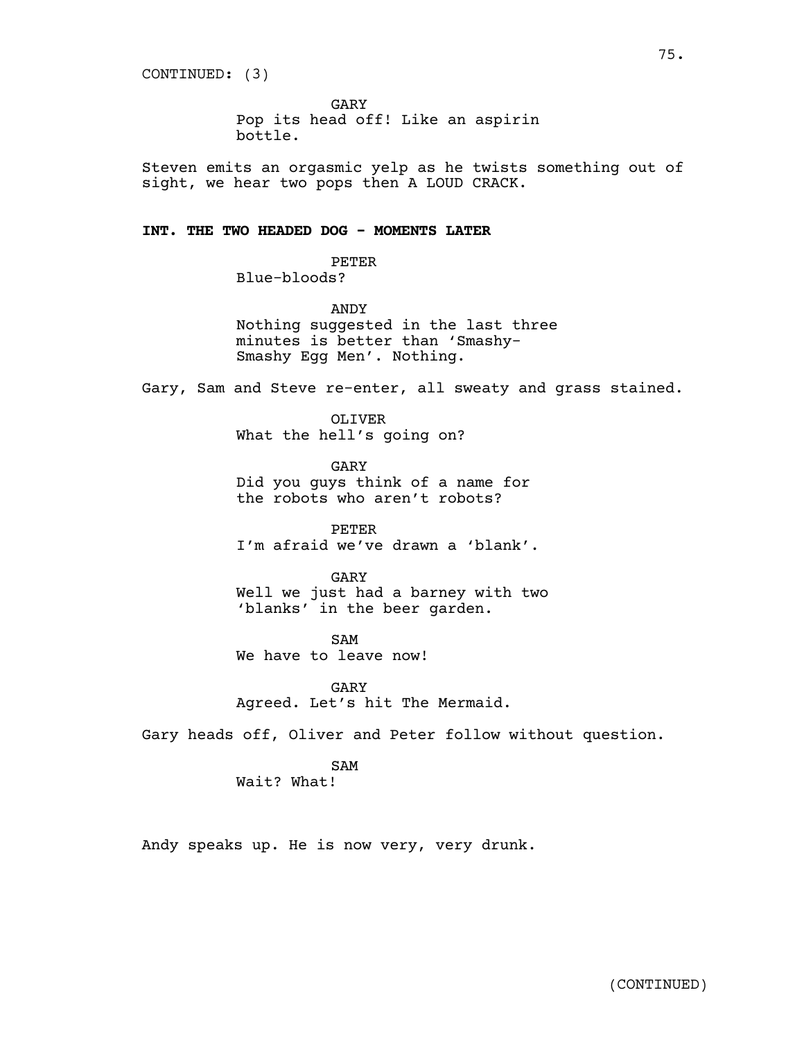CONTINUED: (3)

GARY
Pop its head off! Like an aspirin bottle.

Steven emits an orgasmic yelp as he twists something out of sight, we hear two pops then A LOUD CRACK.

**INT. THE TWO HEADED DOG - MOMENTS LATER**

PETER
Blue-bloods?

ANDY
Nothing suggested in the last three minutes is better than 'Smashy-Smashy Egg Men'. Nothing.

Gary, Sam and Steve re-enter, all sweaty and grass stained.

OLIVER
What the hell's going on?

GARY
Did you guys think of a name for the robots who aren't robots?

PETER
I'm afraid we've drawn a 'blank'.

GARY
Well we just had a barney with two 'blanks' in the beer garden.

SAM
We have to leave now!

GARY
Agreed. Let's hit The Mermaid.

Gary heads off, Oliver and Peter follow without question.

SAM
Wait? What!

Andy speaks up. He is now very, very drunk.

(CONTINUED)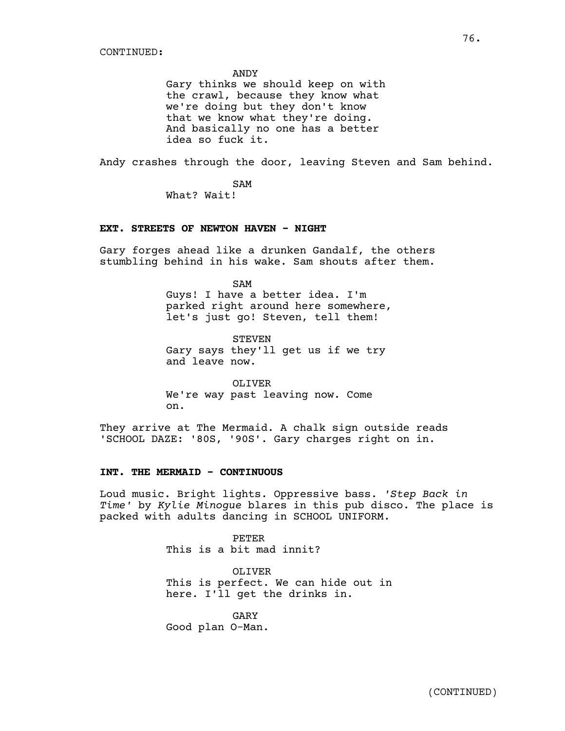CONTINUED:

ANDY
Gary thinks we should keep on with the crawl, because they know what we're doing but they don't know that we know what they're doing. And basically no one has a better idea so fuck it.

Andy crashes through the door, leaving Steven and Sam behind.

SAM
What? Wait!

**EXT. STREETS OF NEWTON HAVEN - NIGHT**

Gary forges ahead like a drunken Gandalf, the others stumbling behind in his wake. Sam shouts after them.

SAM
Guys! I have a better idea. I'm parked right around here somewhere, let's just go! Steven, tell them!

STEVEN
Gary says they'll get us if we try and leave now.

OLIVER
We're way past leaving now. Come on.

They arrive at The Mermaid. A chalk sign outside reads 'SCHOOL DAZE: '80S, '90S'. Gary charges right on in.

**INT. THE MERMAID - CONTINUOUS**

Loud music. Bright lights. Oppressive bass. *'Step Back in Time'* by *Kylie Minogue* blares in this pub disco. The place is packed with adults dancing in SCHOOL UNIFORM.

PETER
This is a bit mad innit?

OLIVER
This is perfect. We can hide out in here. I'll get the drinks in.

GARY
Good plan O-Man.

(CONTINUED)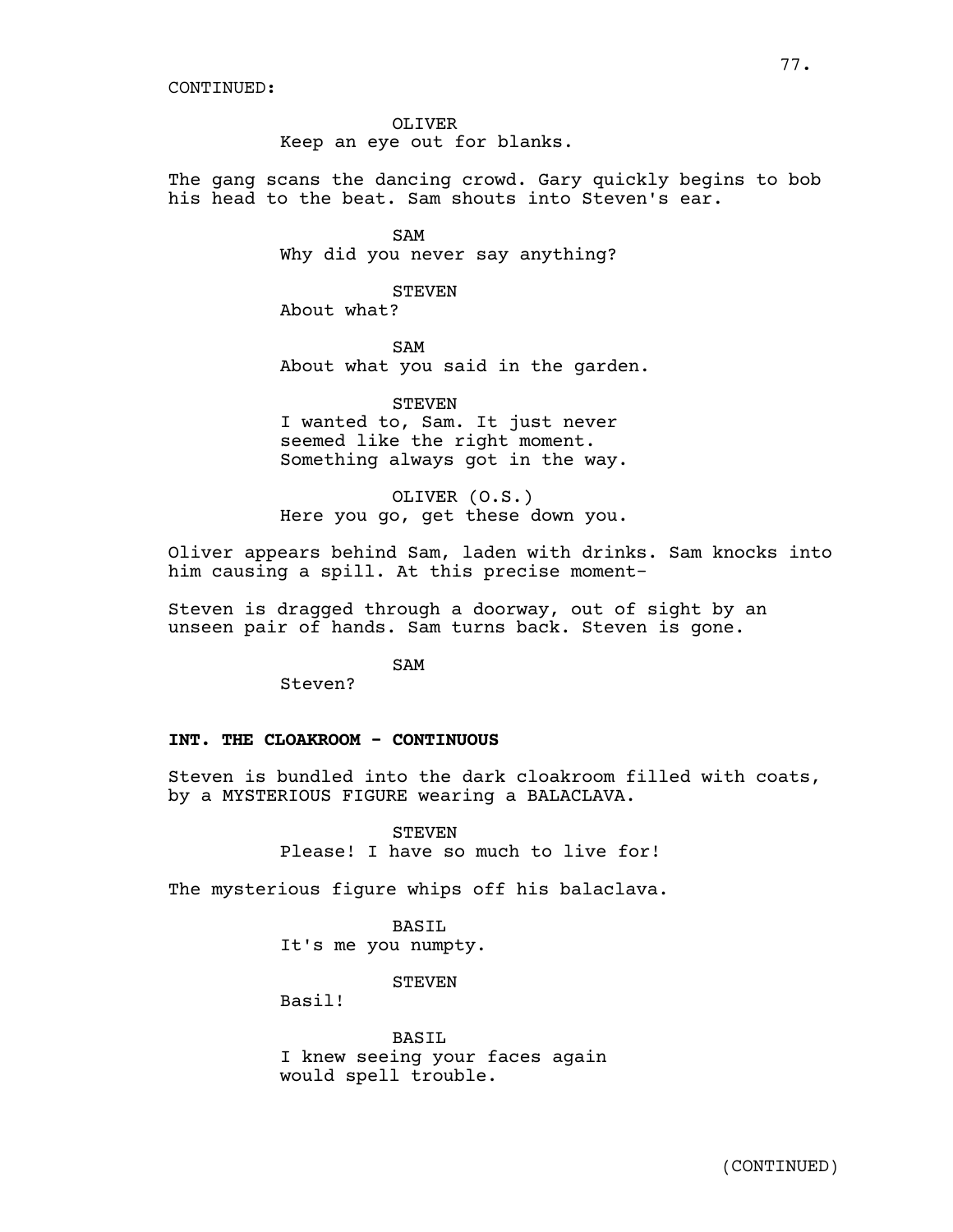CONTINUED:

OLIVER
Keep an eye out for blanks.

The gang scans the dancing crowd. Gary quickly begins to bob his head to the beat. Sam shouts into Steven's ear.

SAM
Why did you never say anything?

STEVEN
About what?

SAM
About what you said in the garden.

STEVEN
I wanted to, Sam. It just never seemed like the right moment. Something always got in the way.

OLIVER (O.S.)
Here you go, get these down you.

Oliver appears behind Sam, laden with drinks. Sam knocks into him causing a spill. At this precise moment-

Steven is dragged through a doorway, out of sight by an unseen pair of hands. Sam turns back. Steven is gone.

SAM
Steven?

**INT. THE CLOAKROOM - CONTINUOUS**

Steven is bundled into the dark cloakroom filled with coats, by a MYSTERIOUS FIGURE wearing a BALACLAVA.

STEVEN
Please! I have so much to live for!

The mysterious figure whips off his balaclava.

BASIL
It's me you numpty.

STEVEN
Basil!

BASIL
I knew seeing your faces again would spell trouble.

(CONTINUED)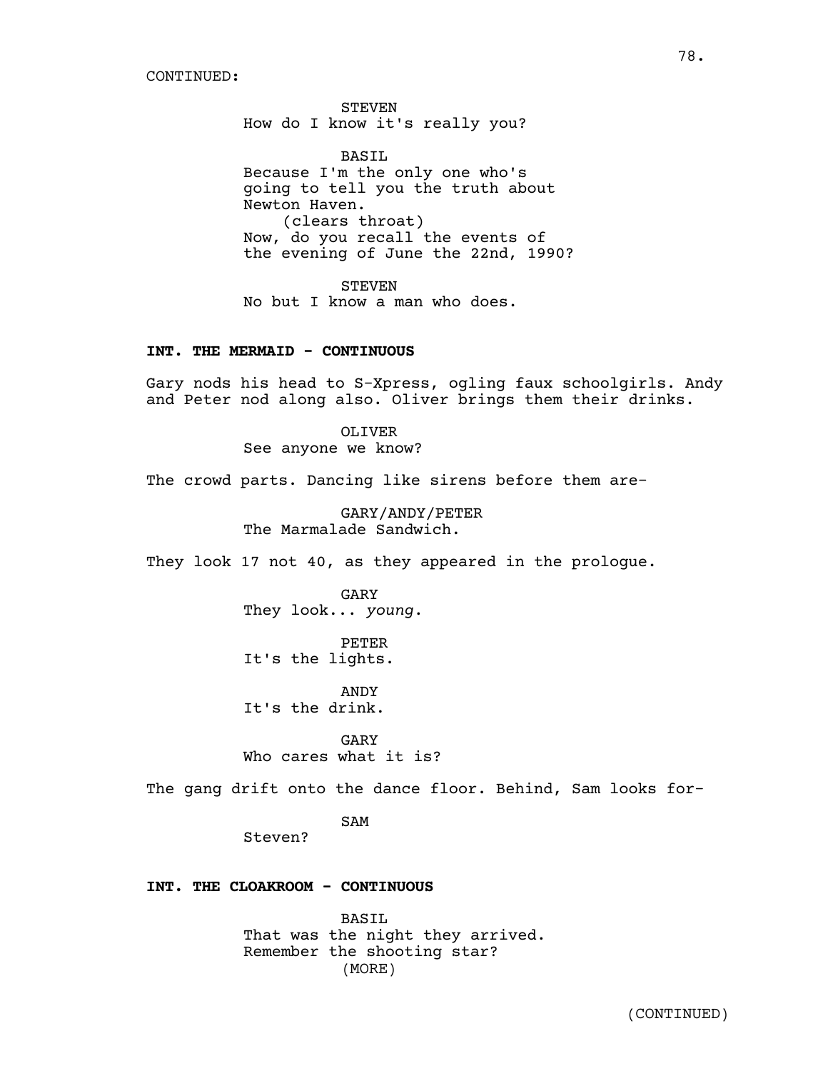CONTINUED:

STEVEN
How do I know it's really you?

BASIL
Because I'm the only one who's going to tell you the truth about Newton Haven.
(clears throat)
Now, do you recall the events of the evening of June the 22nd, 1990?

STEVEN
No but I know a man who does.

**INT. THE MERMAID - CONTINUOUS**

Gary nods his head to S-Xpress, ogling faux schoolgirls. Andy and Peter nod along also. Oliver brings them their drinks.

OLIVER
See anyone we know?

The crowd parts. Dancing like sirens before them are-

GARY/ANDY/PETER
The Marmalade Sandwich.

They look 17 not 40, as they appeared in the prologue.

GARY
They look... *young*.

PETER
It's the lights.

ANDY
It's the drink.

GARY
Who cares what it is?

The gang drift onto the dance floor. Behind, Sam looks for-

SAM
Steven?

**INT. THE CLOAKROOM - CONTINUOUS**

BASIL
That was the night they arrived.
Remember the shooting star?
(MORE)

(CONTINUED)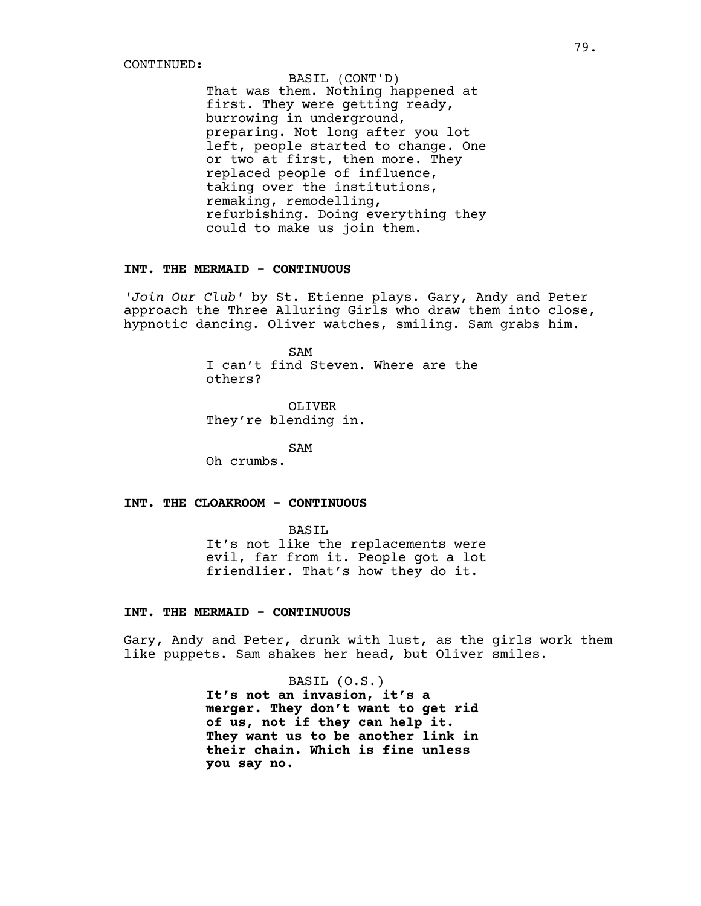CONTINUED:

BASIL (CONT'D)
That was them. Nothing happened at first. They were getting ready, burrowing in underground, preparing. Not long after you lot left, people started to change. One or two at first, then more. They replaced people of influence, taking over the institutions, remaking, remodelling, refurbishing. Doing everything they could to make us join them.

**INT. THE MERMAID - CONTINUOUS**

*'Join Our Club'* by St. Etienne plays. Gary, Andy and Peter approach the Three Alluring Girls who draw them into close, hypnotic dancing. Oliver watches, smiling. Sam grabs him.

SAM
I can't find Steven. Where are the others?

OLIVER
They're blending in.

SAM
Oh crumbs.

**INT. THE CLOAKROOM - CONTINUOUS**

BASIL
It's not like the replacements were evil, far from it. People got a lot friendlier. That's how they do it.

**INT. THE MERMAID - CONTINUOUS**

Gary, Andy and Peter, drunk with lust, as the girls work them like puppets. Sam shakes her head, but Oliver smiles.

BASIL (O.S.)
**It's not an invasion, it's a merger. They don't want to get rid of us, not if they can help it. They want us to be another link in their chain. Which is fine unless you say no.**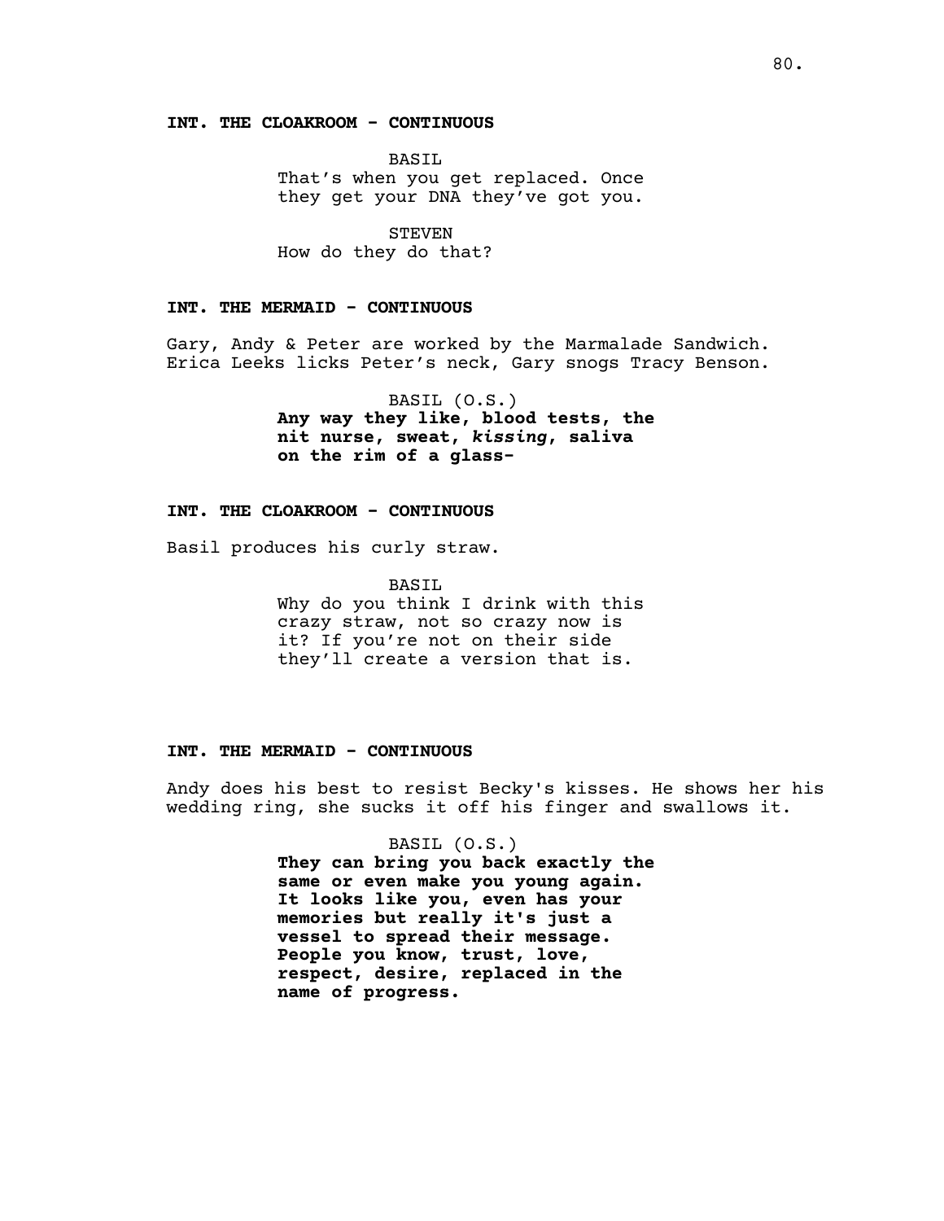**INT. THE CLOAKROOM - CONTINUOUS**

BASIL
That's when you get replaced. Once they get your DNA they've got you.

STEVEN
How do they do that?

**INT. THE MERMAID - CONTINUOUS**

Gary, Andy & Peter are worked by the Marmalade Sandwich. Erica Leeks licks Peter's neck, Gary snogs Tracy Benson.

BASIL (O.S.)
**Any way they like, blood tests, the nit nurse, sweat, *kissing*, saliva on the rim of a glass-**

**INT. THE CLOAKROOM - CONTINUOUS**

Basil produces his curly straw.

BASIL
Why do you think I drink with this crazy straw, not so crazy now is it? If you're not on their side they'll create a version that is.

**INT. THE MERMAID - CONTINUOUS**

Andy does his best to resist Becky's kisses. He shows her his wedding ring, she sucks it off his finger and swallows it.

BASIL (O.S.)
**They can bring you back exactly the same or even make you young again. It looks like you, even has your memories but really it's just a vessel to spread their message. People you know, trust, love, respect, desire, replaced in the name of progress.**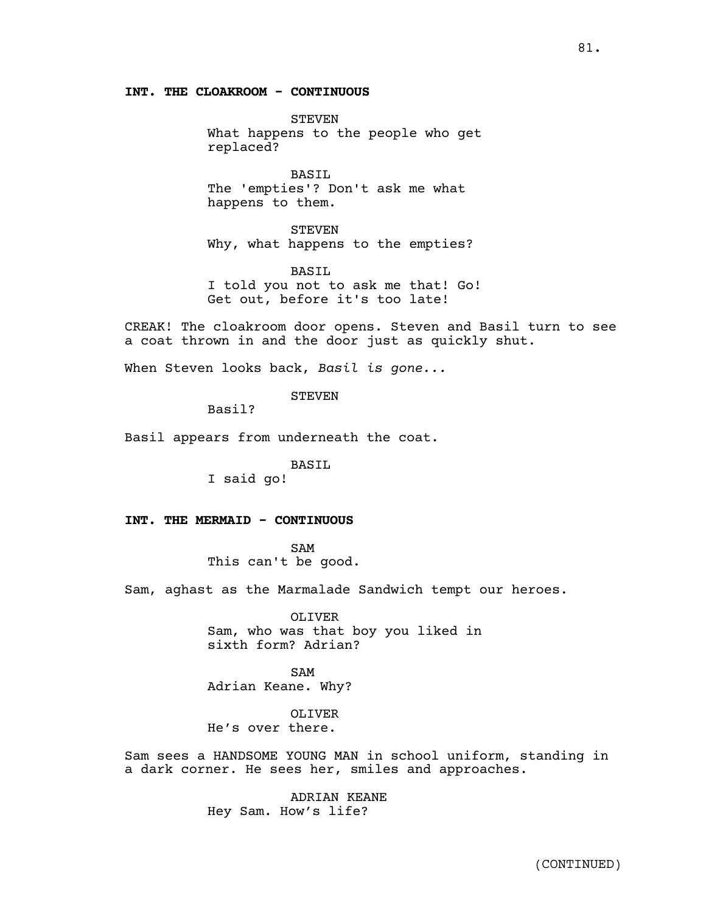**INT. THE CLOAKROOM - CONTINUOUS**

STEVEN
What happens to the people who get replaced?

BASIL
The 'empties'? Don't ask me what happens to them.

STEVEN
Why, what happens to the empties?

BASIL
I told you not to ask me that! Go! Get out, before it's too late!

CREAK! The cloakroom door opens. Steven and Basil turn to see a coat thrown in and the door just as quickly shut.

When Steven looks back, *Basil is gone...*

STEVEN
Basil?

Basil appears from underneath the coat.

BASIL
I said go!

**INT. THE MERMAID - CONTINUOUS**

SAM
This can't be good.

Sam, aghast as the Marmalade Sandwich tempt our heroes.

OLIVER
Sam, who was that boy you liked in sixth form? Adrian?

SAM
Adrian Keane. Why?

OLIVER
He's over there.

Sam sees a HANDSOME YOUNG MAN in school uniform, standing in a dark corner. He sees her, smiles and approaches.

ADRIAN KEANE
Hey Sam. How's life?

(CONTINUED)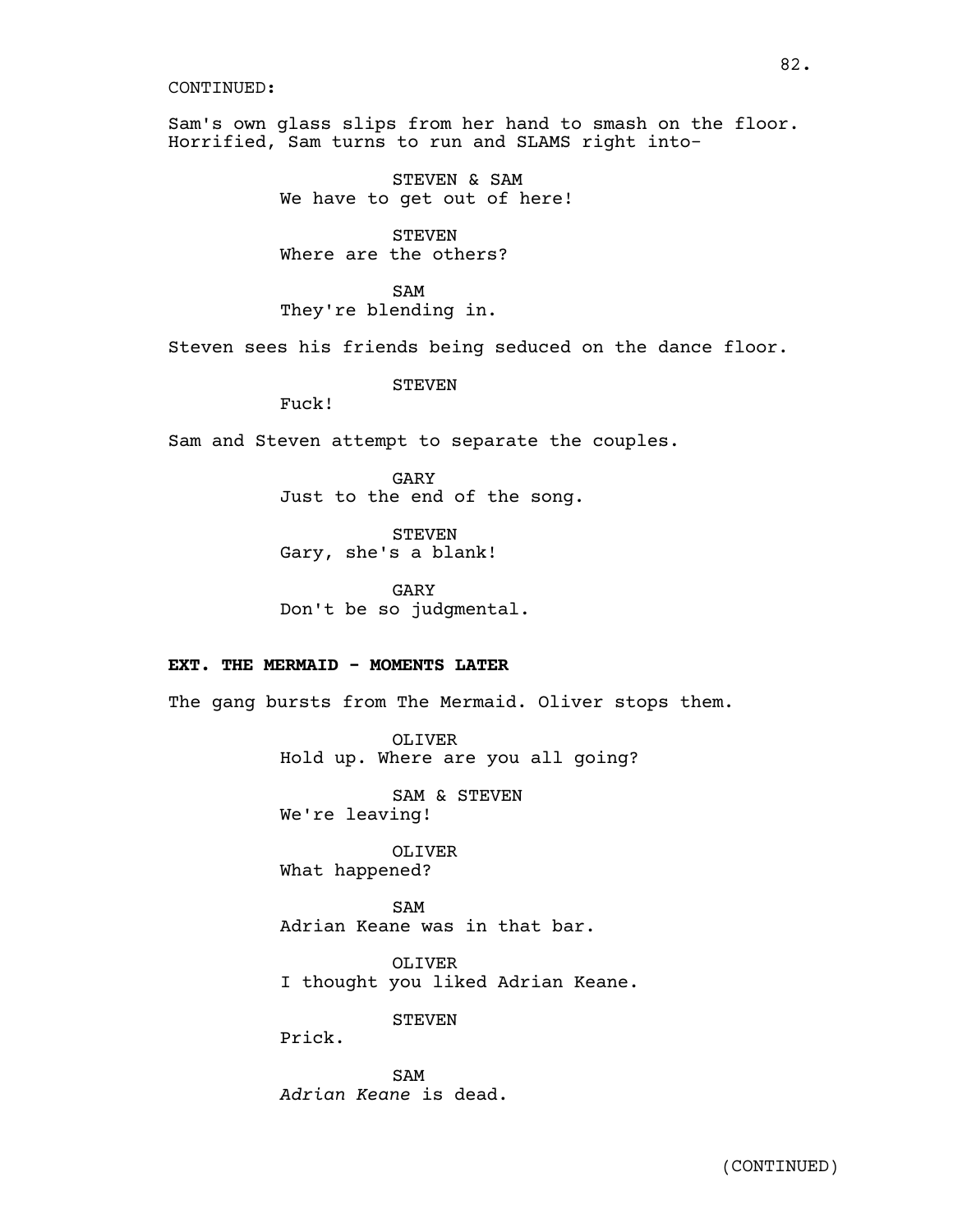CONTINUED:

Sam's own glass slips from her hand to smash on the floor. Horrified, Sam turns to run and SLAMS right into-

STEVEN & SAM
We have to get out of here!

STEVEN
Where are the others?

SAM
They're blending in.

Steven sees his friends being seduced on the dance floor.

STEVEN
Fuck!

Sam and Steven attempt to separate the couples.

GARY
Just to the end of the song.

STEVEN
Gary, she's a blank!

GARY
Don't be so judgmental.

**EXT. THE MERMAID - MOMENTS LATER**

The gang bursts from The Mermaid. Oliver stops them.

OLIVER
Hold up. Where are you all going?

SAM & STEVEN
We're leaving!

OLIVER
What happened?

SAM
Adrian Keane was in that bar.

OLIVER
I thought you liked Adrian Keane.

STEVEN
Prick.

SAM
*Adrian Keane* is dead.

(CONTINUED)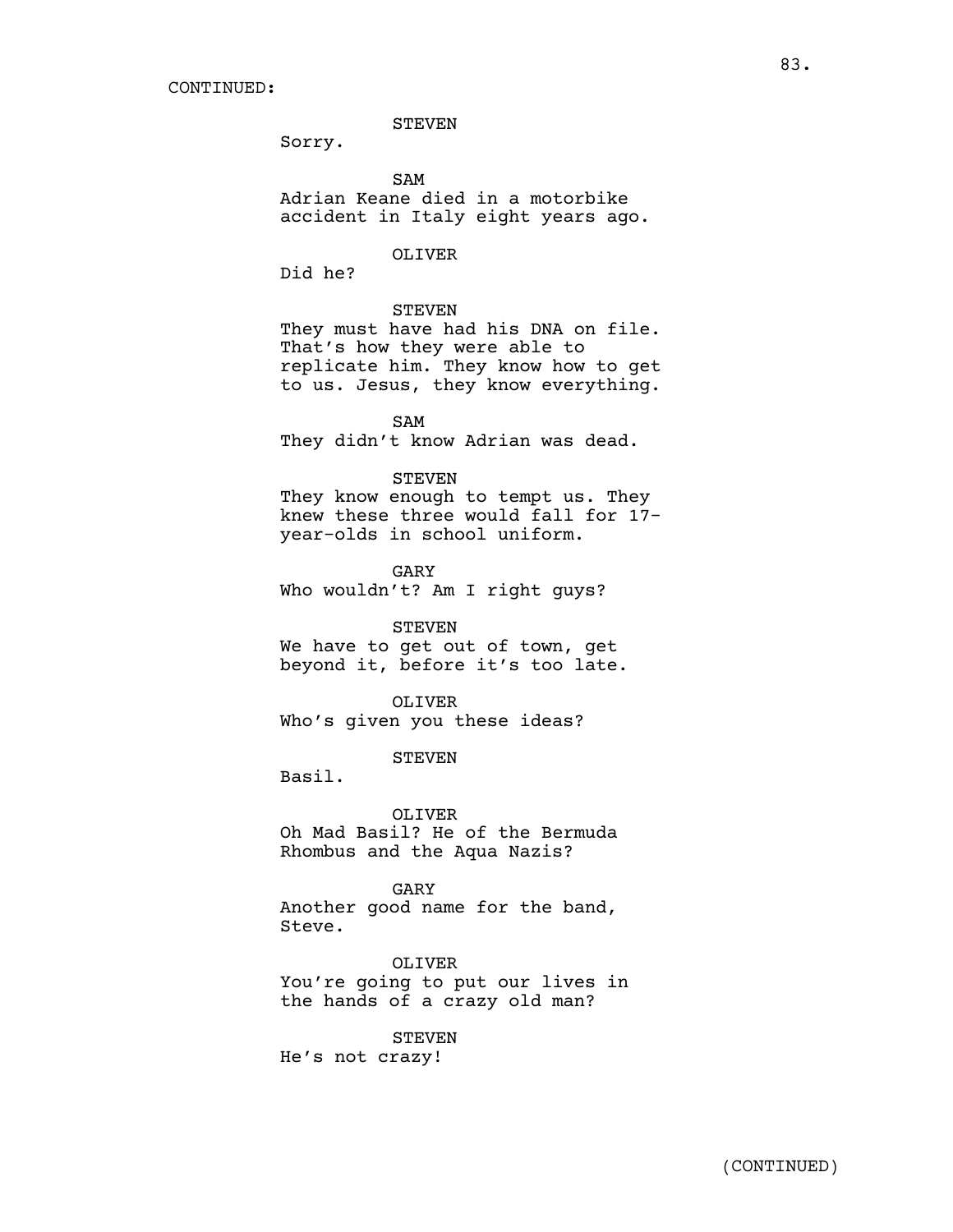CONTINUED:

STEVEN

Sorry.

SAM

Adrian Keane died in a motorbike accident in Italy eight years ago.

OLIVER

Did he?

STEVEN

They must have had his DNA on file. That's how they were able to replicate him. They know how to get to us. Jesus, they know everything.

SAM

They didn't know Adrian was dead.

STEVEN

They know enough to tempt us. They knew these three would fall for 17-year-olds in school uniform.

GARY

Who wouldn't? Am I right guys?

STEVEN

We have to get out of town, get beyond it, before it's too late.

OLIVER

Who's given you these ideas?

STEVEN

Basil.

OLIVER

Oh Mad Basil? He of the Bermuda Rhombus and the Aqua Nazis?

GARY

Another good name for the band, Steve.

OLIVER

You're going to put our lives in the hands of a crazy old man?

STEVEN

He's not crazy!

(CONTINUED)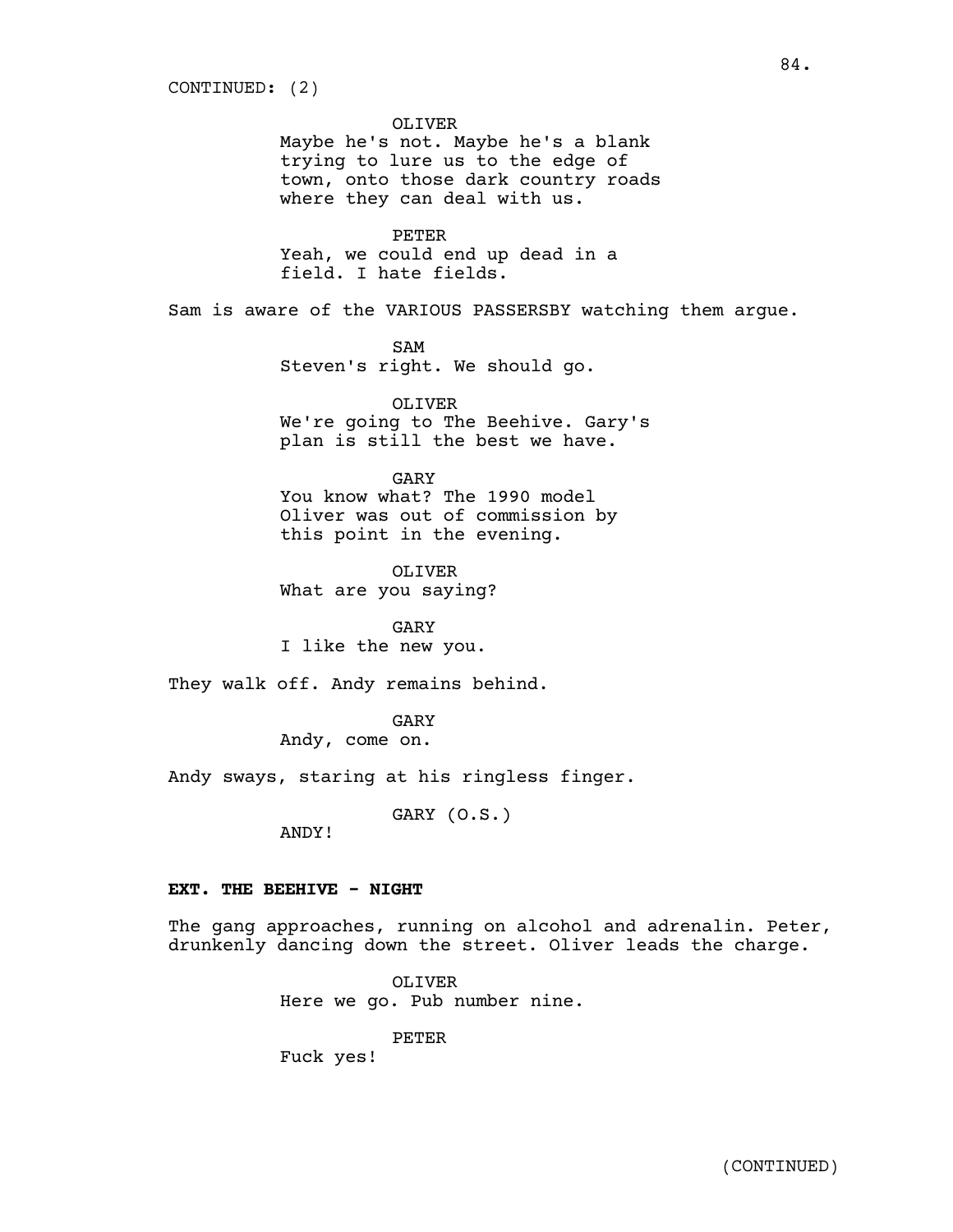CONTINUED: (2)

OLIVER
Maybe he's not. Maybe he's a blank trying to lure us to the edge of town, onto those dark country roads where they can deal with us.

PETER
Yeah, we could end up dead in a field. I hate fields.

Sam is aware of the VARIOUS PASSERSBY watching them argue.

SAM
Steven's right. We should go.

OLIVER
We're going to The Beehive. Gary's plan is still the best we have.

GARY
You know what? The 1990 model Oliver was out of commission by this point in the evening.

OLIVER
What are you saying?

GARY
I like the new you.

They walk off. Andy remains behind.

GARY
Andy, come on.

Andy sways, staring at his ringless finger.

GARY (O.S.)
ANDY!

**EXT. THE BEEHIVE - NIGHT**

The gang approaches, running on alcohol and adrenalin. Peter, drunkenly dancing down the street. Oliver leads the charge.

OLIVER
Here we go. Pub number nine.

PETER
Fuck yes!

(CONTINUED)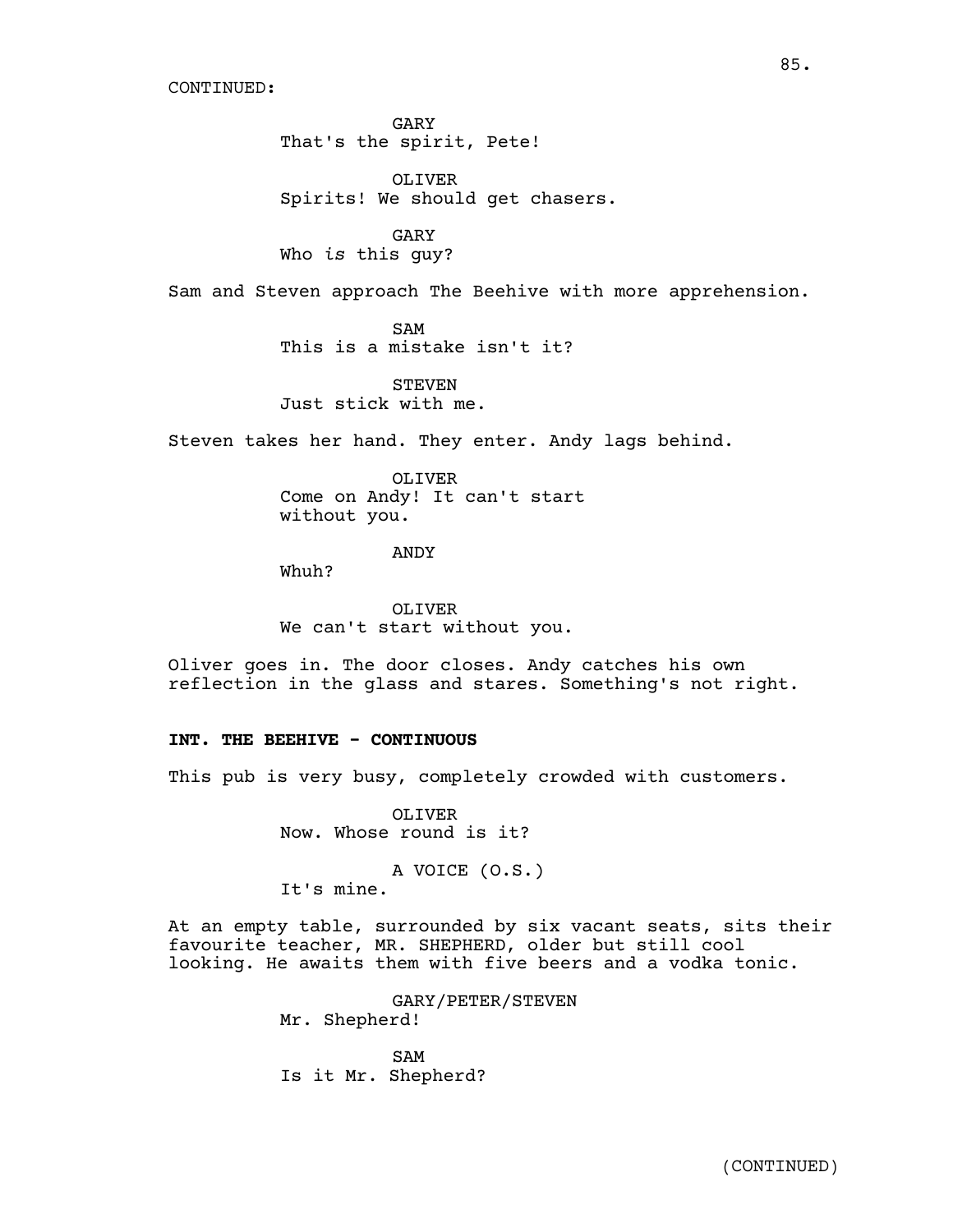CONTINUED:

GARY
That's the spirit, Pete!

OLIVER
Spirits! We should get chasers.

GARY
Who *is* this guy?

Sam and Steven approach The Beehive with more apprehension.

SAM
This is a mistake isn't it?

STEVEN
Just stick with me.

Steven takes her hand. They enter. Andy lags behind.

OLIVER
Come on Andy! It can't start without you.

ANDY
Whuh?

OLIVER
We can't start without you.

Oliver goes in. The door closes. Andy catches his own reflection in the glass and stares. Something's not right.

**INT. THE BEEHIVE - CONTINUOUS**

This pub is very busy, completely crowded with customers.

OLIVER
Now. Whose round is it?

A VOICE (O.S.)
It's mine.

At an empty table, surrounded by six vacant seats, sits their favourite teacher, MR. SHEPHERD, older but still cool looking. He awaits them with five beers and a vodka tonic.

GARY/PETER/STEVEN
Mr. Shepherd!

SAM
Is it Mr. Shepherd?

(CONTINUED)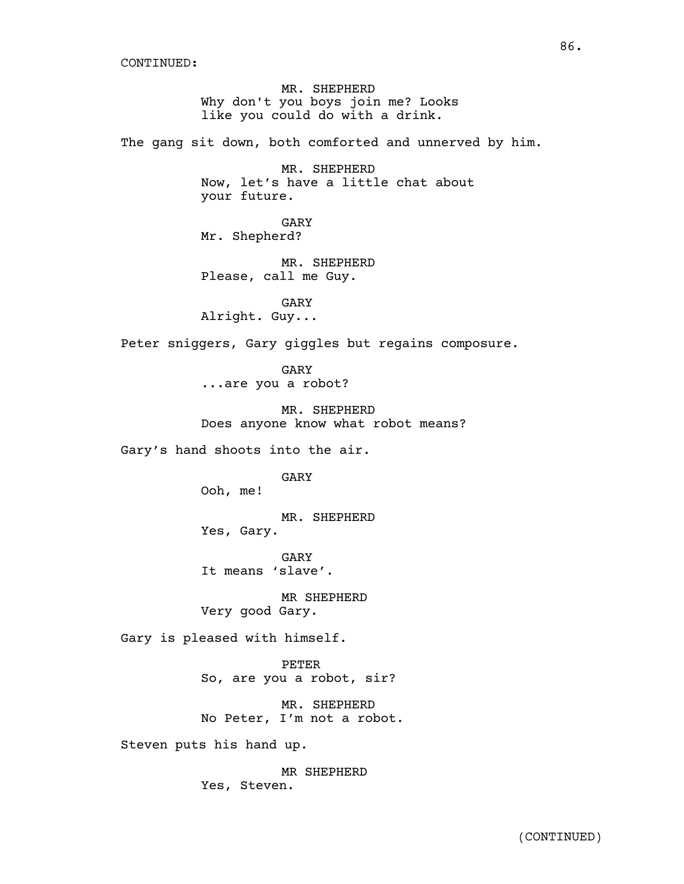CONTINUED:

MR. SHEPHERD
Why don't you boys join me? Looks like you could do with a drink.

The gang sit down, both comforted and unnerved by him.

MR. SHEPHERD
Now, let's have a little chat about your future.

GARY
Mr. Shepherd?

MR. SHEPHERD
Please, call me Guy.

GARY
Alright. Guy...

Peter sniggers, Gary giggles but regains composure.

GARY
...are you a robot?

MR. SHEPHERD
Does anyone know what robot means?

Gary's hand shoots into the air.

GARY
Ooh, me!

MR. SHEPHERD
Yes, Gary.

GARY
It means 'slave'.

MR SHEPHERD
Very good Gary.

Gary is pleased with himself.

PETER
So, are you a robot, sir?

MR. SHEPHERD
No Peter, I'm not a robot.

Steven puts his hand up.

MR SHEPHERD
Yes, Steven.

(CONTINUED)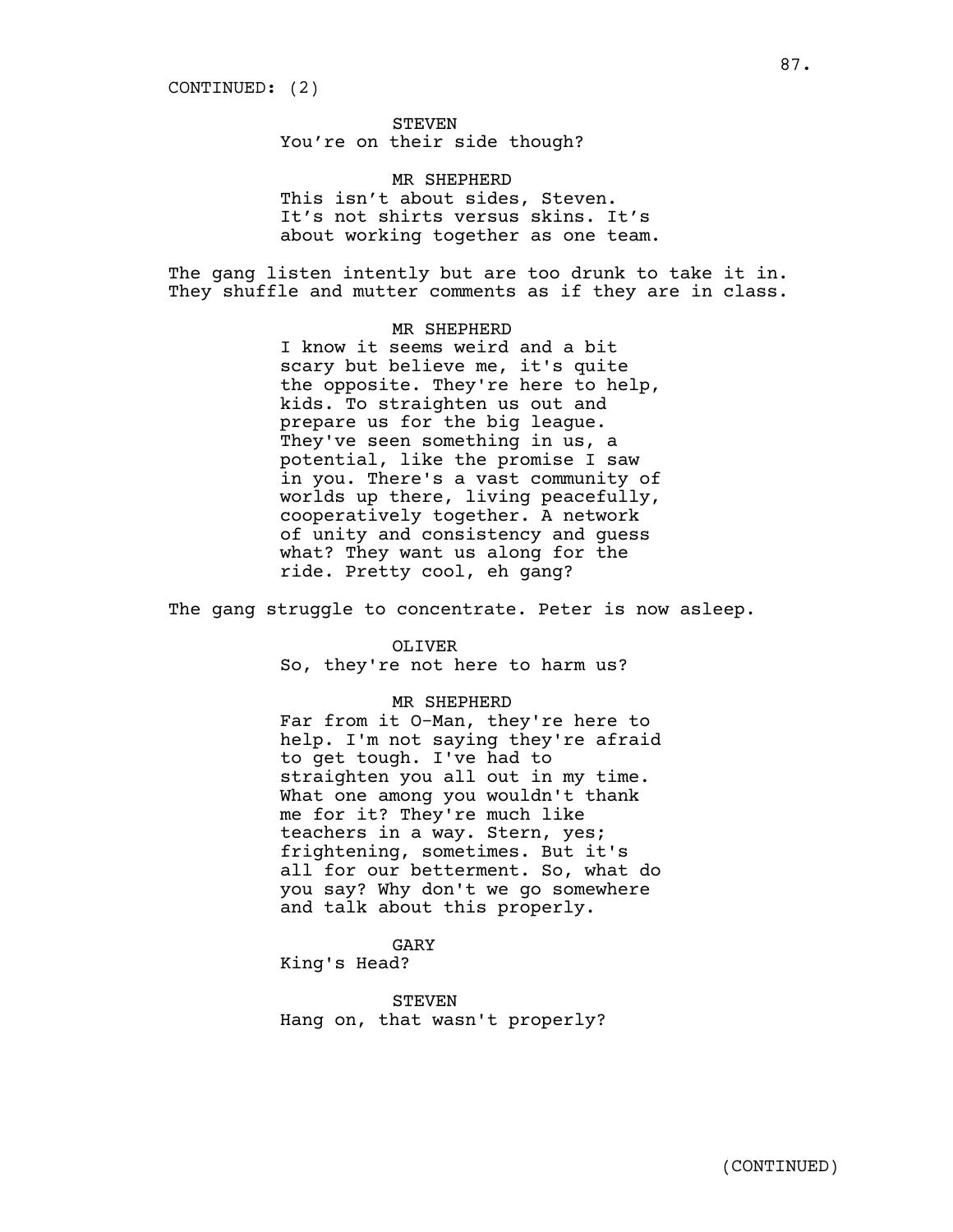CONTINUED: (2)

STEVEN
You're on their side though?

MR SHEPHERD
This isn't about sides, Steven. It's not shirts versus skins. It's about working together as one team.

The gang listen intently but are too drunk to take it in. They shuffle and mutter comments as if they are in class.

MR SHEPHERD
I know it seems weird and a bit scary but believe me, it's quite the opposite. They're here to help, kids. To straighten us out and prepare us for the big league. They've seen something in us, a potential, like the promise I saw in you. There's a vast community of worlds up there, living peacefully, cooperatively together. A network of unity and consistency and guess what? They want us along for the ride. Pretty cool, eh gang?

The gang struggle to concentrate. Peter is now asleep.

OLIVER
So, they're not here to harm us?

MR SHEPHERD
Far from it O-Man, they're here to help. I'm not saying they're afraid to get tough. I've had to straighten you all out in my time. What one among you wouldn't thank me for it? They're much like teachers in a way. Stern, yes; frightening, sometimes. But it's all for our betterment. So, what do you say? Why don't we go somewhere and talk about this properly.

GARY
King's Head?

STEVEN
Hang on, that wasn't properly?

(CONTINUED)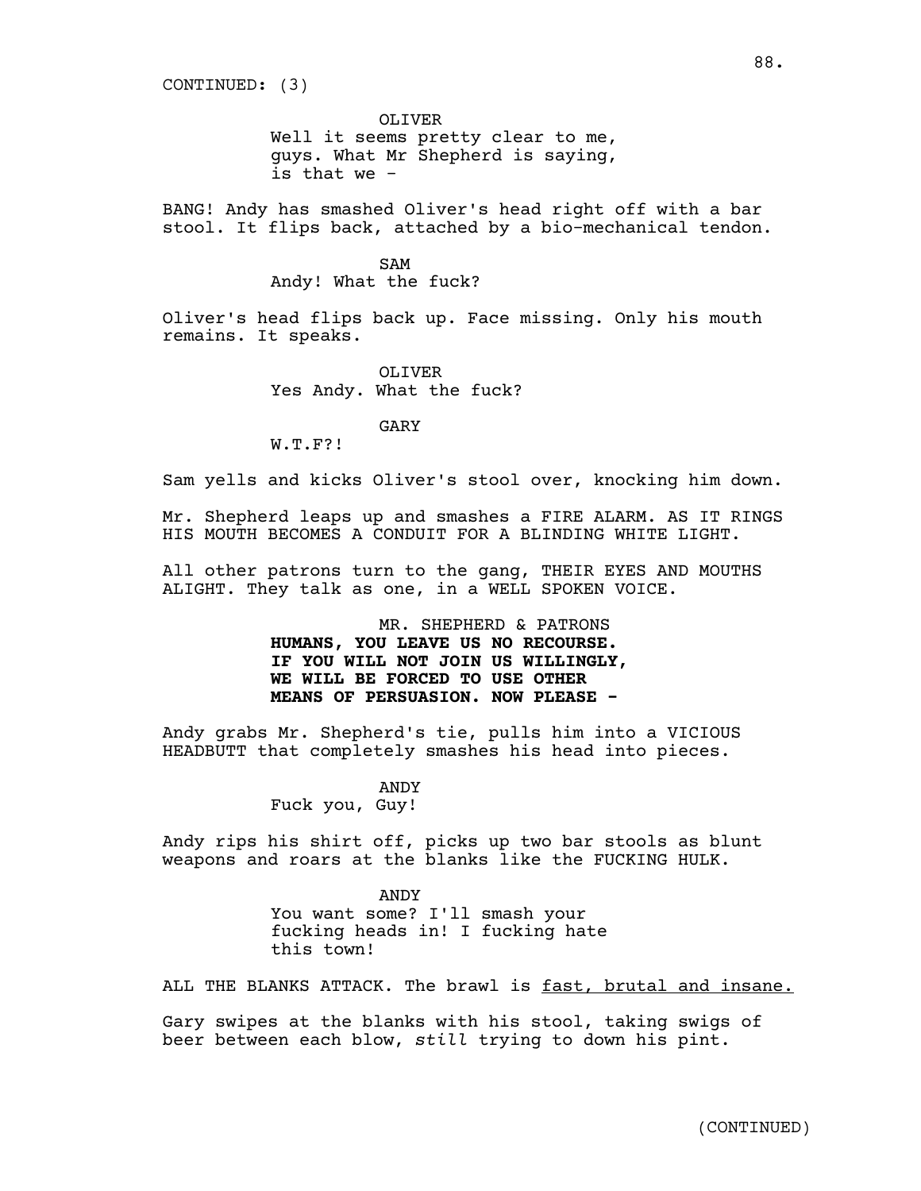CONTINUED: (3)

OLIVER
Well it seems pretty clear to me, guys. What Mr Shepherd is saying, is that we -

BANG! Andy has smashed Oliver's head right off with a bar stool. It flips back, attached by a bio-mechanical tendon.

SAM
Andy! What the fuck?

Oliver's head flips back up. Face missing. Only his mouth remains. It speaks.

OLIVER
Yes Andy. What the fuck?

GARY
W.T.F?!

Sam yells and kicks Oliver's stool over, knocking him down.

Mr. Shepherd leaps up and smashes a FIRE ALARM. AS IT RINGS HIS MOUTH BECOMES A CONDUIT FOR A BLINDING WHITE LIGHT.

All other patrons turn to the gang, THEIR EYES AND MOUTHS ALIGHT. They talk as one, in a WELL SPOKEN VOICE.

MR. SHEPHERD & PATRONS
**HUMANS, YOU LEAVE US NO RECOURSE. IF YOU WILL NOT JOIN US WILLINGLY, WE WILL BE FORCED TO USE OTHER MEANS OF PERSUASION. NOW PLEASE -**

Andy grabs Mr. Shepherd's tie, pulls him into a VICIOUS HEADBUTT that completely smashes his head into pieces.

ANDY
Fuck you, Guy!

Andy rips his shirt off, picks up two bar stools as blunt weapons and roars at the blanks like the FUCKING HULK.

ANDY
You want some? I'll smash your fucking heads in! I fucking hate this town!

ALL THE BLANKS ATTACK. The brawl is <u>fast, brutal and insane.</u>

Gary swipes at the blanks with his stool, taking swigs of beer between each blow, *still* trying to down his pint.

(CONTINUED)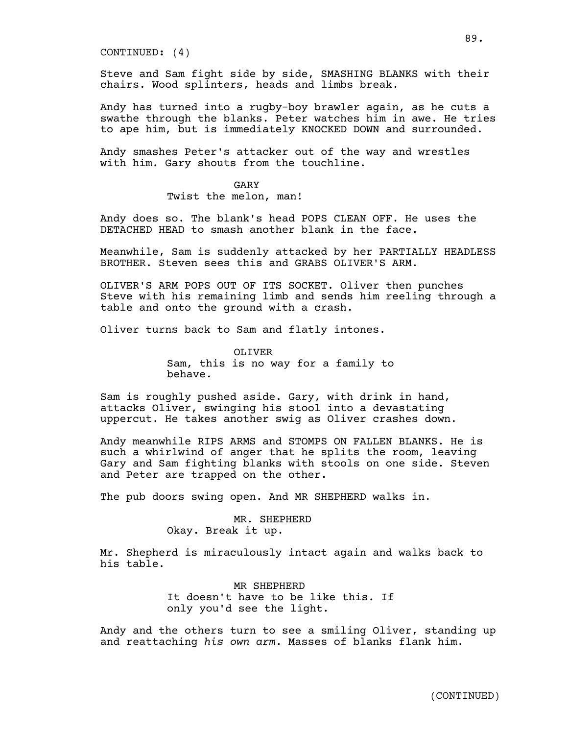CONTINUED: (4)

Steve and Sam fight side by side, SMASHING BLANKS with their chairs. Wood splinters, heads and limbs break.

Andy has turned into a rugby-boy brawler again, as he cuts a swathe through the blanks. Peter watches him in awe. He tries to ape him, but is immediately KNOCKED DOWN and surrounded.

Andy smashes Peter's attacker out of the way and wrestles with him. Gary shouts from the touchline.

GARY
Twist the melon, man!

Andy does so. The blank's head POPS CLEAN OFF. He uses the DETACHED HEAD to smash another blank in the face.

Meanwhile, Sam is suddenly attacked by her PARTIALLY HEADLESS BROTHER. Steven sees this and GRABS OLIVER'S ARM.

OLIVER'S ARM POPS OUT OF ITS SOCKET. Oliver then punches Steve with his remaining limb and sends him reeling through a table and onto the ground with a crash.

Oliver turns back to Sam and flatly intones.

OLIVER
Sam, this is no way for a family to behave.

Sam is roughly pushed aside. Gary, with drink in hand, attacks Oliver, swinging his stool into a devastating uppercut. He takes another swig as Oliver crashes down.

Andy meanwhile RIPS ARMS and STOMPS ON FALLEN BLANKS. He is such a whirlwind of anger that he splits the room, leaving Gary and Sam fighting blanks with stools on one side. Steven and Peter are trapped on the other.

The pub doors swing open. And MR SHEPHERD walks in.

MR. SHEPHERD
Okay. Break it up.

Mr. Shepherd is miraculously intact again and walks back to his table.

MR SHEPHERD
It doesn't have to be like this. If only you'd see the light.

Andy and the others turn to see a smiling Oliver, standing up and reattaching *his own arm*. Masses of blanks flank him.

(CONTINUED)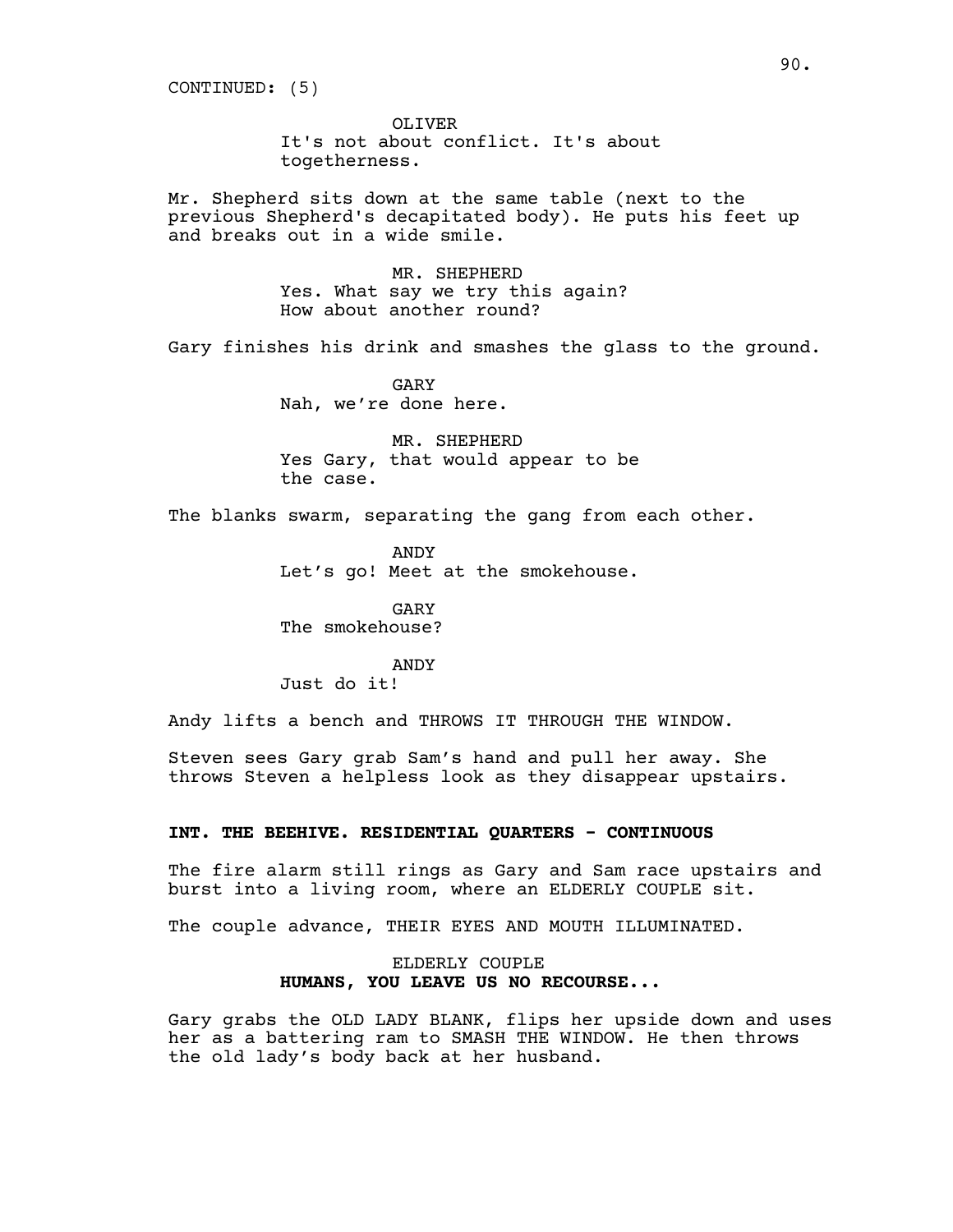CONTINUED: (5)

OLIVER
It's not about conflict. It's about togetherness.

Mr. Shepherd sits down at the same table (next to the previous Shepherd's decapitated body). He puts his feet up and breaks out in a wide smile.

MR. SHEPHERD
Yes. What say we try this again? How about another round?

Gary finishes his drink and smashes the glass to the ground.

GARY
Nah, we're done here.

MR. SHEPHERD
Yes Gary, that would appear to be the case.

The blanks swarm, separating the gang from each other.

ANDY
Let's go! Meet at the smokehouse.

GARY
The smokehouse?

ANDY
Just do it!

Andy lifts a bench and THROWS IT THROUGH THE WINDOW.

Steven sees Gary grab Sam's hand and pull her away. She throws Steven a helpless look as they disappear upstairs.

**INT. THE BEEHIVE. RESIDENTIAL QUARTERS - CONTINUOUS**

The fire alarm still rings as Gary and Sam race upstairs and burst into a living room, where an ELDERLY COUPLE sit.

The couple advance, THEIR EYES AND MOUTH ILLUMINATED.

ELDERLY COUPLE
**HUMANS, YOU LEAVE US NO RECOURSE...**

Gary grabs the OLD LADY BLANK, flips her upside down and uses her as a battering ram to SMASH THE WINDOW. He then throws the old lady's body back at her husband.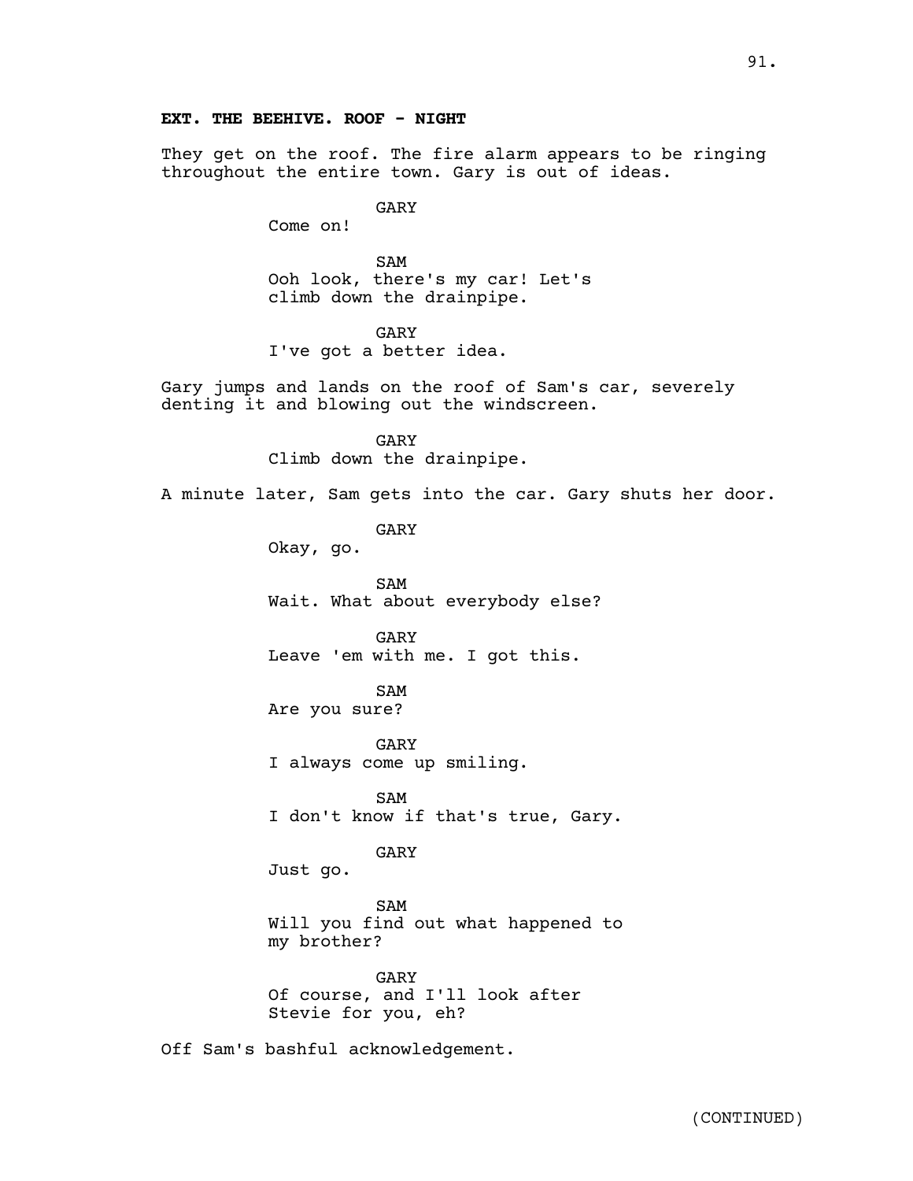**EXT. THE BEEHIVE. ROOF - NIGHT**

They get on the roof. The fire alarm appears to be ringing throughout the entire town. Gary is out of ideas.

GARY
Come on!

SAM
Ooh look, there's my car! Let's climb down the drainpipe.

GARY
I've got a better idea.

Gary jumps and lands on the roof of Sam's car, severely denting it and blowing out the windscreen.

GARY
Climb down the drainpipe.

A minute later, Sam gets into the car. Gary shuts her door.

GARY
Okay, go.

SAM
Wait. What about everybody else?

GARY
Leave 'em with me. I got this.

SAM
Are you sure?

GARY
I always come up smiling.

SAM
I don't know if that's true, Gary.

GARY
Just go.

SAM
Will you find out what happened to my brother?

GARY
Of course, and I'll look after Stevie for you, eh?

Off Sam's bashful acknowledgement.

(CONTINUED)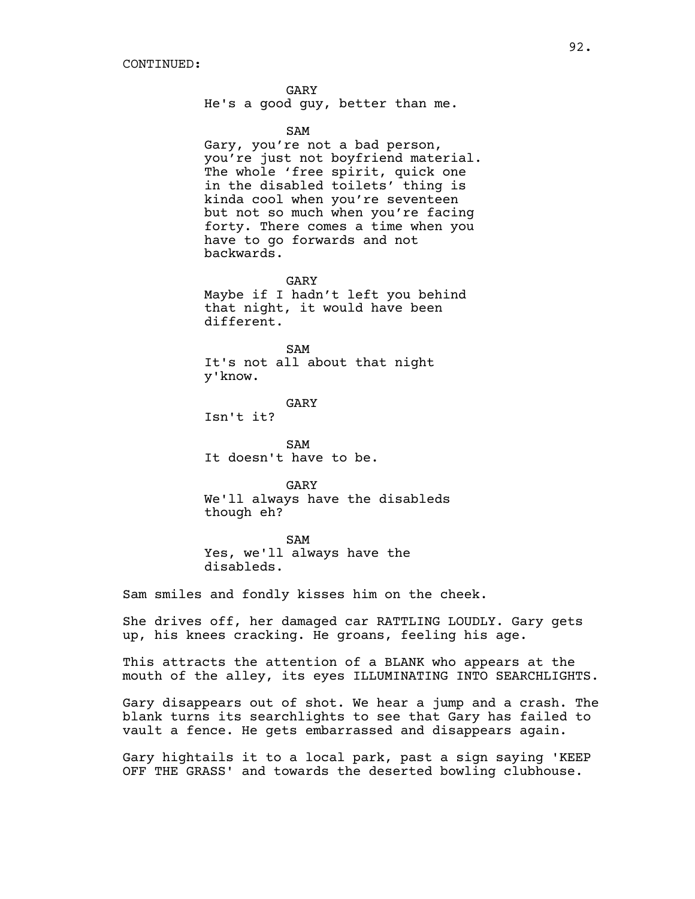CONTINUED:

GARY
He's a good guy, better than me.

SAM
Gary, you’re not a bad person, you’re just not boyfriend material. The whole ‘free spirit, quick one in the disabled toilets’ thing is kinda cool when you’re seventeen but not so much when you’re facing forty. There comes a time when you have to go forwards and not backwards.

GARY
Maybe if I hadn’t left you behind that night, it would have been different.

SAM
It's not all about that night y'know.

GARY
Isn't it?

SAM
It doesn't have to be.

GARY
We'll always have the disableds though eh?

SAM
Yes, we'll always have the disableds.

Sam smiles and fondly kisses him on the cheek.

She drives off, her damaged car RATTLING LOUDLY. Gary gets up, his knees cracking. He groans, feeling his age.

This attracts the attention of a BLANK who appears at the mouth of the alley, its eyes ILLUMINATING INTO SEARCHLIGHTS.

Gary disappears out of shot. We hear a jump and a crash. The blank turns its searchlights to see that Gary has failed to vault a fence. He gets embarrassed and disappears again.

Gary hightails it to a local park, past a sign saying 'KEEP OFF THE GRASS' and towards the deserted bowling clubhouse.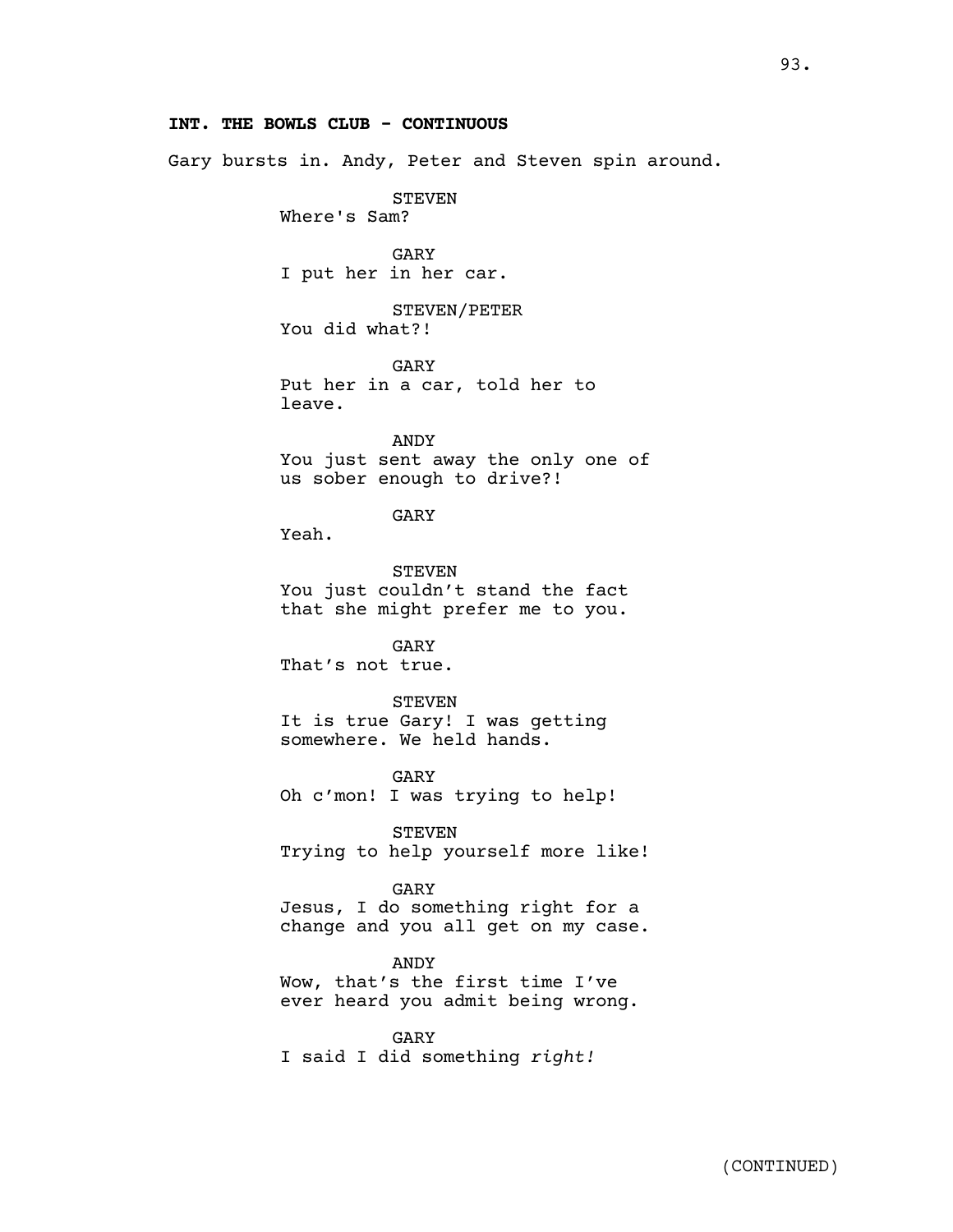**INT. THE BOWLS CLUB - CONTINUOUS**

Gary bursts in. Andy, Peter and Steven spin around.

STEVEN
Where's Sam?

GARY
I put her in her car.

STEVEN/PETER
You did what?!

GARY
Put her in a car, told her to leave.

ANDY
You just sent away the only one of us sober enough to drive?!

GARY
Yeah.

STEVEN
You just couldn't stand the fact that she might prefer me to you.

GARY
That's not true.

STEVEN
It is true Gary! I was getting somewhere. We held hands.

GARY
Oh c'mon! I was trying to help!

STEVEN
Trying to help yourself more like!

GARY
Jesus, I do something right for a change and you all get on my case.

ANDY
Wow, that's the first time I've ever heard you admit being wrong.

GARY
I said I did something *right!*

(CONTINUED)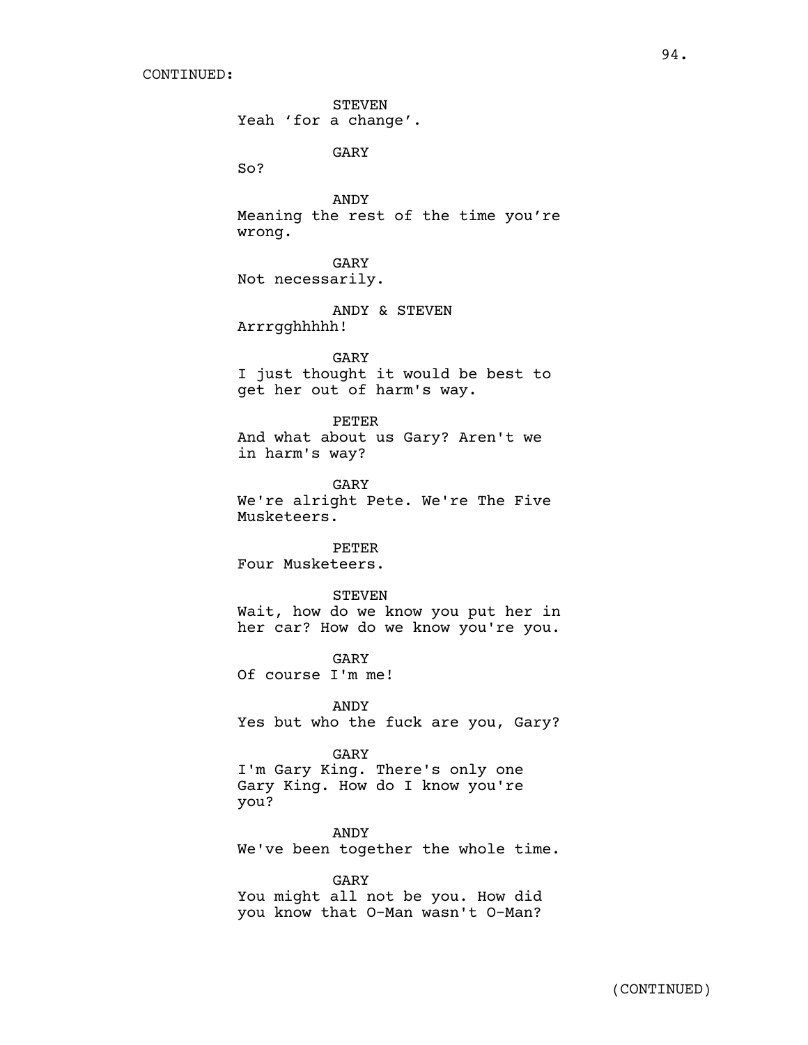CONTINUED:

STEVEN
Yeah 'for a change'.

GARY
So?

ANDY
Meaning the rest of the time you're wrong.

GARY
Not necessarily.

ANDY & STEVEN
Arrrgghhhhh!

GARY
I just thought it would be best to get her out of harm's way.

PETER
And what about us Gary? Aren't we in harm's way?

GARY
We're alright Pete. We're The Five Musketeers.

PETER
Four Musketeers.

STEVEN
Wait, how do we know you put her in her car? How do we know you're you.

GARY
Of course I'm me!

ANDY
Yes but who the fuck are you, Gary?

GARY
I'm Gary King. There's only one Gary King. How do I know you're you?

ANDY
We've been together the whole time.

GARY
You might all not be you. How did you know that O-Man wasn't O-Man?

(CONTINUED)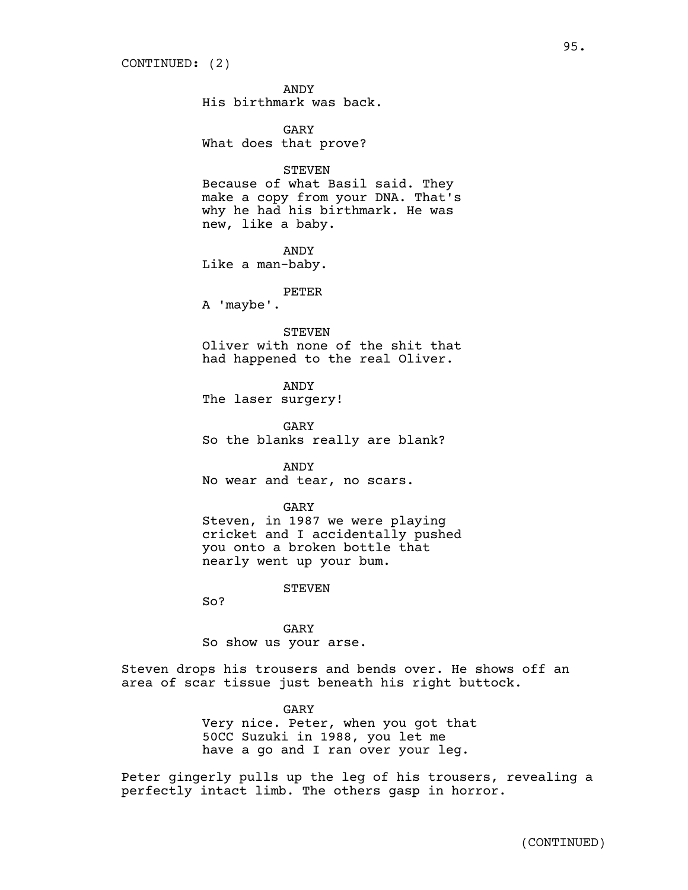CONTINUED: (2)

ANDY
His birthmark was back.

GARY
What does that prove?

STEVEN
Because of what Basil said. They make a copy from your DNA. That's why he had his birthmark. He was new, like a baby.

ANDY
Like a man-baby.

PETER
A 'maybe'.

STEVEN
Oliver with none of the shit that had happened to the real Oliver.

ANDY
The laser surgery!

GARY
So the blanks really are blank?

ANDY
No wear and tear, no scars.

GARY
Steven, in 1987 we were playing cricket and I accidentally pushed you onto a broken bottle that nearly went up your bum.

STEVEN
So?

GARY
So show us your arse.

Steven drops his trousers and bends over. He shows off an area of scar tissue just beneath his right buttock.

GARY
Very nice. Peter, when you got that 50CC Suzuki in 1988, you let me have a go and I ran over your leg.

Peter gingerly pulls up the leg of his trousers, revealing a perfectly intact limb. The others gasp in horror.

(CONTINUED)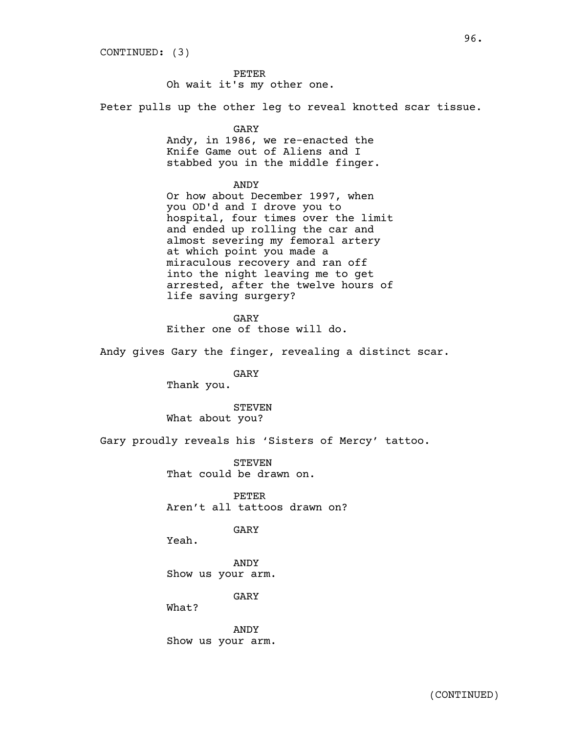CONTINUED: (3)

PETER
Oh wait it's my other one.

Peter pulls up the other leg to reveal knotted scar tissue.

GARY
Andy, in 1986, we re-enacted the Knife Game out of Aliens and I stabbed you in the middle finger.

ANDY
Or how about December 1997, when you OD'd and I drove you to hospital, four times over the limit and ended up rolling the car and almost severing my femoral artery at which point you made a miraculous recovery and ran off into the night leaving me to get arrested, after the twelve hours of life saving surgery?

GARY
Either one of those will do.

Andy gives Gary the finger, revealing a distinct scar.

GARY
Thank you.

STEVEN
What about you?

Gary proudly reveals his 'Sisters of Mercy' tattoo.

STEVEN
That could be drawn on.

PETER
Aren't all tattoos drawn on?

GARY
Yeah.

ANDY
Show us your arm.

GARY
What?

ANDY
Show us your arm.

(CONTINUED)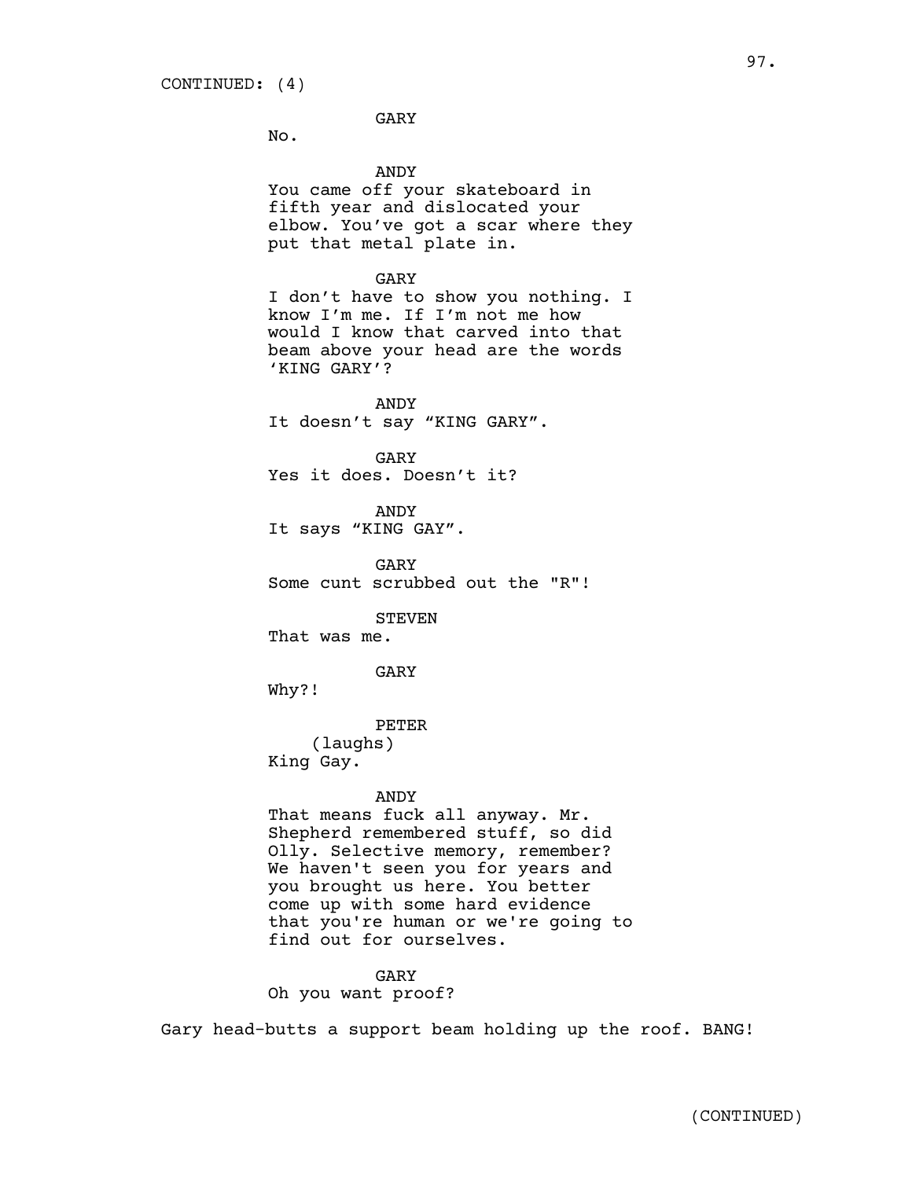CONTINUED: (4)

GARY

No.

ANDY

You came off your skateboard in fifth year and dislocated your elbow. You've got a scar where they put that metal plate in.

GARY

I don't have to show you nothing. I know I'm me. If I'm not me how would I know that carved into that beam above your head are the words 'KING GARY'?

ANDY

It doesn't say "KING GARY".

GARY

Yes it does. Doesn't it?

ANDY

It says "KING GAY".

GARY

Some cunt scrubbed out the "R"!

STEVEN

That was me.

GARY

Why?!

PETER

(laughs)

King Gay.

ANDY

That means fuck all anyway. Mr. Shepherd remembered stuff, so did Olly. Selective memory, remember? We haven't seen you for years and you brought us here. You better come up with some hard evidence that you're human or we're going to find out for ourselves.

GARY

Oh you want proof?

Gary head-butts a support beam holding up the roof. BANG!

(CONTINUED)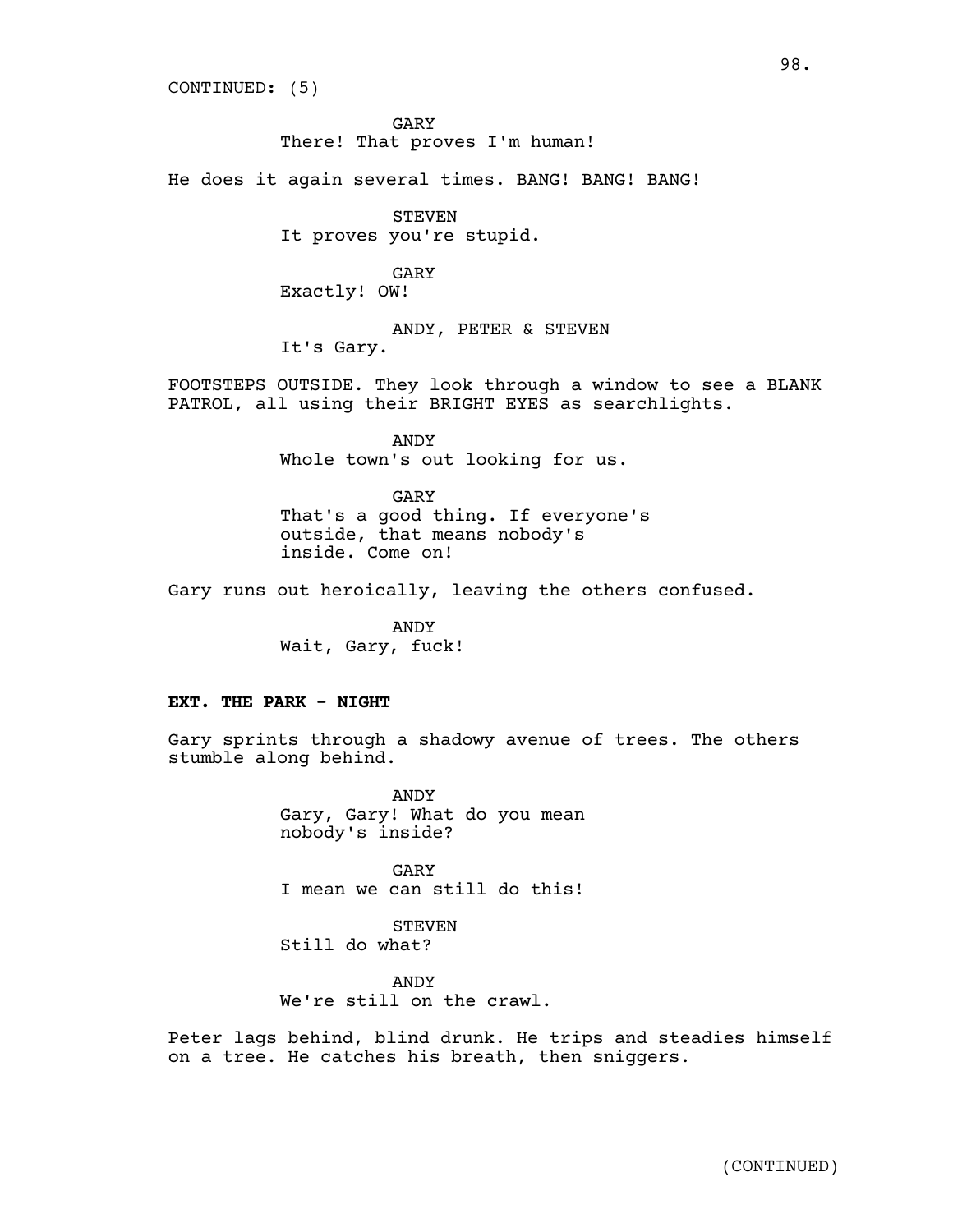CONTINUED: (5)

GARY
There! That proves I'm human!

He does it again several times. BANG! BANG! BANG!

STEVEN
It proves you're stupid.

GARY
Exactly! OW!

ANDY, PETER & STEVEN
It's Gary.

FOOTSTEPS OUTSIDE. They look through a window to see a BLANK PATROL, all using their BRIGHT EYES as searchlights.

ANDY
Whole town's out looking for us.

GARY
That's a good thing. If everyone's outside, that means nobody's inside. Come on!

Gary runs out heroically, leaving the others confused.

ANDY
Wait, Gary, fuck!

**EXT. THE PARK - NIGHT**

Gary sprints through a shadowy avenue of trees. The others stumble along behind.

ANDY
Gary, Gary! What do you mean nobody's inside?

GARY
I mean we can still do this!

STEVEN
Still do what?

ANDY
We're still on the crawl.

Peter lags behind, blind drunk. He trips and steadies himself on a tree. He catches his breath, then sniggers.

(CONTINUED)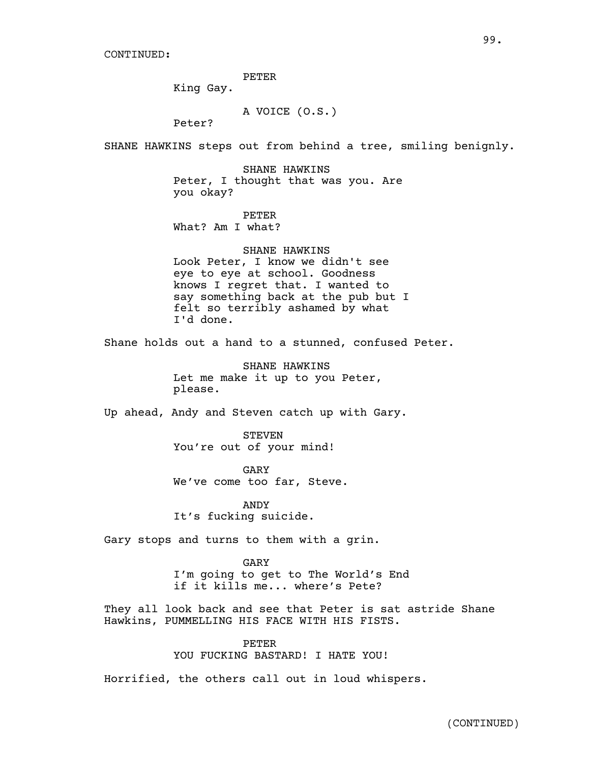CONTINUED:

PETER
King Gay.

A VOICE (O.S.)
Peter?

SHANE HAWKINS steps out from behind a tree, smiling benignly.

SHANE HAWKINS
Peter, I thought that was you. Are you okay?

PETER
What? Am I what?

SHANE HAWKINS
Look Peter, I know we didn't see eye to eye at school. Goodness knows I regret that. I wanted to say something back at the pub but I felt so terribly ashamed by what I'd done.

Shane holds out a hand to a stunned, confused Peter.

SHANE HAWKINS
Let me make it up to you Peter, please.

Up ahead, Andy and Steven catch up with Gary.

STEVEN
You're out of your mind!

GARY
We've come too far, Steve.

ANDY
It's fucking suicide.

Gary stops and turns to them with a grin.

GARY
I'm going to get to The World's End if it kills me... where's Pete?

They all look back and see that Peter is sat astride Shane Hawkins, PUMMELLING HIS FACE WITH HIS FISTS.

PETER
YOU FUCKING BASTARD! I HATE YOU!

Horrified, the others call out in loud whispers.

(CONTINUED)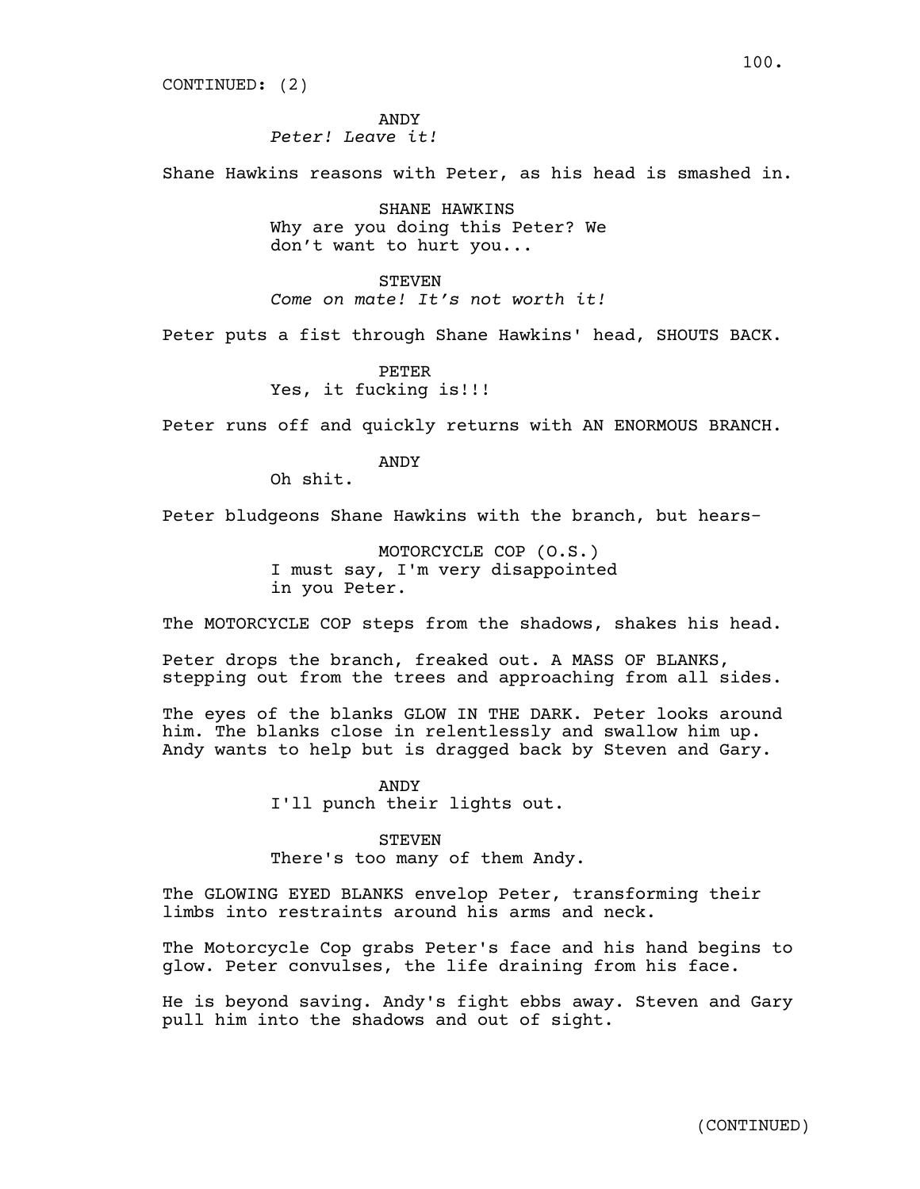CONTINUED: (2)

ANDY
*Peter! Leave it!*

Shane Hawkins reasons with Peter, as his head is smashed in.

SHANE HAWKINS
Why are you doing this Peter? We don't want to hurt you...

STEVEN
*Come on mate! It's not worth it!*

Peter puts a fist through Shane Hawkins' head, SHOUTS BACK.

PETER
Yes, it fucking is!!!

Peter runs off and quickly returns with AN ENORMOUS BRANCH.

ANDY
Oh shit.

Peter bludgeons Shane Hawkins with the branch, but hears-

MOTORCYCLE COP (O.S.)
I must say, I'm very disappointed in you Peter.

The MOTORCYCLE COP steps from the shadows, shakes his head.

Peter drops the branch, freaked out. A MASS OF BLANKS, stepping out from the trees and approaching from all sides.

The eyes of the blanks GLOW IN THE DARK. Peter looks around him. The blanks close in relentlessly and swallow him up. Andy wants to help but is dragged back by Steven and Gary.

ANDY
I'll punch their lights out.

STEVEN
There's too many of them Andy.

The GLOWING EYED BLANKS envelop Peter, transforming their limbs into restraints around his arms and neck.

The Motorcycle Cop grabs Peter's face and his hand begins to glow. Peter convulses, the life draining from his face.

He is beyond saving. Andy's fight ebbs away. Steven and Gary pull him into the shadows and out of sight.

(CONTINUED)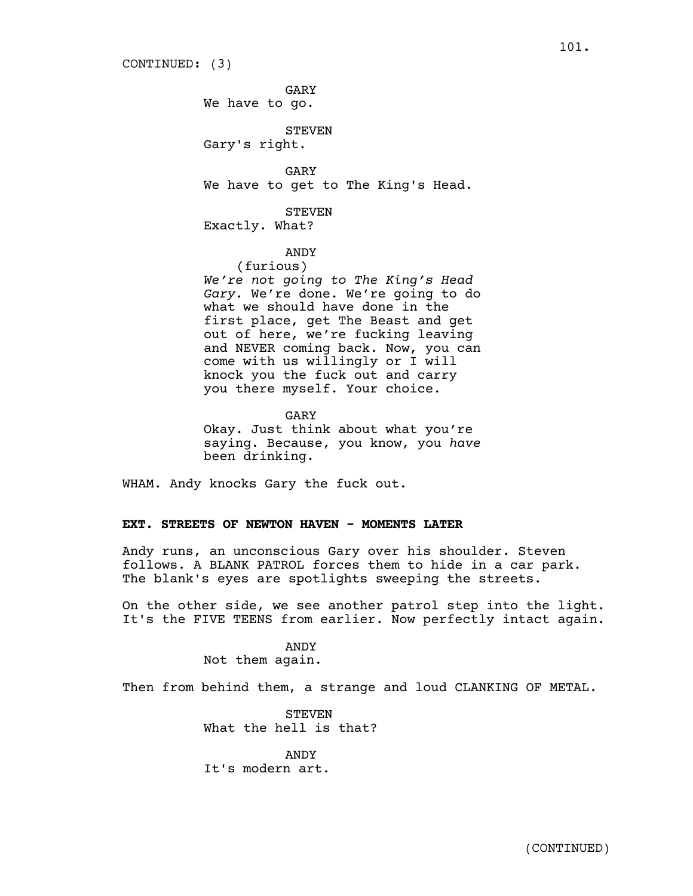CONTINUED: (3)

GARY
We have to go.

STEVEN
Gary's right.

GARY
We have to get to The King's Head.

STEVEN
Exactly. What?

ANDY
(furious)
*We're not going to The King's Head Gary.* We're done. We're going to do what we should have done in the first place, get The Beast and get out of here, we're fucking leaving and NEVER coming back. Now, you can come with us willingly or I will knock you the fuck out and carry you there myself. Your choice.

GARY
Okay. Just think about what you're saying. Because, you know, you *have* been drinking.

WHAM. Andy knocks Gary the fuck out.

**EXT. STREETS OF NEWTON HAVEN - MOMENTS LATER**

Andy runs, an unconscious Gary over his shoulder. Steven follows. A BLANK PATROL forces them to hide in a car park. The blank's eyes are spotlights sweeping the streets.

On the other side, we see another patrol step into the light. It's the FIVE TEENS from earlier. Now perfectly intact again.

ANDY
Not them again.

Then from behind them, a strange and loud CLANKING OF METAL.

STEVEN
What the hell is that?

ANDY
It's modern art.

(CONTINUED)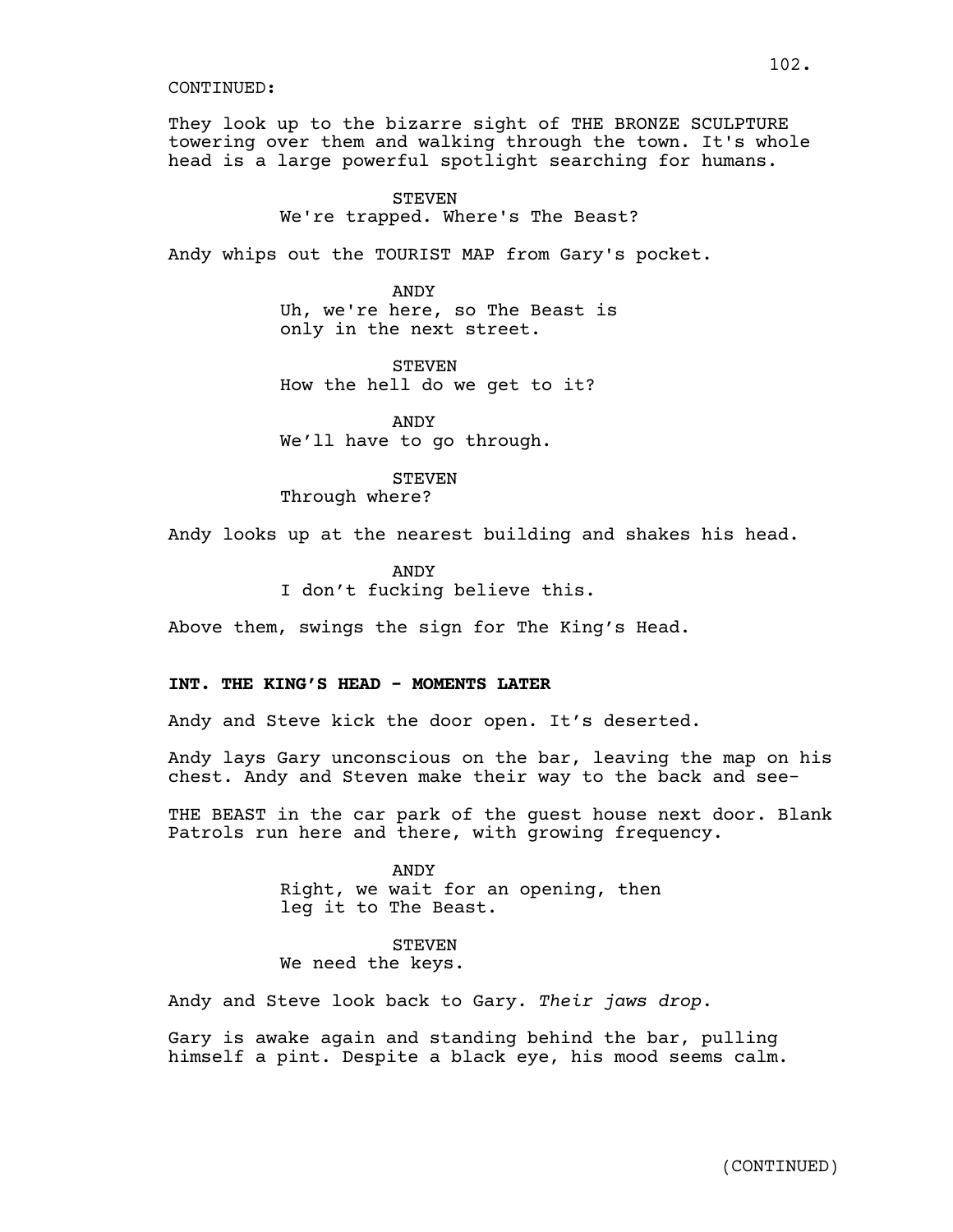CONTINUED:

They look up to the bizarre sight of THE BRONZE SCULPTURE towering over them and walking through the town. It's whole head is a large powerful spotlight searching for humans.

STEVEN
We're trapped. Where's The Beast?

Andy whips out the TOURIST MAP from Gary's pocket.

ANDY
Uh, we're here, so The Beast is only in the next street.

STEVEN
How the hell do we get to it?

ANDY
We'll have to go through.

STEVEN
Through where?

Andy looks up at the nearest building and shakes his head.

ANDY
I don't fucking believe this.

Above them, swings the sign for The King's Head.

**INT. THE KING'S HEAD - MOMENTS LATER**

Andy and Steve kick the door open. It's deserted.

Andy lays Gary unconscious on the bar, leaving the map on his chest. Andy and Steven make their way to the back and see-

THE BEAST in the car park of the guest house next door. Blank Patrols run here and there, with growing frequency.

ANDY
Right, we wait for an opening, then leg it to The Beast.

STEVEN
We need the keys.

Andy and Steve look back to Gary. *Their jaws drop*.

Gary is awake again and standing behind the bar, pulling himself a pint. Despite a black eye, his mood seems calm.

(CONTINUED)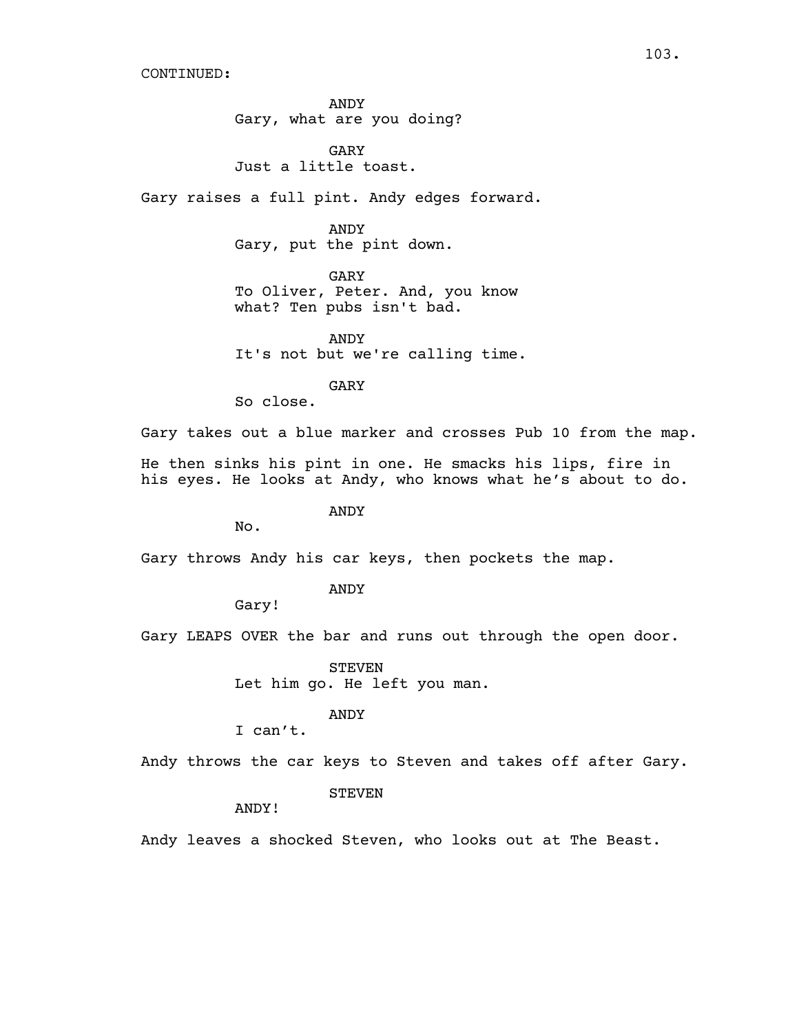CONTINUED:

ANDY
Gary, what are you doing?

GARY
Just a little toast.

Gary raises a full pint. Andy edges forward.

ANDY
Gary, put the pint down.

GARY
To Oliver, Peter. And, you know what? Ten pubs isn't bad.

ANDY
It's not but we're calling time.

GARY
So close.

Gary takes out a blue marker and crosses Pub 10 from the map.

He then sinks his pint in one. He smacks his lips, fire in his eyes. He looks at Andy, who knows what he's about to do.

ANDY
No.

Gary throws Andy his car keys, then pockets the map.

ANDY
Gary!

Gary LEAPS OVER the bar and runs out through the open door.

STEVEN
Let him go. He left you man.

ANDY
I can't.

Andy throws the car keys to Steven and takes off after Gary.

STEVEN
ANDY!

Andy leaves a shocked Steven, who looks out at The Beast.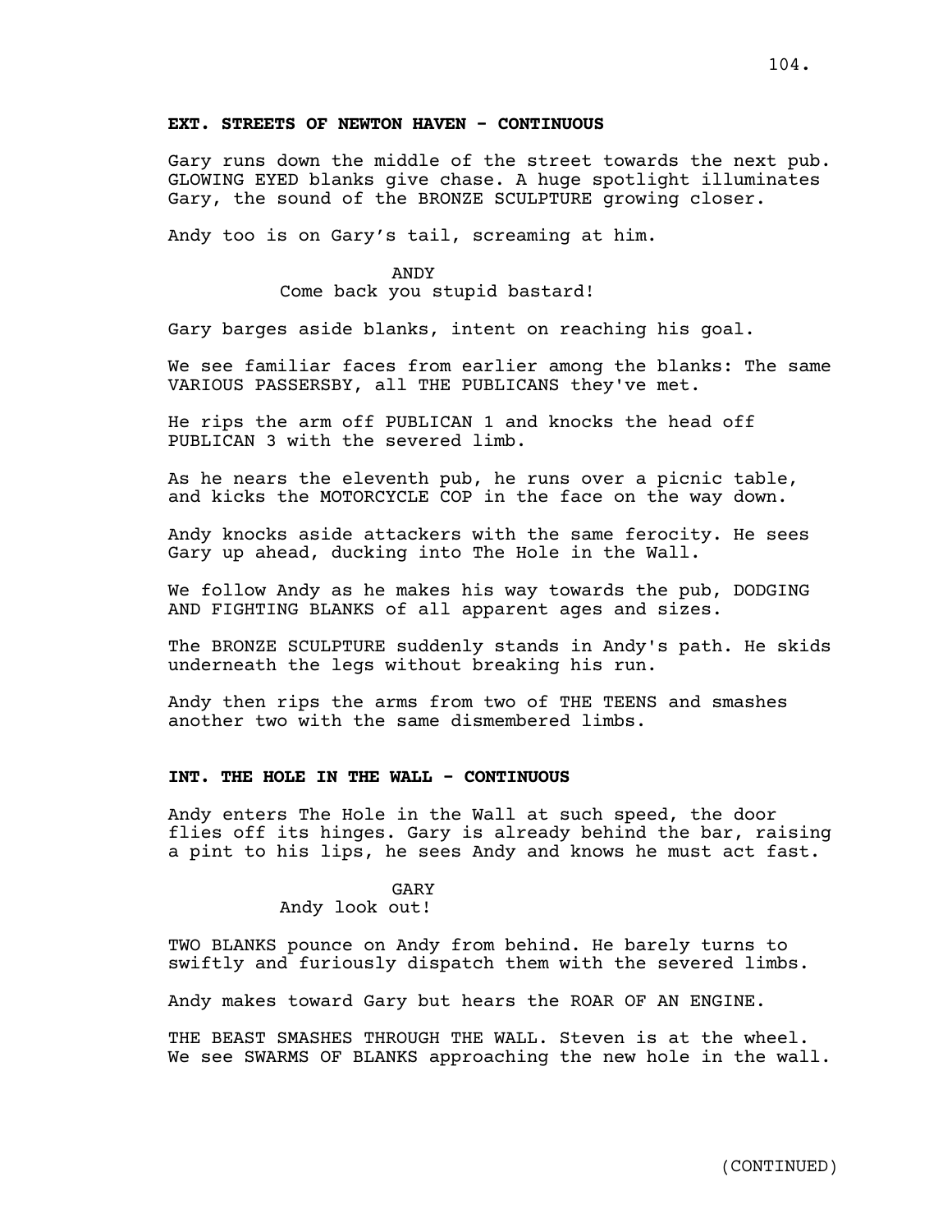**EXT. STREETS OF NEWTON HAVEN - CONTINUOUS**

Gary runs down the middle of the street towards the next pub. GLOWING EYED blanks give chase. A huge spotlight illuminates Gary, the sound of the BRONZE SCULPTURE growing closer.

Andy too is on Gary’s tail, screaming at him.

ANDY
Come back you stupid bastard!

Gary barges aside blanks, intent on reaching his goal.

We see familiar faces from earlier among the blanks: The same VARIOUS PASSERSBY, all THE PUBLICANS they've met.

He rips the arm off PUBLICAN 1 and knocks the head off PUBLICAN 3 with the severed limb.

As he nears the eleventh pub, he runs over a picnic table, and kicks the MOTORCYCLE COP in the face on the way down.

Andy knocks aside attackers with the same ferocity. He sees Gary up ahead, ducking into The Hole in the Wall.

We follow Andy as he makes his way towards the pub, DODGING AND FIGHTING BLANKS of all apparent ages and sizes.

The BRONZE SCULPTURE suddenly stands in Andy's path. He skids underneath the legs without breaking his run.

Andy then rips the arms from two of THE TEENS and smashes another two with the same dismembered limbs.

**INT. THE HOLE IN THE WALL - CONTINUOUS**

Andy enters The Hole in the Wall at such speed, the door flies off its hinges. Gary is already behind the bar, raising a pint to his lips, he sees Andy and knows he must act fast.

GARY
Andy look out!

TWO BLANKS pounce on Andy from behind. He barely turns to swiftly and furiously dispatch them with the severed limbs.

Andy makes toward Gary but hears the ROAR OF AN ENGINE.

THE BEAST SMASHES THROUGH THE WALL. Steven is at the wheel. We see SWARMS OF BLANKS approaching the new hole in the wall.

(CONTINUED)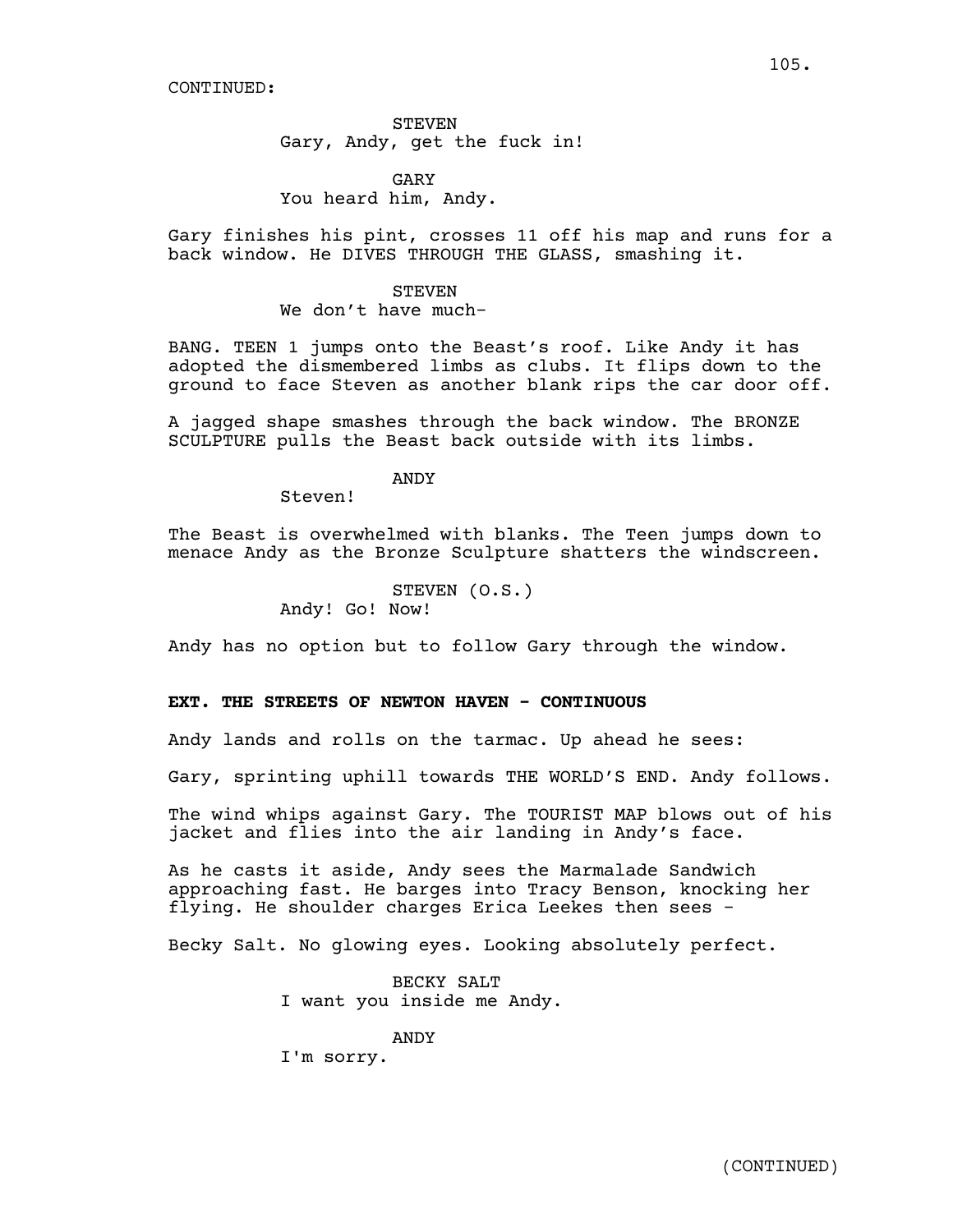CONTINUED:

STEVEN
Gary, Andy, get the fuck in!

GARY
You heard him, Andy.

Gary finishes his pint, crosses 11 off his map and runs for a back window. He DIVES THROUGH THE GLASS, smashing it.

STEVEN
We don't have much-

BANG. TEEN 1 jumps onto the Beast's roof. Like Andy it has adopted the dismembered limbs as clubs. It flips down to the ground to face Steven as another blank rips the car door off.

A jagged shape smashes through the back window. The BRONZE SCULPTURE pulls the Beast back outside with its limbs.

ANDY
Steven!

The Beast is overwhelmed with blanks. The Teen jumps down to menace Andy as the Bronze Sculpture shatters the windscreen.

STEVEN (O.S.)
Andy! Go! Now!

Andy has no option but to follow Gary through the window.

**EXT. THE STREETS OF NEWTON HAVEN - CONTINUOUS**

Andy lands and rolls on the tarmac. Up ahead he sees:

Gary, sprinting uphill towards THE WORLD'S END. Andy follows.

The wind whips against Gary. The TOURIST MAP blows out of his jacket and flies into the air landing in Andy's face.

As he casts it aside, Andy sees the Marmalade Sandwich approaching fast. He barges into Tracy Benson, knocking her flying. He shoulder charges Erica Leekes then sees -

Becky Salt. No glowing eyes. Looking absolutely perfect.

BECKY SALT
I want you inside me Andy.

ANDY
I'm sorry.

(CONTINUED)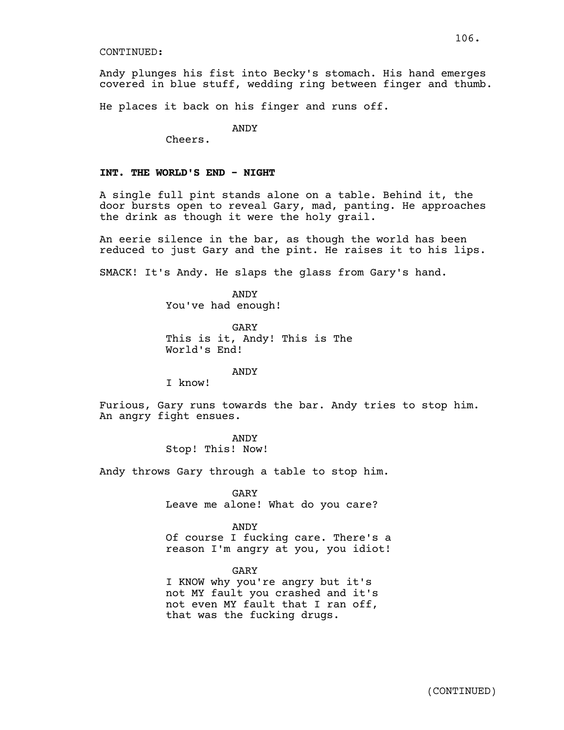CONTINUED:

Andy plunges his fist into Becky's stomach. His hand emerges covered in blue stuff, wedding ring between finger and thumb.

He places it back on his finger and runs off.

ANDY
Cheers.

**INT. THE WORLD'S END - NIGHT**

A single full pint stands alone on a table. Behind it, the door bursts open to reveal Gary, mad, panting. He approaches the drink as though it were the holy grail.

An eerie silence in the bar, as though the world has been reduced to just Gary and the pint. He raises it to his lips.

SMACK! It's Andy. He slaps the glass from Gary's hand.

ANDY
You've had enough!

GARY
This is it, Andy! This is The World's End!

ANDY
I know!

Furious, Gary runs towards the bar. Andy tries to stop him. An angry fight ensues.

ANDY
Stop! This! Now!

Andy throws Gary through a table to stop him.

GARY
Leave me alone! What do you care?

ANDY
Of course I fucking care. There's a reason I'm angry at you, you idiot!

GARY
I KNOW why you're angry but it's not MY fault you crashed and it's not even MY fault that I ran off, that was the fucking drugs.

(CONTINUED)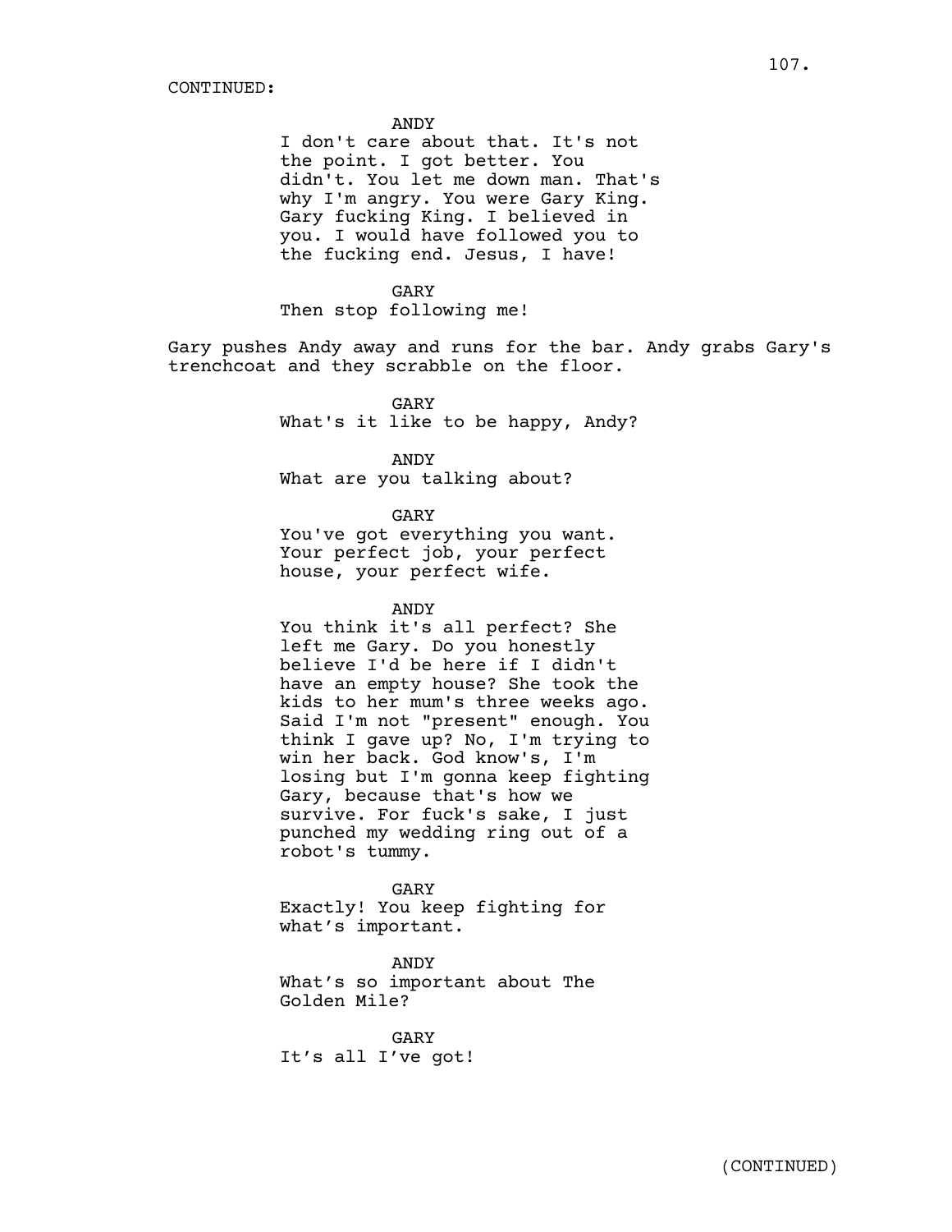CONTINUED:

ANDY
I don't care about that. It's not the point. I got better. You didn't. You let me down man. That's why I'm angry. You were Gary King. Gary fucking King. I believed in you. I would have followed you to the fucking end. Jesus, I have!

GARY
Then stop following me!

Gary pushes Andy away and runs for the bar. Andy grabs Gary's trenchcoat and they scrabble on the floor.

GARY
What's it like to be happy, Andy?

ANDY
What are you talking about?

GARY
You've got everything you want. Your perfect job, your perfect house, your perfect wife.

ANDY
You think it's all perfect? She left me Gary. Do you honestly believe I'd be here if I didn't have an empty house? She took the kids to her mum's three weeks ago. Said I'm not "present" enough. You think I gave up? No, I'm trying to win her back. God know's, I'm losing but I'm gonna keep fighting Gary, because that's how we survive. For fuck's sake, I just punched my wedding ring out of a robot's tummy.

GARY
Exactly! You keep fighting for what's important.

ANDY
What's so important about The Golden Mile?

GARY
It's all I've got!

(CONTINUED)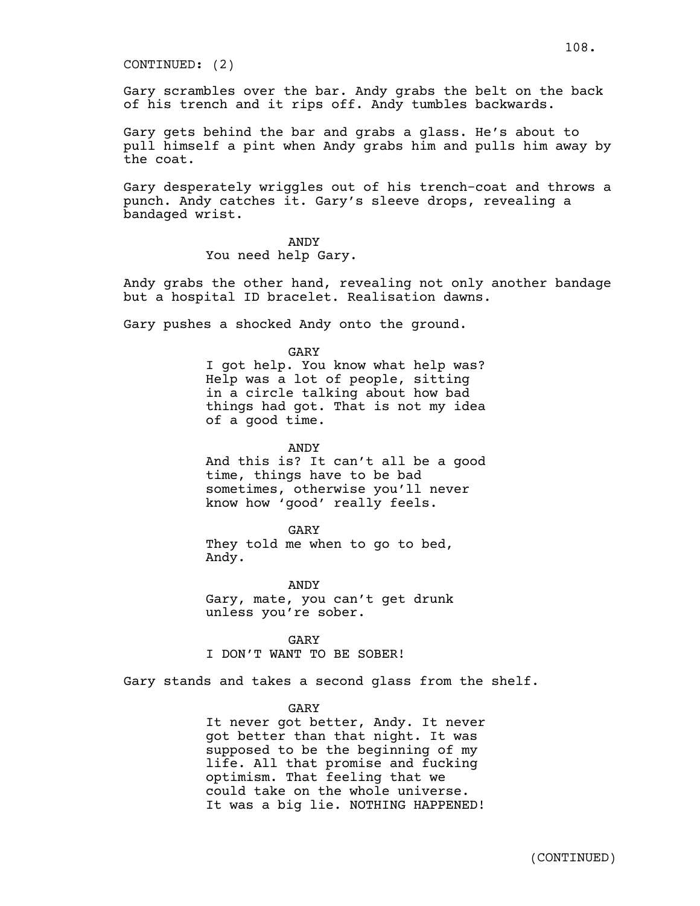CONTINUED: (2)

Gary scrambles over the bar. Andy grabs the belt on the back of his trench and it rips off. Andy tumbles backwards.

Gary gets behind the bar and grabs a glass. He's about to pull himself a pint when Andy grabs him and pulls him away by the coat.

Gary desperately wriggles out of his trench-coat and throws a punch. Andy catches it. Gary's sleeve drops, revealing a bandaged wrist.

ANDY
You need help Gary.

Andy grabs the other hand, revealing not only another bandage but a hospital ID bracelet. Realisation dawns.

Gary pushes a shocked Andy onto the ground.

GARY
I got help. You know what help was? Help was a lot of people, sitting in a circle talking about how bad things had got. That is not my idea of a good time.

ANDY
And this is? It can't all be a good time, things have to be bad sometimes, otherwise you'll never know how 'good' really feels.

GARY
They told me when to go to bed, Andy.

ANDY
Gary, mate, you can't get drunk unless you're sober.

GARY
I DON'T WANT TO BE SOBER!

Gary stands and takes a second glass from the shelf.

GARY
It never got better, Andy. It never got better than that night. It was supposed to be the beginning of my life. All that promise and fucking optimism. That feeling that we could take on the whole universe. It was a big lie. NOTHING HAPPENED!

(CONTINUED)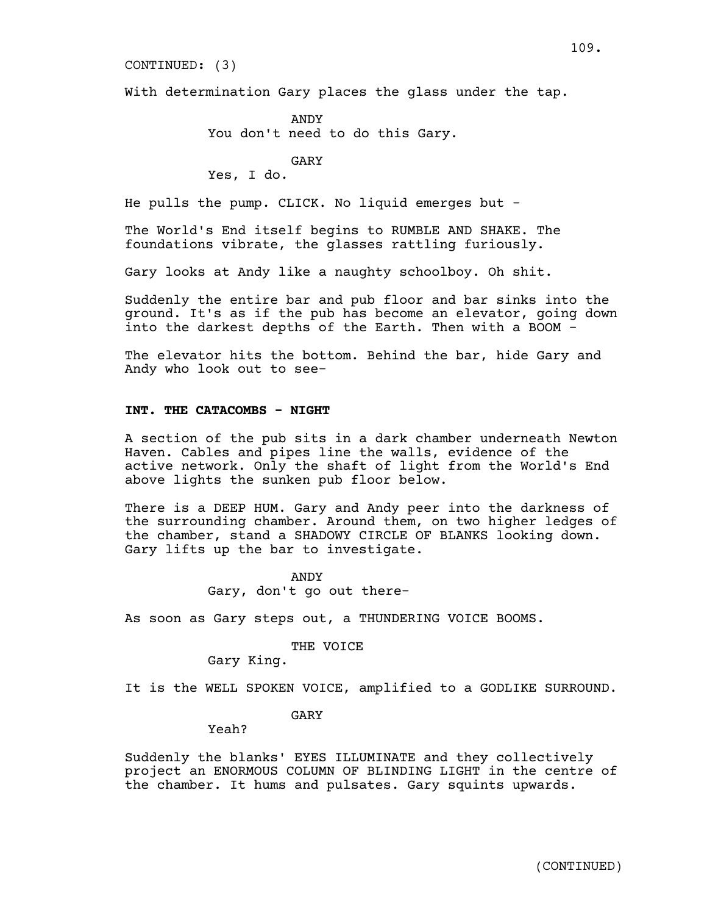CONTINUED: (3)

With determination Gary places the glass under the tap.

ANDY
You don't need to do this Gary.

GARY
Yes, I do.

He pulls the pump. CLICK. No liquid emerges but -

The World's End itself begins to RUMBLE AND SHAKE. The foundations vibrate, the glasses rattling furiously.

Gary looks at Andy like a naughty schoolboy. Oh shit.

Suddenly the entire bar and pub floor and bar sinks into the ground. It's as if the pub has become an elevator, going down into the darkest depths of the Earth. Then with a BOOM -

The elevator hits the bottom. Behind the bar, hide Gary and Andy who look out to see-

**INT. THE CATACOMBS - NIGHT**

A section of the pub sits in a dark chamber underneath Newton Haven. Cables and pipes line the walls, evidence of the active network. Only the shaft of light from the World's End above lights the sunken pub floor below.

There is a DEEP HUM. Gary and Andy peer into the darkness of the surrounding chamber. Around them, on two higher ledges of the chamber, stand a SHADOWY CIRCLE OF BLANKS looking down. Gary lifts up the bar to investigate.

ANDY
Gary, don't go out there-

As soon as Gary steps out, a THUNDERING VOICE BOOMS.

THE VOICE
Gary King.

It is the WELL SPOKEN VOICE, amplified to a GODLIKE SURROUND.

GARY
Yeah?

Suddenly the blanks' EYES ILLUMINATE and they collectively project an ENORMOUS COLUMN OF BLINDING LIGHT in the centre of the chamber. It hums and pulsates. Gary squints upwards.

(CONTINUED)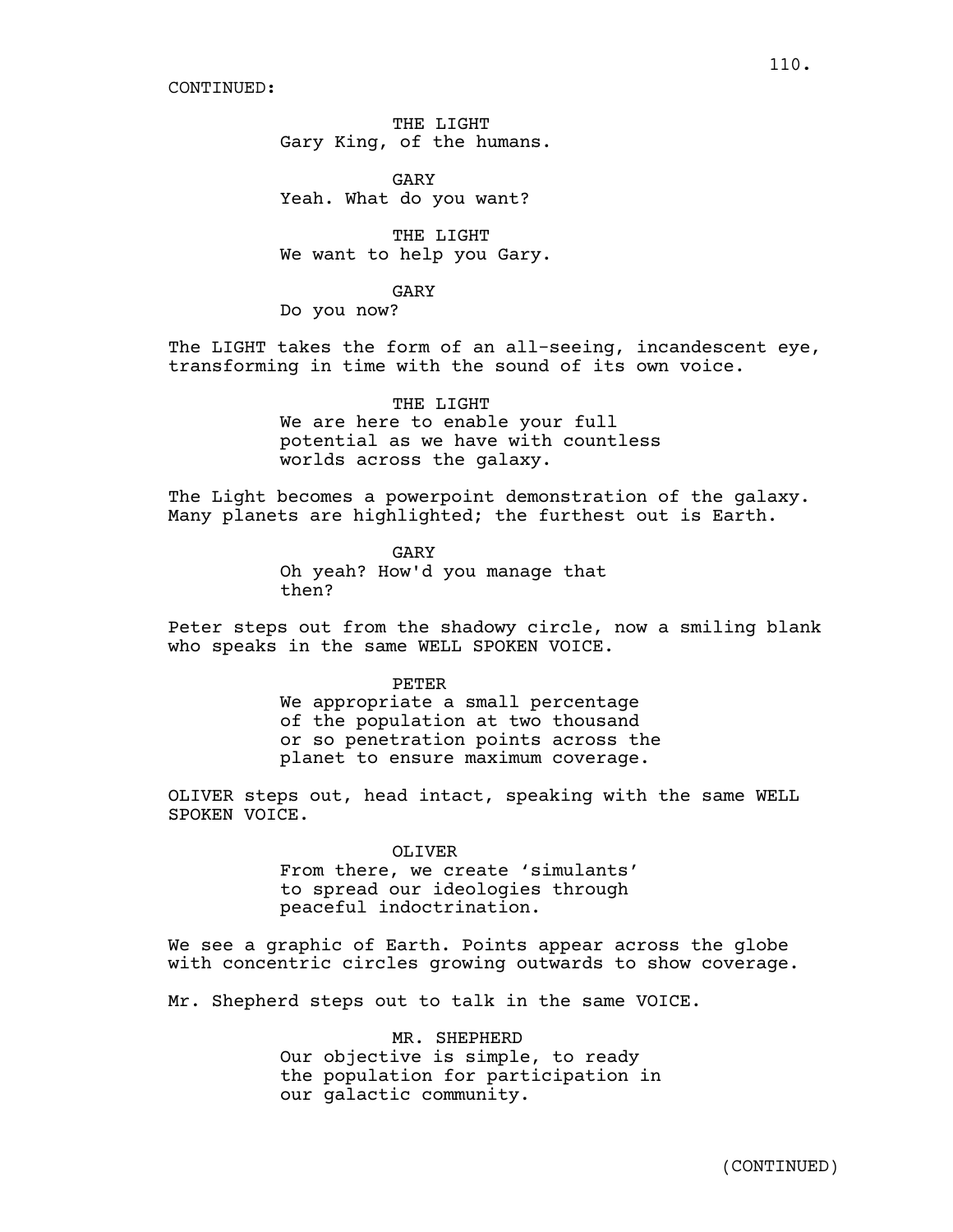CONTINUED:

THE LIGHT
Gary King, of the humans.

GARY
Yeah. What do you want?

THE LIGHT
We want to help you Gary.

GARY
Do you now?

The LIGHT takes the form of an all-seeing, incandescent eye, transforming in time with the sound of its own voice.

THE LIGHT
We are here to enable your full potential as we have with countless worlds across the galaxy.

The Light becomes a powerpoint demonstration of the galaxy. Many planets are highlighted; the furthest out is Earth.

GARY
Oh yeah? How'd you manage that then?

Peter steps out from the shadowy circle, now a smiling blank who speaks in the same WELL SPOKEN VOICE.

PETER
We appropriate a small percentage of the population at two thousand or so penetration points across the planet to ensure maximum coverage.

OLIVER steps out, head intact, speaking with the same WELL SPOKEN VOICE.

OLIVER
From there, we create 'simulants' to spread our ideologies through peaceful indoctrination.

We see a graphic of Earth. Points appear across the globe with concentric circles growing outwards to show coverage.

Mr. Shepherd steps out to talk in the same VOICE.

MR. SHEPHERD
Our objective is simple, to ready the population for participation in our galactic community.

(CONTINUED)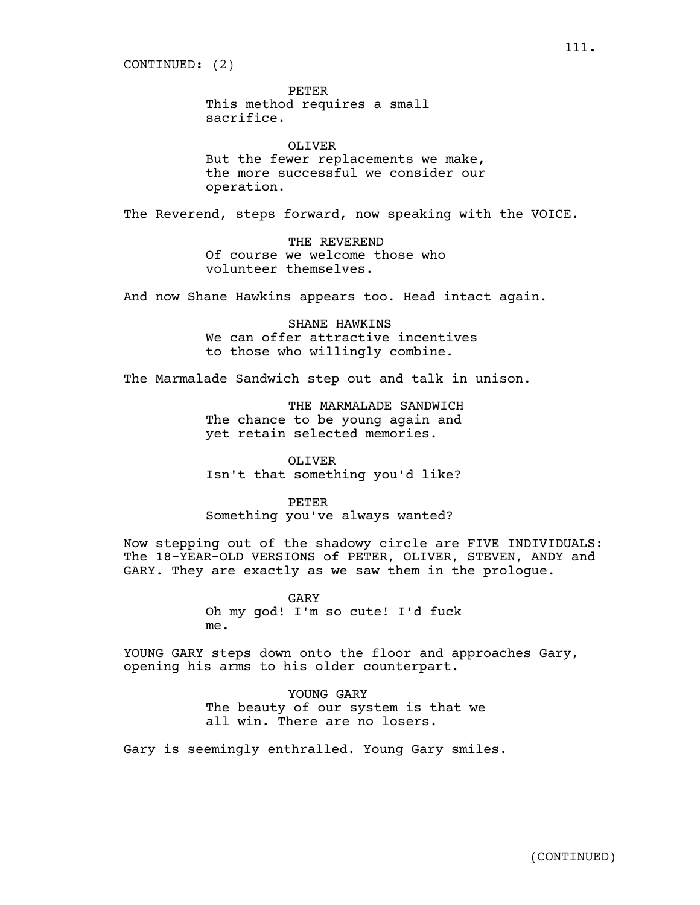CONTINUED: (2)

PETER
This method requires a small sacrifice.

OLIVER
But the fewer replacements we make, the more successful we consider our operation.

The Reverend, steps forward, now speaking with the VOICE.

THE REVEREND
Of course we welcome those who volunteer themselves.

And now Shane Hawkins appears too. Head intact again.

SHANE HAWKINS
We can offer attractive incentives to those who willingly combine.

The Marmalade Sandwich step out and talk in unison.

THE MARMALADE SANDWICH
The chance to be young again and yet retain selected memories.

OLIVER
Isn't that something you'd like?

PETER
Something you've always wanted?

Now stepping out of the shadowy circle are FIVE INDIVIDUALS: The 18-YEAR-OLD VERSIONS of PETER, OLIVER, STEVEN, ANDY and GARY. They are exactly as we saw them in the prologue.

GARY
Oh my god! I'm so cute! I'd fuck me.

YOUNG GARY steps down onto the floor and approaches Gary, opening his arms to his older counterpart.

YOUNG GARY
The beauty of our system is that we all win. There are no losers.

Gary is seemingly enthralled. Young Gary smiles.

(CONTINUED)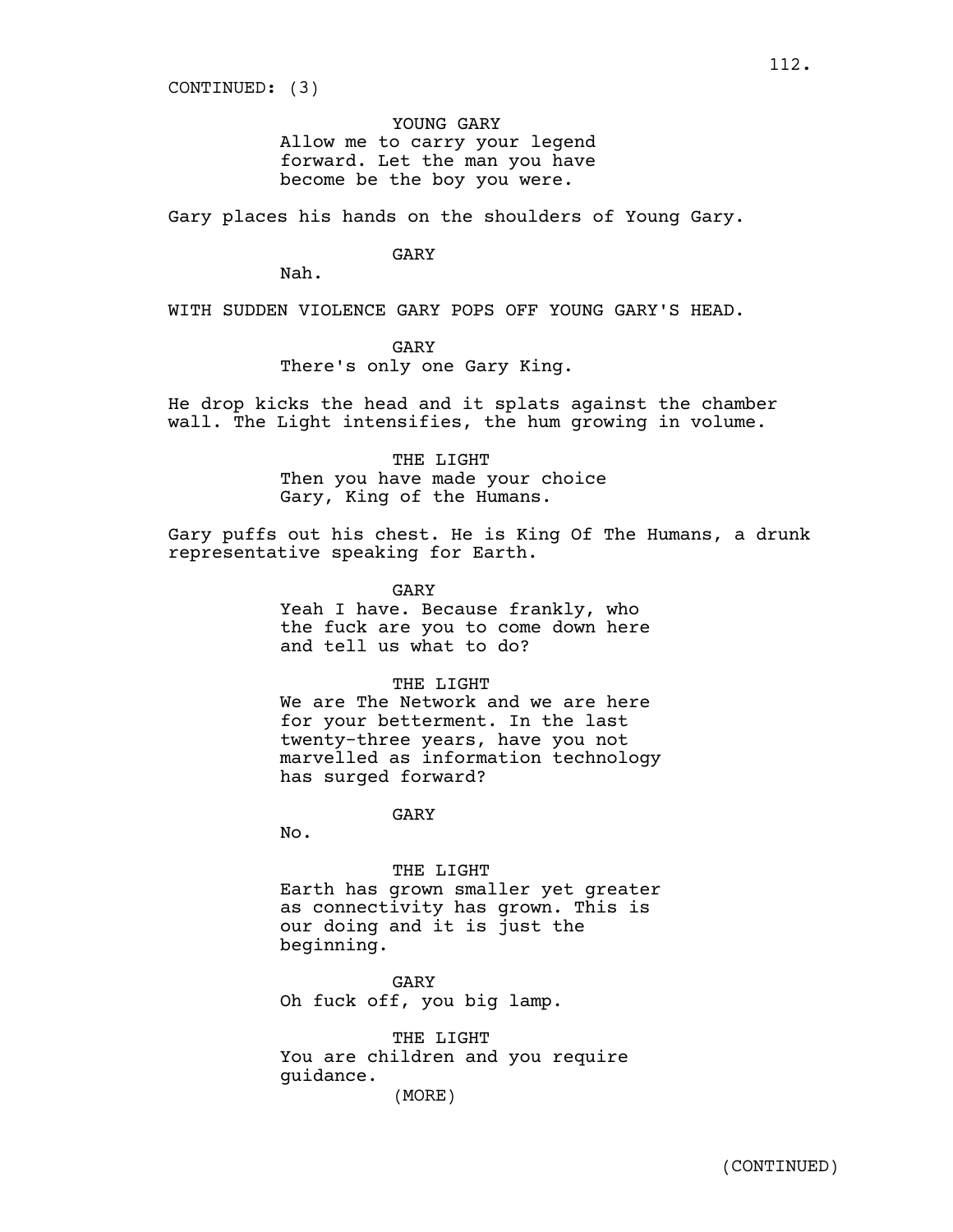CONTINUED: (3)

YOUNG GARY
Allow me to carry your legend forward. Let the man you have become be the boy you were.

Gary places his hands on the shoulders of Young Gary.

GARY
Nah.

WITH SUDDEN VIOLENCE GARY POPS OFF YOUNG GARY'S HEAD.

GARY
There's only one Gary King.

He drop kicks the head and it splats against the chamber wall. The Light intensifies, the hum growing in volume.

THE LIGHT
Then you have made your choice Gary, King of the Humans.

Gary puffs out his chest. He is King Of The Humans, a drunk representative speaking for Earth.

GARY
Yeah I have. Because frankly, who the fuck are you to come down here and tell us what to do?

THE LIGHT
We are The Network and we are here for your betterment. In the last twenty-three years, have you not marvelled as information technology has surged forward?

GARY
No.

THE LIGHT
Earth has grown smaller yet greater as connectivity has grown. This is our doing and it is just the beginning.

GARY
Oh fuck off, you big lamp.

THE LIGHT
You are children and you require guidance.
(MORE)

(CONTINUED)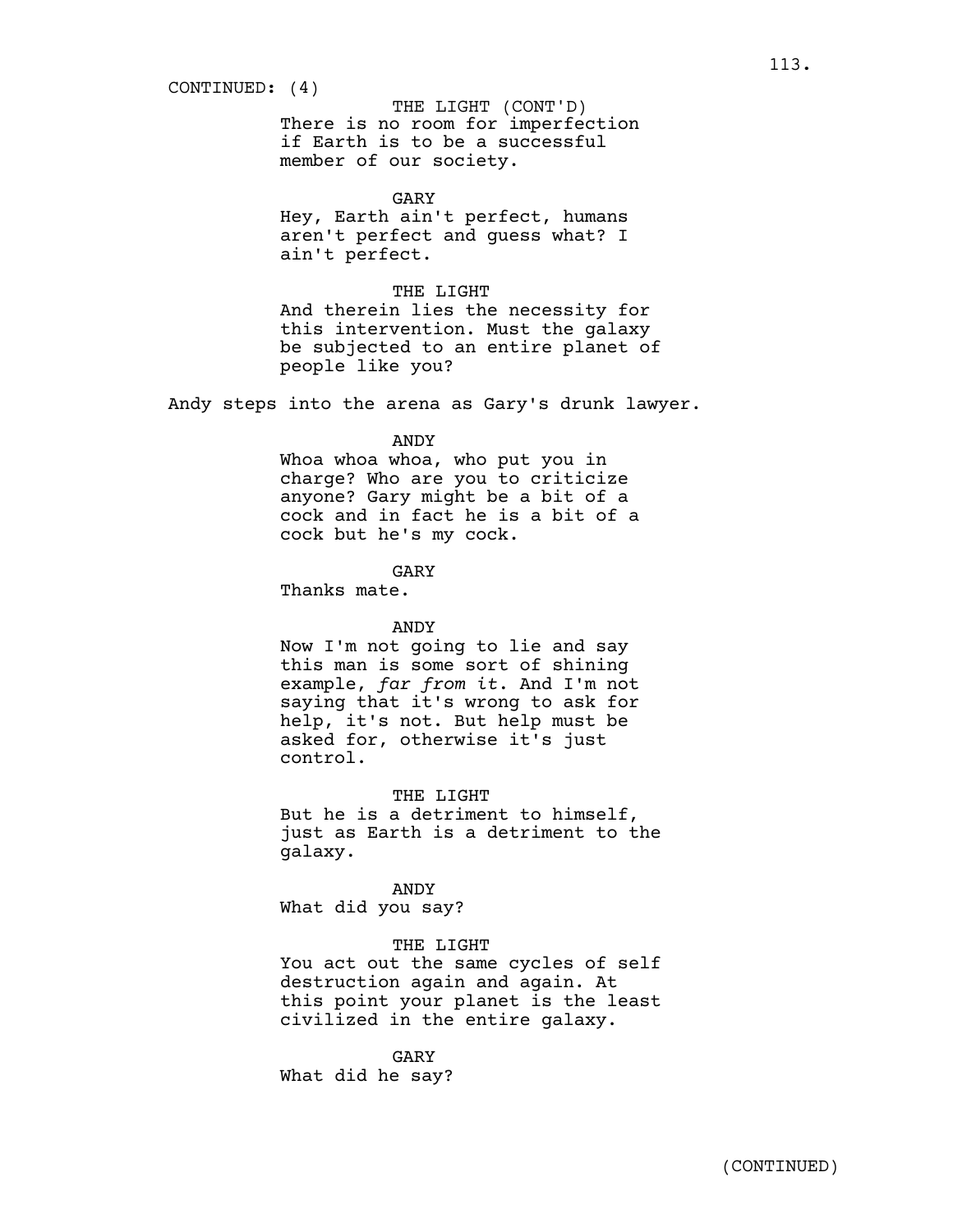CONTINUED: (4)

THE LIGHT (CONT'D)
There is no room for imperfection if Earth is to be a successful member of our society.

GARY
Hey, Earth ain't perfect, humans aren't perfect and guess what? I ain't perfect.

THE LIGHT
And therein lies the necessity for this intervention. Must the galaxy be subjected to an entire planet of people like you?

Andy steps into the arena as Gary's drunk lawyer.

ANDY
Whoa whoa whoa, who put you in charge? Who are you to criticize anyone? Gary might be a bit of a cock and in fact he is a bit of a cock but he's my cock.

GARY
Thanks mate.

ANDY
Now I'm not going to lie and say this man is some sort of shining example, *far from it*. And I'm not saying that it's wrong to ask for help, it's not. But help must be asked for, otherwise it's just control.

THE LIGHT
But he is a detriment to himself, just as Earth is a detriment to the galaxy.

ANDY
What did you say?

THE LIGHT
You act out the same cycles of self destruction again and again. At this point your planet is the least civilized in the entire galaxy.

GARY
What did he say?

(CONTINUED)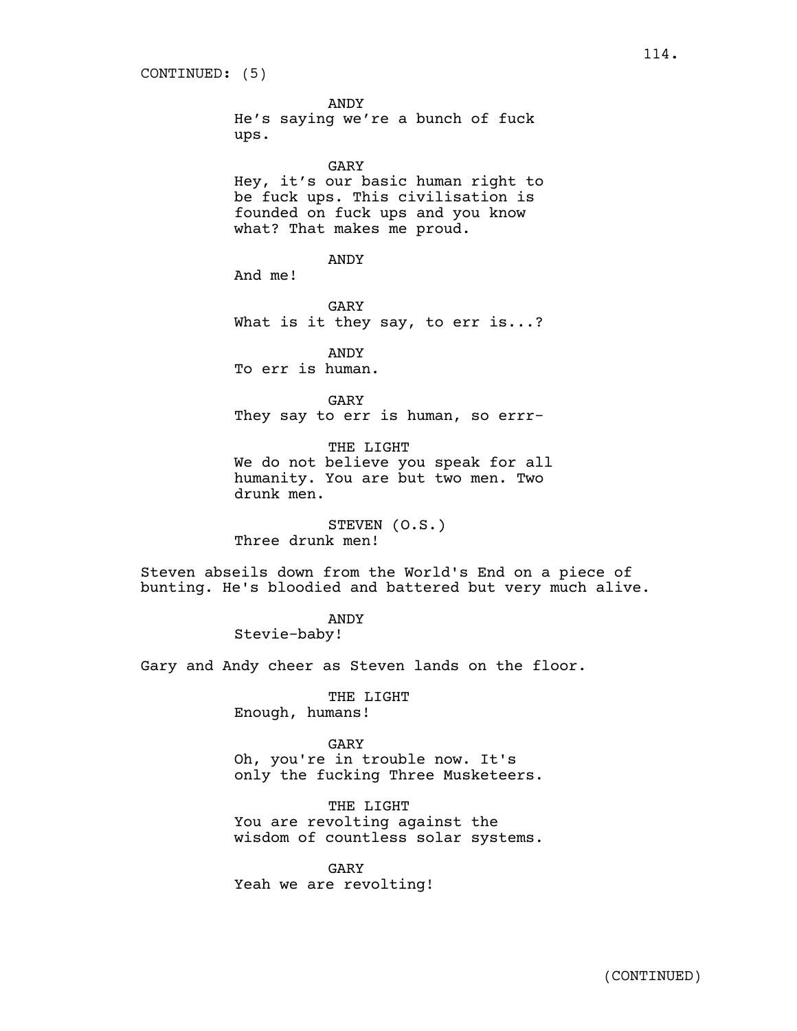CONTINUED: (5)

ANDY
He's saying we're a bunch of fuck ups.

GARY
Hey, it's our basic human right to be fuck ups. This civilisation is founded on fuck ups and you know what? That makes me proud.

ANDY
And me!

GARY
What is it they say, to err is...?

ANDY
To err is human.

GARY
They say to err is human, so errr-

THE LIGHT
We do not believe you speak for all humanity. You are but two men. Two drunk men.

STEVEN (O.S.)
Three drunk men!

Steven abseils down from the World's End on a piece of bunting. He's bloodied and battered but very much alive.

ANDY
Stevie-baby!

Gary and Andy cheer as Steven lands on the floor.

THE LIGHT
Enough, humans!

GARY
Oh, you're in trouble now. It's only the fucking Three Musketeers.

THE LIGHT
You are revolting against the wisdom of countless solar systems.

GARY
Yeah we are revolting!

(CONTINUED)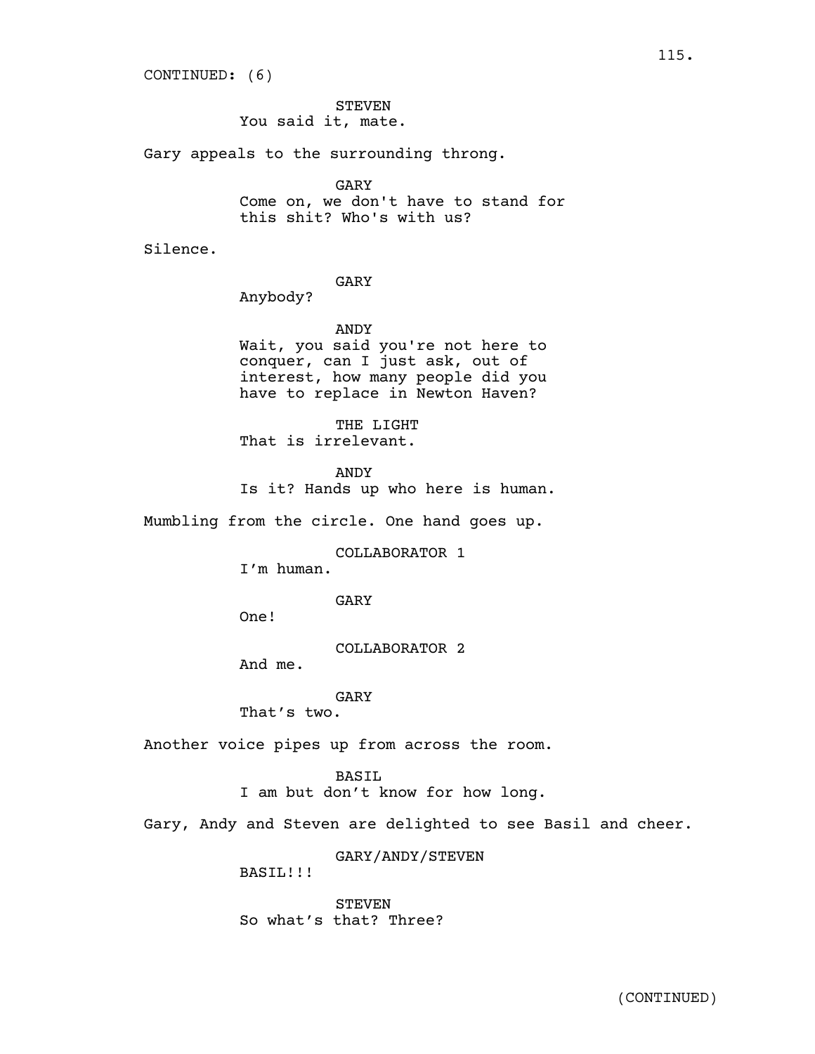CONTINUED: (6)

STEVEN
You said it, mate.

Gary appeals to the surrounding throng.

GARY
Come on, we don't have to stand for this shit? Who's with us?

Silence.

GARY
Anybody?

ANDY
Wait, you said you're not here to conquer, can I just ask, out of interest, how many people did you have to replace in Newton Haven?

THE LIGHT
That is irrelevant.

ANDY
Is it? Hands up who here is human.

Mumbling from the circle. One hand goes up.

COLLABORATOR 1
I'm human.

GARY
One!

COLLABORATOR 2
And me.

GARY
That's two.

Another voice pipes up from across the room.

BASIL
I am but don't know for how long.

Gary, Andy and Steven are delighted to see Basil and cheer.

GARY/ANDY/STEVEN
BASIL!!!

STEVEN
So what's that? Three?

(CONTINUED)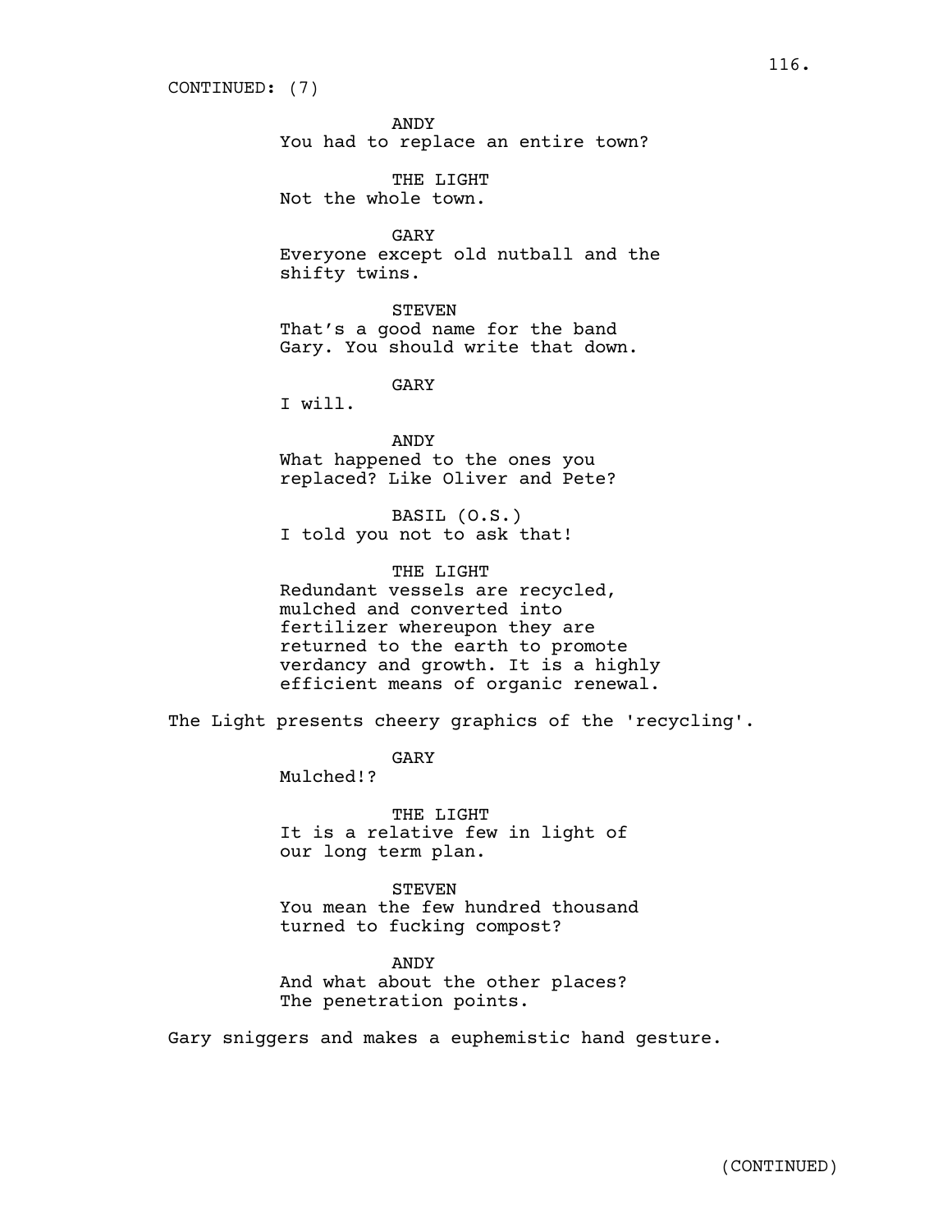CONTINUED: (7)

ANDY
You had to replace an entire town?

THE LIGHT
Not the whole town.

GARY
Everyone except old nutball and the shifty twins.

STEVEN
That's a good name for the band Gary. You should write that down.

GARY
I will.

ANDY
What happened to the ones you replaced? Like Oliver and Pete?

BASIL (O.S.)
I told you not to ask that!

THE LIGHT
Redundant vessels are recycled, mulched and converted into fertilizer whereupon they are returned to the earth to promote verdancy and growth. It is a highly efficient means of organic renewal.

The Light presents cheery graphics of the 'recycling'.

GARY
Mulched!?

THE LIGHT
It is a relative few in light of our long term plan.

STEVEN
You mean the few hundred thousand turned to fucking compost?

ANDY
And what about the other places? The penetration points.

Gary sniggers and makes a euphemistic hand gesture.

(CONTINUED)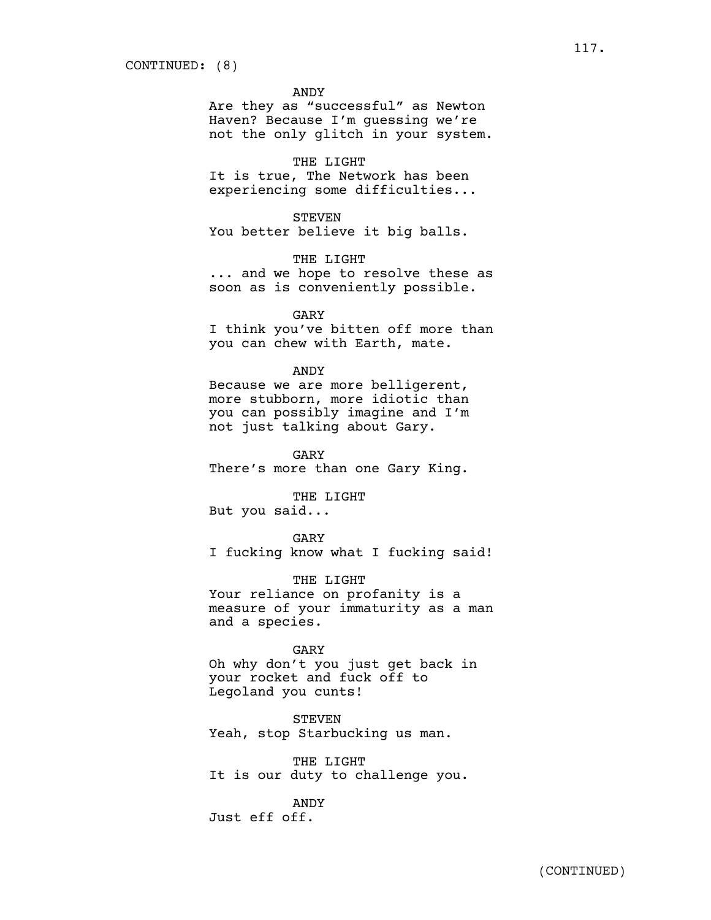CONTINUED: (8)

ANDY
Are they as “successful” as Newton Haven? Because I’m guessing we’re not the only glitch in your system.

THE LIGHT
It is true, The Network has been experiencing some difficulties...

STEVEN
You better believe it big balls.

THE LIGHT
... and we hope to resolve these as soon as is conveniently possible.

GARY
I think you’ve bitten off more than you can chew with Earth, mate.

ANDY
Because we are more belligerent, more stubborn, more idiotic than you can possibly imagine and I’m not just talking about Gary.

GARY
There’s more than one Gary King.

THE LIGHT
But you said...

GARY
I fucking know what I fucking said!

THE LIGHT
Your reliance on profanity is a measure of your immaturity as a man and a species.

GARY
Oh why don’t you just get back in your rocket and fuck off to Legoland you cunts!

STEVEN
Yeah, stop Starbucking us man.

THE LIGHT
It is our duty to challenge you.

ANDY
Just eff off.

(CONTINUED)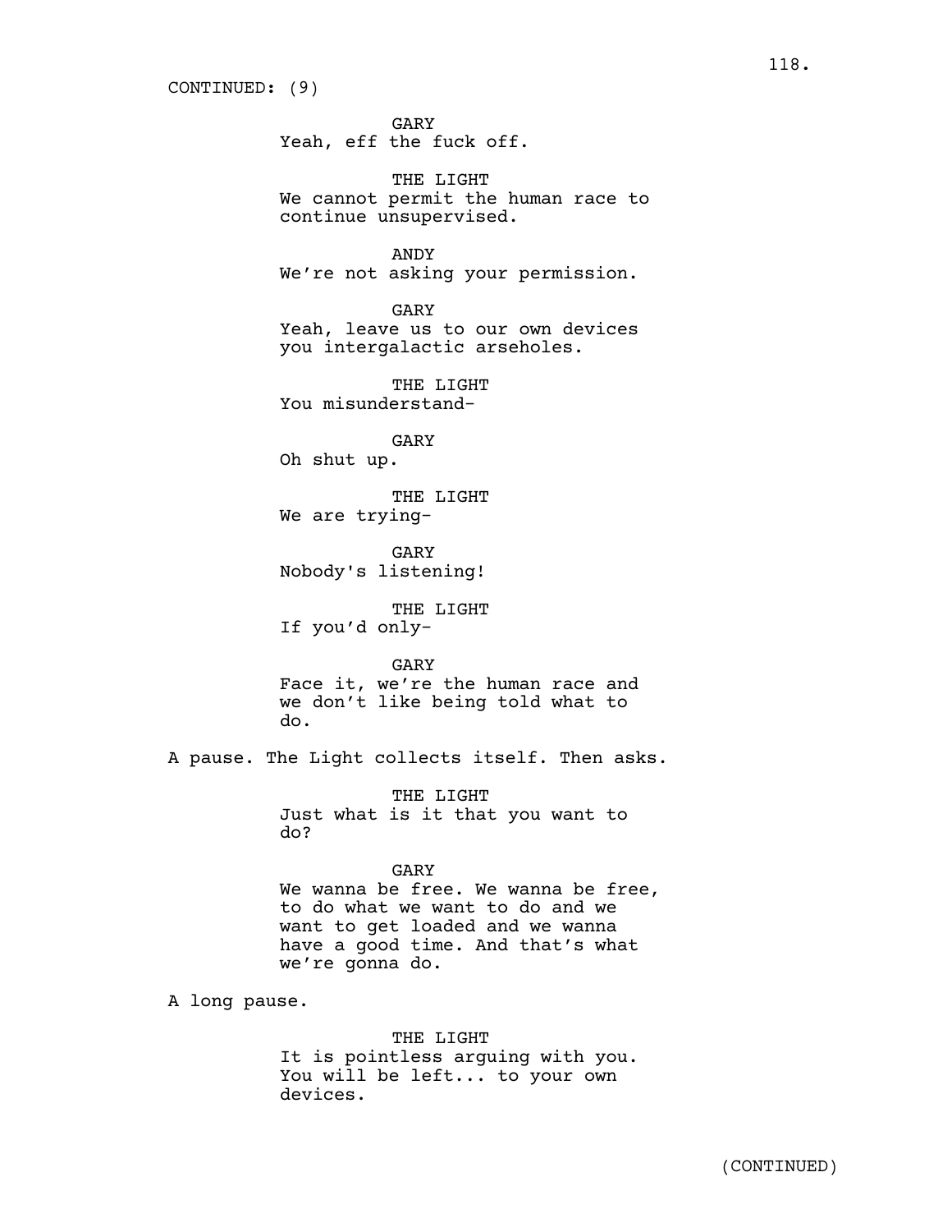CONTINUED: (9)

GARY
Yeah, eff the fuck off.

THE LIGHT
We cannot permit the human race to continue unsupervised.

ANDY
We're not asking your permission.

GARY
Yeah, leave us to our own devices you intergalactic arseholes.

THE LIGHT
You misunderstand-

GARY
Oh shut up.

THE LIGHT
We are trying-

GARY
Nobody's listening!

THE LIGHT
If you'd only-

GARY
Face it, we're the human race and we don't like being told what to do.

A pause. The Light collects itself. Then asks.

THE LIGHT
Just what is it that you want to do?

GARY
We wanna be free. We wanna be free, to do what we want to do and we want to get loaded and we wanna have a good time. And that's what we're gonna do.

A long pause.

THE LIGHT
It is pointless arguing with you. You will be left... to your own devices.

(CONTINUED)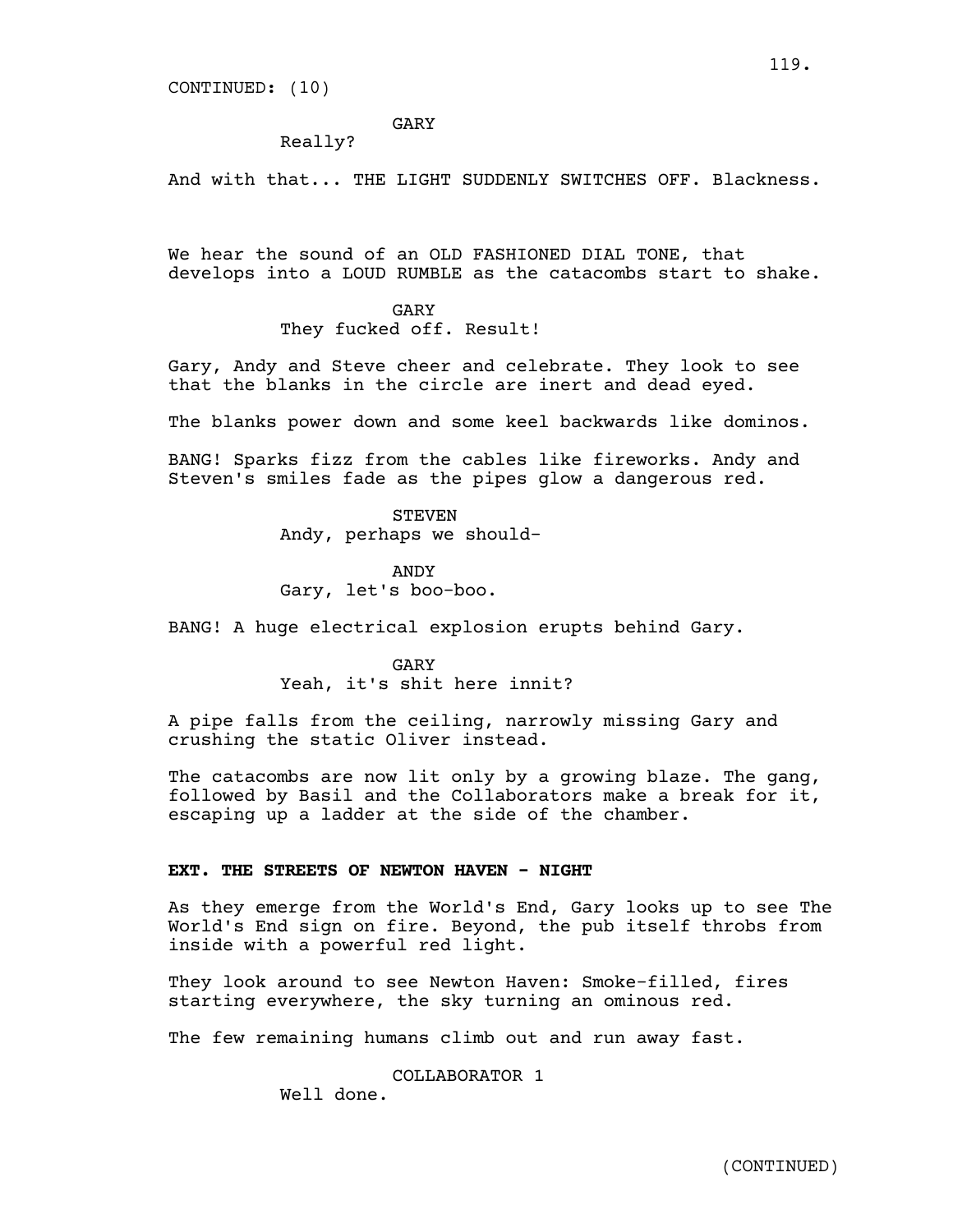CONTINUED: (10)

GARY
Really?

And with that... THE LIGHT SUDDENLY SWITCHES OFF. Blackness.

We hear the sound of an OLD FASHIONED DIAL TONE, that develops into a LOUD RUMBLE as the catacombs start to shake.

GARY
They fucked off. Result!

Gary, Andy and Steve cheer and celebrate. They look to see that the blanks in the circle are inert and dead eyed.

The blanks power down and some keel backwards like dominos.

BANG! Sparks fizz from the cables like fireworks. Andy and Steven's smiles fade as the pipes glow a dangerous red.

STEVEN
Andy, perhaps we should-

ANDY
Gary, let's boo-boo.

BANG! A huge electrical explosion erupts behind Gary.

GARY
Yeah, it's shit here innit?

A pipe falls from the ceiling, narrowly missing Gary and crushing the static Oliver instead.

The catacombs are now lit only by a growing blaze. The gang, followed by Basil and the Collaborators make a break for it, escaping up a ladder at the side of the chamber.

**EXT. THE STREETS OF NEWTON HAVEN - NIGHT**

As they emerge from the World's End, Gary looks up to see The World's End sign on fire. Beyond, the pub itself throbs from inside with a powerful red light.

They look around to see Newton Haven: Smoke-filled, fires starting everywhere, the sky turning an ominous red.

The few remaining humans climb out and run away fast.

COLLABORATOR 1
Well done.

(CONTINUED)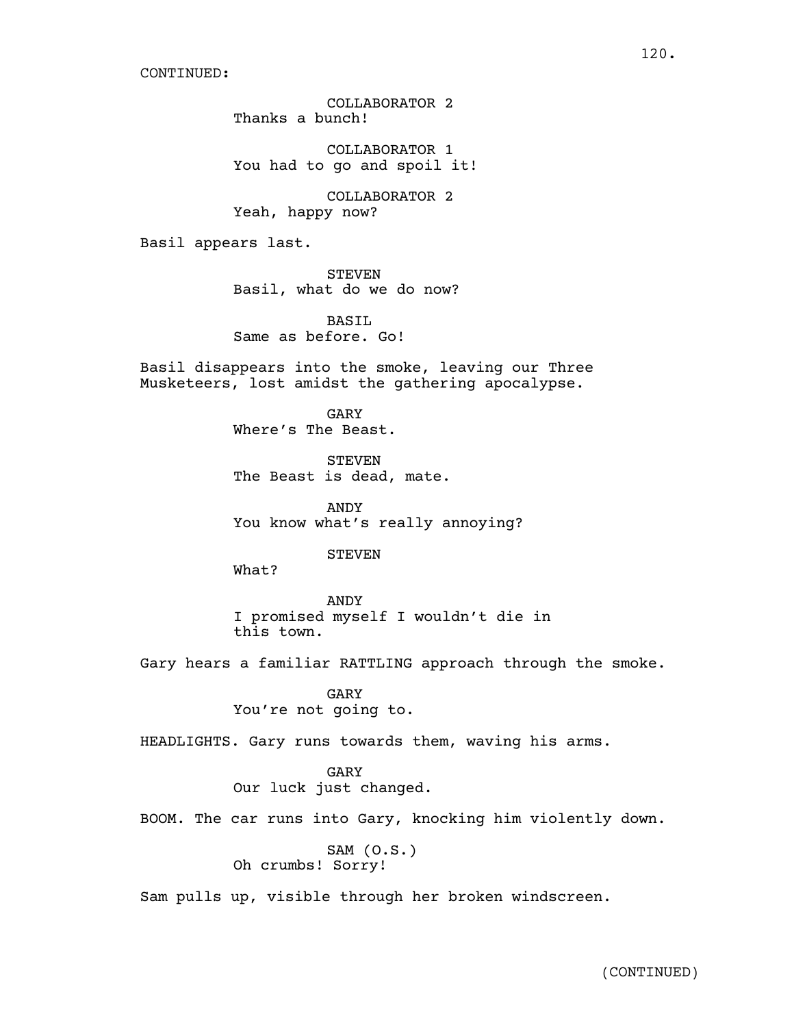CONTINUED:

COLLABORATOR 2
Thanks a bunch!

COLLABORATOR 1
You had to go and spoil it!

COLLABORATOR 2
Yeah, happy now?

Basil appears last.

STEVEN
Basil, what do we do now?

BASIL
Same as before. Go!

Basil disappears into the smoke, leaving our Three Musketeers, lost amidst the gathering apocalypse.

GARY
Where's The Beast.

STEVEN
The Beast is dead, mate.

ANDY
You know what's really annoying?

STEVEN
What?

ANDY
I promised myself I wouldn't die in this town.

Gary hears a familiar RATTLING approach through the smoke.

GARY
You're not going to.

HEADLIGHTS. Gary runs towards them, waving his arms.

GARY
Our luck just changed.

BOOM. The car runs into Gary, knocking him violently down.

SAM (O.S.)
Oh crumbs! Sorry!

Sam pulls up, visible through her broken windscreen.

(CONTINUED)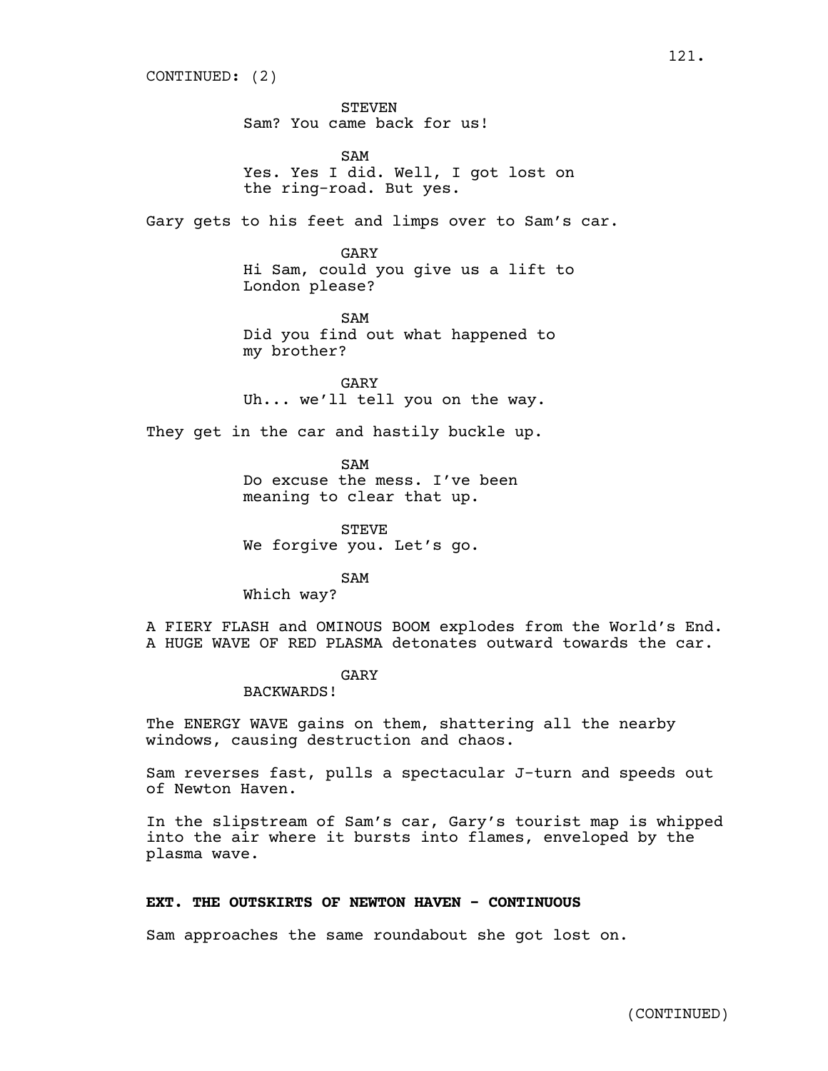CONTINUED: (2)

STEVEN
Sam? You came back for us!

SAM
Yes. Yes I did. Well, I got lost on the ring-road. But yes.

Gary gets to his feet and limps over to Sam's car.

GARY
Hi Sam, could you give us a lift to London please?

SAM
Did you find out what happened to my brother?

GARY
Uh... we'll tell you on the way.

They get in the car and hastily buckle up.

SAM
Do excuse the mess. I've been meaning to clear that up.

STEVE
We forgive you. Let's go.

SAM
Which way?

A FIERY FLASH and OMINOUS BOOM explodes from the World's End. A HUGE WAVE OF RED PLASMA detonates outward towards the car.

GARY
BACKWARDS!

The ENERGY WAVE gains on them, shattering all the nearby windows, causing destruction and chaos.

Sam reverses fast, pulls a spectacular J-turn and speeds out of Newton Haven.

In the slipstream of Sam's car, Gary's tourist map is whipped into the air where it bursts into flames, enveloped by the plasma wave.

**EXT. THE OUTSKIRTS OF NEWTON HAVEN - CONTINUOUS**

Sam approaches the same roundabout she got lost on.

(CONTINUED)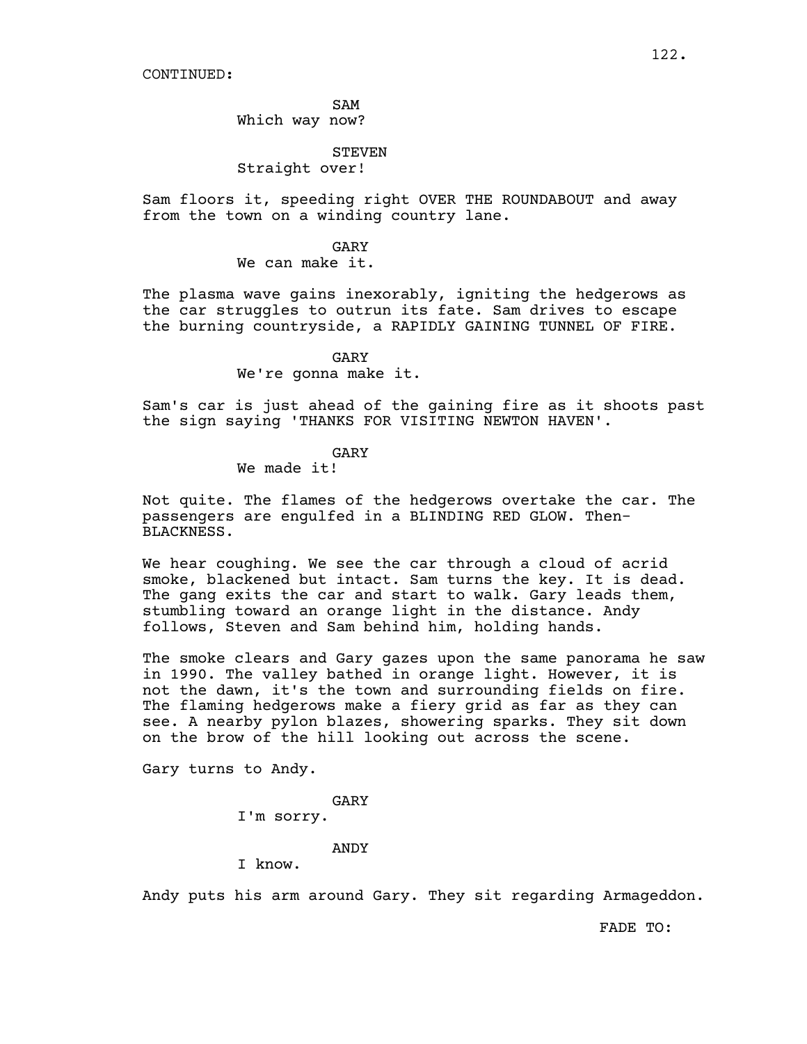CONTINUED:

SAM
Which way now?

STEVEN
Straight over!

Sam floors it, speeding right OVER THE ROUNDABOUT and away from the town on a winding country lane.

GARY
We can make it.

The plasma wave gains inexorably, igniting the hedgerows as the car struggles to outrun its fate. Sam drives to escape the burning countryside, a RAPIDLY GAINING TUNNEL OF FIRE.

GARY
We're gonna make it.

Sam's car is just ahead of the gaining fire as it shoots past the sign saying 'THANKS FOR VISITING NEWTON HAVEN'.

GARY
We made it!

Not quite. The flames of the hedgerows overtake the car. The passengers are engulfed in a BLINDING RED GLOW. Then- BLACKNESS.

We hear coughing. We see the car through a cloud of acrid smoke, blackened but intact. Sam turns the key. It is dead. The gang exits the car and start to walk. Gary leads them, stumbling toward an orange light in the distance. Andy follows, Steven and Sam behind him, holding hands.

The smoke clears and Gary gazes upon the same panorama he saw in 1990. The valley bathed in orange light. However, it is not the dawn, it's the town and surrounding fields on fire. The flaming hedgerows make a fiery grid as far as they can see. A nearby pylon blazes, showering sparks. They sit down on the brow of the hill looking out across the scene.

Gary turns to Andy.

GARY
I'm sorry.

ANDY
I know.

Andy puts his arm around Gary. They sit regarding Armageddon.

FADE TO: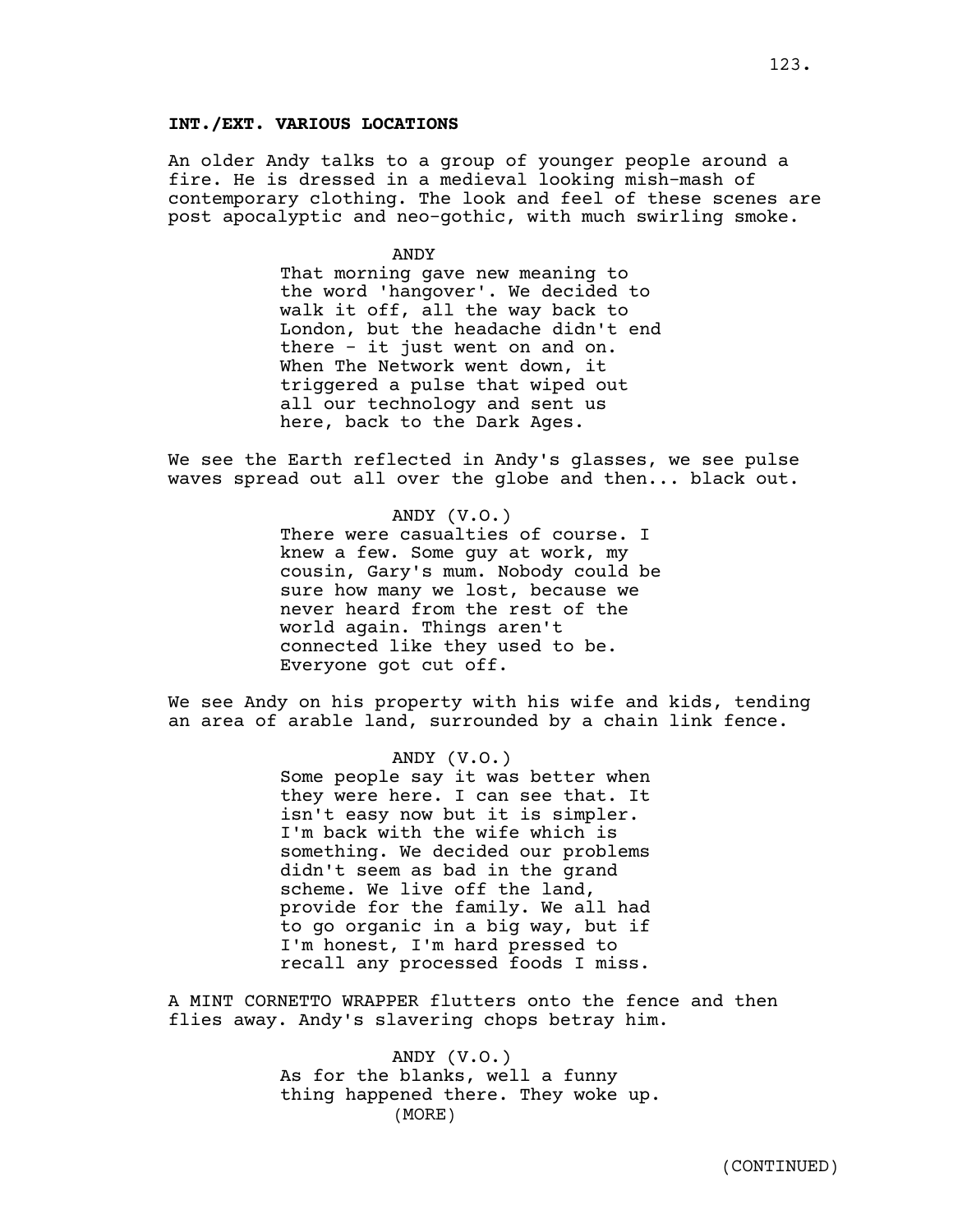**INT./EXT. VARIOUS LOCATIONS**

An older Andy talks to a group of younger people around a fire. He is dressed in a medieval looking mish-mash of contemporary clothing. The look and feel of these scenes are post apocalyptic and neo-gothic, with much swirling smoke.

ANDY

That morning gave new meaning to the word 'hangover'. We decided to walk it off, all the way back to London, but the headache didn't end there - it just went on and on. When The Network went down, it triggered a pulse that wiped out all our technology and sent us here, back to the Dark Ages.

We see the Earth reflected in Andy's glasses, we see pulse waves spread out all over the globe and then... black out.

ANDY (V.O.)

There were casualties of course. I knew a few. Some guy at work, my cousin, Gary's mum. Nobody could be sure how many we lost, because we never heard from the rest of the world again. Things aren't connected like they used to be. Everyone got cut off.

We see Andy on his property with his wife and kids, tending an area of arable land, surrounded by a chain link fence.

ANDY (V.O.)

Some people say it was better when they were here. I can see that. It isn't easy now but it is simpler. I'm back with the wife which is something. We decided our problems didn't seem as bad in the grand scheme. We live off the land, provide for the family. We all had to go organic in a big way, but if I'm honest, I'm hard pressed to recall any processed foods I miss.

A MINT CORNETTO WRAPPER flutters onto the fence and then flies away. Andy's slavering chops betray him.

ANDY (V.O.)

As for the blanks, well a funny thing happened there. They woke up.

(MORE)

(CONTINUED)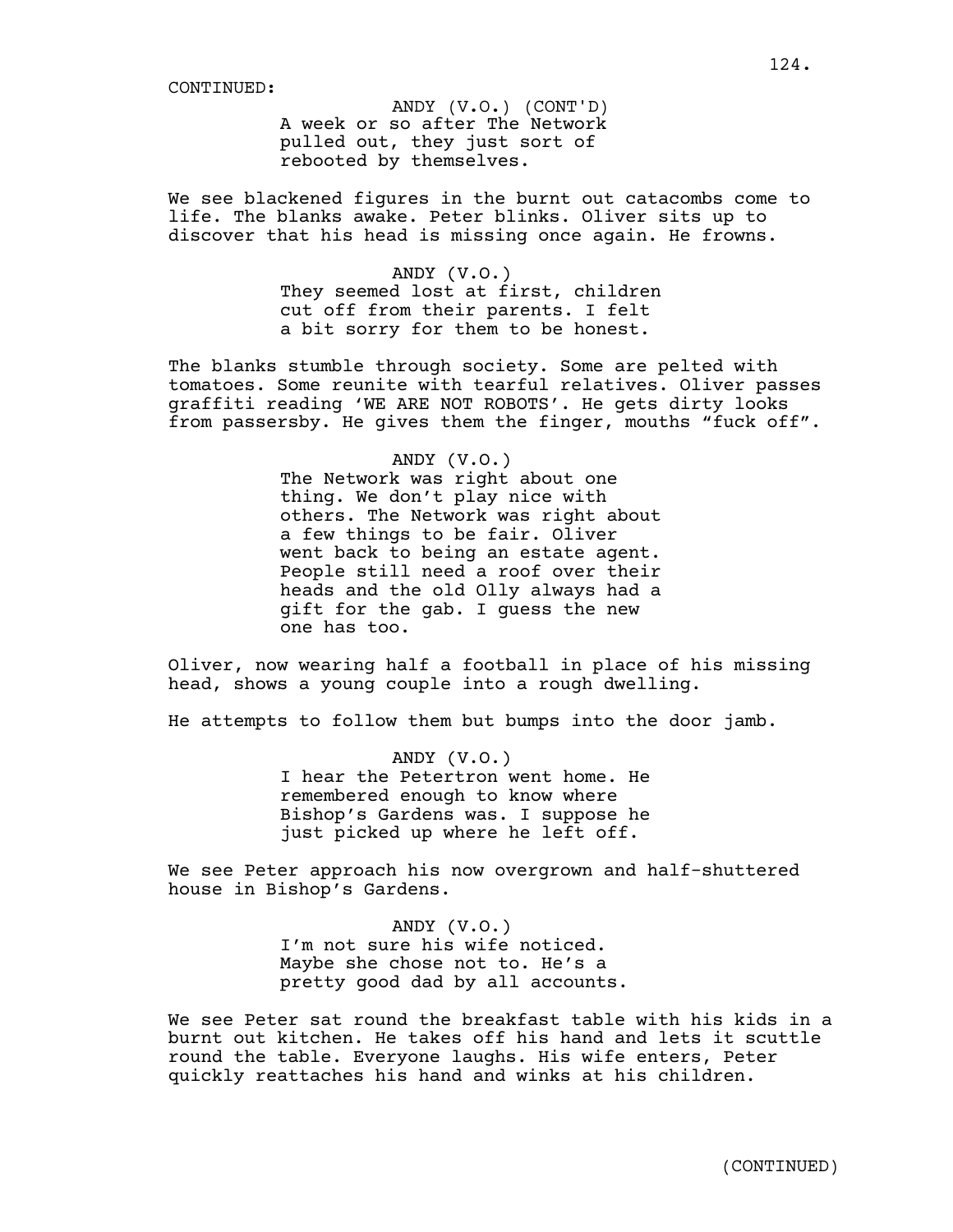CONTINUED:

ANDY (V.O.) (CONT'D)
A week or so after The Network pulled out, they just sort of rebooted by themselves.

We see blackened figures in the burnt out catacombs come to life. The blanks awake. Peter blinks. Oliver sits up to discover that his head is missing once again. He frowns.

ANDY (V.O.)
They seemed lost at first, children cut off from their parents. I felt a bit sorry for them to be honest.

The blanks stumble through society. Some are pelted with tomatoes. Some reunite with tearful relatives. Oliver passes graffiti reading 'WE ARE NOT ROBOTS'. He gets dirty looks from passersby. He gives them the finger, mouths "fuck off".

ANDY (V.O.)
The Network was right about one thing. We don't play nice with others. The Network was right about a few things to be fair. Oliver went back to being an estate agent. People still need a roof over their heads and the old Olly always had a gift for the gab. I guess the new one has too.

Oliver, now wearing half a football in place of his missing head, shows a young couple into a rough dwelling.

He attempts to follow them but bumps into the door jamb.

ANDY (V.O.)
I hear the Petertron went home. He remembered enough to know where Bishop's Gardens was. I suppose he just picked up where he left off.

We see Peter approach his now overgrown and half-shuttered house in Bishop's Gardens.

ANDY (V.O.)
I'm not sure his wife noticed. Maybe she chose not to. He's a pretty good dad by all accounts.

We see Peter sat round the breakfast table with his kids in a burnt out kitchen. He takes off his hand and lets it scuttle round the table. Everyone laughs. His wife enters, Peter quickly reattaches his hand and winks at his children.

(CONTINUED)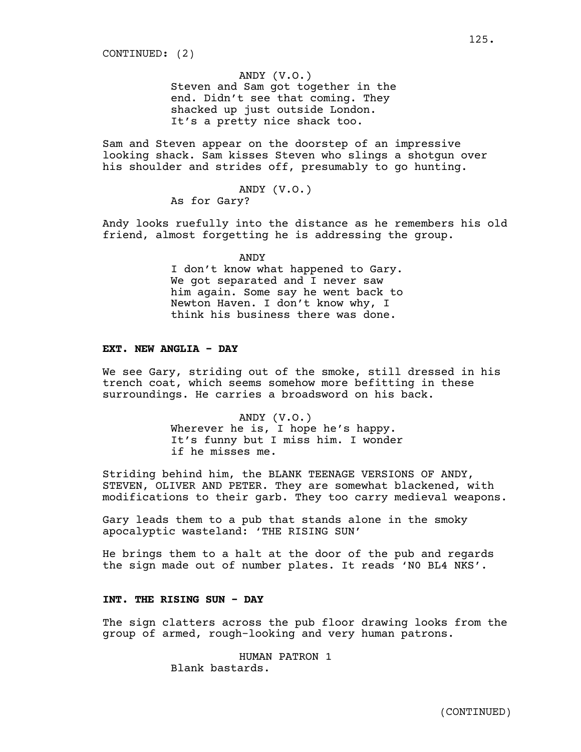CONTINUED: (2)

ANDY (V.O.)
Steven and Sam got together in the end. Didn't see that coming. They shacked up just outside London. It's a pretty nice shack too.

Sam and Steven appear on the doorstep of an impressive looking shack. Sam kisses Steven who slings a shotgun over his shoulder and strides off, presumably to go hunting.

ANDY (V.O.)
As for Gary?

Andy looks ruefully into the distance as he remembers his old friend, almost forgetting he is addressing the group.

ANDY
I don't know what happened to Gary. We got separated and I never saw him again. Some say he went back to Newton Haven. I don't know why, I think his business there was done.

**EXT. NEW ANGLIA - DAY**

We see Gary, striding out of the smoke, still dressed in his trench coat, which seems somehow more befitting in these surroundings. He carries a broadsword on his back.

ANDY (V.O.)
Wherever he is, I hope he's happy. It's funny but I miss him. I wonder if he misses me.

Striding behind him, the BLANK TEENAGE VERSIONS OF ANDY, STEVEN, OLIVER AND PETER. They are somewhat blackened, with modifications to their garb. They too carry medieval weapons.

Gary leads them to a pub that stands alone in the smoky apocalyptic wasteland: 'THE RISING SUN'

He brings them to a halt at the door of the pub and regards the sign made out of number plates. It reads 'N0 BL4 NKS'.

**INT. THE RISING SUN - DAY**

The sign clatters across the pub floor drawing looks from the group of armed, rough-looking and very human patrons.

HUMAN PATRON 1
Blank bastards.

(CONTINUED)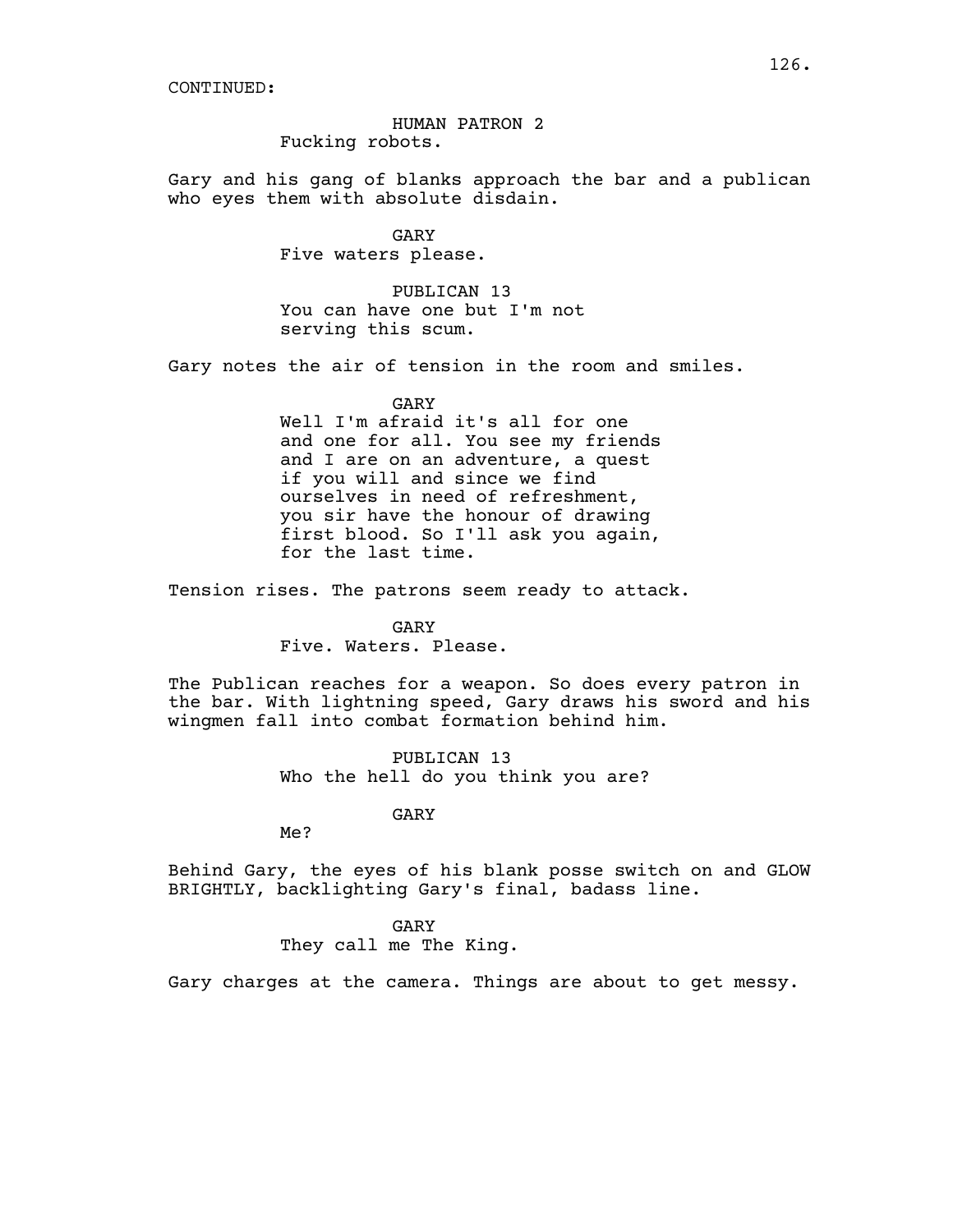CONTINUED:

HUMAN PATRON 2
Fucking robots.

Gary and his gang of blanks approach the bar and a publican who eyes them with absolute disdain.

GARY
Five waters please.

PUBLICAN 13
You can have one but I'm not serving this scum.

Gary notes the air of tension in the room and smiles.

GARY
Well I'm afraid it's all for one and one for all. You see my friends and I are on an adventure, a quest if you will and since we find ourselves in need of refreshment, you sir have the honour of drawing first blood. So I'll ask you again, for the last time.

Tension rises. The patrons seem ready to attack.

GARY
Five. Waters. Please.

The Publican reaches for a weapon. So does every patron in the bar. With lightning speed, Gary draws his sword and his wingmen fall into combat formation behind him.

PUBLICAN 13
Who the hell do you think you are?

GARY
Me?

Behind Gary, the eyes of his blank posse switch on and GLOW BRIGHTLY, backlighting Gary's final, badass line.

GARY
They call me The King.

Gary charges at the camera. Things are about to get messy.